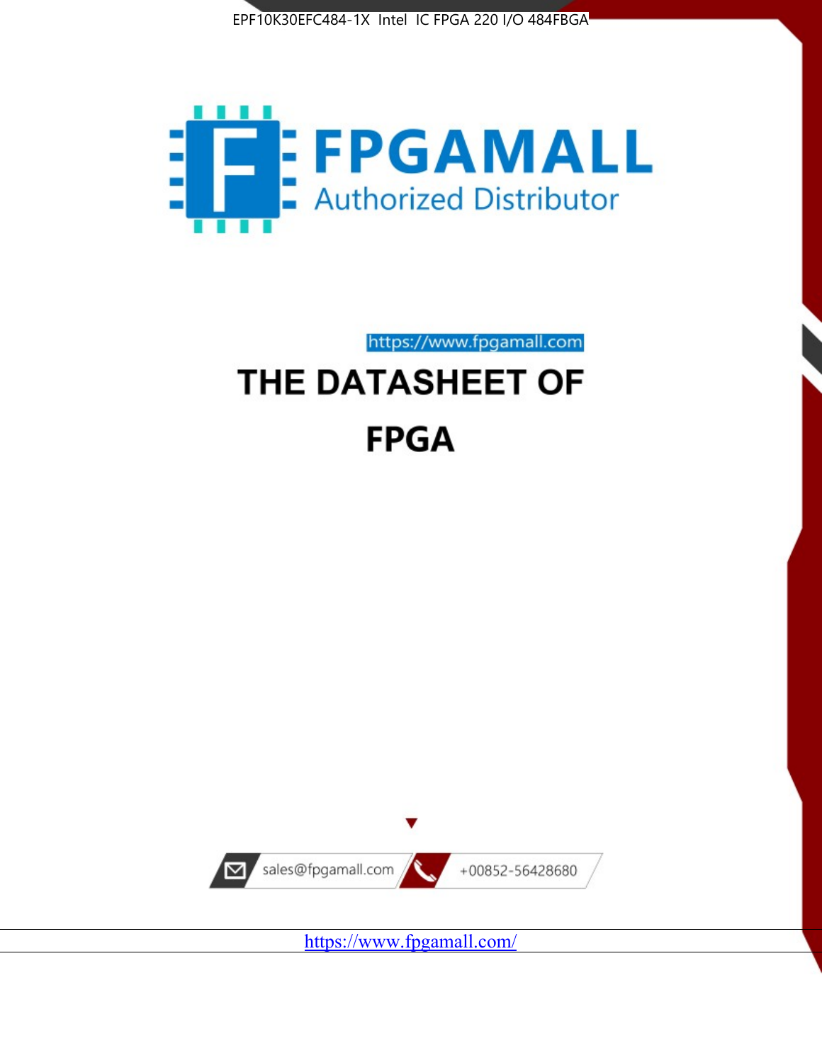EPF10K30EFC484-1X Intel IC FPGA 220 I/O 484FBGA

FPGAMALL
Authorized Distributor

https://www.fpgamall.com

# THE DATASHEET OF

# FPGA

sales@fpgamall.com

+00852-56428680

https://www.fpgamall.com/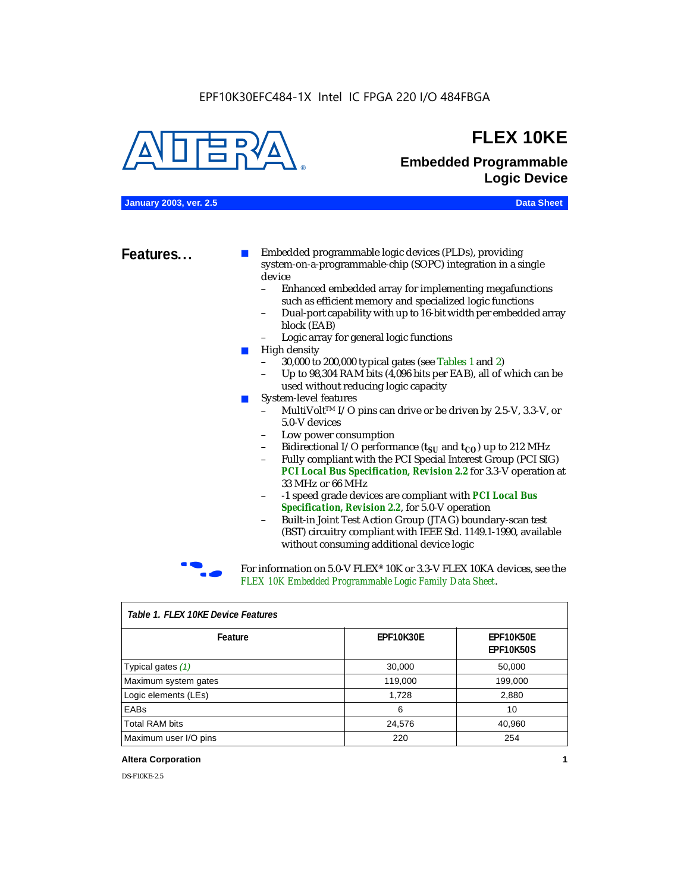EPF10K30EFC484-1X Intel IC FPGA 220 I/O 484FBGA

# FLEX 10KE

## Embedded Programmable Logic Device

**January 2003, ver. 2.5** **Data Sheet**

## Features...

- Embedded programmable logic devices (PLDs), providing system-on-a-programmable-chip (SOPC) integration in a single device
  - Enhanced embedded array for implementing megafunctions such as efficient memory and specialized logic functions
  - Dual-port capability with up to 16-bit width per embedded array block (EAB)
  - Logic array for general logic functions
- High density
  - 30,000 to 200,000 typical gates (see Tables 1 and 2)
  - Up to 98,304 RAM bits (4,096 bits per EAB), all of which can be used without reducing logic capacity
- System-level features
  - MultiVolt™ I/O pins can drive or be driven by 2.5-V, 3.3-V, or 5.0-V devices
  - Low power consumption
  - Bidirectional I/O performance ($t_{SU}$ and $t_{CO}$) up to 212 MHz
  - Fully compliant with the PCI Special Interest Group (PCI SIG) ***PCI Local Bus Specification, Revision 2.2*** for 3.3-V operation at 33 MHz or 66 MHz
  - -1 speed grade devices are compliant with ***PCI Local Bus Specification, Revision 2.2***, for 5.0-V operation
  - Built-in Joint Test Action Group (JTAG) boundary-scan test (BST) circuitry compliant with IEEE Std. 1149.1-1990, available without consuming additional device logic

For information on 5.0-V FLEX® 10K or 3.3-V FLEX 10KA devices, see the *FLEX 10K Embedded Programmable Logic Family Data Sheet*.

*Table 1. FLEX 10KE Device Features*

| Feature | EPF10K30E | EPF10K50E EPF10K50S |
|---|---|---|
| Typical gates *(1)* | 30,000 | 50,000 |
| Maximum system gates | 119,000 | 199,000 |
| Logic elements (LEs) | 1,728 | 2,880 |
| EABs | 6 | 10 |
| Total RAM bits | 24,576 | 40,960 |
| Maximum user I/O pins | 220 | 254 |

**Altera Corporation**

DS-F10KE-2.5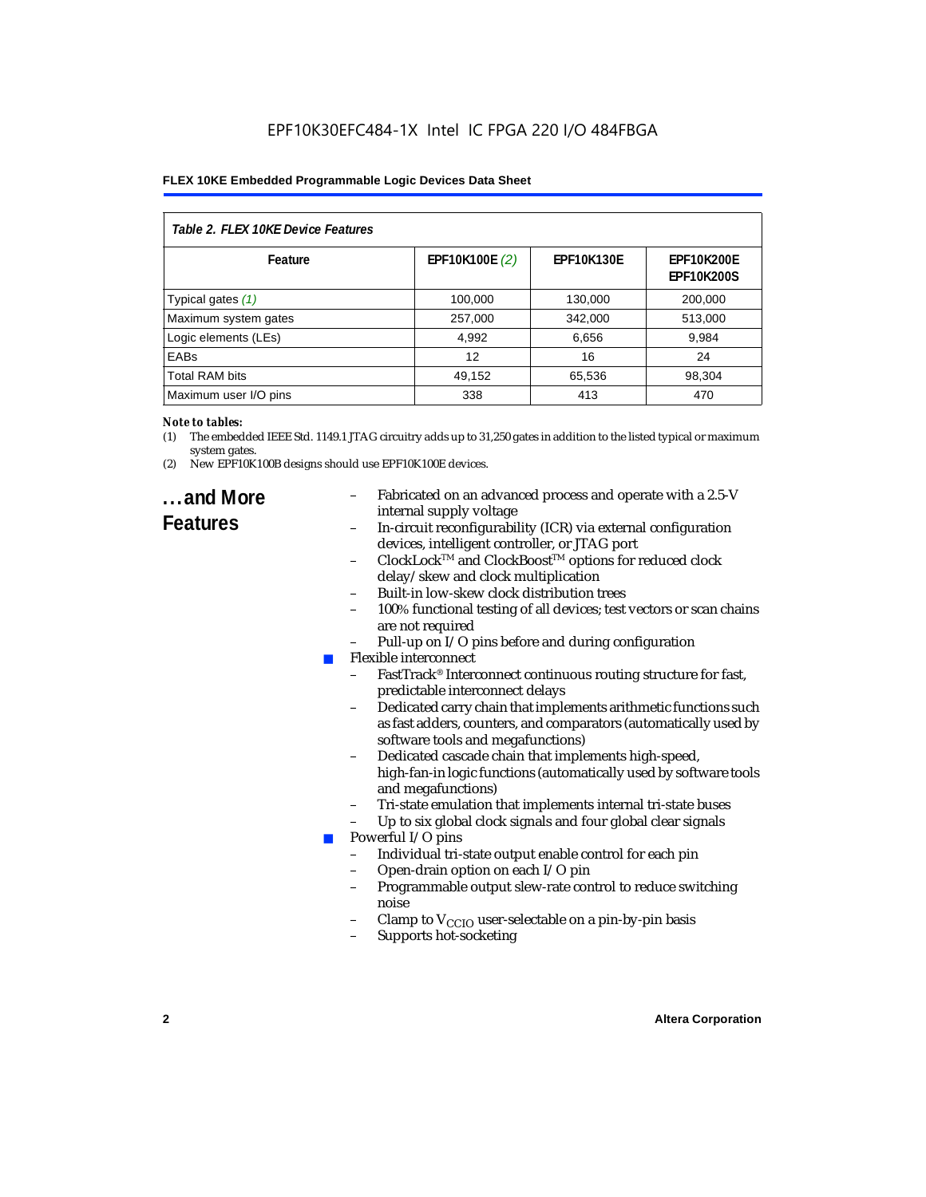*Table 2. FLEX 10KE Device Features*

| Feature | EPF10K100E *(2)* | EPF10K130E | EPF10K200E EPF10K200S |
|---|---|---|---|
| Typical gates *(1)* | 100,000 | 130,000 | 200,000 |
| Maximum system gates | 257,000 | 342,000 | 513,000 |
| Logic elements (LEs) | 4,992 | 6,656 | 9,984 |
| EABs | 12 | 16 | 24 |
| Total RAM bits | 49,152 | 65,536 | 98,304 |
| Maximum user I/O pins | 338 | 413 | 470 |

***Note to tables:***

(1) The embedded IEEE Std. 1149.1 JTAG circuitry adds up to 31,250 gates in addition to the listed typical or maximum system gates.

(2) New EPF10K100B designs should use EPF10K100E devices.

## ...and More Features

- Fabricated on an advanced process and operate with a 2.5-V internal supply voltage
- In-circuit reconfigurability (ICR) via external configuration devices, intelligent controller, or JTAG port
- ClockLock™ and ClockBoost™ options for reduced clock delay/skew and clock multiplication
- Built-in low-skew clock distribution trees
- 100% functional testing of all devices; test vectors or scan chains are not required
- Pull-up on I/O pins before and during configuration

- Flexible interconnect
  - FastTrack® Interconnect continuous routing structure for fast, predictable interconnect delays
  - Dedicated carry chain that implements arithmetic functions such as fast adders, counters, and comparators (automatically used by software tools and megafunctions)
  - Dedicated cascade chain that implements high-speed, high-fan-in logic functions (automatically used by software tools and megafunctions)
  - Tri-state emulation that implements internal tri-state buses
  - Up to six global clock signals and four global clear signals
- Powerful I/O pins
  - Individual tri-state output enable control for each pin
  - Open-drain option on each I/O pin
  - Programmable output slew-rate control to reduce switching noise
  - Clamp to $V_{CCIO}$ user-selectable on a pin-by-pin basis
  - Supports hot-socketing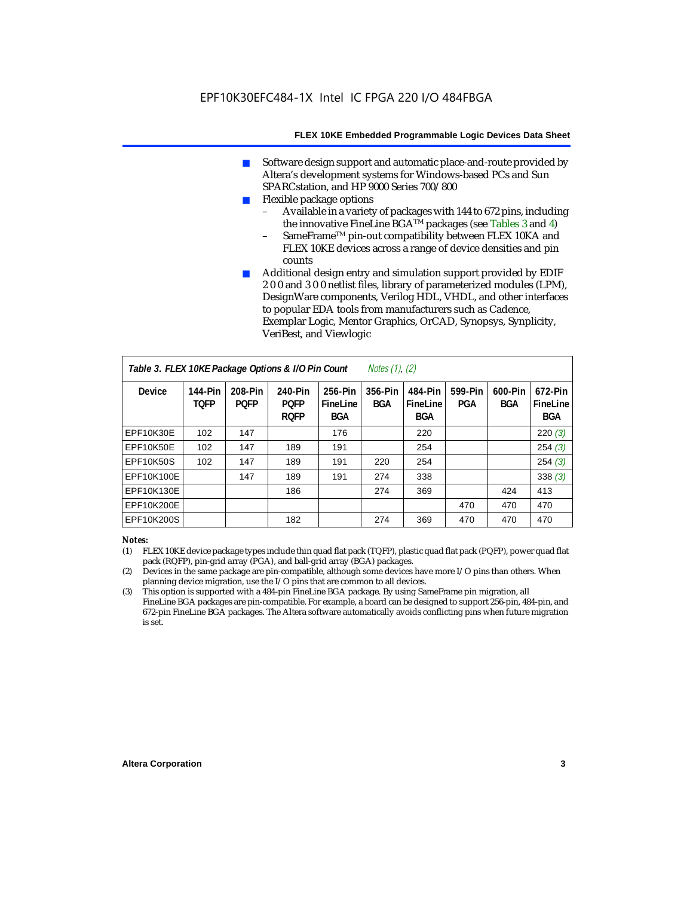- Software design support and automatic place-and-route provided by Altera's development systems for Windows-based PCs and Sun SPARCstation, and HP 9000 Series 700/800
- Flexible package options
  - Available in a variety of packages with 144 to 672 pins, including the innovative FineLine BGA™ packages (see Tables 3 and 4)
  - SameFrame™ pin-out compatibility between FLEX 10KA and FLEX 10KE devices across a range of device densities and pin counts
- Additional design entry and simulation support provided by EDIF 2 0 0 and 3 0 0 netlist files, library of parameterized modules (LPM), DesignWare components, Verilog HDL, VHDL, and other interfaces to popular EDA tools from manufacturers such as Cadence, Exemplar Logic, Mentor Graphics, OrCAD, Synopsys, Synplicity, VeriBest, and Viewlogic

**Table 3. FLEX 10KE Package Options & I/O Pin Count** *Notes (1), (2)*

| Device | 144-Pin TQFP | 208-Pin PQFP | 240-Pin PQFP RQFP | 256-Pin FineLine BGA | 356-Pin BGA | 484-Pin FineLine BGA | 599-Pin PGA | 600-Pin BGA | 672-Pin FineLine BGA |
|---|---|---|---|---|---|---|---|---|---|
| EPF10K30E | 102 | 147 | | 176 | | 220 | | | 220 *(3)* |
| EPF10K50E | 102 | 147 | 189 | 191 | | 254 | | | 254 *(3)* |
| EPF10K50S | 102 | 147 | 189 | 191 | 220 | 254 | | | 254 *(3)* |
| EPF10K100E | | 147 | 189 | 191 | 274 | 338 | | | 338 *(3)* |
| EPF10K130E | | | 186 | | 274 | 369 | | 424 | 413 |
| EPF10K200E | | | | | | | 470 | 470 | 470 |
| EPF10K200S | | | 182 | | 274 | 369 | 470 | 470 | 470 |

*Notes:*

(1) FLEX 10KE device package types include thin quad flat pack (TQFP), plastic quad flat pack (PQFP), power quad flat pack (RQFP), pin-grid array (PGA), and ball-grid array (BGA) packages.

(2) Devices in the same package are pin-compatible, although some devices have more I/O pins than others. When planning device migration, use the I/O pins that are common to all devices.

(3) This option is supported with a 484-pin FineLine BGA package. By using SameFrame pin migration, all FineLine BGA packages are pin-compatible. For example, a board can be designed to support 256-pin, 484-pin, and 672-pin FineLine BGA packages. The Altera software automatically avoids conflicting pins when future migration is set.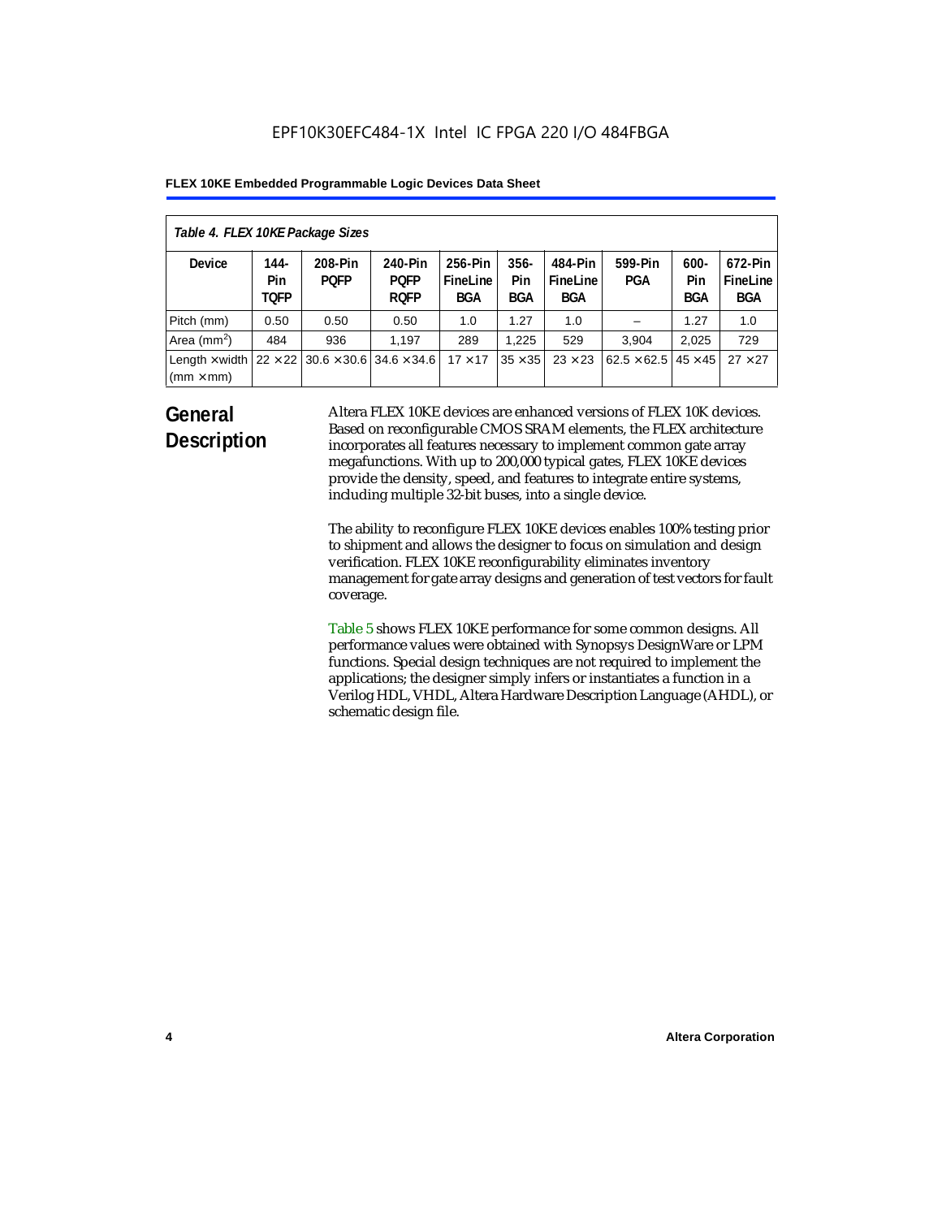| Table 4. FLEX 10KE Package Sizes | | | | | | | | | |
|---|---|---|---|---|---|---|---|---|---|
| Device | 144-Pin TQFP | 208-Pin PQFP | 240-Pin PQFP RQFP | 256-Pin FineLine BGA | 356-Pin BGA | 484-Pin FineLine BGA | 599-Pin PGA | 600-Pin BGA | 672-Pin FineLine BGA |
| Pitch (mm) | 0.50 | 0.50 | 0.50 | 1.0 | 1.27 | 1.0 | – | 1.27 | 1.0 |
| Area ($mm^2$) | 484 | 936 | 1,197 | 289 | 1,225 | 529 | 3,904 | 2,025 | 729 |
| Length × width (mm × mm) | 22 × 22 | 30.6 × 30.6 | 34.6 × 34.6 | 17 × 17 | 35 × 35 | 23 × 23 | 62.5 × 62.5 | 45 × 45 | 27 × 27 |

## General Description

Altera FLEX 10KE devices are enhanced versions of FLEX 10K devices. Based on reconfigurable CMOS SRAM elements, the FLEX architecture incorporates all features necessary to implement common gate array megafunctions. With up to 200,000 typical gates, FLEX 10KE devices provide the density, speed, and features to integrate entire systems, including multiple 32-bit buses, into a single device.

The ability to reconfigure FLEX 10KE devices enables 100% testing prior to shipment and allows the designer to focus on simulation and design verification. FLEX 10KE reconfigurability eliminates inventory management for gate array designs and generation of test vectors for fault coverage.

Table 5 shows FLEX 10KE performance for some common designs. All performance values were obtained with Synopsys DesignWare or LPM functions. Special design techniques are not required to implement the applications; the designer simply infers or instantiates a function in a Verilog HDL, VHDL, Altera Hardware Description Language (AHDL), or schematic design file.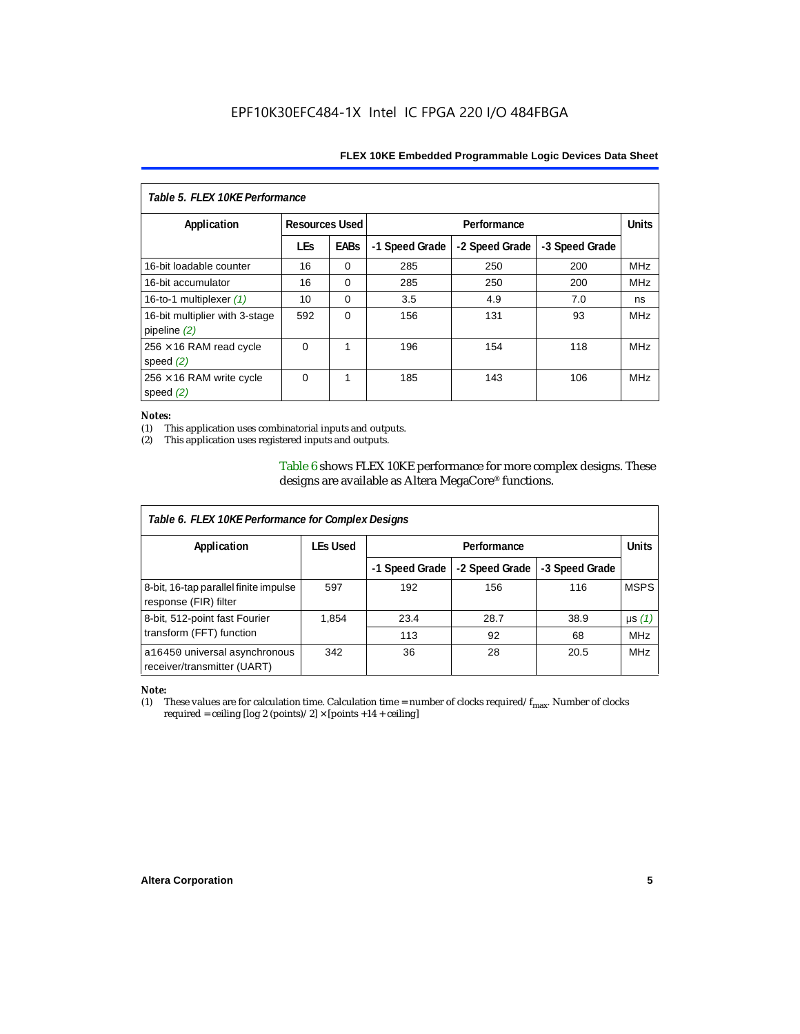*Table 5. FLEX 10KE Performance*

| Application | Resources Used | | Performance | | | Units |
|---|---|---|---|---|---|---|
| | LEs | EABs | -1 Speed Grade | -2 Speed Grade | -3 Speed Grade | |
| 16-bit loadable counter | 16 | 0 | 285 | 250 | 200 | MHz |
| 16-bit accumulator | 16 | 0 | 285 | 250 | 200 | MHz |
| 16-to-1 multiplexer *(1)* | 10 | 0 | 3.5 | 4.9 | 7.0 | ns |
| 16-bit multiplier with 3-stage pipeline *(2)* | 592 | 0 | 156 | 131 | 93 | MHz |
| 256 × 16 RAM read cycle speed *(2)* | 0 | 1 | 196 | 154 | 118 | MHz |
| 256 × 16 RAM write cycle speed *(2)* | 0 | 1 | 185 | 143 | 106 | MHz |

*Notes:*
(1) This application uses combinatorial inputs and outputs.
(2) This application uses registered inputs and outputs.

Table 6 shows FLEX 10KE performance for more complex designs. These designs are available as Altera MegaCore® functions.

*Table 6. FLEX 10KE Performance for Complex Designs*

| Application | LEs Used | Performance | | | Units |
|---|---|---|---|---|---|
| | | -1 Speed Grade | -2 Speed Grade | -3 Speed Grade | |
| 8-bit, 16-tap parallel finite impulse response (FIR) filter | 597 | 192 | 156 | 116 | MSPS |
| 8-bit, 512-point fast Fourier transform (FFT) function | 1,854 | 23.4 | 28.7 | 38.9 | µs *(1)* |
| | | 113 | 92 | 68 | MHz |
| a16450 universal asynchronous receiver/transmitter (UART) | 342 | 36 | 28 | 20.5 | MHz |

*Note:*
(1) These values are for calculation time. Calculation time = number of clocks required/ $f_{max}$. Number of clocks required = ceiling [log 2 (points)/ 2] × [points +14 + ceiling]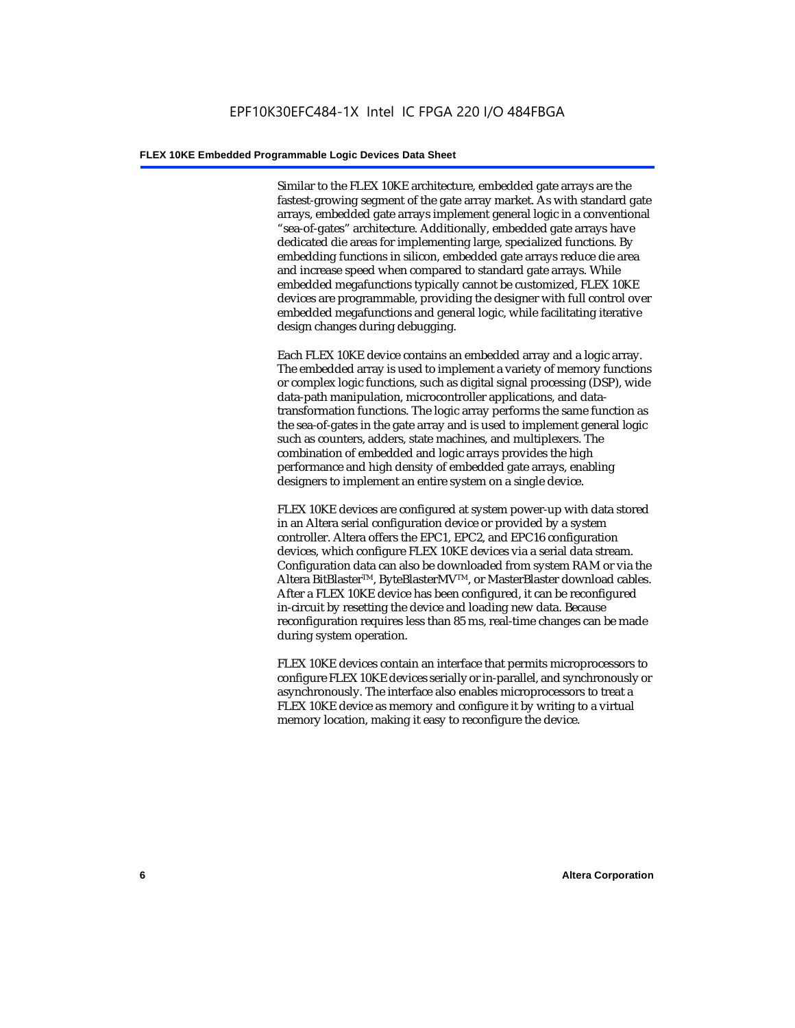Similar to the FLEX 10KE architecture, embedded gate arrays are the fastest-growing segment of the gate array market. As with standard gate arrays, embedded gate arrays implement general logic in a conventional "sea-of-gates" architecture. Additionally, embedded gate arrays have dedicated die areas for implementing large, specialized functions. By embedding functions in silicon, embedded gate arrays reduce die area and increase speed when compared to standard gate arrays. While embedded megafunctions typically cannot be customized, FLEX 10KE devices are programmable, providing the designer with full control over embedded megafunctions and general logic, while facilitating iterative design changes during debugging.

Each FLEX 10KE device contains an embedded array and a logic array. The embedded array is used to implement a variety of memory functions or complex logic functions, such as digital signal processing (DSP), wide data-path manipulation, microcontroller applications, and data-transformation functions. The logic array performs the same function as the sea-of-gates in the gate array and is used to implement general logic such as counters, adders, state machines, and multiplexers. The combination of embedded and logic arrays provides the high performance and high density of embedded gate arrays, enabling designers to implement an entire system on a single device.

FLEX 10KE devices are configured at system power-up with data stored in an Altera serial configuration device or provided by a system controller. Altera offers the EPC1, EPC2, and EPC16 configuration devices, which configure FLEX 10KE devices via a serial data stream. Configuration data can also be downloaded from system RAM or via the Altera BitBlaster™, ByteBlasterMV™, or MasterBlaster download cables. After a FLEX 10KE device has been configured, it can be reconfigured in-circuit by resetting the device and loading new data. Because reconfiguration requires less than 85 ms, real-time changes can be made during system operation.

FLEX 10KE devices contain an interface that permits microprocessors to configure FLEX 10KE devices serially or in-parallel, and synchronously or asynchronously. The interface also enables microprocessors to treat a FLEX 10KE device as memory and configure it by writing to a virtual memory location, making it easy to reconfigure the device.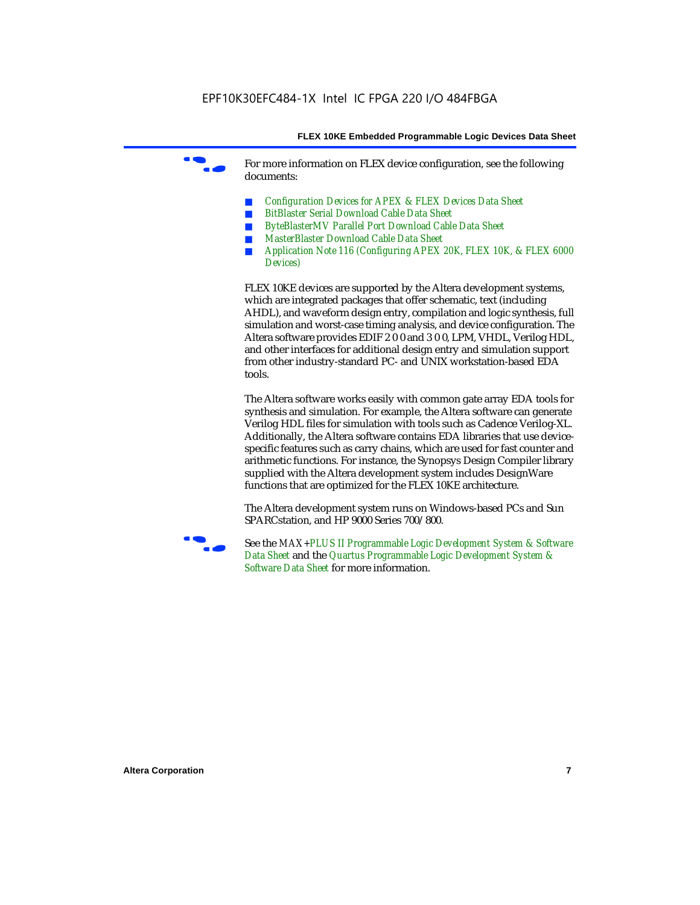For more information on FLEX device configuration, see the following documents:

- *Configuration Devices for APEX & FLEX Devices Data Sheet*
- *BitBlaster Serial Download Cable Data Sheet*
- *ByteBlasterMV Parallel Port Download Cable Data Sheet*
- *MasterBlaster Download Cable Data Sheet*
- *Application Note 116 (Configuring APEX 20K, FLEX 10K, & FLEX 6000 Devices)*

FLEX 10KE devices are supported by the Altera development systems, which are integrated packages that offer schematic, text (including AHDL), and waveform design entry, compilation and logic synthesis, full simulation and worst-case timing analysis, and device configuration. The Altera software provides EDIF 2 0 0 and 3 0 0, LPM, VHDL, Verilog HDL, and other interfaces for additional design entry and simulation support from other industry-standard PC- and UNIX workstation-based EDA tools.

The Altera software works easily with common gate array EDA tools for synthesis and simulation. For example, the Altera software can generate Verilog HDL files for simulation with tools such as Cadence Verilog-XL. Additionally, the Altera software contains EDA libraries that use device-specific features such as carry chains, which are used for fast counter and arithmetic functions. For instance, the Synopsys Design Compiler library supplied with the Altera development system includes DesignWare functions that are optimized for the FLEX 10KE architecture.

The Altera development system runs on Windows-based PCs and Sun SPARCstation, and HP 9000 Series 700/800.

See the *MAX+PLUS II Programmable Logic Development System & Software Data Sheet* and the *Quartus Programmable Logic Development System & Software Data Sheet* for more information.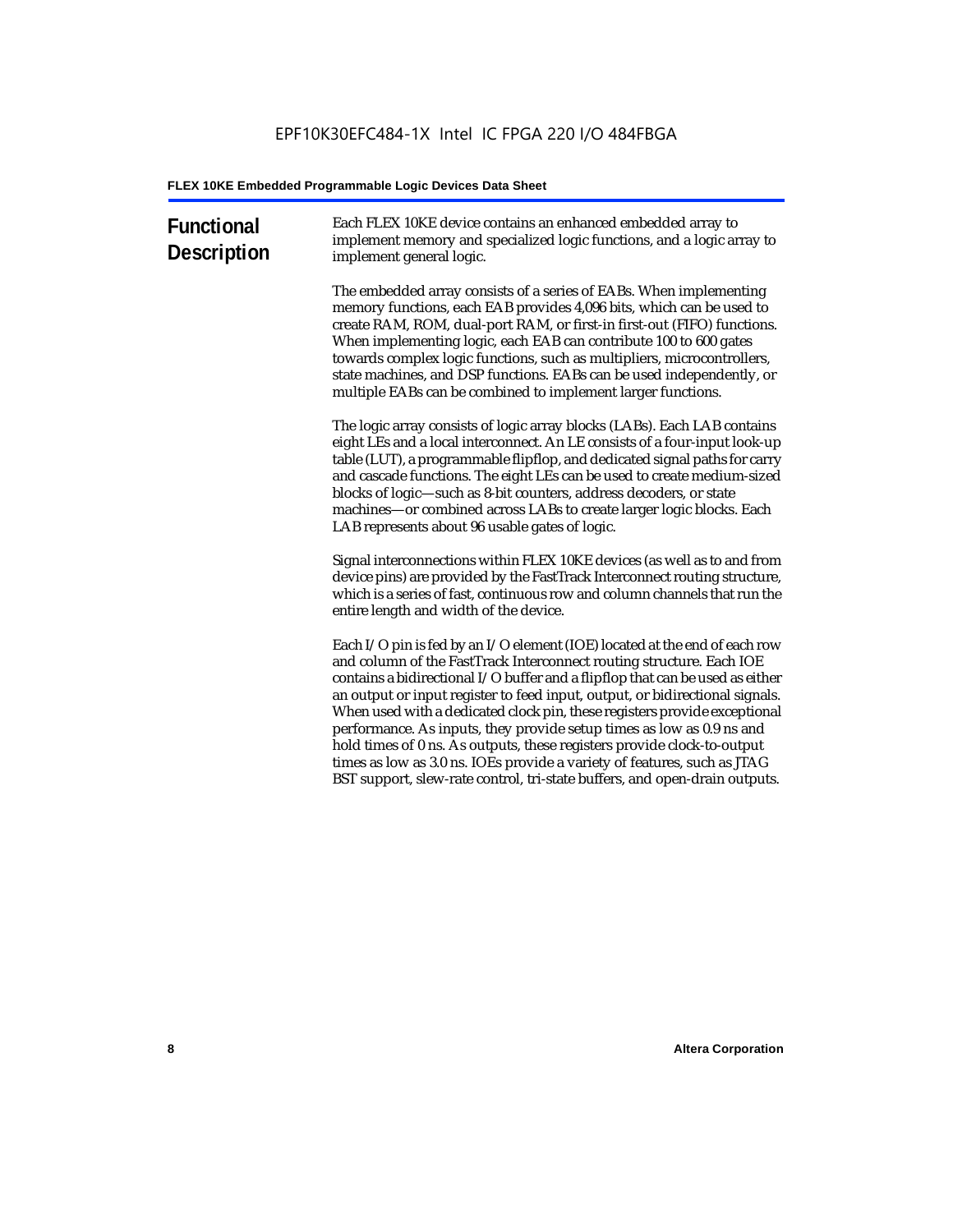## Functional Description

Each FLEX 10KE device contains an enhanced embedded array to implement memory and specialized logic functions, and a logic array to implement general logic.

The embedded array consists of a series of EABs. When implementing memory functions, each EAB provides 4,096 bits, which can be used to create RAM, ROM, dual-port RAM, or first-in first-out (FIFO) functions. When implementing logic, each EAB can contribute 100 to 600 gates towards complex logic functions, such as multipliers, microcontrollers, state machines, and DSP functions. EABs can be used independently, or multiple EABs can be combined to implement larger functions.

The logic array consists of logic array blocks (LABs). Each LAB contains eight LEs and a local interconnect. An LE consists of a four-input look-up table (LUT), a programmable flipflop, and dedicated signal paths for carry and cascade functions. The eight LEs can be used to create medium-sized blocks of logic—such as 8-bit counters, address decoders, or state machines—or combined across LABs to create larger logic blocks. Each LAB represents about 96 usable gates of logic.

Signal interconnections within FLEX 10KE devices (as well as to and from device pins) are provided by the FastTrack Interconnect routing structure, which is a series of fast, continuous row and column channels that run the entire length and width of the device.

Each I/O pin is fed by an I/O element (IOE) located at the end of each row and column of the FastTrack Interconnect routing structure. Each IOE contains a bidirectional I/O buffer and a flipflop that can be used as either an output or input register to feed input, output, or bidirectional signals. When used with a dedicated clock pin, these registers provide exceptional performance. As inputs, they provide setup times as low as 0.9 ns and hold times of 0 ns. As outputs, these registers provide clock-to-output times as low as 3.0 ns. IOEs provide a variety of features, such as JTAG BST support, slew-rate control, tri-state buffers, and open-drain outputs.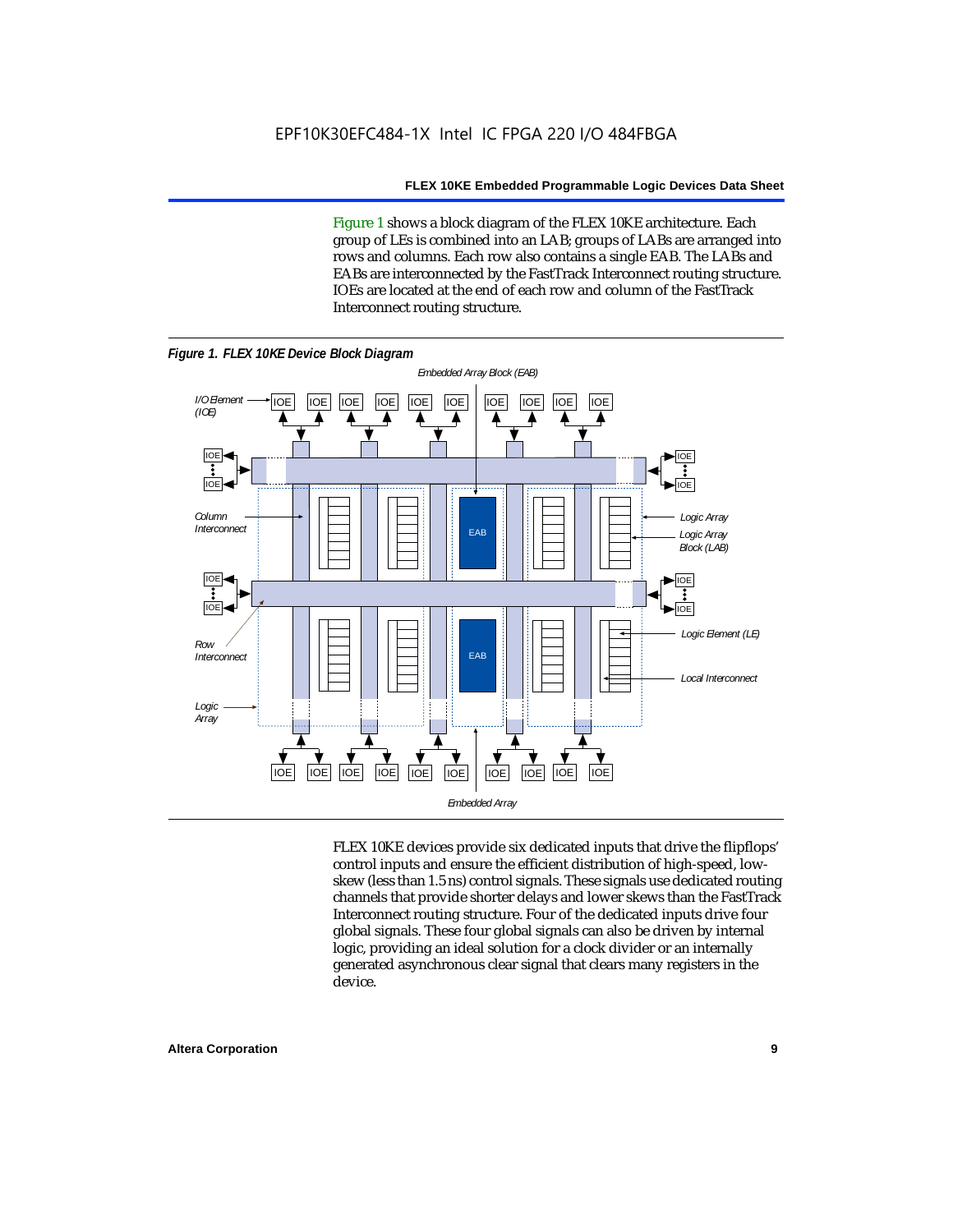Figure 1 shows a block diagram of the FLEX 10KE architecture. Each group of LEs is combined into an LAB; groups of LABs are arranged into rows and columns. Each row also contains a single EAB. The LABs and EABs are interconnected by the FastTrack Interconnect routing structure. IOEs are located at the end of each row and column of the FastTrack Interconnect routing structure.

*Figure 1. FLEX 10KE Device Block Diagram*

FLEX 10KE devices provide six dedicated inputs that drive the flipflops' control inputs and ensure the efficient distribution of high-speed, low-skew (less than 1.5 ns) control signals. These signals use dedicated routing channels that provide shorter delays and lower skews than the FastTrack Interconnect routing structure. Four of the dedicated inputs drive four global signals. These four global signals can also be driven by internal logic, providing an ideal solution for a clock divider or an internally generated asynchronous clear signal that clears many registers in the device.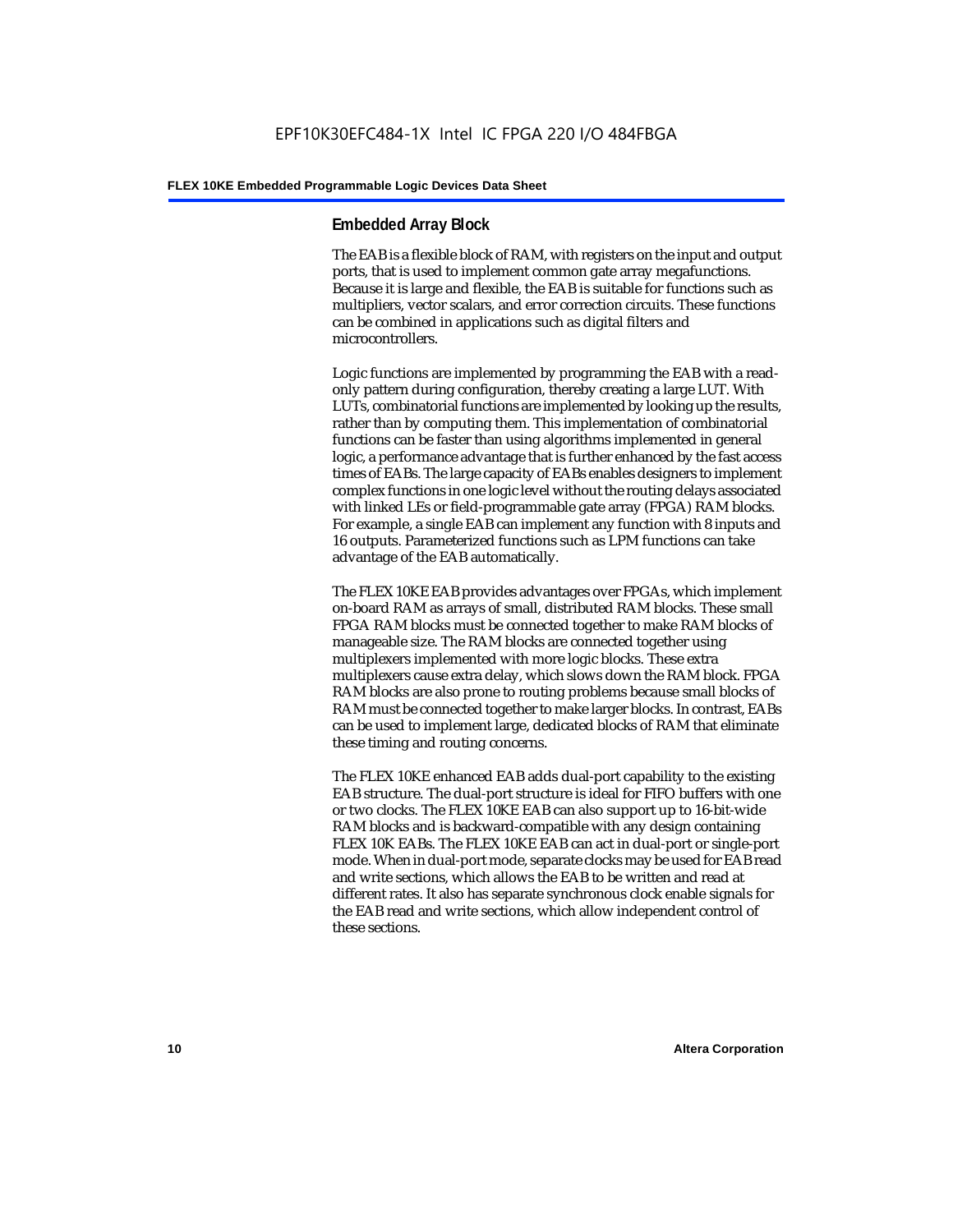## Embedded Array Block

The EAB is a flexible block of RAM, with registers on the input and output ports, that is used to implement common gate array megafunctions. Because it is large and flexible, the EAB is suitable for functions such as multipliers, vector scalars, and error correction circuits. These functions can be combined in applications such as digital filters and microcontrollers.

Logic functions are implemented by programming the EAB with a read-only pattern during configuration, thereby creating a large LUT. With LUTs, combinatorial functions are implemented by looking up the results, rather than by computing them. This implementation of combinatorial functions can be faster than using algorithms implemented in general logic, a performance advantage that is further enhanced by the fast access times of EABs. The large capacity of EABs enables designers to implement complex functions in one logic level without the routing delays associated with linked LEs or field-programmable gate array (FPGA) RAM blocks. For example, a single EAB can implement any function with 8 inputs and 16 outputs. Parameterized functions such as LPM functions can take advantage of the EAB automatically.

The FLEX 10KE EAB provides advantages over FPGAs, which implement on-board RAM as arrays of small, distributed RAM blocks. These small FPGA RAM blocks must be connected together to make RAM blocks of manageable size. The RAM blocks are connected together using multiplexers implemented with more logic blocks. These extra multiplexers cause extra delay, which slows down the RAM block. FPGA RAM blocks are also prone to routing problems because small blocks of RAM must be connected together to make larger blocks. In contrast, EABs can be used to implement large, dedicated blocks of RAM that eliminate these timing and routing concerns.

The FLEX 10KE enhanced EAB adds dual-port capability to the existing EAB structure. The dual-port structure is ideal for FIFO buffers with one or two clocks. The FLEX 10KE EAB can also support up to 16-bit-wide RAM blocks and is backward-compatible with any design containing FLEX 10K EABs. The FLEX 10KE EAB can act in dual-port or single-port mode. When in dual-port mode, separate clocks may be used for EAB read and write sections, which allows the EAB to be written and read at different rates. It also has separate synchronous clock enable signals for the EAB read and write sections, which allow independent control of these sections.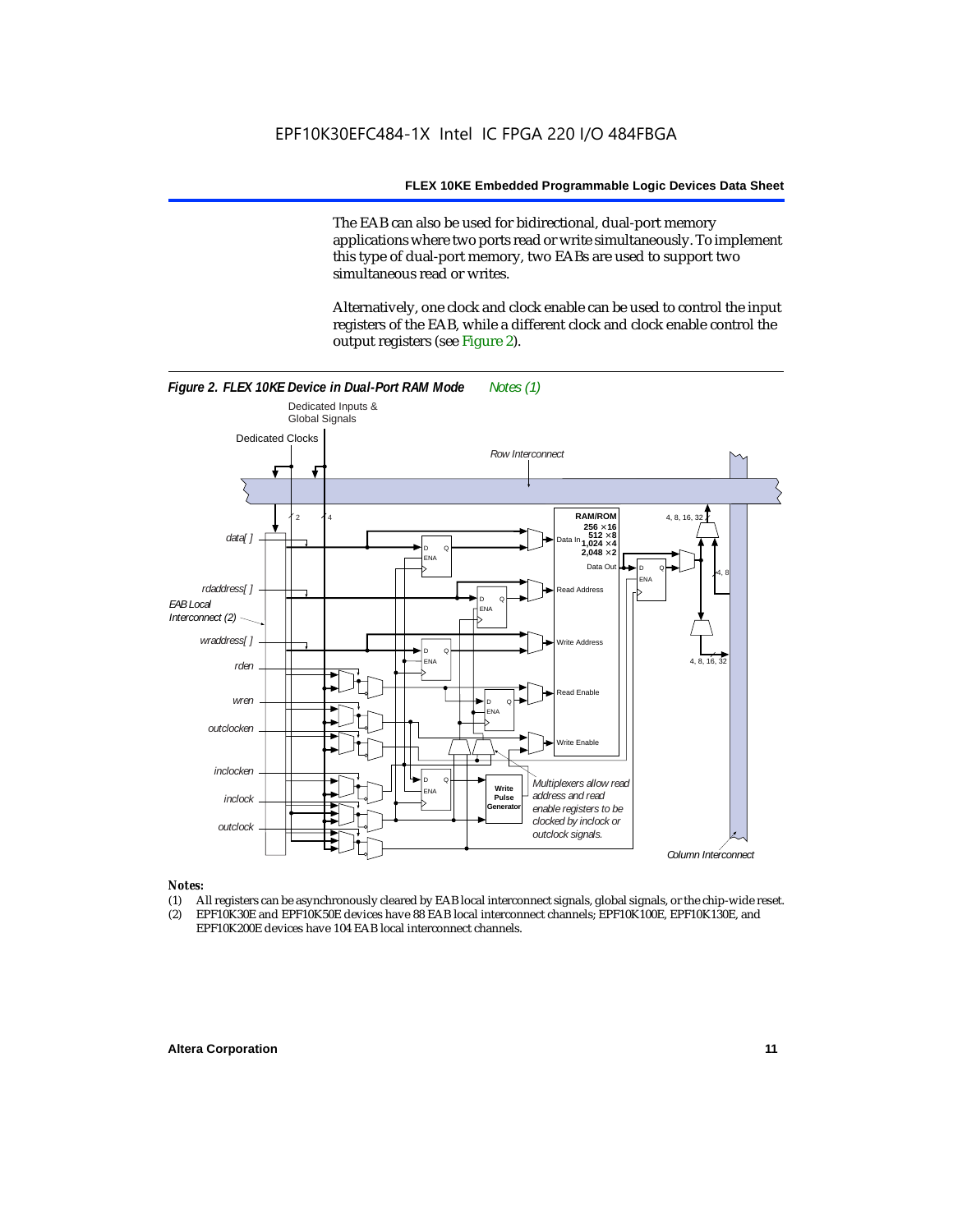The EAB can also be used for bidirectional, dual-port memory applications where two ports read or write simultaneously. To implement this type of dual-port memory, two EABs are used to support two simultaneous read or writes.

Alternatively, one clock and clock enable can be used to control the input registers of the EAB, while a different clock and clock enable control the output registers (see Figure 2).

***Figure 2. FLEX 10KE Device in Dual-Port RAM Mode*** *Notes (1)*

*Notes:*

(1) All registers can be asynchronously cleared by EAB local interconnect signals, global signals, or the chip-wide reset.

(2) EPF10K30E and EPF10K50E devices have 88 EAB local interconnect channels; EPF10K100E, EPF10K130E, and EPF10K200E devices have 104 EAB local interconnect channels.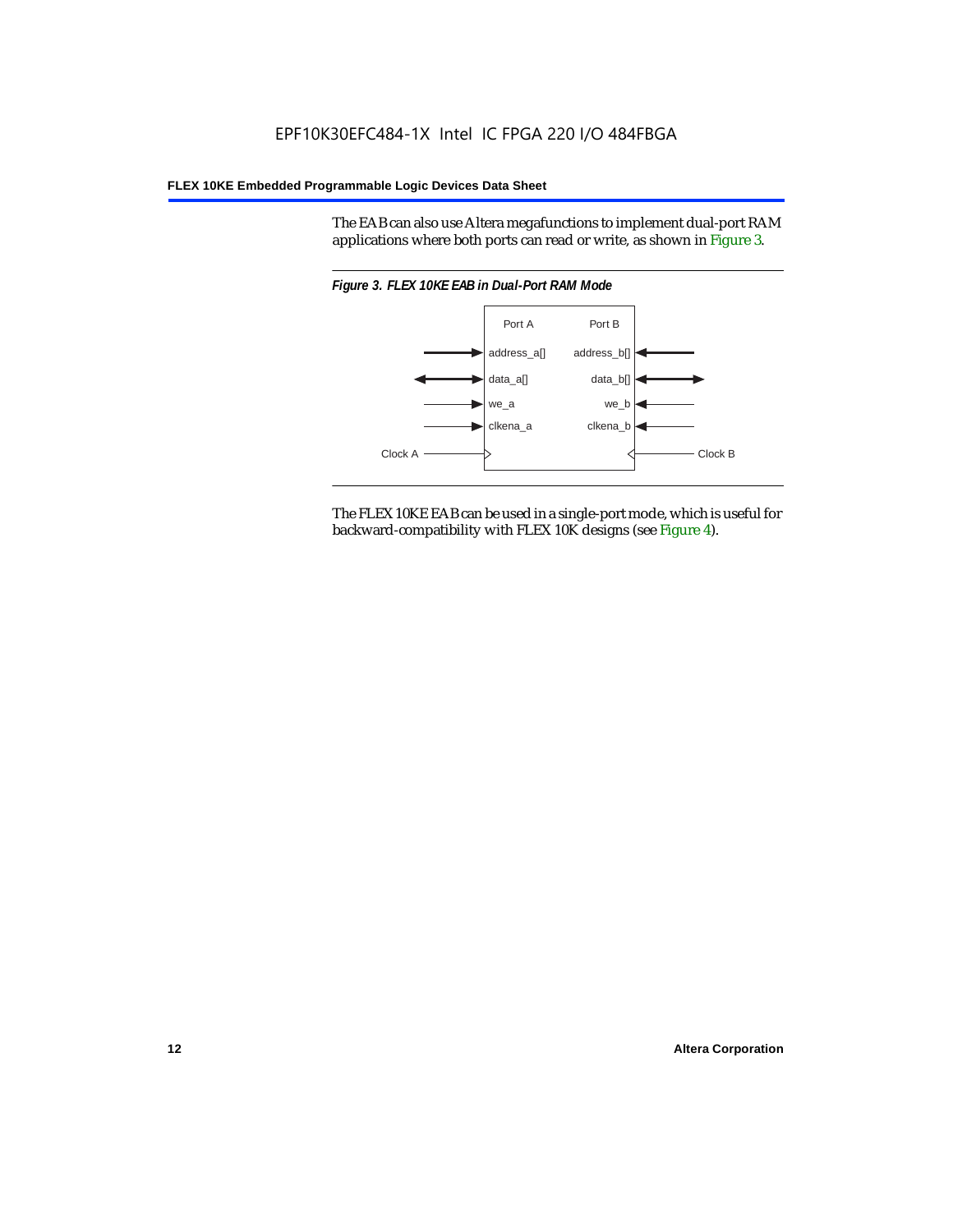The EAB can also use Altera megafunctions to implement dual-port RAM applications where both ports can read or write, as shown in Figure 3.

*Figure 3. FLEX 10KE EAB in Dual-Port RAM Mode*

Port A, Port B, address_a[], address_b[], data_a[], data_b[], we_a, we_b, clkena_a, clkena_b, Clock A, Clock B

The FLEX 10KE EAB can be used in a single-port mode, which is useful for backward-compatibility with FLEX 10K designs (see Figure 4).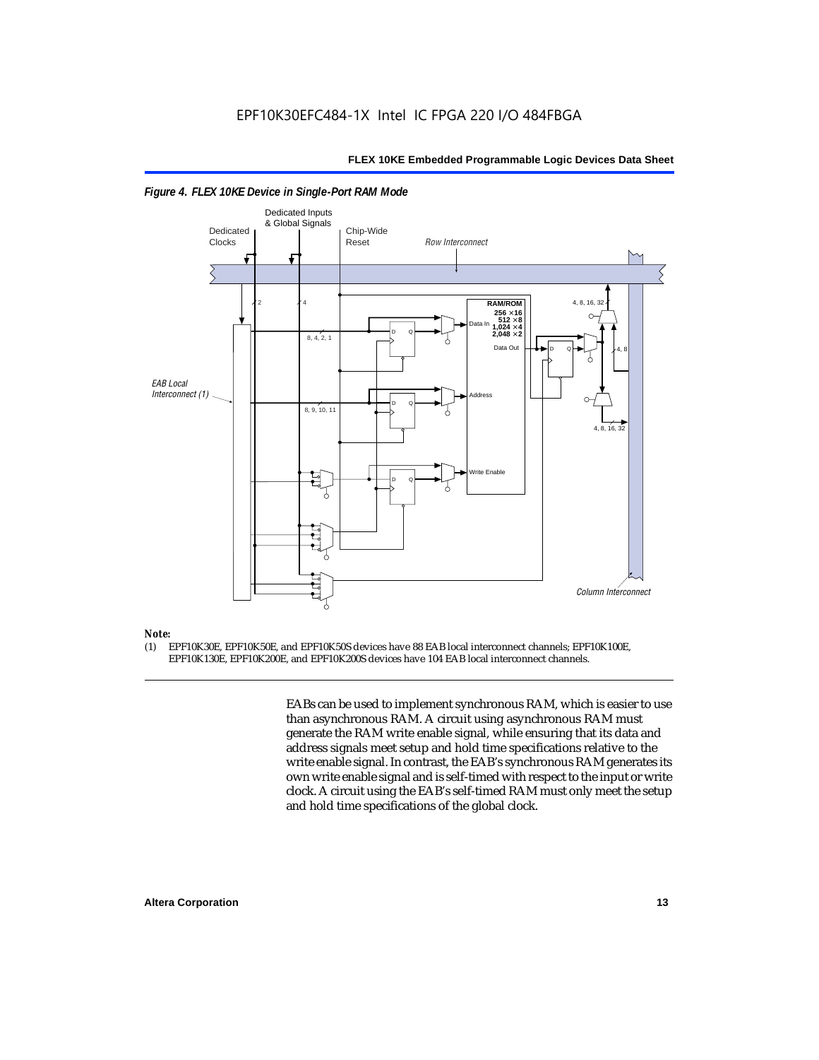*Figure 4. FLEX 10KE Device in Single-Port RAM Mode*

Dedicated Inputs & Global Signals

Dedicated Clocks

Chip-Wide Reset

*Row Interconnect*

RAM/ROM
256 × 16
512 × 8
1,024 × 4
2,048 × 2

Data In

Data Out

Address

Write Enable

*EAB Local Interconnect (1)*

*Column Interconnect*

**Note:**

(1) EPF10K30E, EPF10K50E, and EPF10K50S devices have 88 EAB local interconnect channels; EPF10K100E, EPF10K130E, EPF10K200E, and EPF10K200S devices have 104 EAB local interconnect channels.

EABs can be used to implement synchronous RAM, which is easier to use than asynchronous RAM. A circuit using asynchronous RAM must generate the RAM write enable signal, while ensuring that its data and address signals meet setup and hold time specifications relative to the write enable signal. In contrast, the EAB's synchronous RAM generates its own write enable signal and is self-timed with respect to the input or write clock. A circuit using the EAB's self-timed RAM must only meet the setup and hold time specifications of the global clock.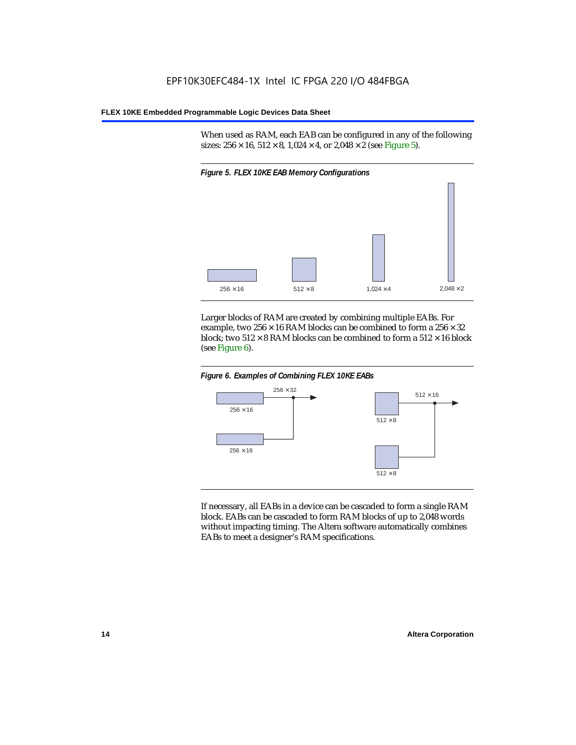When used as RAM, each EAB can be configured in any of the following sizes: 256 × 16, 512 × 8, 1,024 × 4, or 2,048 × 2 (see Figure 5).

*Figure 5. FLEX 10KE EAB Memory Configurations*

256 × 16    512 × 8    1,024 × 4    2,048 × 2

Larger blocks of RAM are created by combining multiple EABs. For example, two 256 × 16 RAM blocks can be combined to form a 256 × 32 block; two 512 × 8 RAM blocks can be combined to form a 512 × 16 block (see Figure 6).

*Figure 6. Examples of Combining FLEX 10KE EABs*

256 × 32    256 × 16    256 × 16    512 × 16    512 × 8    512 × 8

If necessary, all EABs in a device can be cascaded to form a single RAM block. EABs can be cascaded to form RAM blocks of up to 2,048 words without impacting timing. The Altera software automatically combines EABs to meet a designer's RAM specifications.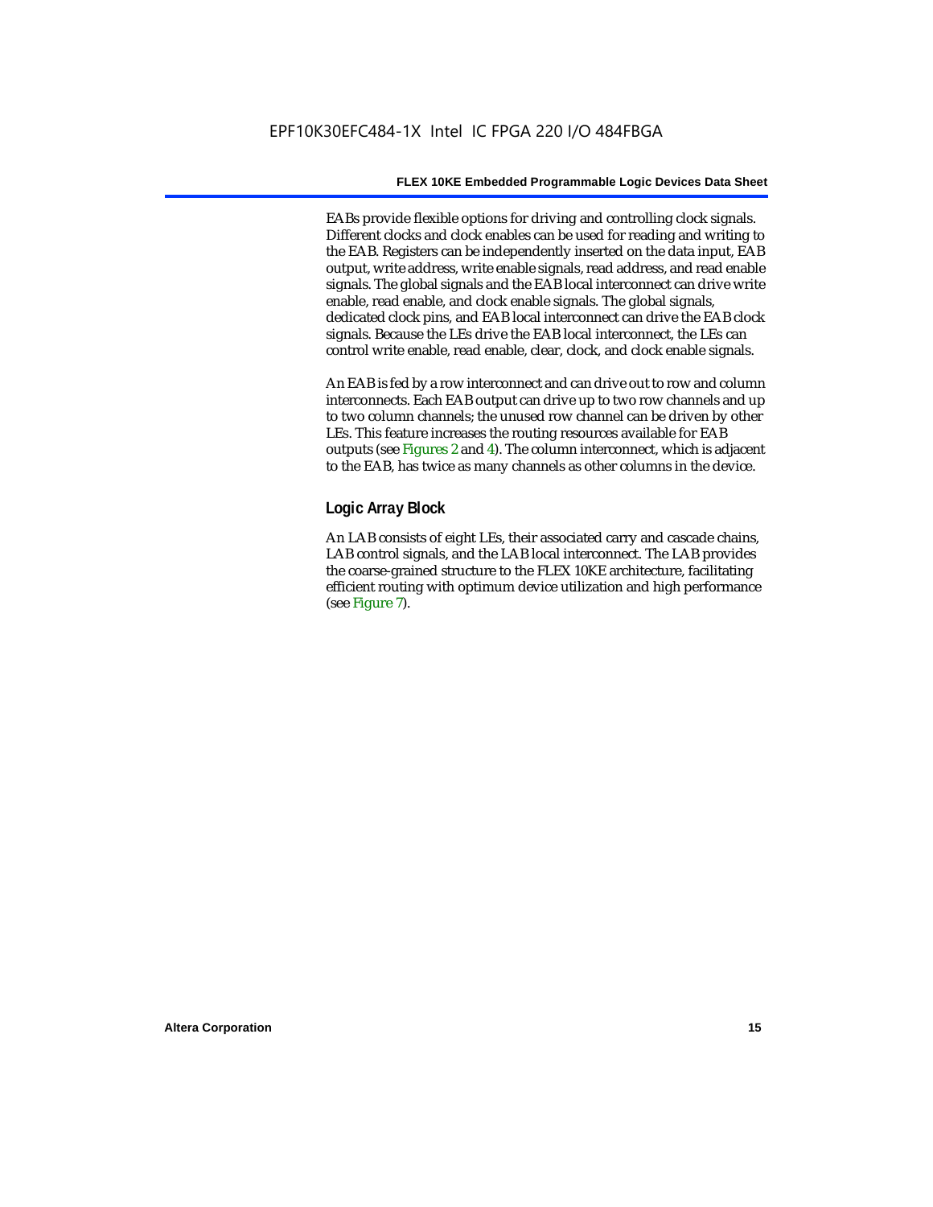EABs provide flexible options for driving and controlling clock signals. Different clocks and clock enables can be used for reading and writing to the EAB. Registers can be independently inserted on the data input, EAB output, write address, write enable signals, read address, and read enable signals. The global signals and the EAB local interconnect can drive write enable, read enable, and clock enable signals. The global signals, dedicated clock pins, and EAB local interconnect can drive the EAB clock signals. Because the LEs drive the EAB local interconnect, the LEs can control write enable, read enable, clear, clock, and clock enable signals.

An EAB is fed by a row interconnect and can drive out to row and column interconnects. Each EAB output can drive up to two row channels and up to two column channels; the unused row channel can be driven by other LEs. This feature increases the routing resources available for EAB outputs (see Figures 2 and 4). The column interconnect, which is adjacent to the EAB, has twice as many channels as other columns in the device.

### Logic Array Block

An LAB consists of eight LEs, their associated carry and cascade chains, LAB control signals, and the LAB local interconnect. The LAB provides the coarse-grained structure to the FLEX 10KE architecture, facilitating efficient routing with optimum device utilization and high performance (see Figure 7).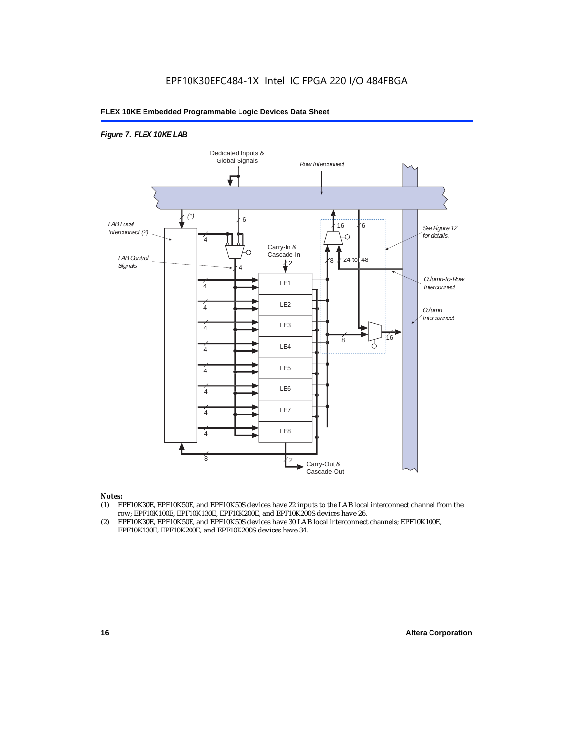*Figure 7. FLEX 10KE LAB*

*Notes:*

(1) EPF10K30E, EPF10K50E, and EPF10K50S devices have 22 inputs to the LAB local interconnect channel from the row; EPF10K100E, EPF10K130E, EPF10K200E, and EPF10K200S devices have 26.

(2) EPF10K30E, EPF10K50E, and EPF10K50S devices have 30 LAB local interconnect channels; EPF10K100E, EPF10K130E, EPF10K200E, and EPF10K200S devices have 34.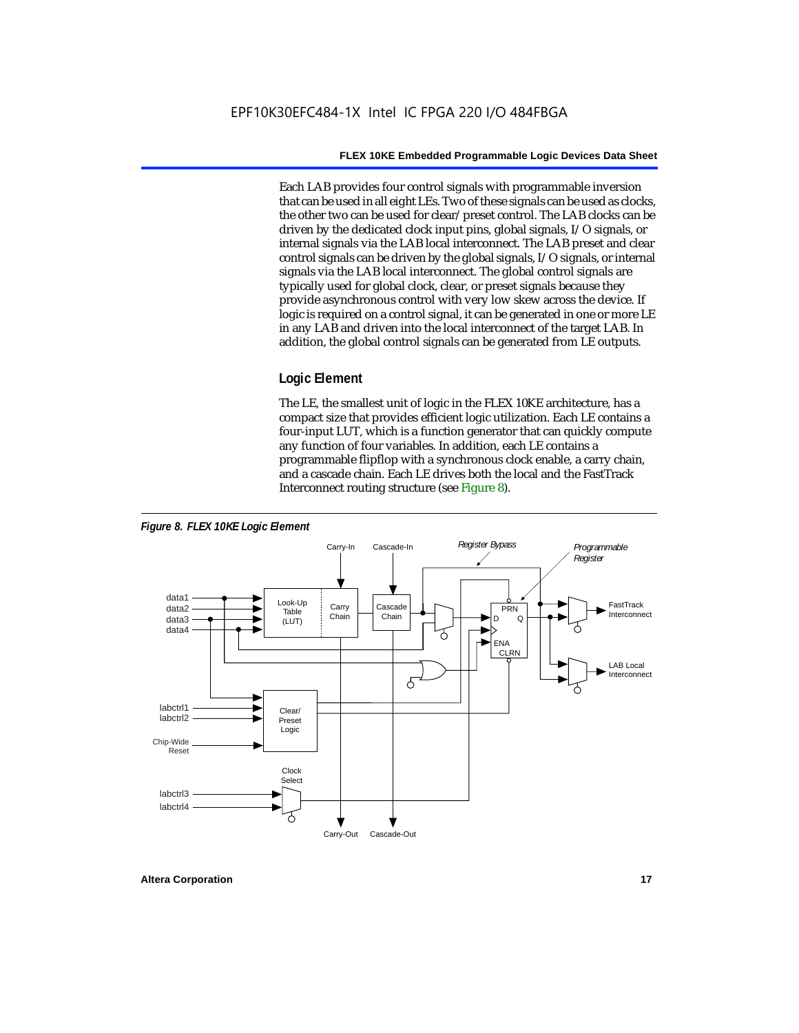Each LAB provides four control signals with programmable inversion that can be used in all eight LEs. Two of these signals can be used as clocks, the other two can be used for clear/preset control. The LAB clocks can be driven by the dedicated clock input pins, global signals, I/O signals, or internal signals via the LAB local interconnect. The LAB preset and clear control signals can be driven by the global signals, I/O signals, or internal signals via the LAB local interconnect. The global control signals are typically used for global clock, clear, or preset signals because they provide asynchronous control with very low skew across the device. If logic is required on a control signal, it can be generated in one or more LE in any LAB and driven into the local interconnect of the target LAB. In addition, the global control signals can be generated from LE outputs.

## Logic Element

The LE, the smallest unit of logic in the FLEX 10KE architecture, has a compact size that provides efficient logic utilization. Each LE contains a four-input LUT, which is a function generator that can quickly compute any function of four variables. In addition, each LE contains a programmable flipflop with a synchronous clock enable, a carry chain, and a cascade chain. Each LE drives both the local and the FastTrack Interconnect routing structure (see Figure 8).

*Figure 8. FLEX 10KE Logic Element*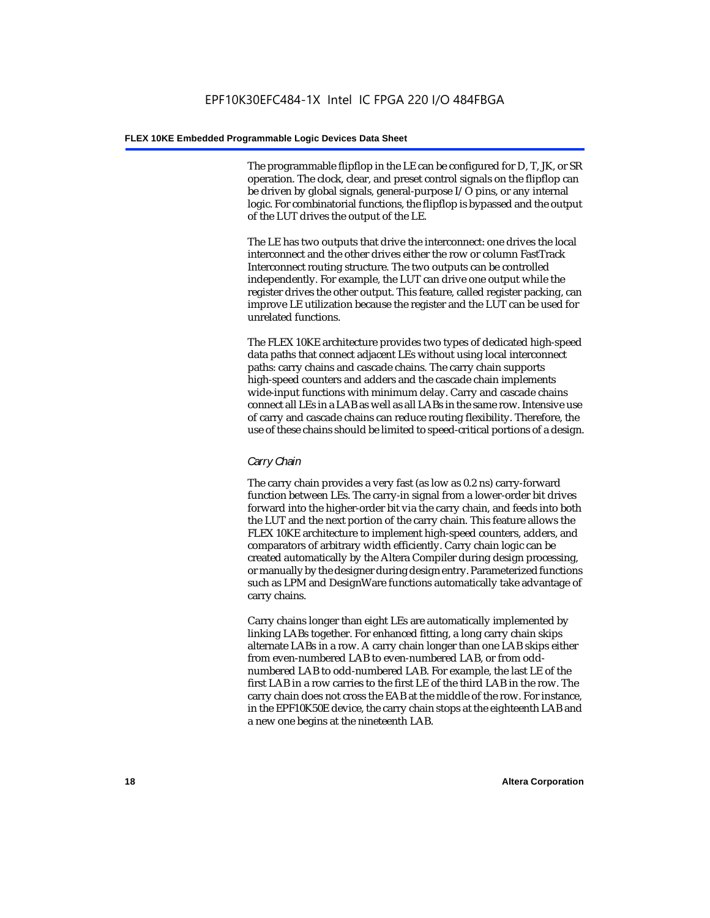The programmable flipflop in the LE can be configured for D, T, JK, or SR operation. The clock, clear, and preset control signals on the flipflop can be driven by global signals, general-purpose I/O pins, or any internal logic. For combinatorial functions, the flipflop is bypassed and the output of the LUT drives the output of the LE.

The LE has two outputs that drive the interconnect: one drives the local interconnect and the other drives either the row or column FastTrack Interconnect routing structure. The two outputs can be controlled independently. For example, the LUT can drive one output while the register drives the other output. This feature, called register packing, can improve LE utilization because the register and the LUT can be used for unrelated functions.

The FLEX 10KE architecture provides two types of dedicated high-speed data paths that connect adjacent LEs without using local interconnect paths: carry chains and cascade chains. The carry chain supports high-speed counters and adders and the cascade chain implements wide-input functions with minimum delay. Carry and cascade chains connect all LEs in a LAB as well as all LABs in the same row. Intensive use of carry and cascade chains can reduce routing flexibility. Therefore, the use of these chains should be limited to speed-critical portions of a design.

### *Carry Chain*

The carry chain provides a very fast (as low as 0.2 ns) carry-forward function between LEs. The carry-in signal from a lower-order bit drives forward into the higher-order bit via the carry chain, and feeds into both the LUT and the next portion of the carry chain. This feature allows the FLEX 10KE architecture to implement high-speed counters, adders, and comparators of arbitrary width efficiently. Carry chain logic can be created automatically by the Altera Compiler during design processing, or manually by the designer during design entry. Parameterized functions such as LPM and DesignWare functions automatically take advantage of carry chains.

Carry chains longer than eight LEs are automatically implemented by linking LABs together. For enhanced fitting, a long carry chain skips alternate LABs in a row. A carry chain longer than one LAB skips either from even-numbered LAB to even-numbered LAB, or from odd-numbered LAB to odd-numbered LAB. For example, the last LE of the first LAB in a row carries to the first LE of the third LAB in the row. The carry chain does not cross the EAB at the middle of the row. For instance, in the EPF10K50E device, the carry chain stops at the eighteenth LAB and a new one begins at the nineteenth LAB.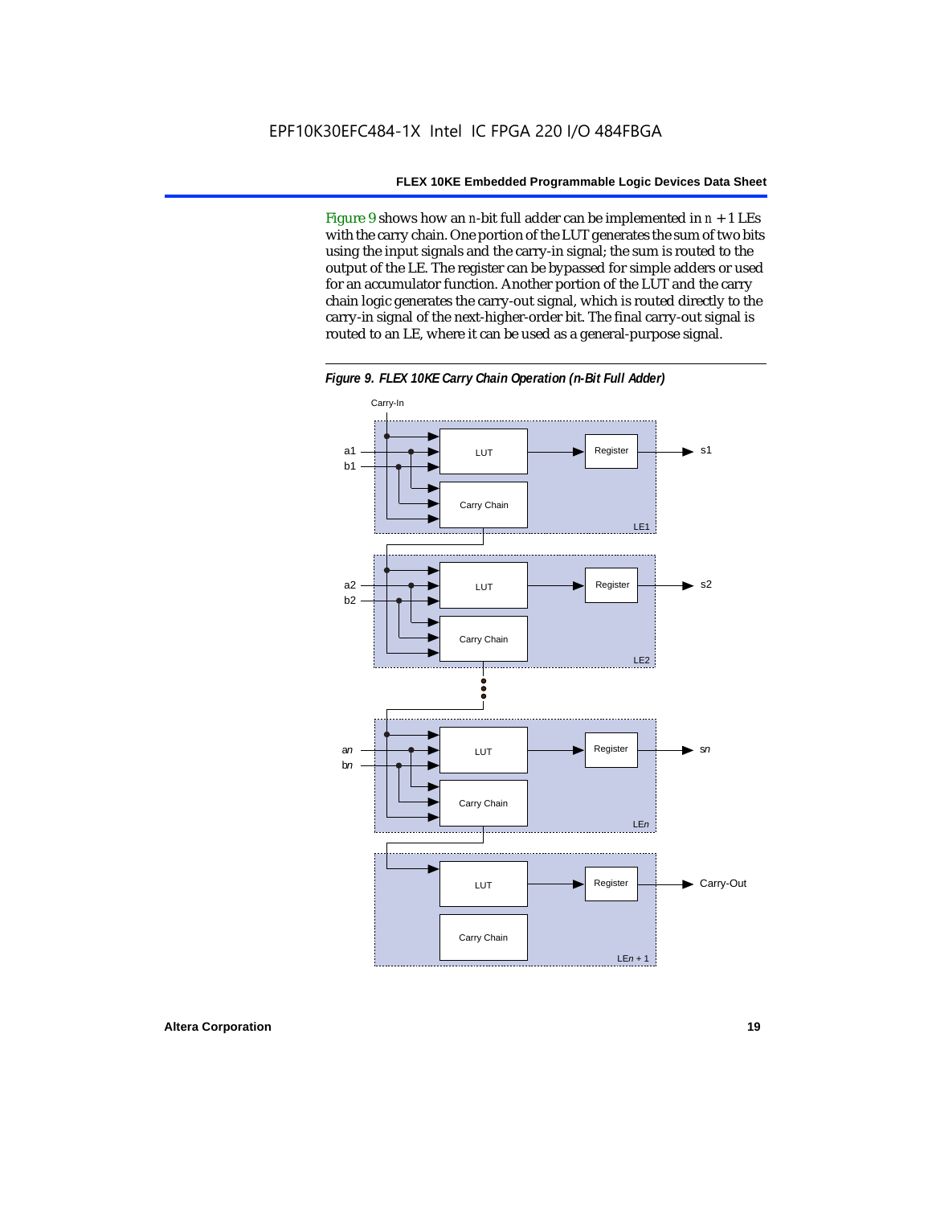Figure 9 shows how an *n*-bit full adder can be implemented in $n + 1$ LEs with the carry chain. One portion of the LUT generates the sum of two bits using the input signals and the carry-in signal; the sum is routed to the output of the LE. The register can be bypassed for simple adders or used for an accumulator function. Another portion of the LUT and the carry chain logic generates the carry-out signal, which is routed directly to the carry-in signal of the next-higher-order bit. The final carry-out signal is routed to an LE, where it can be used as a general-purpose signal.

***Figure 9. FLEX 10KE Carry Chain Operation (n-Bit Full Adder)***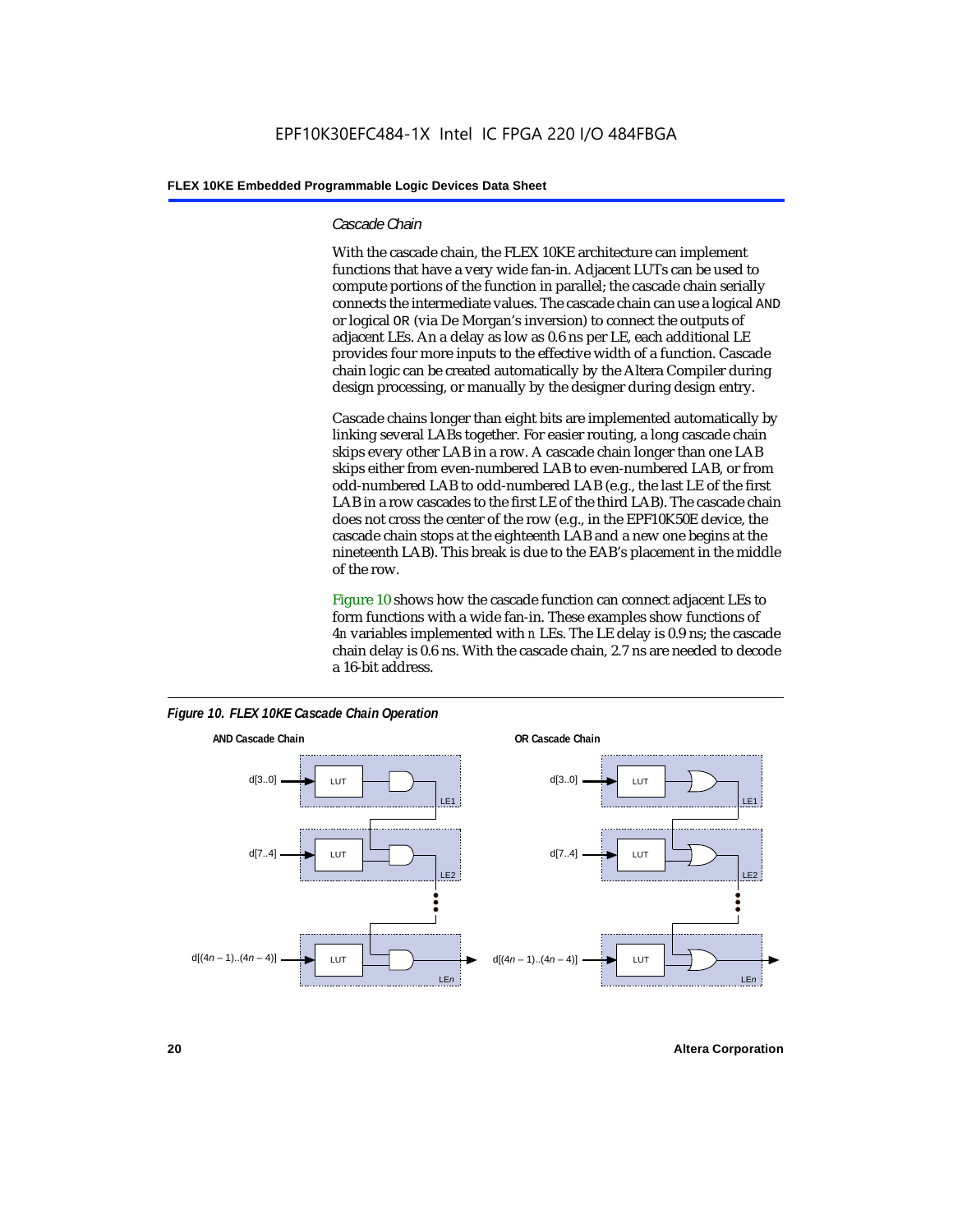### Cascade Chain

With the cascade chain, the FLEX 10KE architecture can implement functions that have a very wide fan-in. Adjacent LUTs can be used to compute portions of the function in parallel; the cascade chain serially connects the intermediate values. The cascade chain can use a logical AND or logical OR (via De Morgan's inversion) to connect the outputs of adjacent LEs. An a delay as low as 0.6 ns per LE, each additional LE provides four more inputs to the effective width of a function. Cascade chain logic can be created automatically by the Altera Compiler during design processing, or manually by the designer during design entry.

Cascade chains longer than eight bits are implemented automatically by linking several LABs together. For easier routing, a long cascade chain skips every other LAB in a row. A cascade chain longer than one LAB skips either from even-numbered LAB to even-numbered LAB, or from odd-numbered LAB to odd-numbered LAB (e.g., the last LE of the first LAB in a row cascades to the first LE of the third LAB). The cascade chain does not cross the center of the row (e.g., in the EPF10K50E device, the cascade chain stops at the eighteenth LAB and a new one begins at the nineteenth LAB). This break is due to the EAB's placement in the middle of the row.

Figure 10 shows how the cascade function can connect adjacent LEs to form functions with a wide fan-in. These examples show functions of $4n$ variables implemented with $n$ LEs. The LE delay is 0.9 ns; the cascade chain delay is 0.6 ns. With the cascade chain, 2.7 ns are needed to decode a 16-bit address.

*Figure 10. FLEX 10KE Cascade Chain Operation*

**AND Cascade Chain** — d[3..0] → LUT (LE1); d[7..4] → LUT (LE2); d[(4n – 1)..(4n – 4)] → LUT (LEn)

**OR Cascade Chain** — d[3..0] → LUT (LE1); d[7..4] → LUT (LE2); d[(4n – 1)..(4n – 4)] → LUT (LEn)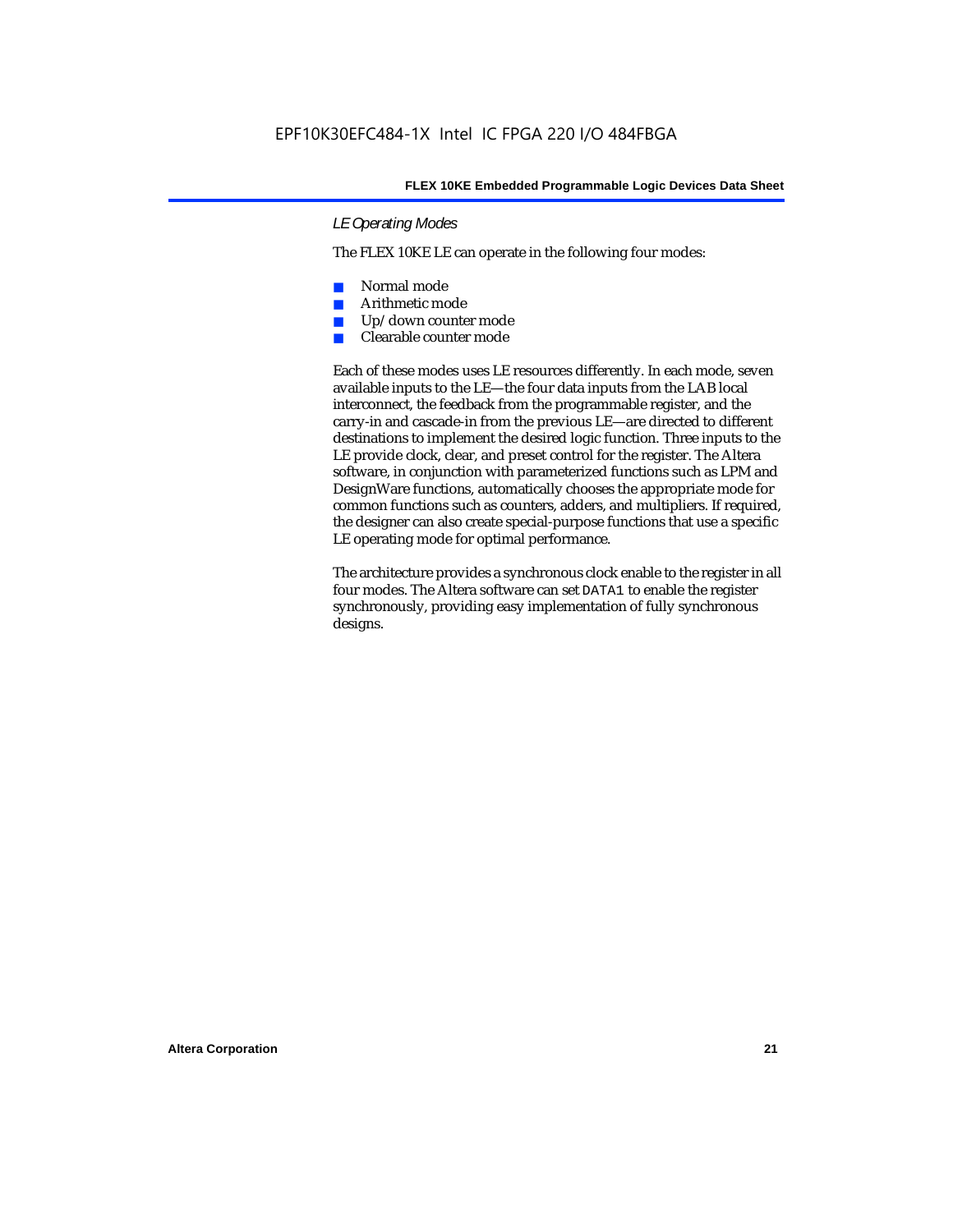### *LE Operating Modes*

The FLEX 10KE LE can operate in the following four modes:

- Normal mode
- Arithmetic mode
- Up/down counter mode
- Clearable counter mode

Each of these modes uses LE resources differently. In each mode, seven available inputs to the LE—the four data inputs from the LAB local interconnect, the feedback from the programmable register, and the carry-in and cascade-in from the previous LE—are directed to different destinations to implement the desired logic function. Three inputs to the LE provide clock, clear, and preset control for the register. The Altera software, in conjunction with parameterized functions such as LPM and DesignWare functions, automatically chooses the appropriate mode for common functions such as counters, adders, and multipliers. If required, the designer can also create special-purpose functions that use a specific LE operating mode for optimal performance.

The architecture provides a synchronous clock enable to the register in all four modes. The Altera software can set `DATA1` to enable the register synchronously, providing easy implementation of fully synchronous designs.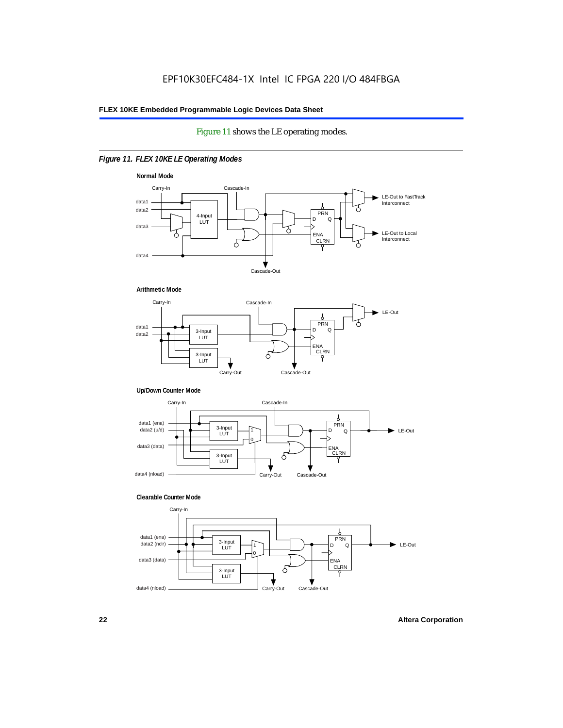Figure 11 shows the LE operating modes.

*Figure 11. FLEX 10KE LE Operating Modes*

**Normal Mode**

Carry-In, Cascade-In, data1, data2, data3, data4, 4-Input LUT, PRN, D, Q, ENA, CLRN, LE-Out to FastTrack Interconnect, LE-Out to Local Interconnect, Cascade-Out

**Arithmetic Mode**

Carry-In, Cascade-In, data1, data2, 3-Input LUT, 3-Input LUT, PRN, D, Q, ENA, CLRN, LE-Out, Carry-Out, Cascade-Out

**Up/Down Counter Mode**

Carry-In, Cascade-In, data1 (ena), data2 (u/d), data3 (data), data4 (nload), 3-Input LUT, 3-Input LUT, 1, 0, PRN, D, Q, ENA, CLRN, LE-Out, Carry-Out, Cascade-Out

**Clearable Counter Mode**

Carry-In, data1 (ena), data2 (nclr), data3 (data), data4 (nload), 3-Input LUT, 3-Input LUT, 1, 0, PRN, D, Q, ENA, CLRN, LE-Out, Carry-Out, Cascade-Out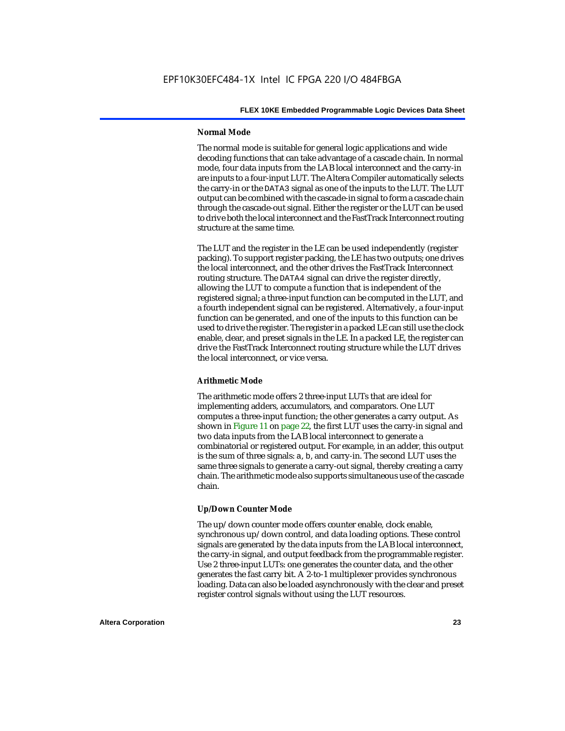#### Normal Mode

The normal mode is suitable for general logic applications and wide decoding functions that can take advantage of a cascade chain. In normal mode, four data inputs from the LAB local interconnect and the carry-in are inputs to a four-input LUT. The Altera Compiler automatically selects the carry-in or the DATA3 signal as one of the inputs to the LUT. The LUT output can be combined with the cascade-in signal to form a cascade chain through the cascade-out signal. Either the register or the LUT can be used to drive both the local interconnect and the FastTrack Interconnect routing structure at the same time.

The LUT and the register in the LE can be used independently (register packing). To support register packing, the LE has two outputs; one drives the local interconnect, and the other drives the FastTrack Interconnect routing structure. The DATA4 signal can drive the register directly, allowing the LUT to compute a function that is independent of the registered signal; a three-input function can be computed in the LUT, and a fourth independent signal can be registered. Alternatively, a four-input function can be generated, and one of the inputs to this function can be used to drive the register. The register in a packed LE can still use the clock enable, clear, and preset signals in the LE. In a packed LE, the register can drive the FastTrack Interconnect routing structure while the LUT drives the local interconnect, or vice versa.

#### Arithmetic Mode

The arithmetic mode offers 2 three-input LUTs that are ideal for implementing adders, accumulators, and comparators. One LUT computes a three-input function; the other generates a carry output. As shown in Figure 11 on page 22, the first LUT uses the carry-in signal and two data inputs from the LAB local interconnect to generate a combinatorial or registered output. For example, in an adder, this output is the sum of three signals: a, b, and carry-in. The second LUT uses the same three signals to generate a carry-out signal, thereby creating a carry chain. The arithmetic mode also supports simultaneous use of the cascade chain.

#### Up/Down Counter Mode

The up/down counter mode offers counter enable, clock enable, synchronous up/down control, and data loading options. These control signals are generated by the data inputs from the LAB local interconnect, the carry-in signal, and output feedback from the programmable register. Use 2 three-input LUTs: one generates the counter data, and the other generates the fast carry bit. A 2-to-1 multiplexer provides synchronous loading. Data can also be loaded asynchronously with the clear and preset register control signals without using the LUT resources.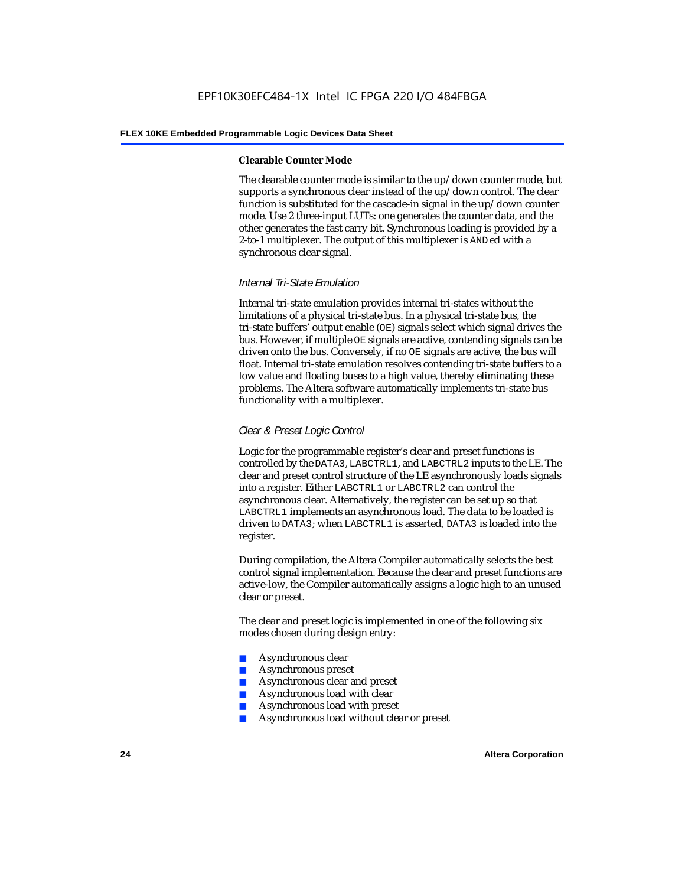#### Clearable Counter Mode

The clearable counter mode is similar to the up/down counter mode, but supports a synchronous clear instead of the up/down control. The clear function is substituted for the cascade-in signal in the up/down counter mode. Use 2 three-input LUTs: one generates the counter data, and the other generates the fast carry bit. Synchronous loading is provided by a 2-to-1 multiplexer. The output of this multiplexer is ANDed with a synchronous clear signal.

### *Internal Tri-State Emulation*

Internal tri-state emulation provides internal tri-states without the limitations of a physical tri-state bus. In a physical tri-state bus, the tri-state buffers' output enable (OE) signals select which signal drives the bus. However, if multiple OE signals are active, contending signals can be driven onto the bus. Conversely, if no OE signals are active, the bus will float. Internal tri-state emulation resolves contending tri-state buffers to a low value and floating buses to a high value, thereby eliminating these problems. The Altera software automatically implements tri-state bus functionality with a multiplexer.

### *Clear & Preset Logic Control*

Logic for the programmable register's clear and preset functions is controlled by the DATA3, LABCTRL1, and LABCTRL2 inputs to the LE. The clear and preset control structure of the LE asynchronously loads signals into a register. Either LABCTRL1 or LABCTRL2 can control the asynchronous clear. Alternatively, the register can be set up so that LABCTRL1 implements an asynchronous load. The data to be loaded is driven to DATA3; when LABCTRL1 is asserted, DATA3 is loaded into the register.

During compilation, the Altera Compiler automatically selects the best control signal implementation. Because the clear and preset functions are active-low, the Compiler automatically assigns a logic high to an unused clear or preset.

The clear and preset logic is implemented in one of the following six modes chosen during design entry:

- Asynchronous clear
- Asynchronous preset
- Asynchronous clear and preset
- Asynchronous load with clear
- Asynchronous load with preset
- Asynchronous load without clear or preset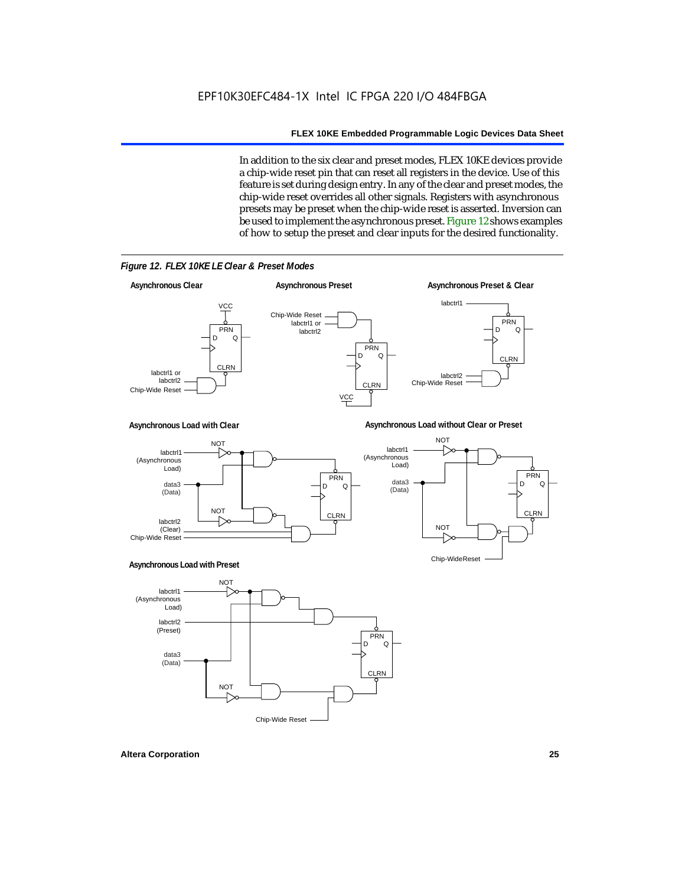In addition to the six clear and preset modes, FLEX 10KE devices provide a chip-wide reset pin that can reset all registers in the device. Use of this feature is set during design entry. In any of the clear and preset modes, the chip-wide reset overrides all other signals. Registers with asynchronous presets may be preset when the chip-wide reset is asserted. Inversion can be used to implement the asynchronous preset. Figure 12 shows examples of how to setup the preset and clear inputs for the desired functionality.

*Figure 12. FLEX 10KE LE Clear & Preset Modes*

**Asynchronous Clear**

**Asynchronous Preset**

**Asynchronous Preset & Clear**

**Asynchronous Load with Clear**

**Asynchronous Load without Clear or Preset**

**Asynchronous Load with Preset**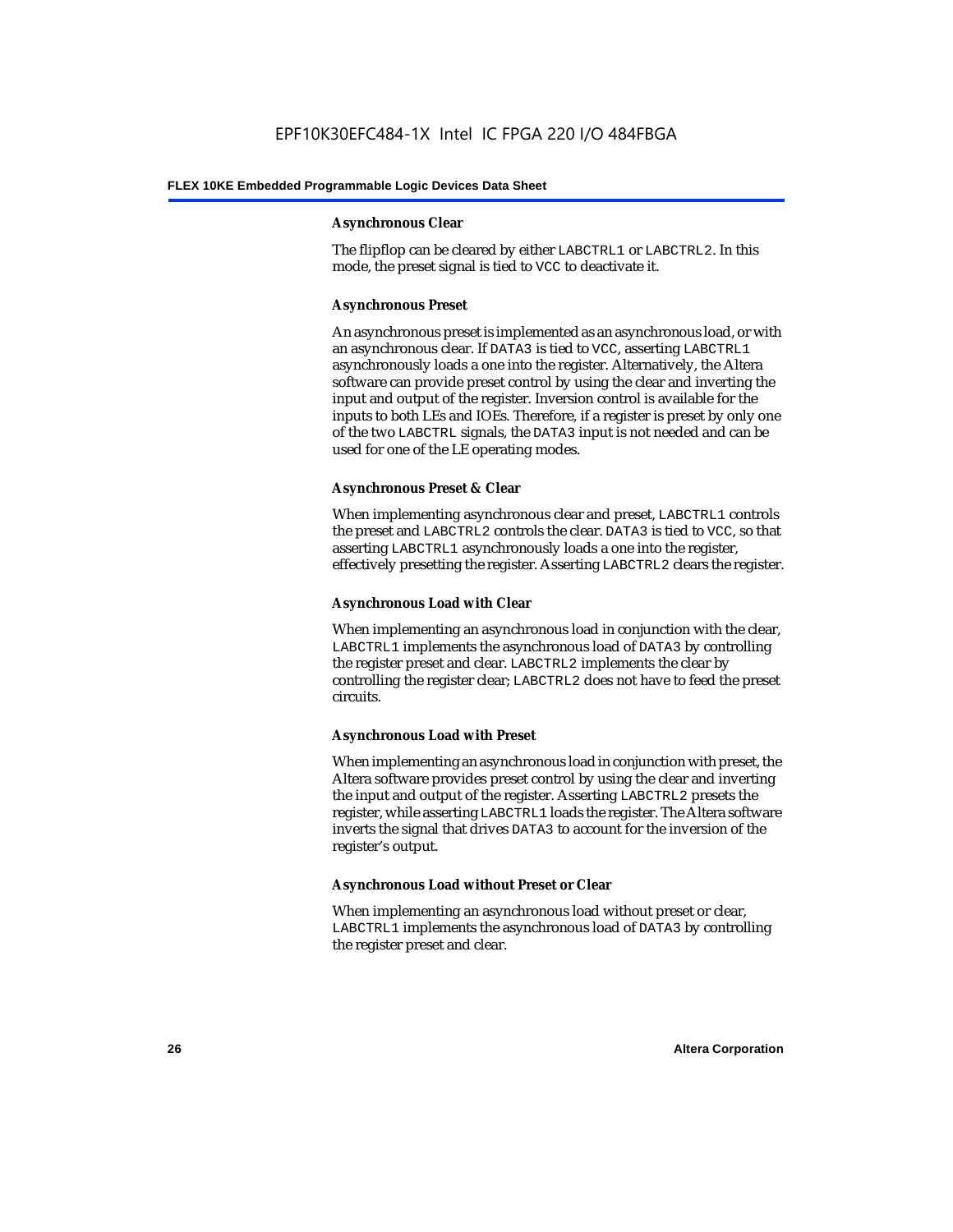#### Asynchronous Clear

The flipflop can be cleared by either LABCTRL1 or LABCTRL2. In this mode, the preset signal is tied to VCC to deactivate it.

#### Asynchronous Preset

An asynchronous preset is implemented as an asynchronous load, or with an asynchronous clear. If DATA3 is tied to VCC, asserting LABCTRL1 asynchronously loads a one into the register. Alternatively, the Altera software can provide preset control by using the clear and inverting the input and output of the register. Inversion control is available for the inputs to both LEs and IOEs. Therefore, if a register is preset by only one of the two LABCTRL signals, the DATA3 input is not needed and can be used for one of the LE operating modes.

#### Asynchronous Preset & Clear

When implementing asynchronous clear and preset, LABCTRL1 controls the preset and LABCTRL2 controls the clear. DATA3 is tied to VCC, so that asserting LABCTRL1 asynchronously loads a one into the register, effectively presetting the register. Asserting LABCTRL2 clears the register.

#### Asynchronous Load with Clear

When implementing an asynchronous load in conjunction with the clear, LABCTRL1 implements the asynchronous load of DATA3 by controlling the register preset and clear. LABCTRL2 implements the clear by controlling the register clear; LABCTRL2 does not have to feed the preset circuits.

#### Asynchronous Load with Preset

When implementing an asynchronous load in conjunction with preset, the Altera software provides preset control by using the clear and inverting the input and output of the register. Asserting LABCTRL2 presets the register, while asserting LABCTRL1 loads the register. The Altera software inverts the signal that drives DATA3 to account for the inversion of the register's output.

#### Asynchronous Load without Preset or Clear

When implementing an asynchronous load without preset or clear, LABCTRL1 implements the asynchronous load of DATA3 by controlling the register preset and clear.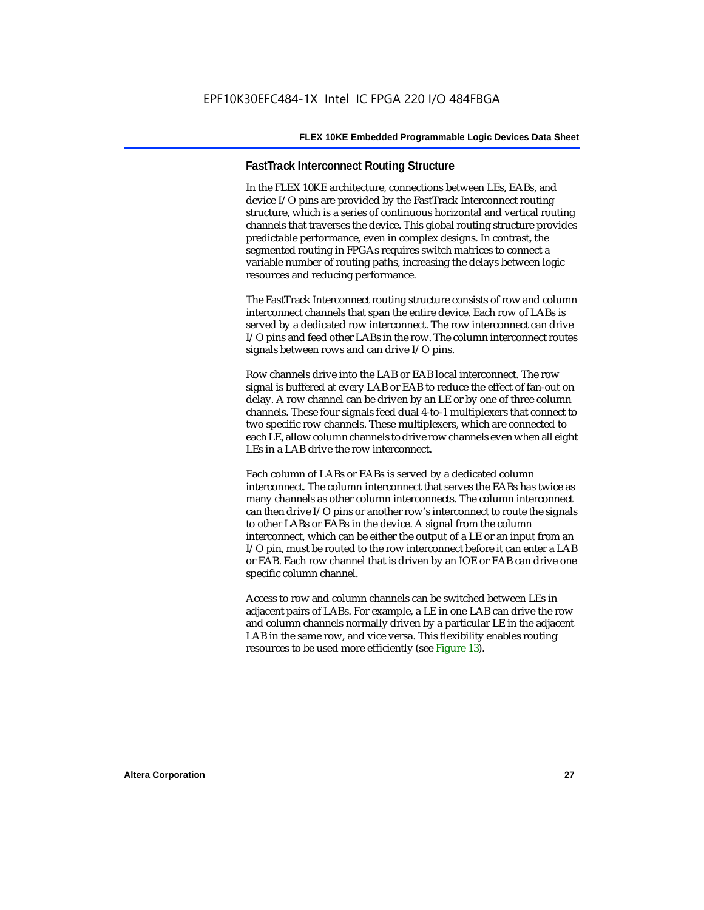### FastTrack Interconnect Routing Structure

In the FLEX 10KE architecture, connections between LEs, EABs, and device I/O pins are provided by the FastTrack Interconnect routing structure, which is a series of continuous horizontal and vertical routing channels that traverses the device. This global routing structure provides predictable performance, even in complex designs. In contrast, the segmented routing in FPGAs requires switch matrices to connect a variable number of routing paths, increasing the delays between logic resources and reducing performance.

The FastTrack Interconnect routing structure consists of row and column interconnect channels that span the entire device. Each row of LABs is served by a dedicated row interconnect. The row interconnect can drive I/O pins and feed other LABs in the row. The column interconnect routes signals between rows and can drive I/O pins.

Row channels drive into the LAB or EAB local interconnect. The row signal is buffered at every LAB or EAB to reduce the effect of fan-out on delay. A row channel can be driven by an LE or by one of three column channels. These four signals feed dual 4-to-1 multiplexers that connect to two specific row channels. These multiplexers, which are connected to each LE, allow column channels to drive row channels even when all eight LEs in a LAB drive the row interconnect.

Each column of LABs or EABs is served by a dedicated column interconnect. The column interconnect that serves the EABs has twice as many channels as other column interconnects. The column interconnect can then drive I/O pins or another row's interconnect to route the signals to other LABs or EABs in the device. A signal from the column interconnect, which can be either the output of a LE or an input from an I/O pin, must be routed to the row interconnect before it can enter a LAB or EAB. Each row channel that is driven by an IOE or EAB can drive one specific column channel.

Access to row and column channels can be switched between LEs in adjacent pairs of LABs. For example, a LE in one LAB can drive the row and column channels normally driven by a particular LE in the adjacent LAB in the same row, and vice versa. This flexibility enables routing resources to be used more efficiently (see Figure 13).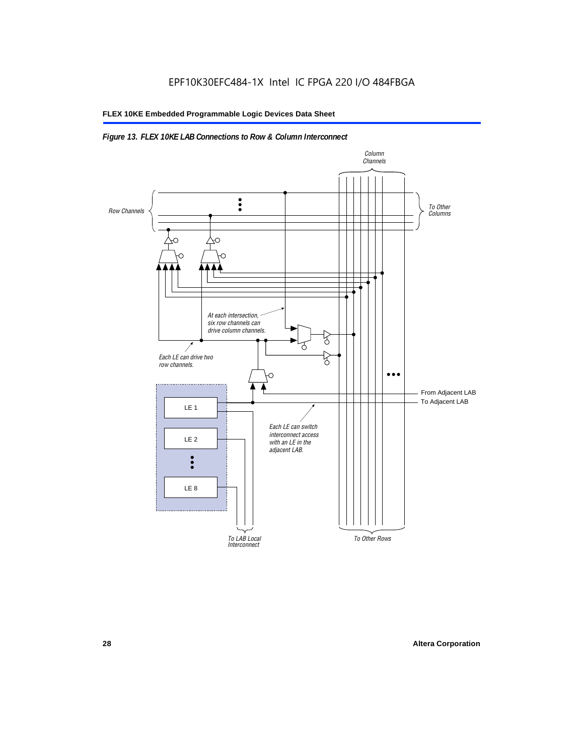*Figure 13. FLEX 10KE LAB Connections to Row & Column Interconnect*

Column Channels

Row Channels

To Other Columns

At each intersection, six row channels can drive column channels.

Each LE can drive two row channels.

From Adjacent LAB

To Adjacent LAB

LE 1

LE 2

LE 8

Each LE can switch interconnect access with an LE in the adjacent LAB.

To LAB Local Interconnect

To Other Rows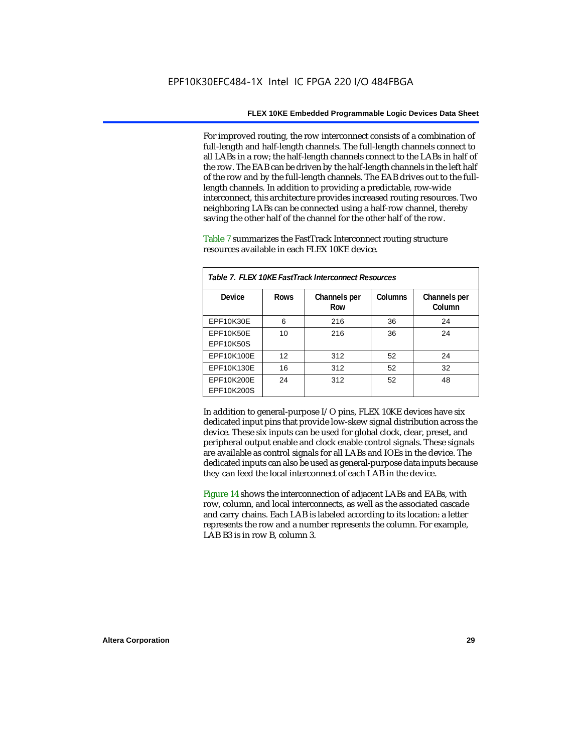For improved routing, the row interconnect consists of a combination of full-length and half-length channels. The full-length channels connect to all LABs in a row; the half-length channels connect to the LABs in half of the row. The EAB can be driven by the half-length channels in the left half of the row and by the full-length channels. The EAB drives out to the full-length channels. In addition to providing a predictable, row-wide interconnect, this architecture provides increased routing resources. Two neighboring LABs can be connected using a half-row channel, thereby saving the other half of the channel for the other half of the row.

Table 7 summarizes the FastTrack Interconnect routing structure resources available in each FLEX 10KE device.

*Table 7. FLEX 10KE FastTrack Interconnect Resources*

| Device | Rows | Channels per Row | Columns | Channels per Column |
|---|---|---|---|---|
| EPF10K30E | 6 | 216 | 36 | 24 |
| EPF10K50E<br>EPF10K50S | 10 | 216 | 36 | 24 |
| EPF10K100E | 12 | 312 | 52 | 24 |
| EPF10K130E | 16 | 312 | 52 | 32 |
| EPF10K200E<br>EPF10K200S | 24 | 312 | 52 | 48 |

In addition to general-purpose I/O pins, FLEX 10KE devices have six dedicated input pins that provide low-skew signal distribution across the device. These six inputs can be used for global clock, clear, preset, and peripheral output enable and clock enable control signals. These signals are available as control signals for all LABs and IOEs in the device. The dedicated inputs can also be used as general-purpose data inputs because they can feed the local interconnect of each LAB in the device.

Figure 14 shows the interconnection of adjacent LABs and EABs, with row, column, and local interconnects, as well as the associated cascade and carry chains. Each LAB is labeled according to its location: a letter represents the row and a number represents the column. For example, LAB B3 is in row B, column 3.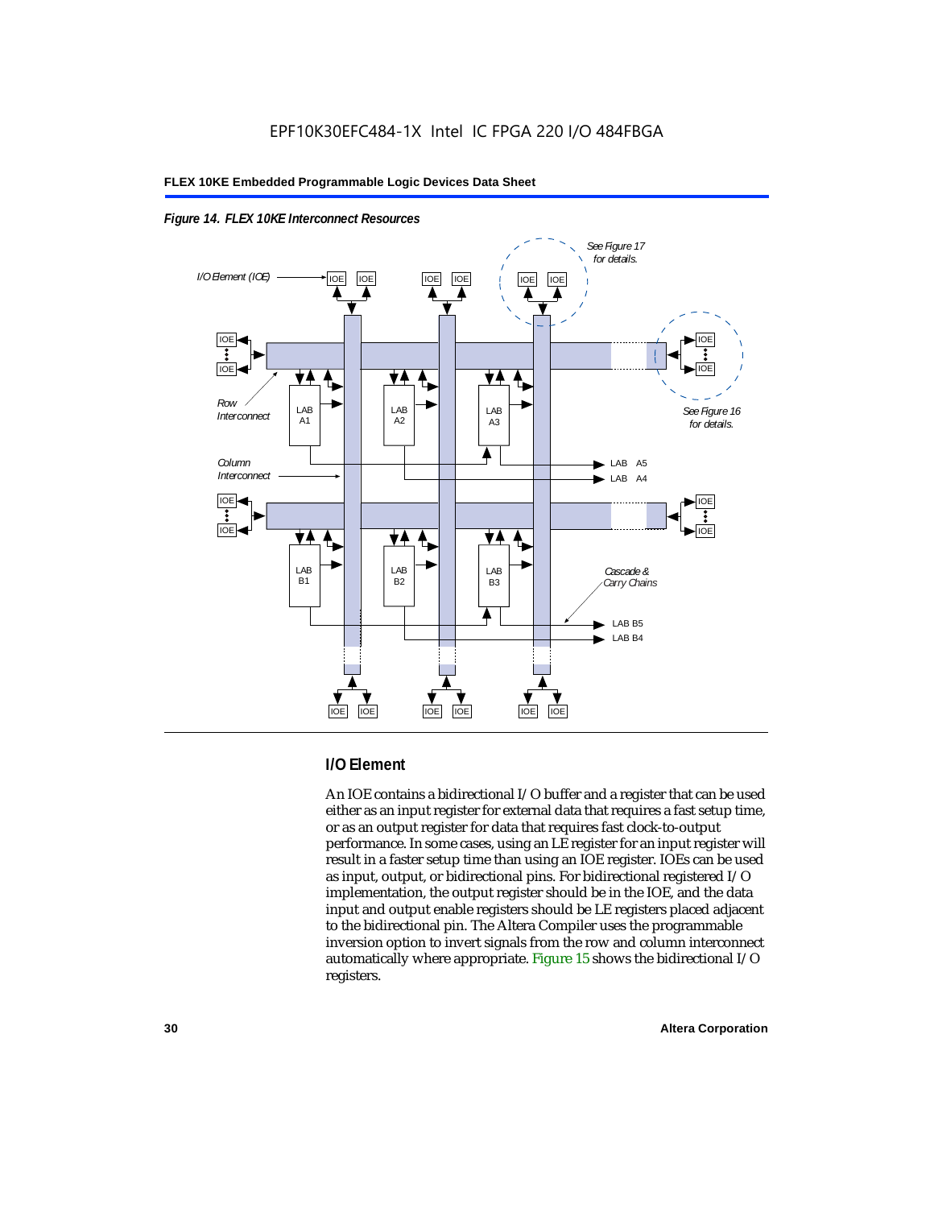*Figure 14. FLEX 10KE Interconnect Resources*

## I/O Element

An IOE contains a bidirectional I/O buffer and a register that can be used either as an input register for external data that requires a fast setup time, or as an output register for data that requires fast clock-to-output performance. In some cases, using an LE register for an input register will result in a faster setup time than using an IOE register. IOEs can be used as input, output, or bidirectional pins. For bidirectional registered I/O implementation, the output register should be in the IOE, and the data input and output enable registers should be LE registers placed adjacent to the bidirectional pin. The Altera Compiler uses the programmable inversion option to invert signals from the row and column interconnect automatically where appropriate. Figure 15 shows the bidirectional I/O registers.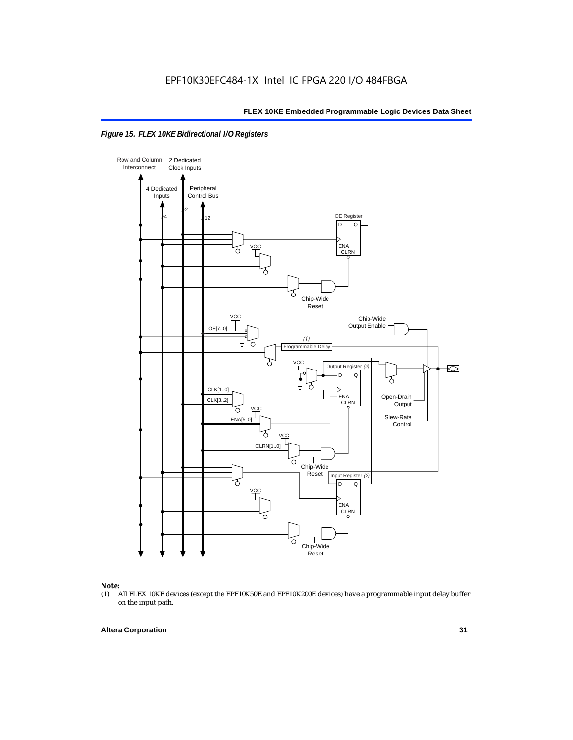*Figure 15. FLEX 10KE Bidirectional I/O Registers*

*Note:*
(1) All FLEX 10KE devices (except the EPF10K50E and EPF10K200E devices) have a programmable input delay buffer on the input path.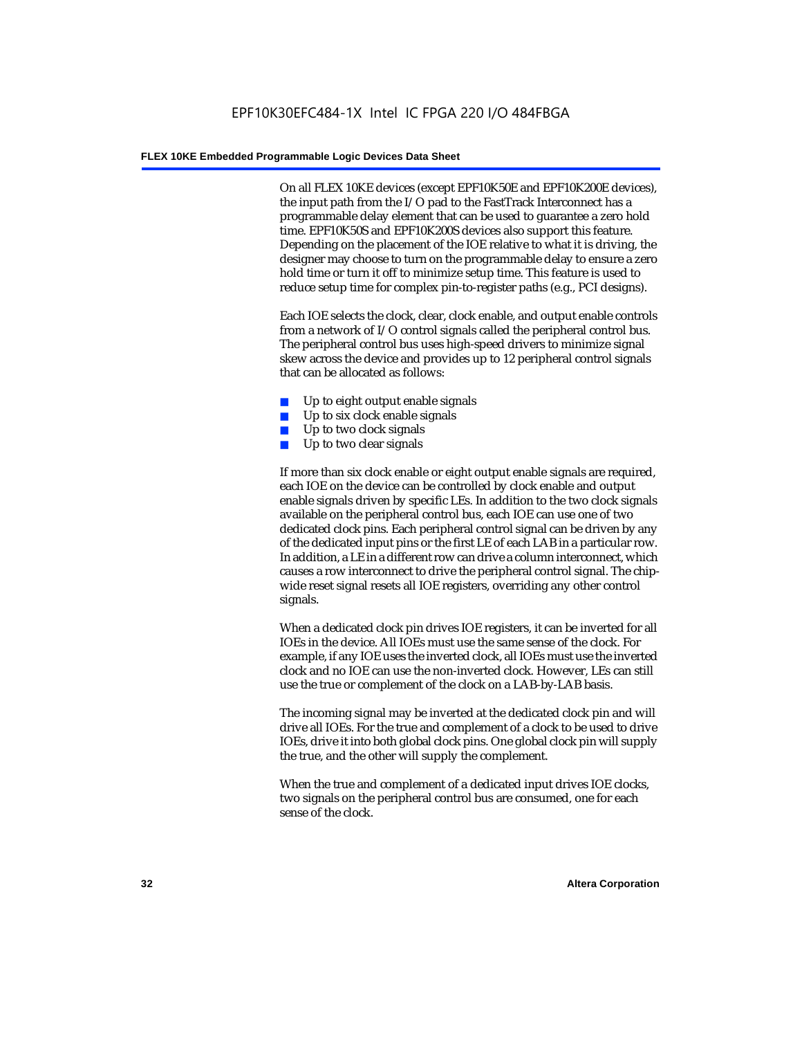On all FLEX 10KE devices (except EPF10K50E and EPF10K200E devices), the input path from the I/O pad to the FastTrack Interconnect has a programmable delay element that can be used to guarantee a zero hold time. EPF10K50S and EPF10K200S devices also support this feature. Depending on the placement of the IOE relative to what it is driving, the designer may choose to turn on the programmable delay to ensure a zero hold time or turn it off to minimize setup time. This feature is used to reduce setup time for complex pin-to-register paths (e.g., PCI designs).

Each IOE selects the clock, clear, clock enable, and output enable controls from a network of I/O control signals called the peripheral control bus. The peripheral control bus uses high-speed drivers to minimize signal skew across the device and provides up to 12 peripheral control signals that can be allocated as follows:

- Up to eight output enable signals
- Up to six clock enable signals
- Up to two clock signals
- Up to two clear signals

If more than six clock enable or eight output enable signals are required, each IOE on the device can be controlled by clock enable and output enable signals driven by specific LEs. In addition to the two clock signals available on the peripheral control bus, each IOE can use one of two dedicated clock pins. Each peripheral control signal can be driven by any of the dedicated input pins or the first LE of each LAB in a particular row. In addition, a LE in a different row can drive a column interconnect, which causes a row interconnect to drive the peripheral control signal. The chip-wide reset signal resets all IOE registers, overriding any other control signals.

When a dedicated clock pin drives IOE registers, it can be inverted for all IOEs in the device. All IOEs must use the same sense of the clock. For example, if any IOE uses the inverted clock, all IOEs must use the inverted clock and no IOE can use the non-inverted clock. However, LEs can still use the true or complement of the clock on a LAB-by-LAB basis.

The incoming signal may be inverted at the dedicated clock pin and will drive all IOEs. For the true and complement of a clock to be used to drive IOEs, drive it into both global clock pins. One global clock pin will supply the true, and the other will supply the complement.

When the true and complement of a dedicated input drives IOE clocks, two signals on the peripheral control bus are consumed, one for each sense of the clock.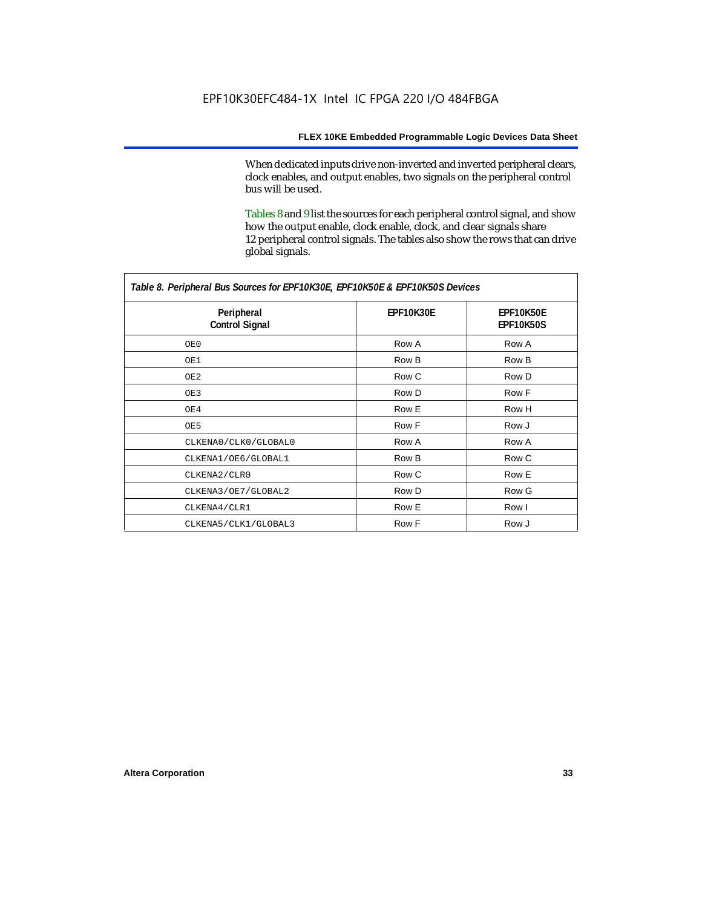When dedicated inputs drive non-inverted and inverted peripheral clears, clock enables, and output enables, two signals on the peripheral control bus will be used.

Tables 8 and 9 list the sources for each peripheral control signal, and show how the output enable, clock enable, clock, and clear signals share 12 peripheral control signals. The tables also show the rows that can drive global signals.

*Table 8. Peripheral Bus Sources for EPF10K30E, EPF10K50E & EPF10K50S Devices*

| Peripheral Control Signal | EPF10K30E | EPF10K50E EPF10K50S |
|---|---|---|
| OE0 | Row A | Row A |
| OE1 | Row B | Row B |
| OE2 | Row C | Row D |
| OE3 | Row D | Row F |
| OE4 | Row E | Row H |
| OE5 | Row F | Row J |
| CLKENA0/CLK0/GLOBAL0 | Row A | Row A |
| CLKENA1/OE6/GLOBAL1 | Row B | Row C |
| CLKENA2/CLR0 | Row C | Row E |
| CLKENA3/OE7/GLOBAL2 | Row D | Row G |
| CLKENA4/CLR1 | Row E | Row I |
| CLKENA5/CLK1/GLOBAL3 | Row F | Row J |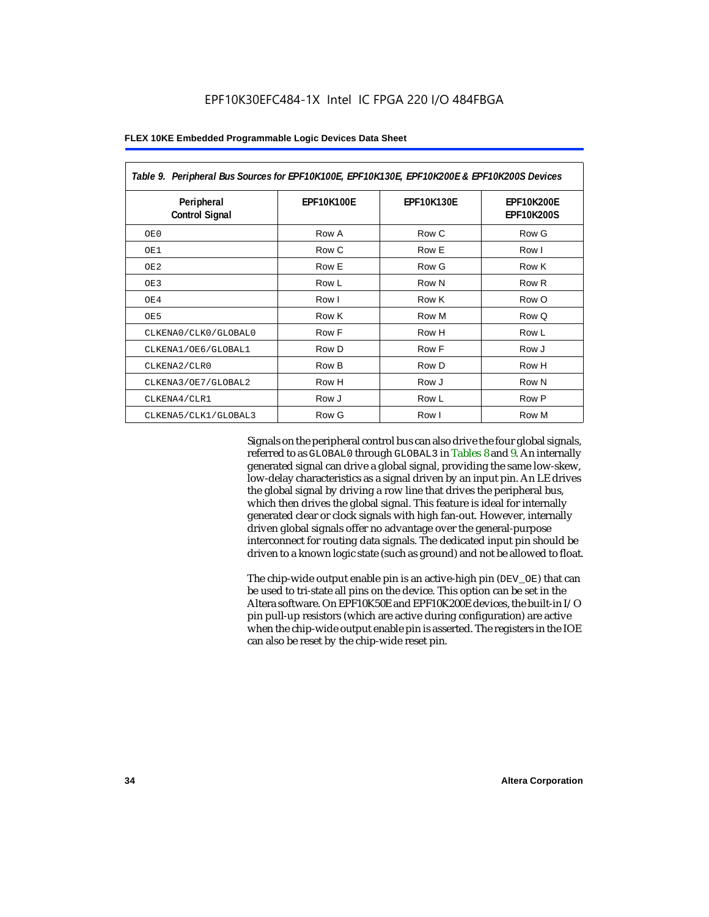Table 9. Peripheral Bus Sources for EPF10K100E, EPF10K130E, EPF10K200E & EPF10K200S Devices

| Peripheral Control Signal | EPF10K100E | EPF10K130E | EPF10K200E EPF10K200S |
|---|---|---|---|
| OE0 | Row A | Row C | Row G |
| OE1 | Row C | Row E | Row I |
| OE2 | Row E | Row G | Row K |
| OE3 | Row L | Row N | Row R |
| OE4 | Row I | Row K | Row O |
| OE5 | Row K | Row M | Row Q |
| CLKENA0/CLK0/GLOBAL0 | Row F | Row H | Row L |
| CLKENA1/OE6/GLOBAL1 | Row D | Row F | Row J |
| CLKENA2/CLR0 | Row B | Row D | Row H |
| CLKENA3/OE7/GLOBAL2 | Row H | Row J | Row N |
| CLKENA4/CLR1 | Row J | Row L | Row P |
| CLKENA5/CLK1/GLOBAL3 | Row G | Row I | Row M |

Signals on the peripheral control bus can also drive the four global signals, referred to as GLOBAL0 through GLOBAL3 in Tables 8 and 9. An internally generated signal can drive a global signal, providing the same low-skew, low-delay characteristics as a signal driven by an input pin. An LE drives the global signal by driving a row line that drives the peripheral bus, which then drives the global signal. This feature is ideal for internally generated clear or clock signals with high fan-out. However, internally driven global signals offer no advantage over the general-purpose interconnect for routing data signals. The dedicated input pin should be driven to a known logic state (such as ground) and not be allowed to float.

The chip-wide output enable pin is an active-high pin (DEV_OE) that can be used to tri-state all pins on the device. This option can be set in the Altera software. On EPF10K50E and EPF10K200E devices, the built-in I/O pin pull-up resistors (which are active during configuration) are active when the chip-wide output enable pin is asserted. The registers in the IOE can also be reset by the chip-wide reset pin.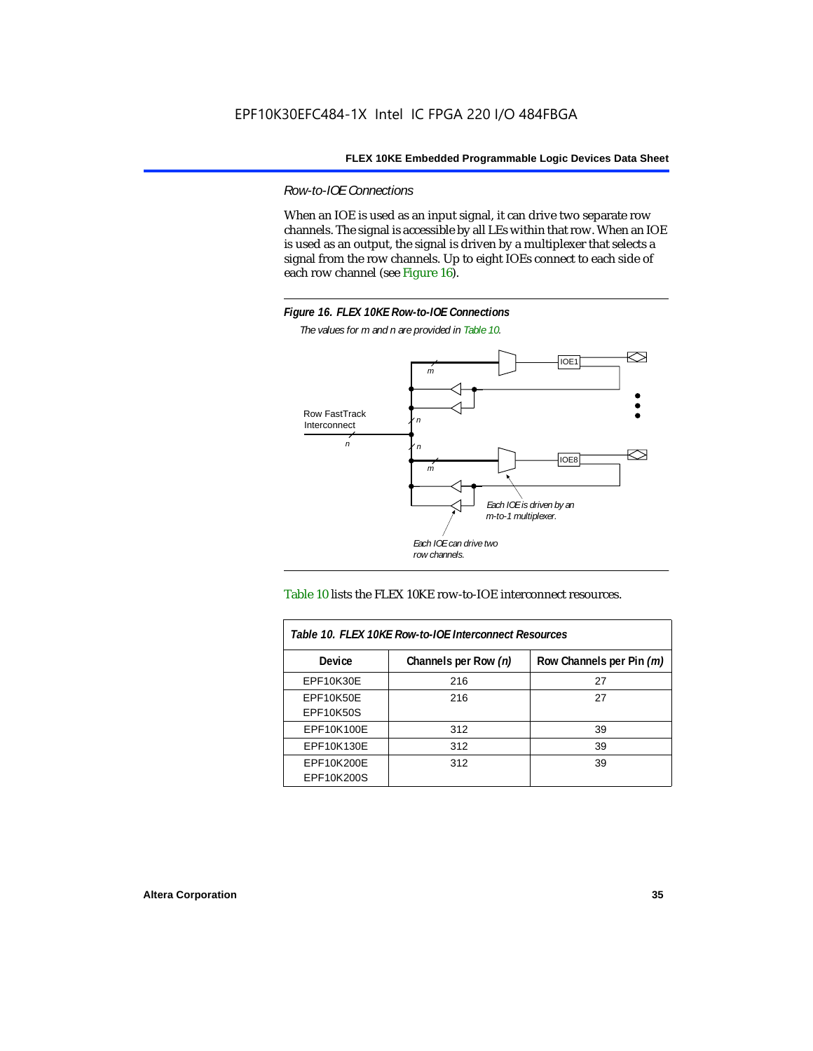### *Row-to-IOE Connections*

When an IOE is used as an input signal, it can drive two separate row channels. The signal is accessible by all LEs within that row. When an IOE is used as an output, the signal is driven by a multiplexer that selects a signal from the row channels. Up to eight IOEs connect to each side of each row channel (see Figure 16).

**Figure 16. FLEX 10KE Row-to-IOE Connections**

*The values for m and n are provided in Table 10.*

Table 10 lists the FLEX 10KE row-to-IOE interconnect resources.

| *Table 10. FLEX 10KE Row-to-IOE Interconnect Resources* | | |
|---|---|---|
| **Device** | **Channels per Row (*n*)** | **Row Channels per Pin (*m*)** |
| EPF10K30E | 216 | 27 |
| EPF10K50E<br>EPF10K50S | 216 | 27 |
| EPF10K100E | 312 | 39 |
| EPF10K130E | 312 | 39 |
| EPF10K200E<br>EPF10K200S | 312 | 39 |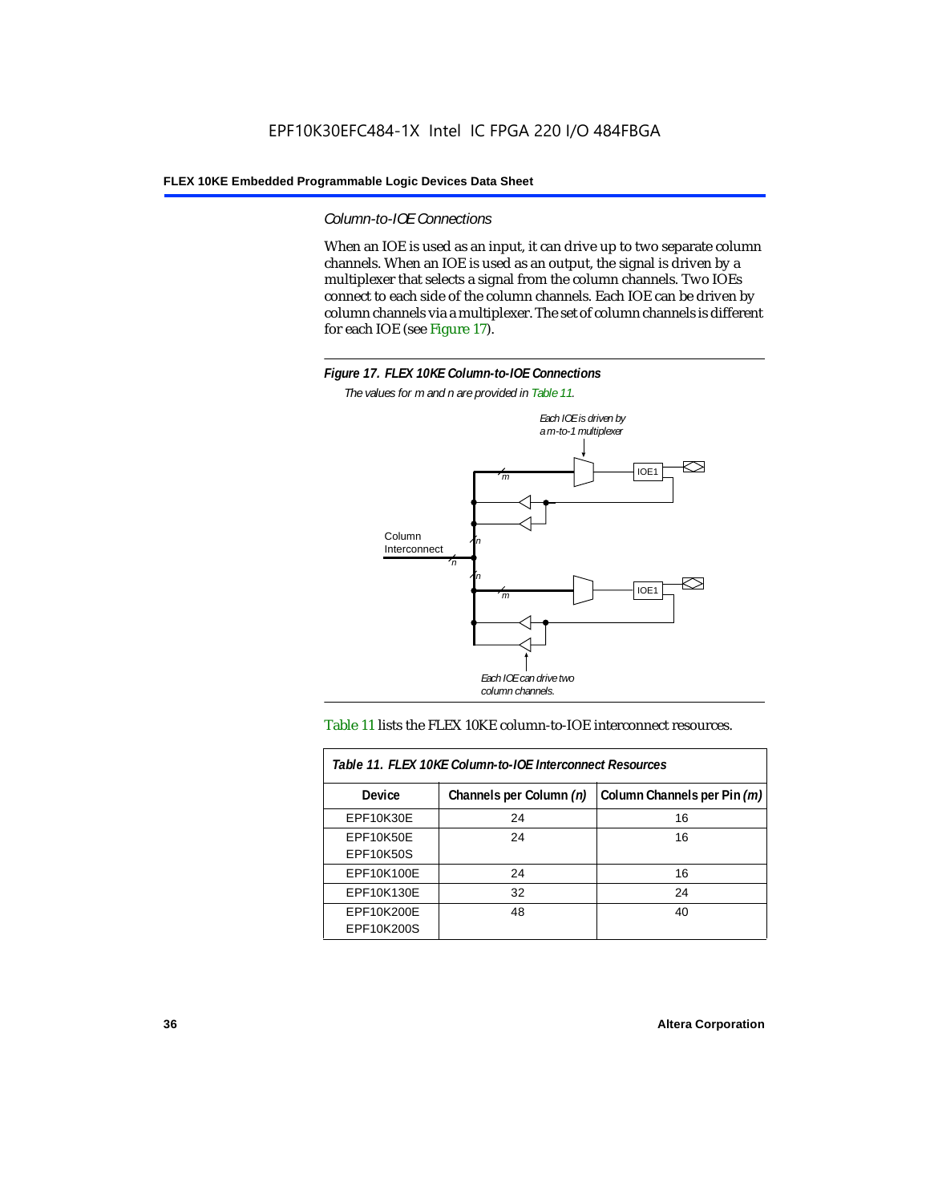### *Column-to-IOE Connections*

When an IOE is used as an input, it can drive up to two separate column channels. When an IOE is used as an output, the signal is driven by a multiplexer that selects a signal from the column channels. Two IOEs connect to each side of the column channels. Each IOE can be driven by column channels via a multiplexer. The set of column channels is different for each IOE (see Figure 17).

**Figure 17. FLEX 10KE Column-to-IOE Connections**

*The values for m and n are provided in Table 11.*

Table 11 lists the FLEX 10KE column-to-IOE interconnect resources.

| *Table 11. FLEX 10KE Column-to-IOE Interconnect Resources* | | |
|---|---|---|
| **Device** | **Channels per Column *(n)*** | **Column Channels per Pin *(m)*** |
| EPF10K30E | 24 | 16 |
| EPF10K50E<br>EPF10K50S | 24 | 16 |
| EPF10K100E | 24 | 16 |
| EPF10K130E | 32 | 24 |
| EPF10K200E<br>EPF10K200S | 48 | 40 |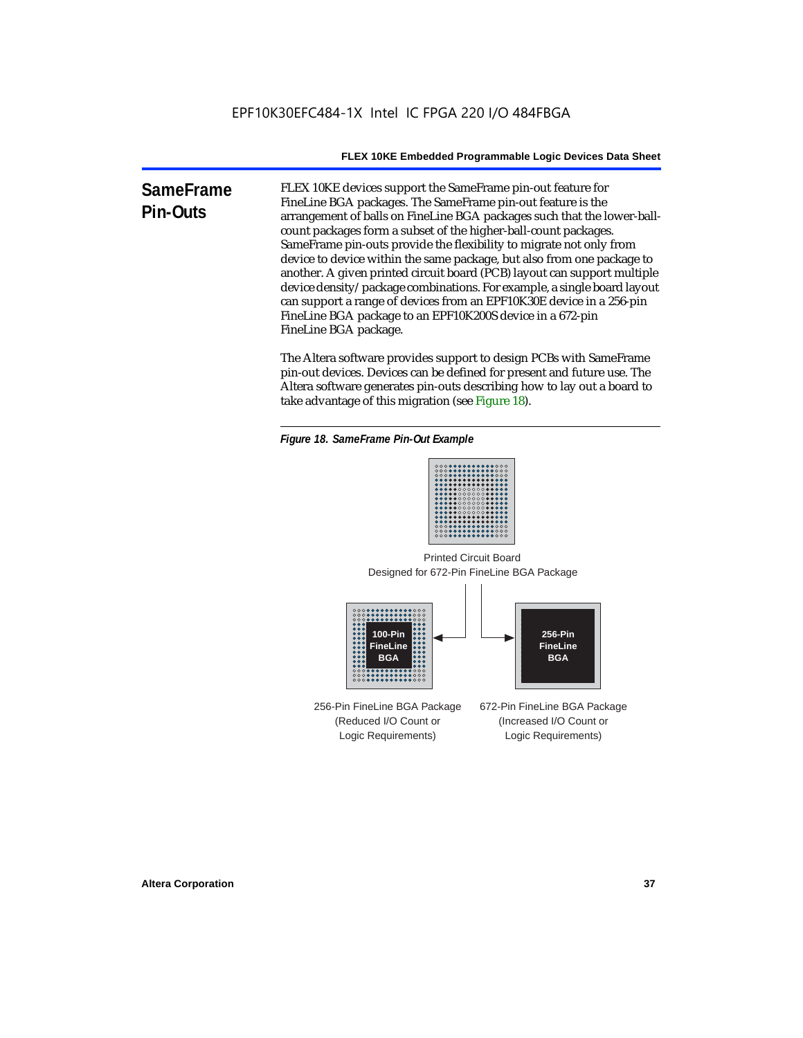## SameFrame Pin-Outs

FLEX 10KE devices support the SameFrame pin-out feature for FineLine BGA packages. The SameFrame pin-out feature is the arrangement of balls on FineLine BGA packages such that the lower-ball-count packages form a subset of the higher-ball-count packages. SameFrame pin-outs provide the flexibility to migrate not only from device to device within the same package, but also from one package to another. A given printed circuit board (PCB) layout can support multiple device density/package combinations. For example, a single board layout can support a range of devices from an EPF10K30E device in a 256-pin FineLine BGA package to an EPF10K200S device in a 672-pin FineLine BGA package.

The Altera software provides support to design PCBs with SameFrame pin-out devices. Devices can be defined for present and future use. The Altera software generates pin-outs describing how to lay out a board to take advantage of this migration (see Figure 18).

*Figure 18. SameFrame Pin-Out Example*

Printed Circuit Board
Designed for 672-Pin FineLine BGA Package

100-Pin FineLine BGA

256-Pin FineLine BGA

256-Pin FineLine BGA Package
(Reduced I/O Count or
Logic Requirements)

672-Pin FineLine BGA Package
(Increased I/O Count or
Logic Requirements)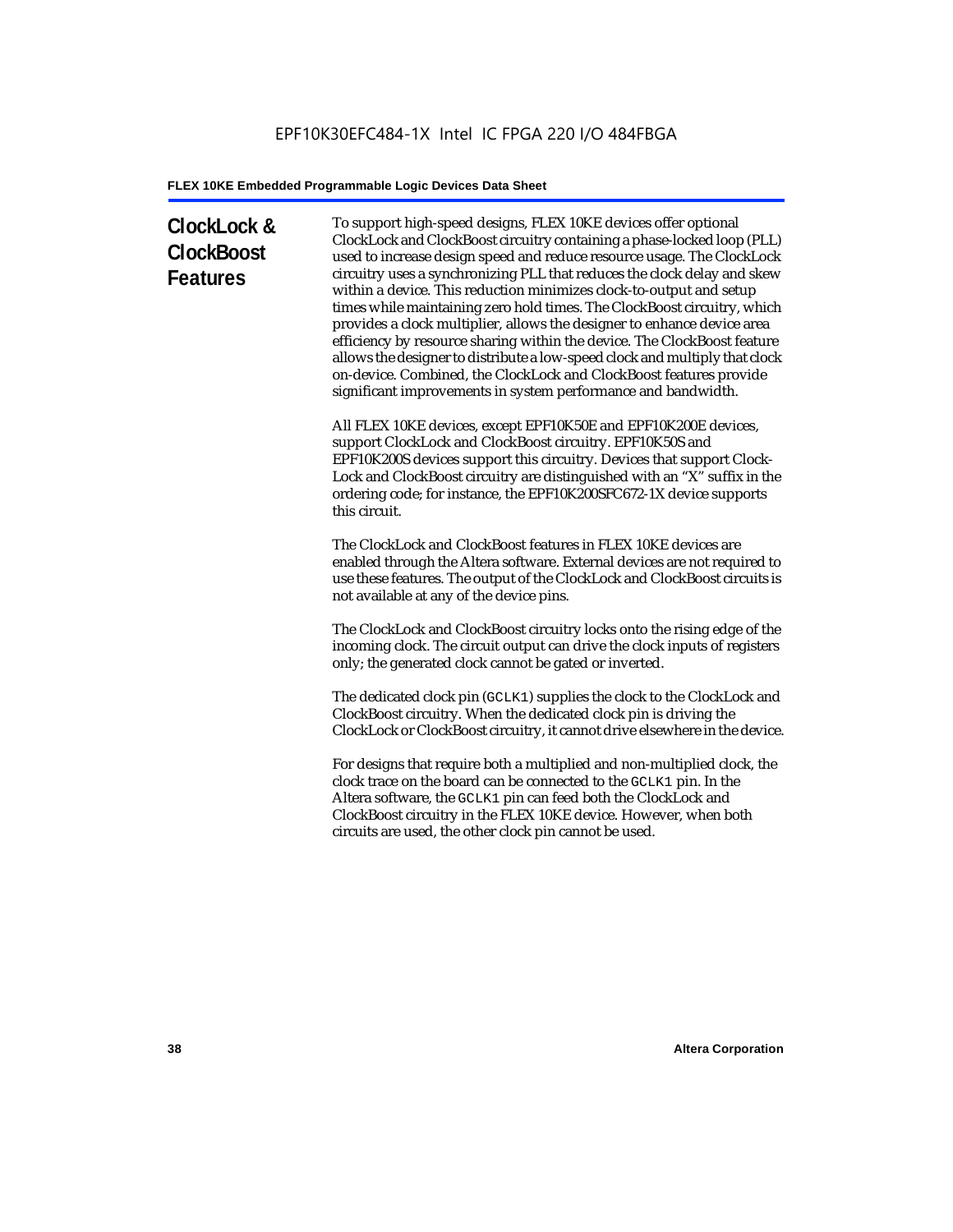## ClockLock & ClockBoost Features

To support high-speed designs, FLEX 10KE devices offer optional ClockLock and ClockBoost circuitry containing a phase-locked loop (PLL) used to increase design speed and reduce resource usage. The ClockLock circuitry uses a synchronizing PLL that reduces the clock delay and skew within a device. This reduction minimizes clock-to-output and setup times while maintaining zero hold times. The ClockBoost circuitry, which provides a clock multiplier, allows the designer to enhance device area efficiency by resource sharing within the device. The ClockBoost feature allows the designer to distribute a low-speed clock and multiply that clock on-device. Combined, the ClockLock and ClockBoost features provide significant improvements in system performance and bandwidth.

All FLEX 10KE devices, except EPF10K50E and EPF10K200E devices, support ClockLock and ClockBoost circuitry. EPF10K50S and EPF10K200S devices support this circuitry. Devices that support ClockLock and ClockBoost circuitry are distinguished with an "X" suffix in the ordering code; for instance, the EPF10K200SFC672-1X device supports this circuit.

The ClockLock and ClockBoost features in FLEX 10KE devices are enabled through the Altera software. External devices are not required to use these features. The output of the ClockLock and ClockBoost circuits is not available at any of the device pins.

The ClockLock and ClockBoost circuitry locks onto the rising edge of the incoming clock. The circuit output can drive the clock inputs of registers only; the generated clock cannot be gated or inverted.

The dedicated clock pin (`GCLK1`) supplies the clock to the ClockLock and ClockBoost circuitry. When the dedicated clock pin is driving the ClockLock or ClockBoost circuitry, it cannot drive elsewhere in the device.

For designs that require both a multiplied and non-multiplied clock, the clock trace on the board can be connected to the `GCLK1` pin. In the Altera software, the `GCLK1` pin can feed both the ClockLock and ClockBoost circuitry in the FLEX 10KE device. However, when both circuits are used, the other clock pin cannot be used.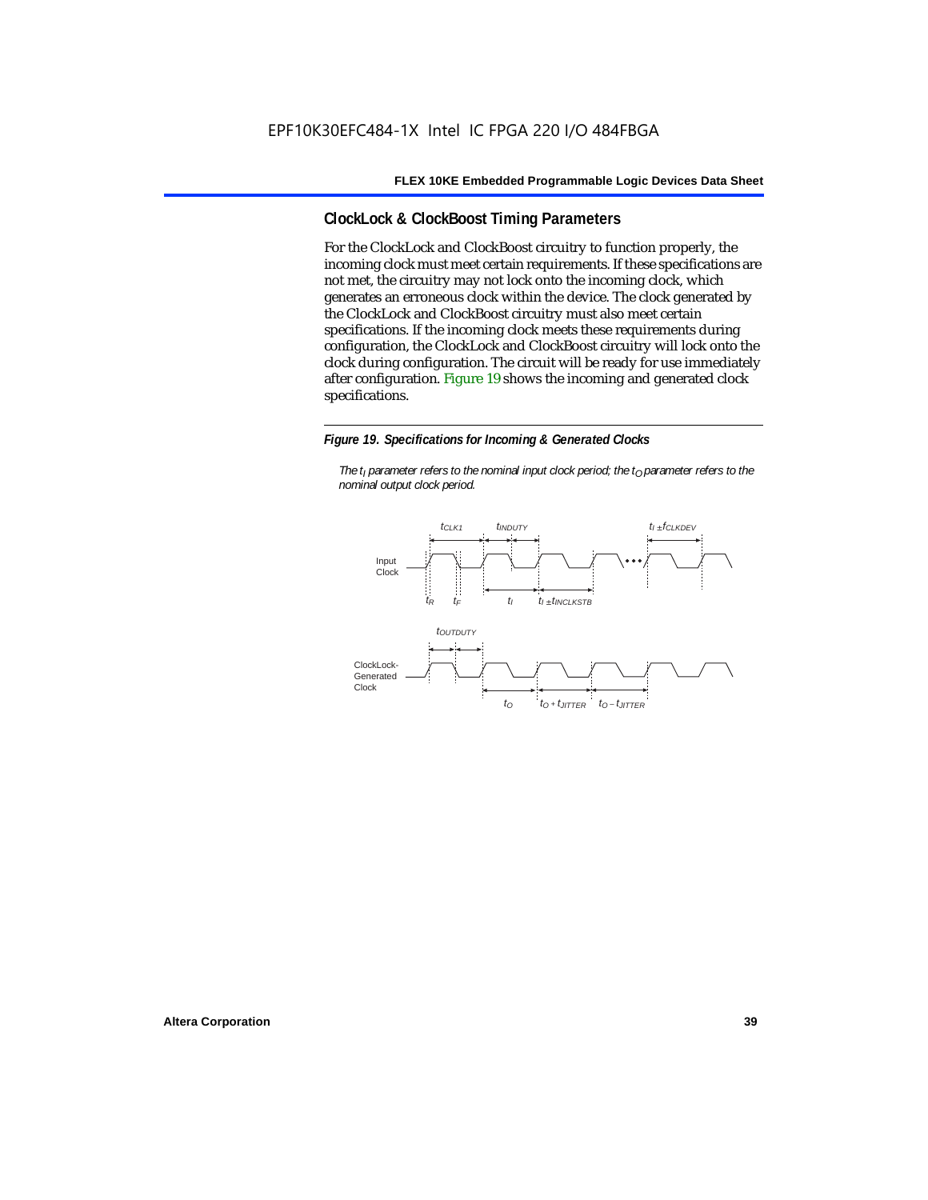## ClockLock & ClockBoost Timing Parameters

For the ClockLock and ClockBoost circuitry to function properly, the incoming clock must meet certain requirements. If these specifications are not met, the circuitry may not lock onto the incoming clock, which generates an erroneous clock within the device. The clock generated by the ClockLock and ClockBoost circuitry must also meet certain specifications. If the incoming clock meets these requirements during configuration, the ClockLock and ClockBoost circuitry will lock onto the clock during configuration. The circuit will be ready for use immediately after configuration. Figure 19 shows the incoming and generated clock specifications.

*Figure 19. Specifications for Incoming & Generated Clocks*

*The $t_I$ parameter refers to the nominal input clock period; the $t_O$ parameter refers to the nominal output clock period.*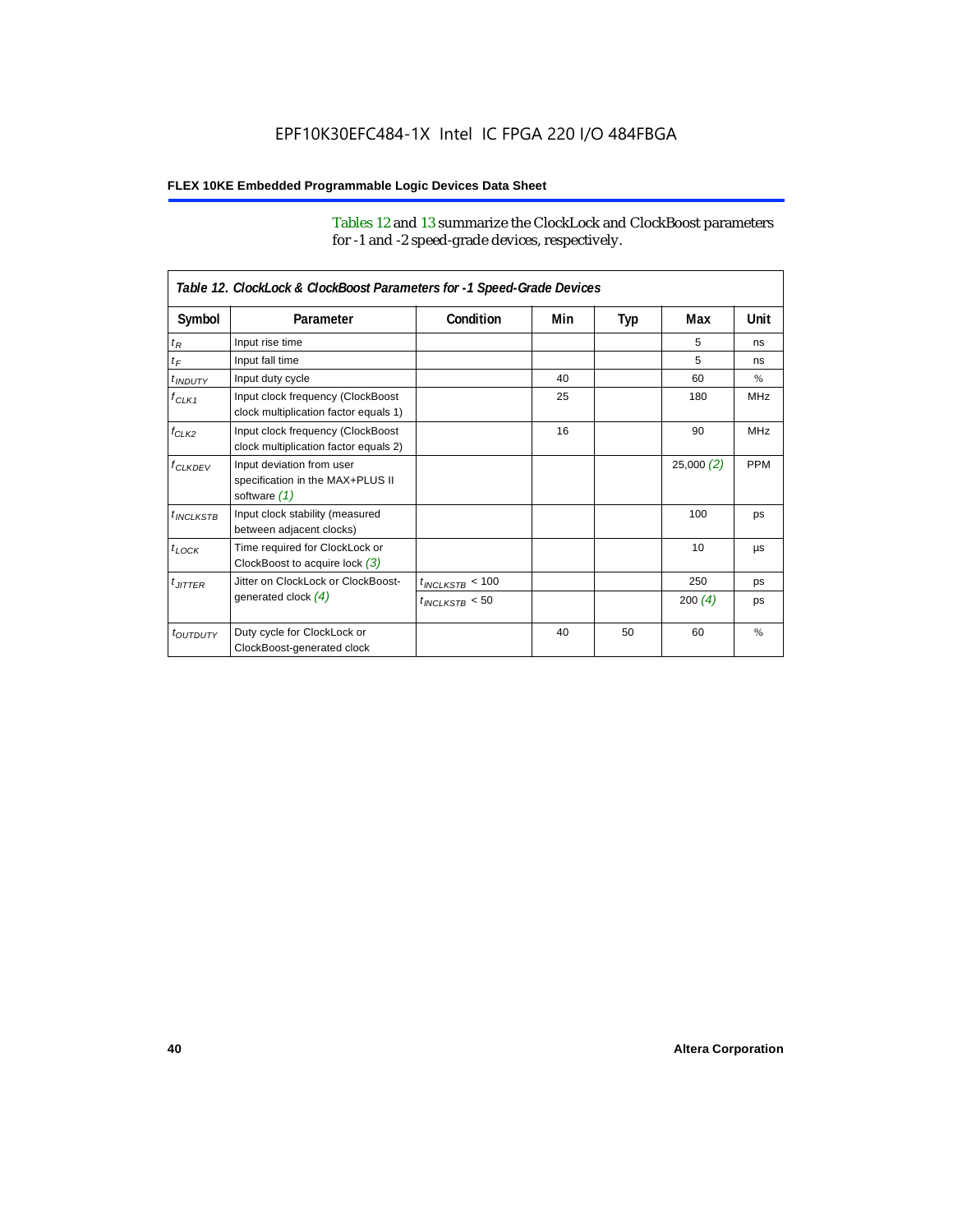Tables 12 and 13 summarize the ClockLock and ClockBoost parameters for -1 and -2 speed-grade devices, respectively.

*Table 12. ClockLock & ClockBoost Parameters for -1 Speed-Grade Devices*

| Symbol | Parameter | Condition | Min | Typ | Max | Unit |
|---|---|---|---|---|---|---|
| $t_R$ | Input rise time | | | | 5 | ns |
| $t_F$ | Input fall time | | | | 5 | ns |
| $t_{INDUTY}$ | Input duty cycle | | 40 | | 60 | % |
| $f_{CLK1}$ | Input clock frequency (ClockBoost clock multiplication factor equals 1) | | 25 | | 180 | MHz |
| $f_{CLK2}$ | Input clock frequency (ClockBoost clock multiplication factor equals 2) | | 16 | | 90 | MHz |
| $f_{CLKDEV}$ | Input deviation from user specification in the MAX+PLUS II software *(1)* | | | | 25,000 *(2)* | PPM |
| $t_{INCLKSTB}$ | Input clock stability (measured between adjacent clocks) | | | | 100 | ps |
| $t_{LOCK}$ | Time required for ClockLock or ClockBoost to acquire lock *(3)* | | | | 10 | µs |
| $t_{JITTER}$ | Jitter on ClockLock or ClockBoost-generated clock *(4)* | $t_{INCLKSTB} < 100$ | | | 250 | ps |
| | | $t_{INCLKSTB} < 50$ | | | 200 *(4)* | ps |
| $t_{OUTDUTY}$ | Duty cycle for ClockLock or ClockBoost-generated clock | | 40 | 50 | 60 | % |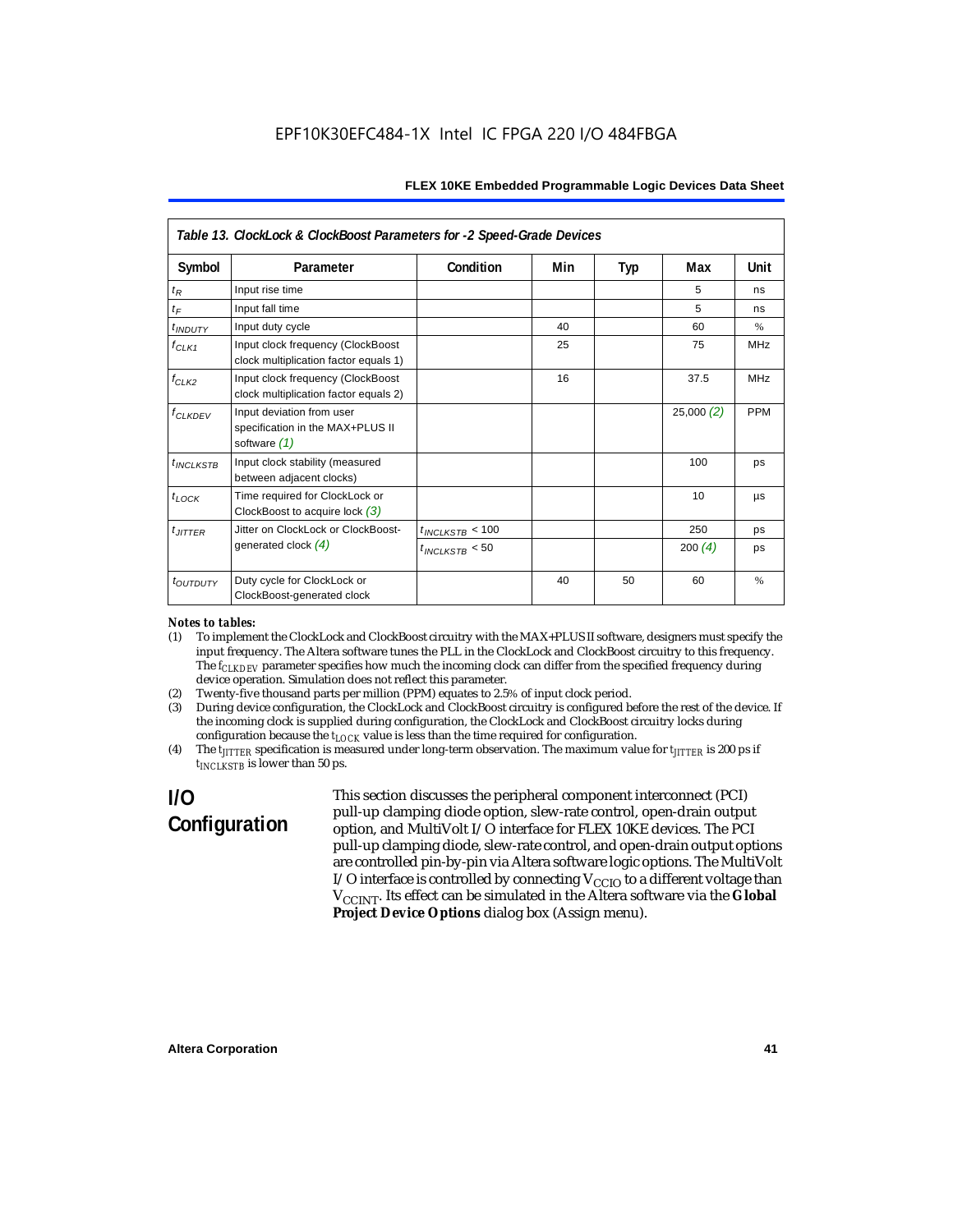Table 13. ClockLock & ClockBoost Parameters for -2 Speed-Grade Devices

| Symbol | Parameter | Condition | Min | Typ | Max | Unit |
|---|---|---|---|---|---|---|
| $t_R$ | Input rise time | | | | 5 | ns |
| $t_F$ | Input fall time | | | | 5 | ns |
| $t_{INDUTY}$ | Input duty cycle | | 40 | | 60 | % |
| $f_{CLK1}$ | Input clock frequency (ClockBoost clock multiplication factor equals 1) | | 25 | | 75 | MHz |
| $f_{CLK2}$ | Input clock frequency (ClockBoost clock multiplication factor equals 2) | | 16 | | 37.5 | MHz |
| $f_{CLKDEV}$ | Input deviation from user specification in the MAX+PLUS II software *(1)* | | | | 25,000 *(2)* | PPM |
| $t_{INCLKSTB}$ | Input clock stability (measured between adjacent clocks) | | | | 100 | ps |
| $t_{LOCK}$ | Time required for ClockLock or ClockBoost to acquire lock *(3)* | | | | 10 | µs |
| $t_{JITTER}$ | Jitter on ClockLock or ClockBoost-generated clock *(4)* | $t_{INCLKSTB}$ < 100 | | | 250 | ps |
| | | $t_{INCLKSTB}$ < 50 | | | 200 *(4)* | ps |
| $t_{OUTDUTY}$ | Duty cycle for ClockLock or ClockBoost-generated clock | | 40 | 50 | 60 | % |

*Notes to tables:*

1. To implement the ClockLock and ClockBoost circuitry with the MAX+PLUS II software, designers must specify the input frequency. The Altera software tunes the PLL in the ClockLock and ClockBoost circuitry to this frequency. The $f_{CLKDEV}$ parameter specifies how much the incoming clock can differ from the specified frequency during device operation. Simulation does not reflect this parameter.
2. Twenty-five thousand parts per million (PPM) equates to 2.5% of input clock period.
3. During device configuration, the ClockLock and ClockBoost circuitry is configured before the rest of the device. If the incoming clock is supplied during configuration, the ClockLock and ClockBoost circuitry locks during configuration because the $t_{LOCK}$ value is less than the time required for configuration.
4. The $t_{JITTER}$ specification is measured under long-term observation. The maximum value for $t_{JITTER}$ is 200 ps if $t_{INCLKSTB}$ is lower than 50 ps.

## I/O Configuration

This section discusses the peripheral component interconnect (PCI) pull-up clamping diode option, slew-rate control, open-drain output option, and MultiVolt I/O interface for FLEX 10KE devices. The PCI pull-up clamping diode, slew-rate control, and open-drain output options are controlled pin-by-pin via Altera software logic options. The MultiVolt I/O interface is controlled by connecting $V_{CCIO}$ to a different voltage than $V_{CCINT}$. Its effect can be simulated in the Altera software via the **Global Project Device Options** dialog box (Assign menu).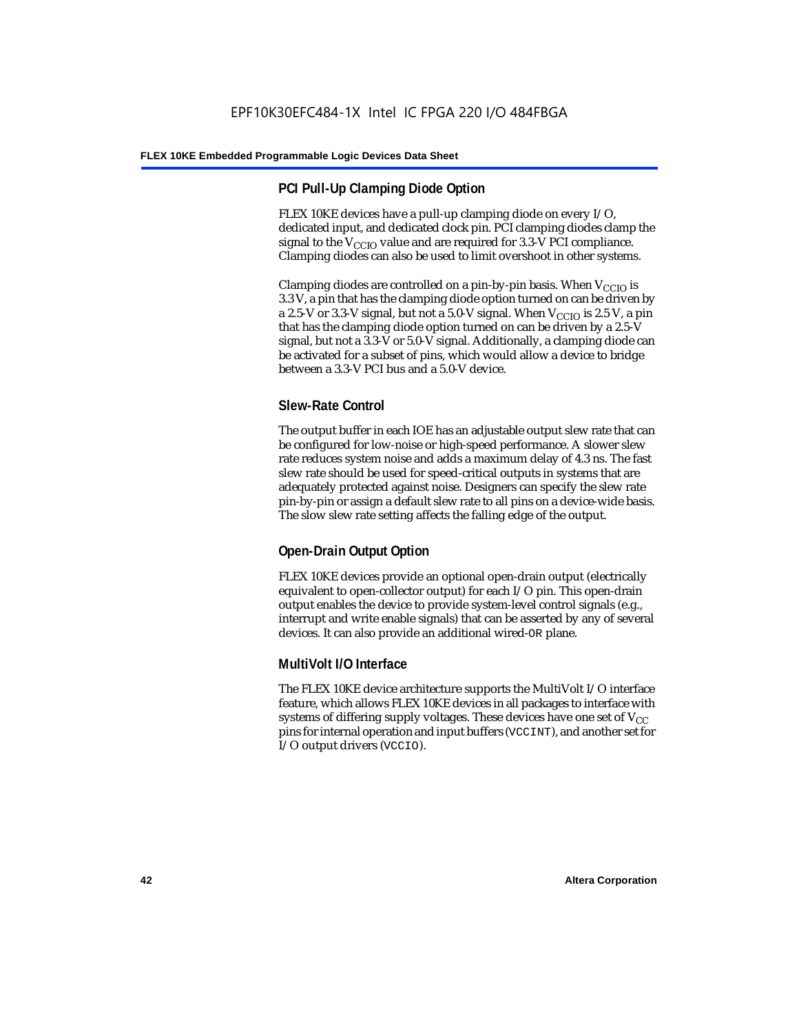### PCI Pull-Up Clamping Diode Option

FLEX 10KE devices have a pull-up clamping diode on every I/O, dedicated input, and dedicated clock pin. PCI clamping diodes clamp the signal to the $V_{CCIO}$ value and are required for 3.3-V PCI compliance. Clamping diodes can also be used to limit overshoot in other systems.

Clamping diodes are controlled on a pin-by-pin basis. When $V_{CCIO}$ is 3.3 V, a pin that has the clamping diode option turned on can be driven by a 2.5-V or 3.3-V signal, but not a 5.0-V signal. When $V_{CCIO}$ is 2.5 V, a pin that has the clamping diode option turned on can be driven by a 2.5-V signal, but not a 3.3-V or 5.0-V signal. Additionally, a clamping diode can be activated for a subset of pins, which would allow a device to bridge between a 3.3-V PCI bus and a 5.0-V device.

### Slew-Rate Control

The output buffer in each IOE has an adjustable output slew rate that can be configured for low-noise or high-speed performance. A slower slew rate reduces system noise and adds a maximum delay of 4.3 ns. The fast slew rate should be used for speed-critical outputs in systems that are adequately protected against noise. Designers can specify the slew rate pin-by-pin or assign a default slew rate to all pins on a device-wide basis. The slow slew rate setting affects the falling edge of the output.

### Open-Drain Output Option

FLEX 10KE devices provide an optional open-drain output (electrically equivalent to open-collector output) for each I/O pin. This open-drain output enables the device to provide system-level control signals (e.g., interrupt and write enable signals) that can be asserted by any of several devices. It can also provide an additional wired-`OR` plane.

### MultiVolt I/O Interface

The FLEX 10KE device architecture supports the MultiVolt I/O interface feature, which allows FLEX 10KE devices in all packages to interface with systems of differing supply voltages. These devices have one set of $V_{CC}$ pins for internal operation and input buffers (`VCCINT`), and another set for I/O output drivers (`VCCIO`).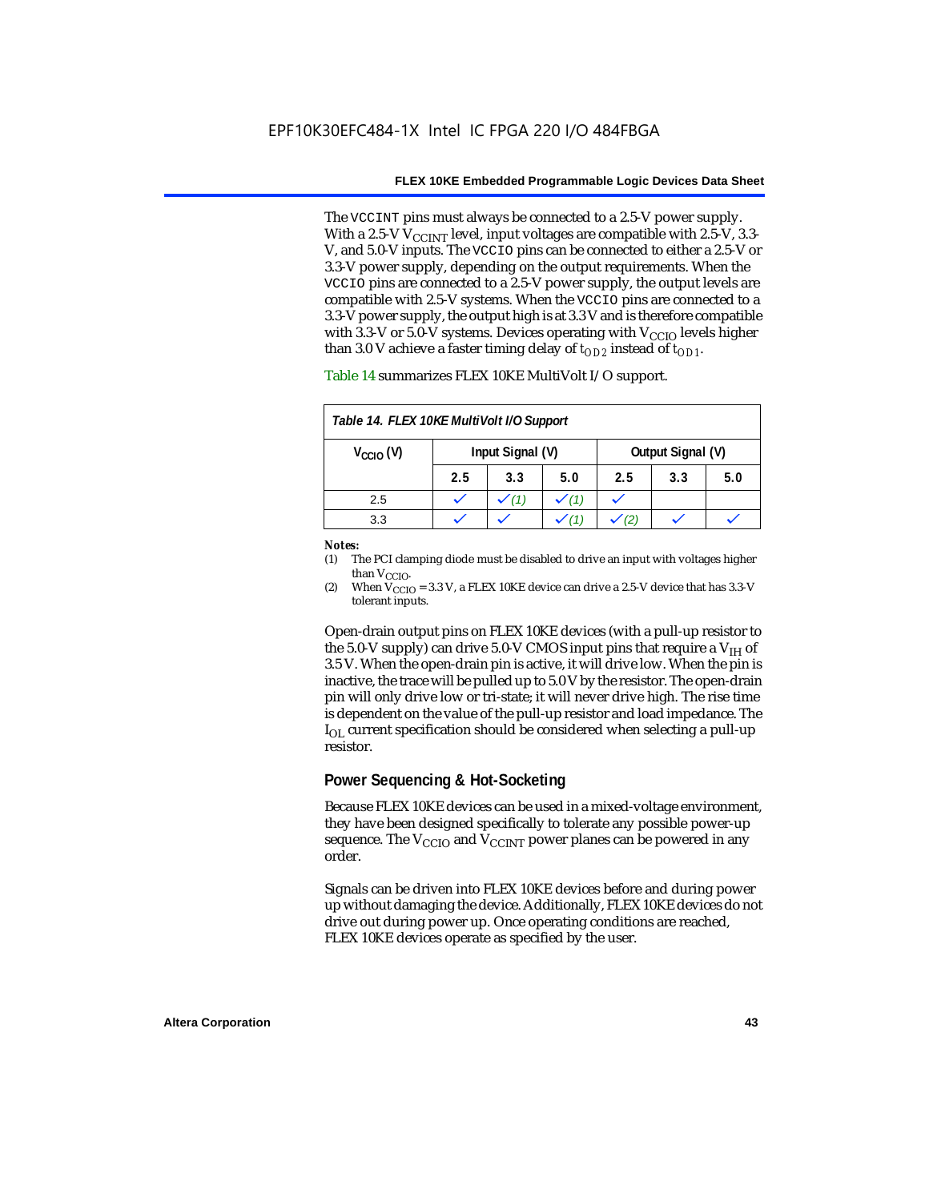The VCCINT pins must always be connected to a 2.5-V power supply. With a 2.5-V $V_{CCINT}$ level, input voltages are compatible with 2.5-V, 3.3-V, and 5.0-V inputs. The VCCIO pins can be connected to either a 2.5-V or 3.3-V power supply, depending on the output requirements. When the VCCIO pins are connected to a 2.5-V power supply, the output levels are compatible with 2.5-V systems. When the VCCIO pins are connected to a 3.3-V power supply, the output high is at 3.3 V and is therefore compatible with 3.3-V or 5.0-V systems. Devices operating with $V_{CCIO}$ levels higher than 3.0 V achieve a faster timing delay of $t_{OD2}$ instead of $t_{OD1}$.

Table 14 summarizes FLEX 10KE MultiVolt I/O support.

*Table 14. FLEX 10KE MultiVolt I/O Support*

| $V_{CCIO}$ (V) | Input Signal (V) | | | Output Signal (V) | | |
|---|---|---|---|---|---|---|
| | 2.5 | 3.3 | 5.0 | 2.5 | 3.3 | 5.0 |
| 2.5 | ✓ | ✓ (1) | ✓ (1) | ✓ | | |
| 3.3 | ✓ | ✓ | ✓ (1) | ✓ (2) | ✓ | ✓ |

**Notes:**

(1) The PCI clamping diode must be disabled to drive an input with voltages higher than $V_{CCIO}$.

(2) When $V_{CCIO}$ = 3.3 V, a FLEX 10KE device can drive a 2.5-V device that has 3.3-V tolerant inputs.

Open-drain output pins on FLEX 10KE devices (with a pull-up resistor to the 5.0-V supply) can drive 5.0-V CMOS input pins that require a $V_{IH}$ of 3.5 V. When the open-drain pin is active, it will drive low. When the pin is inactive, the trace will be pulled up to 5.0 V by the resistor. The open-drain pin will only drive low or tri-state; it will never drive high. The rise time is dependent on the value of the pull-up resistor and load impedance. The $I_{OL}$ current specification should be considered when selecting a pull-up resistor.

## Power Sequencing & Hot-Socketing

Because FLEX 10KE devices can be used in a mixed-voltage environment, they have been designed specifically to tolerate any possible power-up sequence. The $V_{CCIO}$ and $V_{CCINT}$ power planes can be powered in any order.

Signals can be driven into FLEX 10KE devices before and during power up without damaging the device. Additionally, FLEX 10KE devices do not drive out during power up. Once operating conditions are reached, FLEX 10KE devices operate as specified by the user.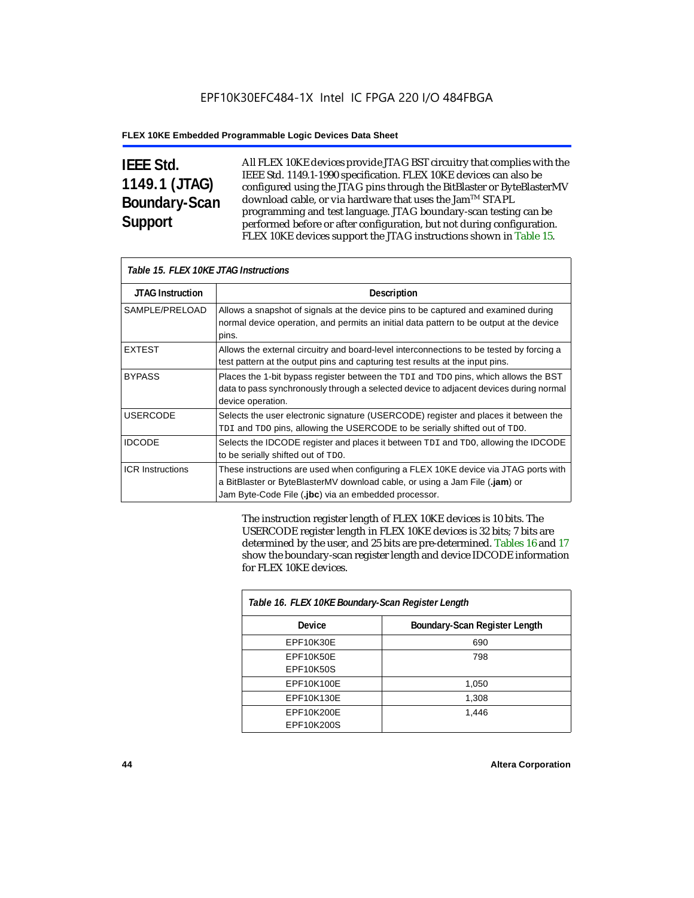## IEEE Std. 1149.1 (JTAG) Boundary-Scan Support

All FLEX 10KE devices provide JTAG BST circuitry that complies with the IEEE Std. 1149.1-1990 specification. FLEX 10KE devices can also be configured using the JTAG pins through the BitBlaster or ByteBlasterMV download cable, or via hardware that uses the Jam™ STAPL programming and test language. JTAG boundary-scan testing can be performed before or after configuration, but not during configuration. FLEX 10KE devices support the JTAG instructions shown in Table 15.

*Table 15. FLEX 10KE JTAG Instructions*

| JTAG Instruction | Description |
|---|---|
| SAMPLE/PRELOAD | Allows a snapshot of signals at the device pins to be captured and examined during normal device operation, and permits an initial data pattern to be output at the device pins. |
| EXTEST | Allows the external circuitry and board-level interconnections to be tested by forcing a test pattern at the output pins and capturing test results at the input pins. |
| BYPASS | Places the 1-bit bypass register between the `TDI` and `TDO` pins, which allows the BST data to pass synchronously through a selected device to adjacent devices during normal device operation. |
| USERCODE | Selects the user electronic signature (USERCODE) register and places it between the `TDI` and `TDO` pins, allowing the USERCODE to be serially shifted out of `TDO`. |
| IDCODE | Selects the IDCODE register and places it between `TDI` and `TDO`, allowing the IDCODE to be serially shifted out of `TDO`. |
| ICR Instructions | These instructions are used when configuring a FLEX 10KE device via JTAG ports with a BitBlaster or ByteBlasterMV download cable, or using a Jam File (**.jam**) or Jam Byte-Code File (**.jbc**) via an embedded processor. |

The instruction register length of FLEX 10KE devices is 10 bits. The USERCODE register length in FLEX 10KE devices is 32 bits; 7 bits are determined by the user, and 25 bits are pre-determined. Tables 16 and 17 show the boundary-scan register length and device IDCODE information for FLEX 10KE devices.

*Table 16. FLEX 10KE Boundary-Scan Register Length*

| Device | Boundary-Scan Register Length |
|---|---|
| EPF10K30E | 690 |
| EPF10K50E<br>EPF10K50S | 798 |
| EPF10K100E | 1,050 |
| EPF10K130E | 1,308 |
| EPF10K200E<br>EPF10K200S | 1,446 |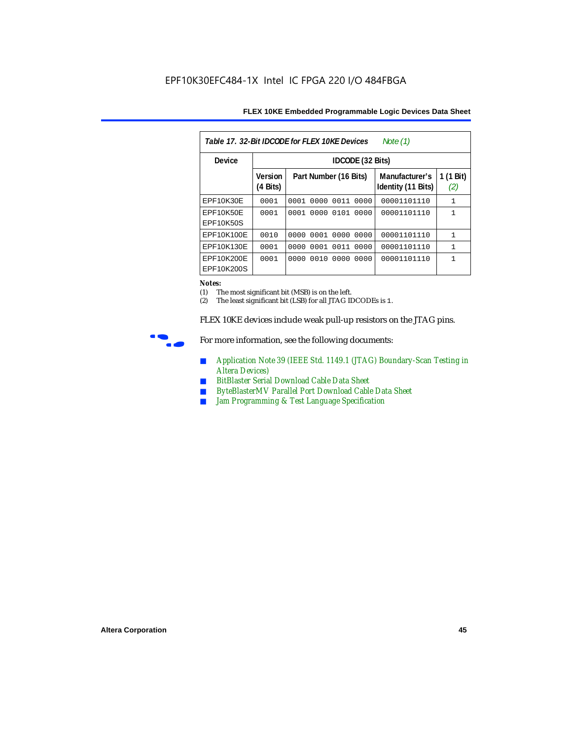*Table 17. 32-Bit IDCODE for FLEX 10KE Devices Note (1)*

| Device | IDCODE (32 Bits) | | | |
|---|---|---|---|---|
| | Version (4 Bits) | Part Number (16 Bits) | Manufacturer's Identity (11 Bits) | 1 (1 Bit) (2) |
| EPF10K30E | 0001 | 0001 0000 0011 0000 | 00001101110 | 1 |
| EPF10K50E EPF10K50S | 0001 | 0001 0000 0101 0000 | 00001101110 | 1 |
| EPF10K100E | 0010 | 0000 0001 0000 0000 | 00001101110 | 1 |
| EPF10K130E | 0001 | 0000 0001 0011 0000 | 00001101110 | 1 |
| EPF10K200E EPF10K200S | 0001 | 0000 0010 0000 0000 | 00001101110 | 1 |

**Notes:**
(1) The most significant bit (MSB) is on the left.
(2) The least significant bit (LSB) for all JTAG IDCODEs is 1.

FLEX 10KE devices include weak pull-up resistors on the JTAG pins.

For more information, see the following documents:

- Application Note 39 (IEEE Std. 1149.1 (JTAG) Boundary-Scan Testing in Altera Devices)
- BitBlaster Serial Download Cable Data Sheet
- ByteBlasterMV Parallel Port Download Cable Data Sheet
- Jam Programming & Test Language Specification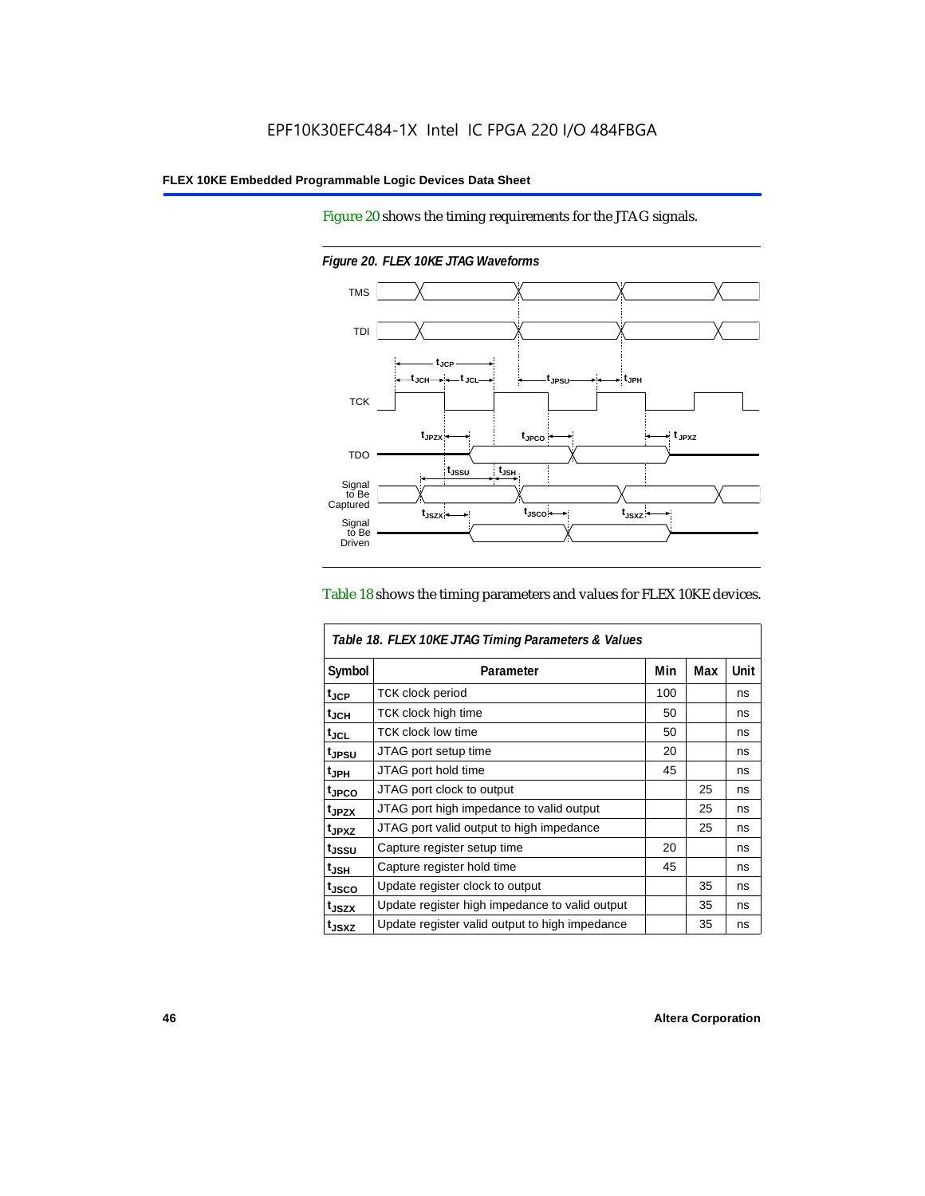Figure 20 shows the timing requirements for the JTAG signals.

*Figure 20. FLEX 10KE JTAG Waveforms*

Table 18 shows the timing parameters and values for FLEX 10KE devices.

*Table 18. FLEX 10KE JTAG Timing Parameters & Values*

| Symbol | Parameter | Min | Max | Unit |
|---|---|---|---|---|
| $t_{JCP}$ | TCK clock period | 100 | | ns |
| $t_{JCH}$ | TCK clock high time | 50 | | ns |
| $t_{JCL}$ | TCK clock low time | 50 | | ns |
| $t_{JPSU}$ | JTAG port setup time | 20 | | ns |
| $t_{JPH}$ | JTAG port hold time | 45 | | ns |
| $t_{JPCO}$ | JTAG port clock to output | | 25 | ns |
| $t_{JPZX}$ | JTAG port high impedance to valid output | | 25 | ns |
| $t_{JPXZ}$ | JTAG port valid output to high impedance | | 25 | ns |
| $t_{JSSU}$ | Capture register setup time | 20 | | ns |
| $t_{JSH}$ | Capture register hold time | 45 | | ns |
| $t_{JSCO}$ | Update register clock to output | | 35 | ns |
| $t_{JSZX}$ | Update register high impedance to valid output | | 35 | ns |
| $t_{JSXZ}$ | Update register valid output to high impedance | | 35 | ns |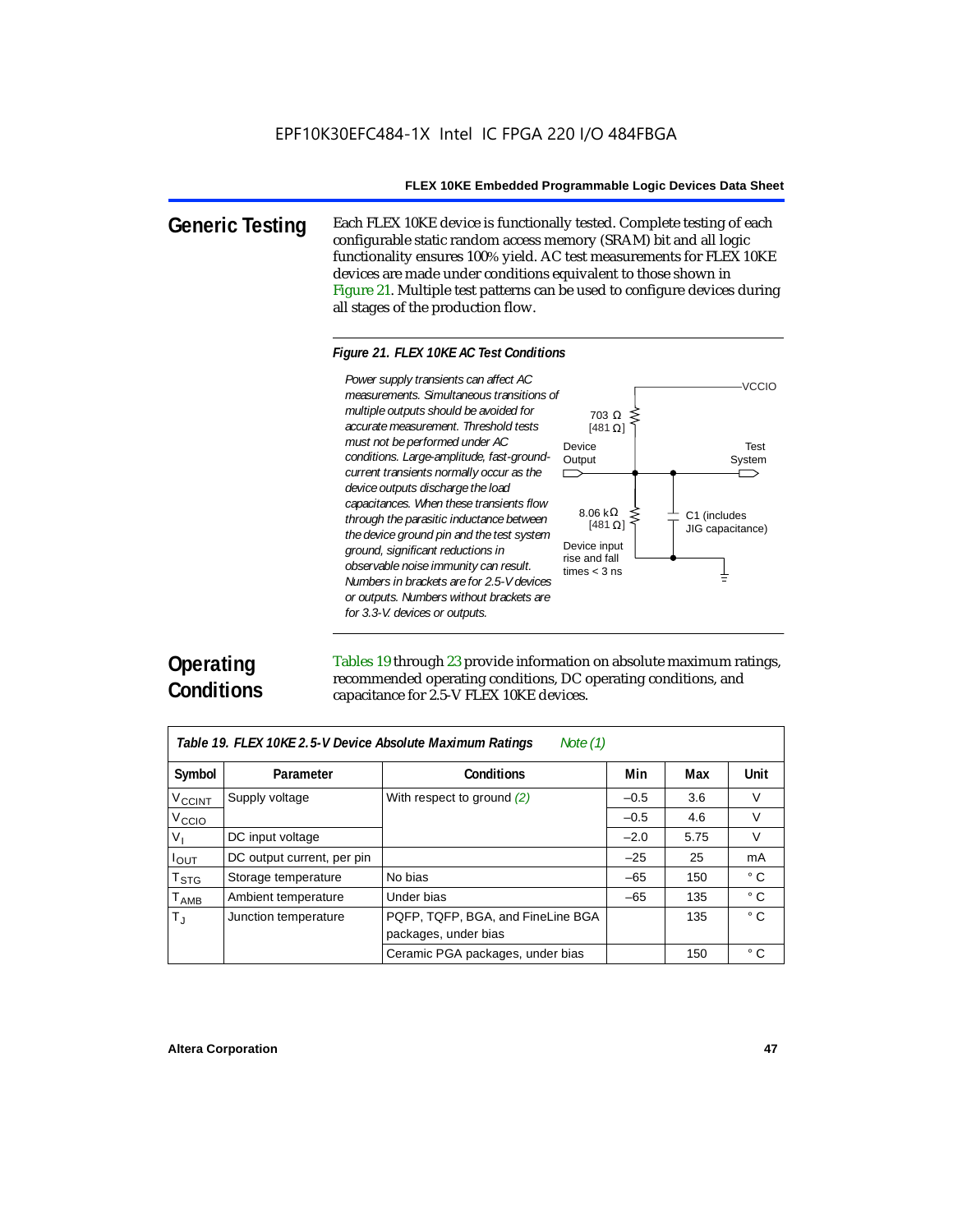## Generic Testing

Each FLEX 10KE device is functionally tested. Complete testing of each configurable static random access memory (SRAM) bit and all logic functionality ensures 100% yield. AC test measurements for FLEX 10KE devices are made under conditions equivalent to those shown in Figure 21. Multiple test patterns can be used to configure devices during all stages of the production flow.

*Figure 21. FLEX 10KE AC Test Conditions*

*Power supply transients can affect AC measurements. Simultaneous transitions of multiple outputs should be avoided for accurate measurement. Threshold tests must not be performed under AC conditions. Large-amplitude, fast-ground-current transients normally occur as the device outputs discharge the load capacitances. When these transients flow through the parasitic inductance between the device ground pin and the test system ground, significant reductions in observable noise immunity can result. Numbers in brackets are for 2.5-V devices or outputs. Numbers without brackets are for 3.3-V. devices or outputs.*

VCCIO

703 Ω [481 Ω]

Device Output

Test System

8.06 kΩ [481 Ω]

C1 (includes JIG capacitance)

Device input rise and fall times < 3 ns

## Operating Conditions

Tables 19 through 23 provide information on absolute maximum ratings, recommended operating conditions, DC operating conditions, and capacitance for 2.5-V FLEX 10KE devices.

*Table 19. FLEX 10KE 2.5-V Device Absolute Maximum Ratings* *Note (1)*

| Symbol | Parameter | Conditions | Min | Max | Unit |
|---|---|---|---|---|---|
| $V_{CCINT}$ | Supply voltage | With respect to ground *(2)* | –0.5 | 3.6 | V |
| $V_{CCIO}$ | | | –0.5 | 4.6 | V |
| $V_I$ | DC input voltage | | –2.0 | 5.75 | V |
| $I_{OUT}$ | DC output current, per pin | | –25 | 25 | mA |
| $T_{STG}$ | Storage temperature | No bias | –65 | 150 | ° C |
| $T_{AMB}$ | Ambient temperature | Under bias | –65 | 135 | ° C |
| $T_J$ | Junction temperature | PQFP, TQFP, BGA, and FineLine BGA packages, under bias | | 135 | ° C |
| | | Ceramic PGA packages, under bias | | 150 | ° C |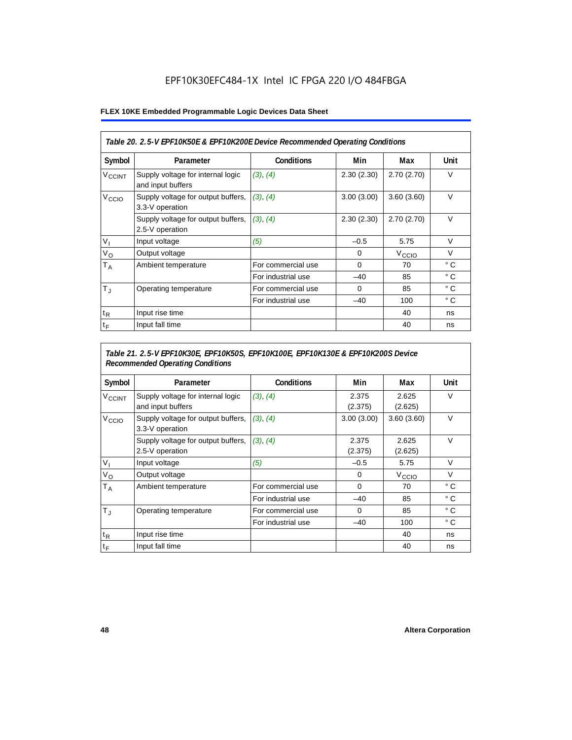EPF10K30EFC484-1X Intel IC FPGA 220 I/O 484FBGA

**Table 20. 2.5-V EPF10K50E & EPF10K200E Device Recommended Operating Conditions**

| Symbol | Parameter | Conditions | Min | Max | Unit |
|---|---|---|---|---|---|
| $V_{CCINT}$ | Supply voltage for internal logic and input buffers | *(3)*, *(4)* | 2.30 (2.30) | 2.70 (2.70) | V |
| $V_{CCIO}$ | Supply voltage for output buffers, 3.3-V operation | *(3)*, *(4)* | 3.00 (3.00) | 3.60 (3.60) | V |
| | Supply voltage for output buffers, 2.5-V operation | *(3)*, *(4)* | 2.30 (2.30) | 2.70 (2.70) | V |
| $V_I$ | Input voltage | *(5)* | –0.5 | 5.75 | V |
| $V_O$ | Output voltage | | 0 | $V_{CCIO}$ | V |
| $T_A$ | Ambient temperature | For commercial use | 0 | 70 | ° C |
| | | For industrial use | –40 | 85 | ° C |
| $T_J$ | Operating temperature | For commercial use | 0 | 85 | ° C |
| | | For industrial use | –40 | 100 | ° C |
| $t_R$ | Input rise time | | | 40 | ns |
| $t_F$ | Input fall time | | | 40 | ns |

**Table 21. 2.5-V EPF10K30E, EPF10K50S, EPF10K100E, EPF10K130E & EPF10K200S Device Recommended Operating Conditions**

| Symbol | Parameter | Conditions | Min | Max | Unit |
|---|---|---|---|---|---|
| $V_{CCINT}$ | Supply voltage for internal logic and input buffers | *(3)*, *(4)* | 2.375 (2.375) | 2.625 (2.625) | V |
| $V_{CCIO}$ | Supply voltage for output buffers, 3.3-V operation | *(3)*, *(4)* | 3.00 (3.00) | 3.60 (3.60) | V |
| | Supply voltage for output buffers, 2.5-V operation | *(3)*, *(4)* | 2.375 (2.375) | 2.625 (2.625) | V |
| $V_I$ | Input voltage | *(5)* | –0.5 | 5.75 | V |
| $V_O$ | Output voltage | | 0 | $V_{CCIO}$ | V |
| $T_A$ | Ambient temperature | For commercial use | 0 | 70 | ° C |
| | | For industrial use | –40 | 85 | ° C |
| $T_J$ | Operating temperature | For commercial use | 0 | 85 | ° C |
| | | For industrial use | –40 | 100 | ° C |
| $t_R$ | Input rise time | | | 40 | ns |
| $t_F$ | Input fall time | | | 40 | ns |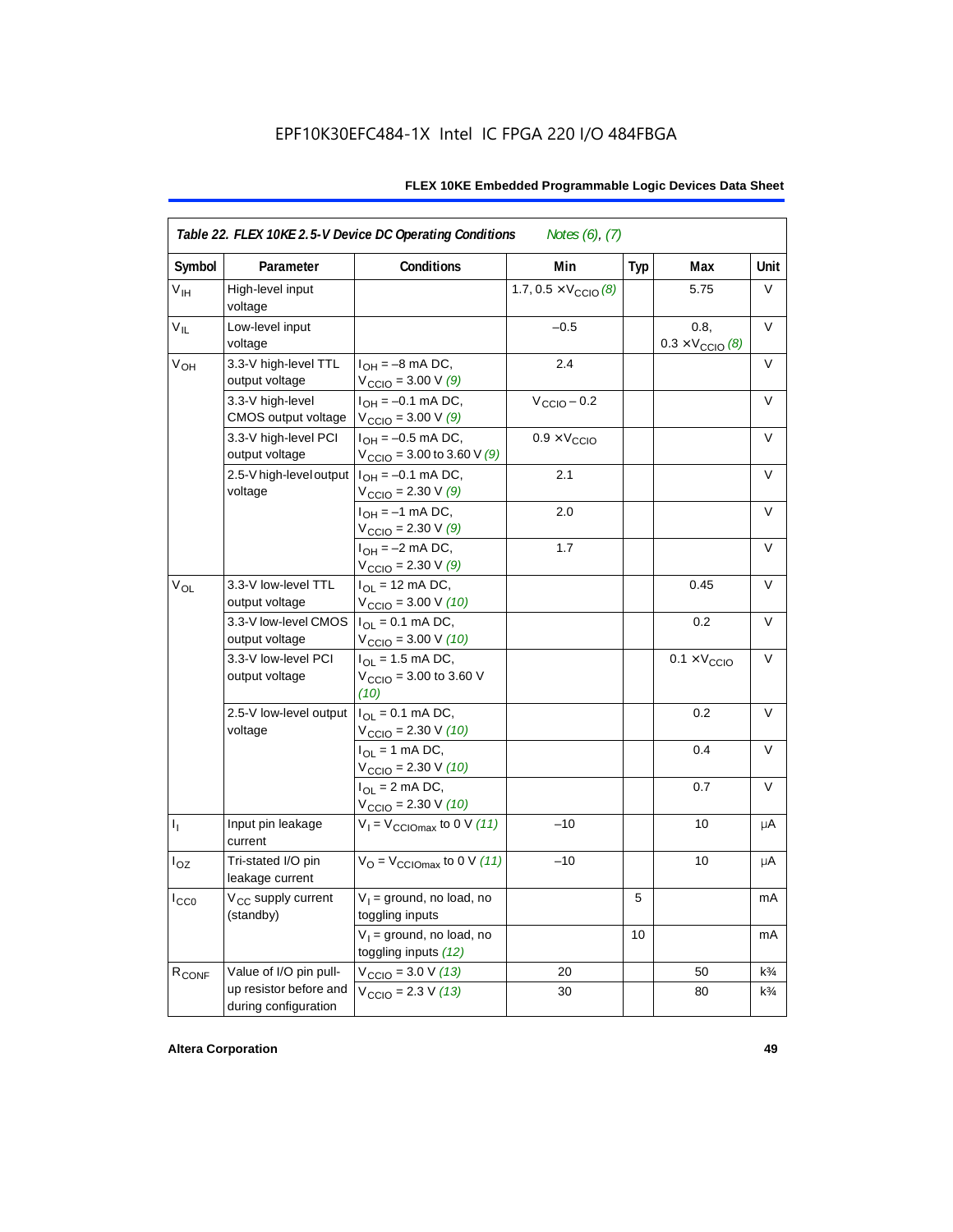## Table 22. FLEX 10KE 2.5-V Device DC Operating Conditions *Notes (6), (7)*

| Symbol | Parameter | Conditions | Min | Typ | Max | Unit |
|---|---|---|---|---|---|---|
| $V_{IH}$ | High-level input voltage | | 1.7, 0.5 × $V_{CCIO}$ *(8)* | | 5.75 | V |
| $V_{IL}$ | Low-level input voltage | | –0.5 | | 0.8, 0.3 × $V_{CCIO}$ *(8)* | V |
| $V_{OH}$ | 3.3-V high-level TTL output voltage | $I_{OH}$ = –8 mA DC, $V_{CCIO}$ = 3.00 V *(9)* | 2.4 | | | V |
| | 3.3-V high-level CMOS output voltage | $I_{OH}$ = –0.1 mA DC, $V_{CCIO}$ = 3.00 V *(9)* | $V_{CCIO}$ – 0.2 | | | V |
| | 3.3-V high-level PCI output voltage | $I_{OH}$ = –0.5 mA DC, $V_{CCIO}$ = 3.00 to 3.60 V *(9)* | 0.9 × $V_{CCIO}$ | | | V |
| | 2.5-V high-level output voltage | $I_{OH}$ = –0.1 mA DC, $V_{CCIO}$ = 2.30 V *(9)* | 2.1 | | | V |
| | | $I_{OH}$ = –1 mA DC, $V_{CCIO}$ = 2.30 V *(9)* | 2.0 | | | V |
| | | $I_{OH}$ = –2 mA DC, $V_{CCIO}$ = 2.30 V *(9)* | 1.7 | | | V |
| $V_{OL}$ | 3.3-V low-level TTL output voltage | $I_{OL}$ = 12 mA DC, $V_{CCIO}$ = 3.00 V *(10)* | | | 0.45 | V |
| | 3.3-V low-level CMOS output voltage | $I_{OL}$ = 0.1 mA DC, $V_{CCIO}$ = 3.00 V *(10)* | | | 0.2 | V |
| | 3.3-V low-level PCI output voltage | $I_{OL}$ = 1.5 mA DC, $V_{CCIO}$ = 3.00 to 3.60 V *(10)* | | | 0.1 × $V_{CCIO}$ | V |
| | 2.5-V low-level output voltage | $I_{OL}$ = 0.1 mA DC, $V_{CCIO}$ = 2.30 V *(10)* | | | 0.2 | V |
| | | $I_{OL}$ = 1 mA DC, $V_{CCIO}$ = 2.30 V *(10)* | | | 0.4 | V |
| | | $I_{OL}$ = 2 mA DC, $V_{CCIO}$ = 2.30 V *(10)* | | | 0.7 | V |
| $I_I$ | Input pin leakage current | $V_I$ = $V_{CCIOmax}$ to 0 V *(11)* | –10 | | 10 | μA |
| $I_{OZ}$ | Tri-stated I/O pin leakage current | $V_O$ = $V_{CCIOmax}$ to 0 V *(11)* | –10 | | 10 | μA |
| $I_{CC0}$ | $V_{CC}$ supply current (standby) | $V_I$ = ground, no load, no toggling inputs | | 5 | | mA |
| | | $V_I$ = ground, no load, no toggling inputs *(12)* | | 10 | | mA |
| $R_{CONF}$ | Value of I/O pin pull-up resistor before and during configuration | $V_{CCIO}$ = 3.0 V *(13)* | 20 | | 50 | k¾ |
| | | $V_{CCIO}$ = 2.3 V *(13)* | 30 | | 80 | k¾ |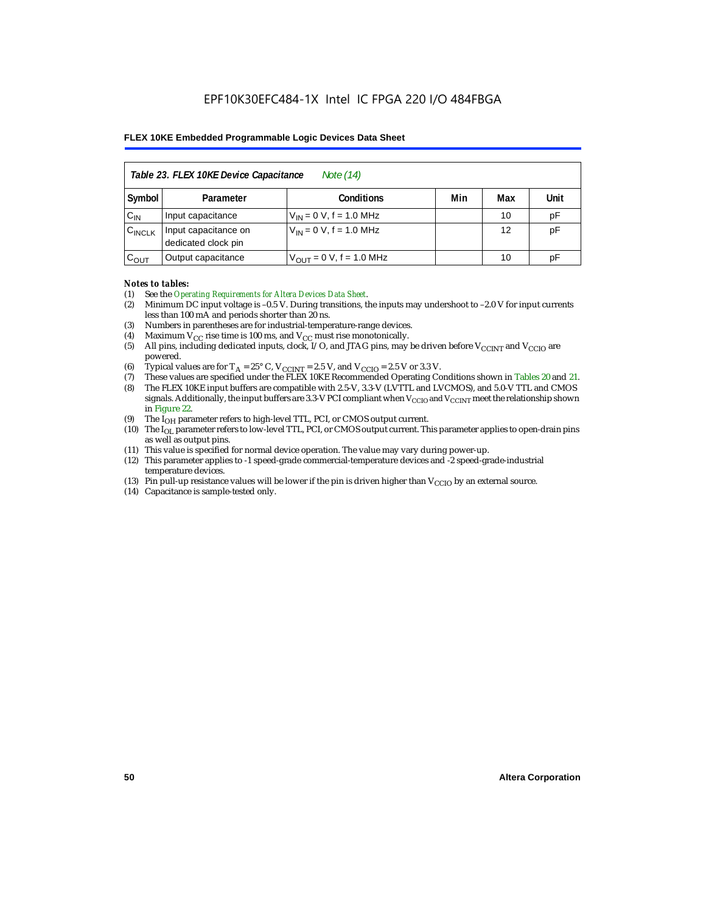| Table 23. FLEX 10KE Device Capacitance *Note (14)* | | | | | |
|---|---|---|---|---|---|
| Symbol | Parameter | Conditions | Min | Max | Unit |
| $C_{IN}$ | Input capacitance | $V_{IN}$ = 0 V, f = 1.0 MHz | | 10 | pF |
| $C_{INCLK}$ | Input capacitance on dedicated clock pin | $V_{IN}$ = 0 V, f = 1.0 MHz | | 12 | pF |
| $C_{OUT}$ | Output capacitance | $V_{OUT}$ = 0 V, f = 1.0 MHz | | 10 | pF |

***Notes to tables:***

(1) See the *Operating Requirements for Altera Devices Data Sheet*.
(2) Minimum DC input voltage is –0.5 V. During transitions, the inputs may undershoot to –2.0 V for input currents less than 100 mA and periods shorter than 20 ns.
(3) Numbers in parentheses are for industrial-temperature-range devices.
(4) Maximum $V_{CC}$ rise time is 100 ms, and $V_{CC}$ must rise monotonically.
(5) All pins, including dedicated inputs, clock, I/O, and JTAG pins, may be driven before $V_{CCINT}$ and $V_{CCIO}$ are powered.
(6) Typical values are for $T_A$ = 25° C, $V_{CCINT}$ = 2.5 V, and $V_{CCIO}$ = 2.5 V or 3.3 V.
(7) These values are specified under the FLEX 10KE Recommended Operating Conditions shown in Tables 20 and 21.
(8) The FLEX 10KE input buffers are compatible with 2.5-V, 3.3-V (LVTTL and LVCMOS), and 5.0-V TTL and CMOS signals. Additionally, the input buffers are 3.3-V PCI compliant when $V_{CCIO}$ and $V_{CCINT}$ meet the relationship shown in Figure 22.
(9) The $I_{OH}$ parameter refers to high-level TTL, PCI, or CMOS output current.
(10) The $I_{OL}$ parameter refers to low-level TTL, PCI, or CMOS output current. This parameter applies to open-drain pins as well as output pins.
(11) This value is specified for normal device operation. The value may vary during power-up.
(12) This parameter applies to -1 speed-grade commercial-temperature devices and -2 speed-grade-industrial temperature devices.
(13) Pin pull-up resistance values will be lower if the pin is driven higher than $V_{CCIO}$ by an external source.
(14) Capacitance is sample-tested only.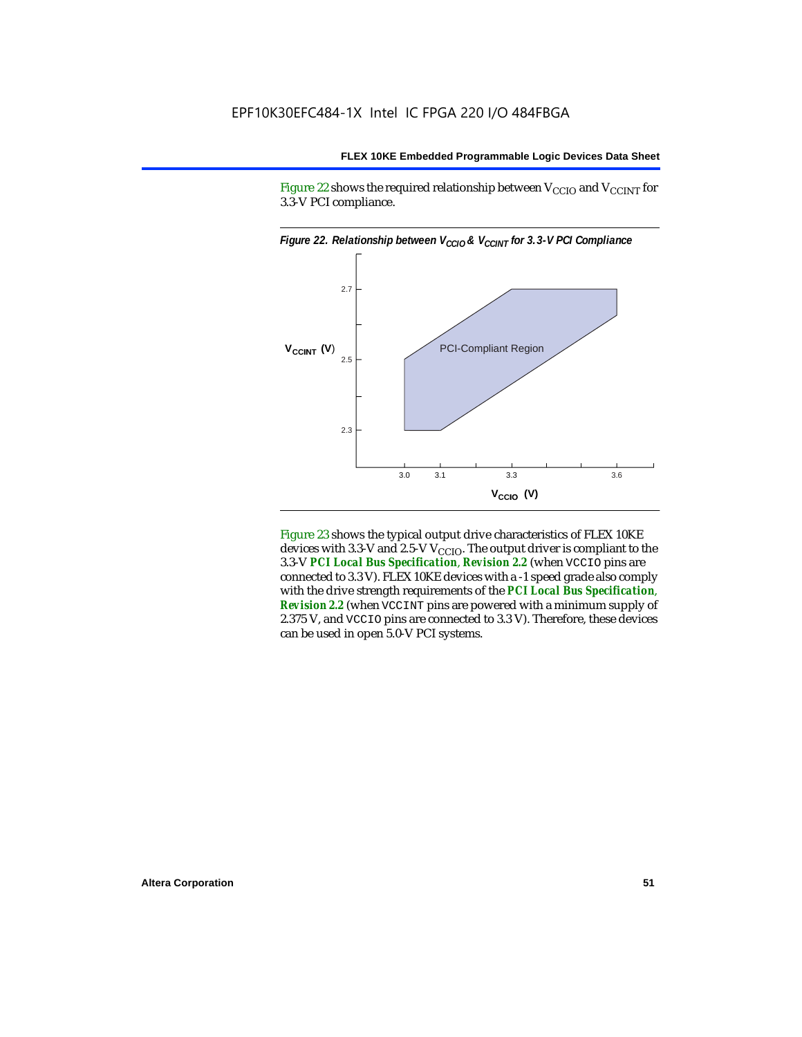Figure 22 shows the required relationship between $V_{CCIO}$ and $V_{CCINT}$ for 3.3-V PCI compliance.

*Figure 22. Relationship between $V_{CCIO}$ & $V_{CCINT}$ for 3.3-V PCI Compliance*

Figure 23 shows the typical output drive characteristics of FLEX 10KE devices with 3.3-V and 2.5-V $V_{CCIO}$. The output driver is compliant to the 3.3-V ***PCI Local Bus Specification*, *Revision 2.2*** (when VCCIO pins are connected to 3.3 V). FLEX 10KE devices with a -1 speed grade also comply with the drive strength requirements of the ***PCI Local Bus Specification*, *Revision 2.2*** (when VCCINT pins are powered with a minimum supply of 2.375 V, and VCCIO pins are connected to 3.3 V). Therefore, these devices can be used in open 5.0-V PCI systems.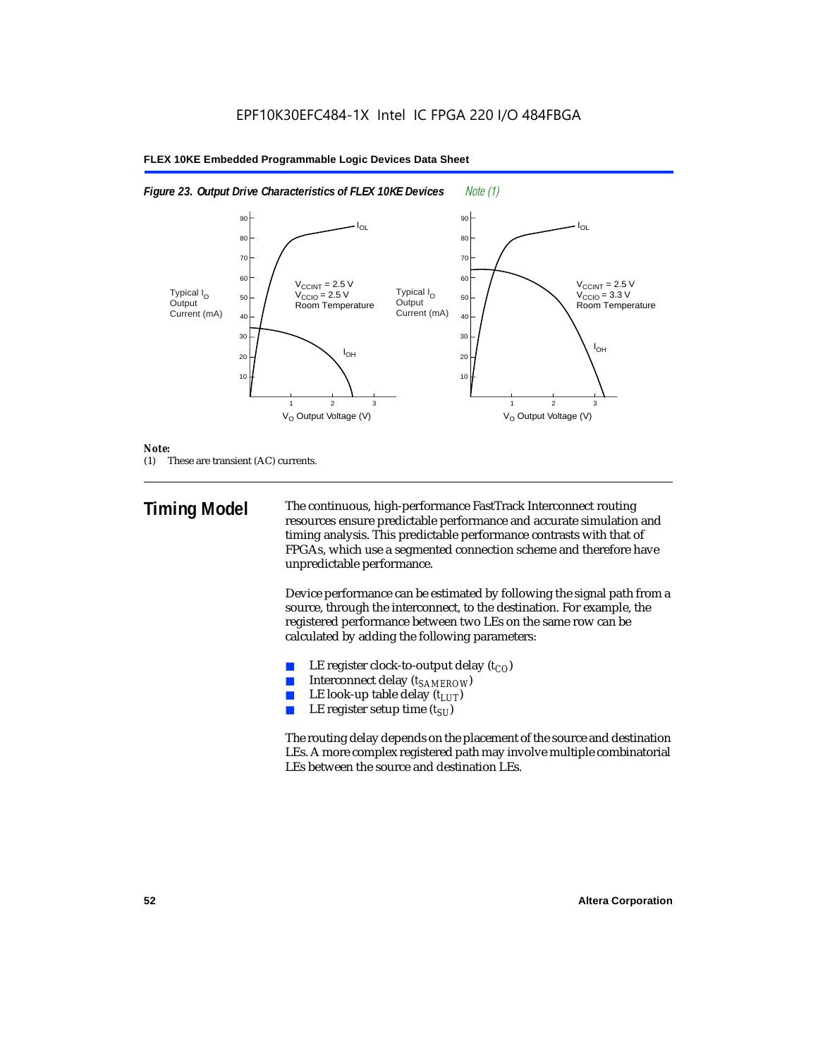*Figure 23. Output Drive Characteristics of FLEX 10KE Devices* *Note (1)*

*Note:*

(1) These are transient (AC) currents.

## Timing Model

The continuous, high-performance FastTrack Interconnect routing resources ensure predictable performance and accurate simulation and timing analysis. This predictable performance contrasts with that of FPGAs, which use a segmented connection scheme and therefore have unpredictable performance.

Device performance can be estimated by following the signal path from a source, through the interconnect, to the destination. For example, the registered performance between two LEs on the same row can be calculated by adding the following parameters:

- LE register clock-to-output delay ($t_{CO}$)
- Interconnect delay ($t_{SAMEROW}$)
- LE look-up table delay ($t_{LUT}$)
- LE register setup time ($t_{SU}$)

The routing delay depends on the placement of the source and destination LEs. A more complex registered path may involve multiple combinatorial LEs between the source and destination LEs.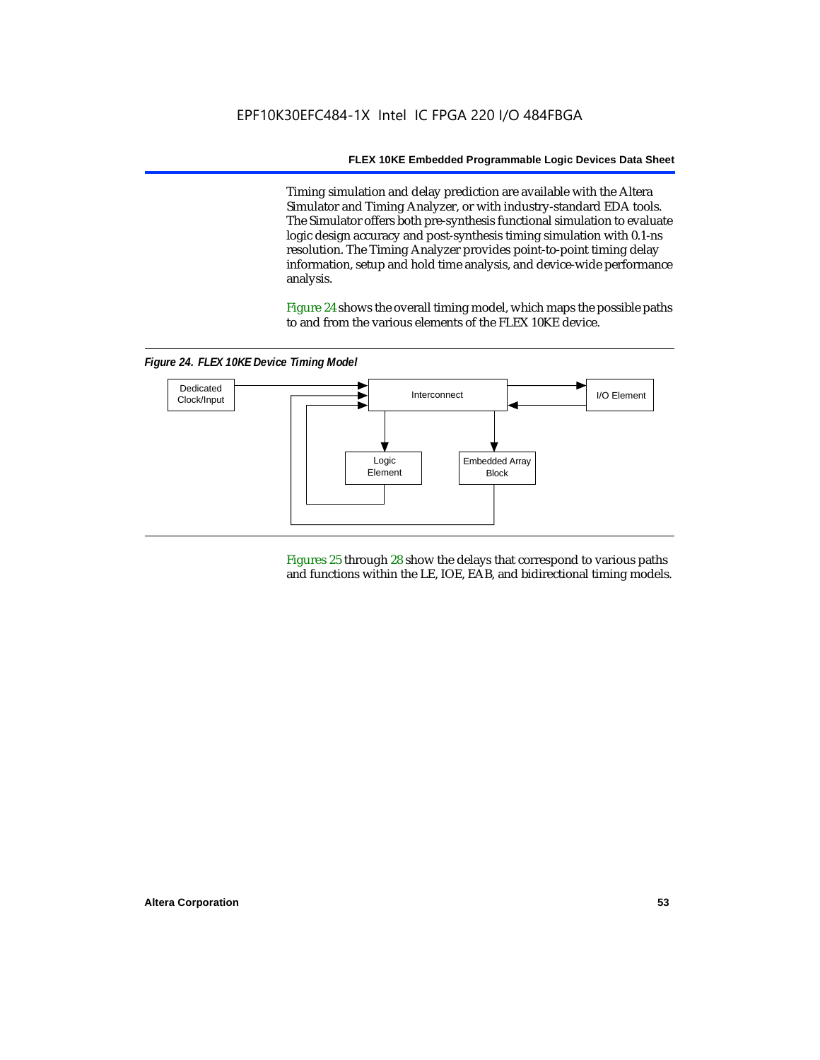Timing simulation and delay prediction are available with the Altera Simulator and Timing Analyzer, or with industry-standard EDA tools. The Simulator offers both pre-synthesis functional simulation to evaluate logic design accuracy and post-synthesis timing simulation with 0.1-ns resolution. The Timing Analyzer provides point-to-point timing delay information, setup and hold time analysis, and device-wide performance analysis.

Figure 24 shows the overall timing model, which maps the possible paths to and from the various elements of the FLEX 10KE device.

*Figure 24. FLEX 10KE Device Timing Model*

Figures 25 through 28 show the delays that correspond to various paths and functions within the LE, IOE, EAB, and bidirectional timing models.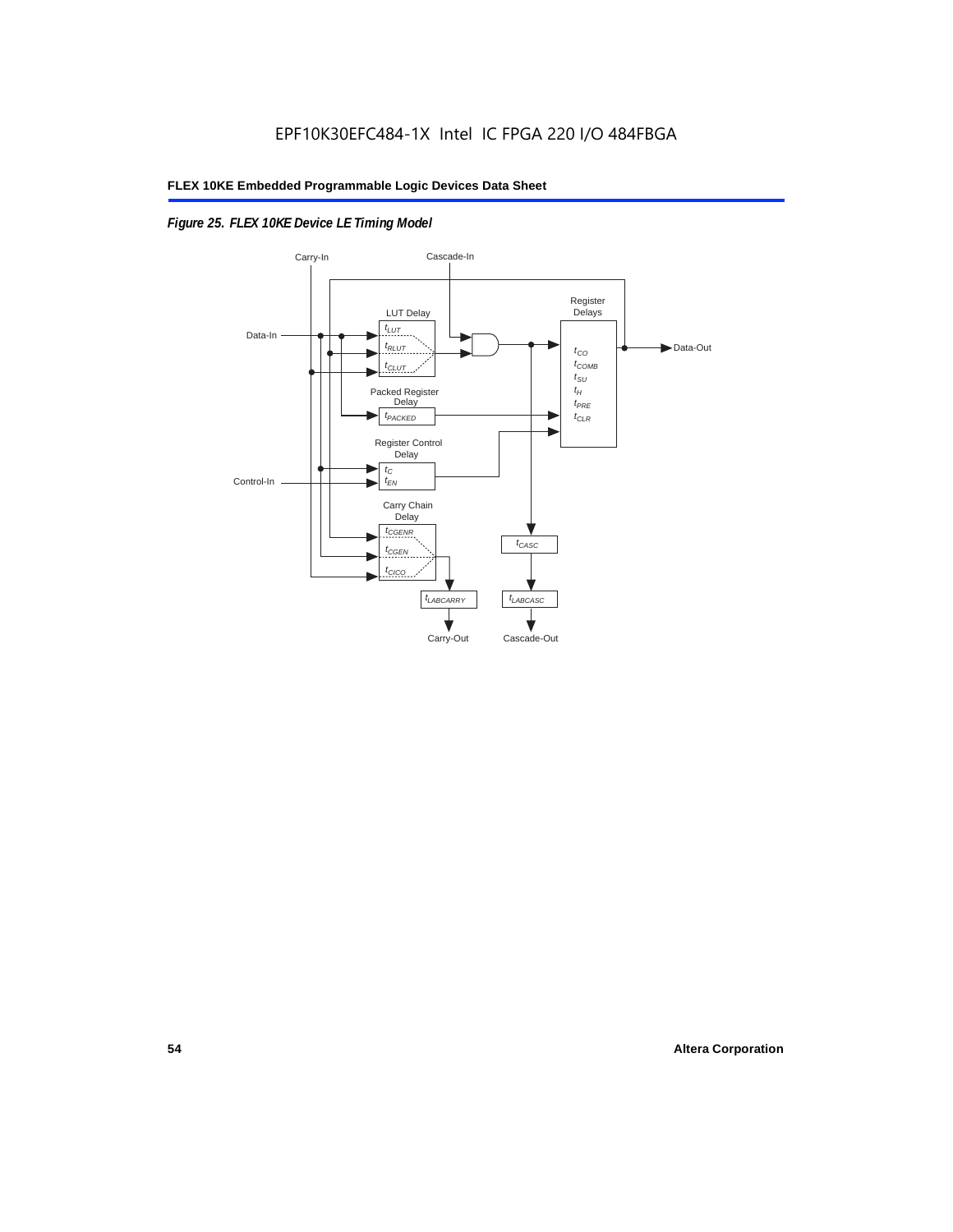*Figure 25. FLEX 10KE Device LE Timing Model*

Carry-In

Cascade-In

Data-In

LUT Delay

$t_{LUT}$

$t_{RLUT}$

$t_{CLUT}$

Register Delays

$t_{CO}$

$t_{COMB}$

$t_{SU}$

$t_{H}$

$t_{PRE}$

$t_{CLR}$

Data-Out

Packed Register Delay

$t_{PACKED}$

Register Control Delay

$t_{C}$

$t_{EN}$

Control-In

Carry Chain Delay

$t_{CGENR}$

$t_{CGEN}$

$t_{CICO}$

$t_{CASC}$

$t_{LABCARRY}$

$t_{LABCASC}$

Carry-Out

Cascade-Out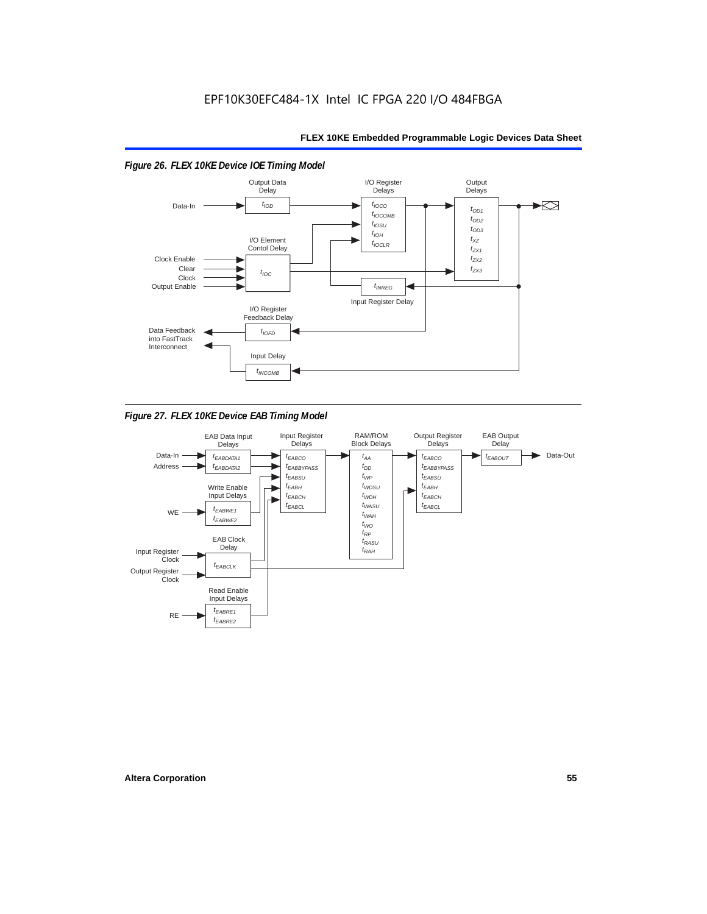*Figure 26. FLEX 10KE Device IOE Timing Model*

Output Data Delay: $t_{IOD}$

I/O Register Delays: $t_{IOCO}$, $t_{IOCOMB}$, $t_{IOSU}$, $t_{IOH}$, $t_{IOCLR}$

Output Delays: $t_{OD1}$, $t_{OD2}$, $t_{OD3}$, $t_{XZ}$, $t_{ZX1}$, $t_{ZX2}$, $t_{ZX3}$

I/O Element Contol Delay: $t_{IOC}$

Input Register Delay: $t_{INREG}$

I/O Register Feedback Delay: $t_{IOFD}$

Input Delay: $t_{INCOMB}$

Inputs: Data-In, Clock Enable, Clear, Clock, Output Enable

Output: Data Feedback into FastTrack Interconnect

*Figure 27. FLEX 10KE Device EAB Timing Model*

EAB Data Input Delays: $t_{EABDATA1}$, $t_{EABDATA2}$

Input Register Delays: $t_{EABCO}$, $t_{EABBYPASS}$, $t_{EABSU}$, $t_{EABH}$, $t_{EABCH}$, $t_{EABCL}$

RAM/ROM Block Delays: $t_{AA}$, $t_{DD}$, $t_{WP}$, $t_{WDSU}$, $t_{WDH}$, $t_{WASU}$, $t_{WAH}$, $t_{WO}$, $t_{RP}$, $t_{RASU}$, $t_{RAH}$

Output Register Delays: $t_{EABCO}$, $t_{EABBYPASS}$, $t_{EABSU}$, $t_{EABH}$, $t_{EABCH}$, $t_{EABCL}$

EAB Output Delay: $t_{EABOUT}$

Write Enable Input Delays: $t_{EABWE1}$, $t_{EABWE2}$

EAB Clock Delay: $t_{EABCLK}$

Read Enable Input Delays: $t_{EABRE1}$, $t_{EABRE2}$

Inputs: Data-In, Address, WE, Input Register Clock, Output Register Clock, RE

Output: Data-Out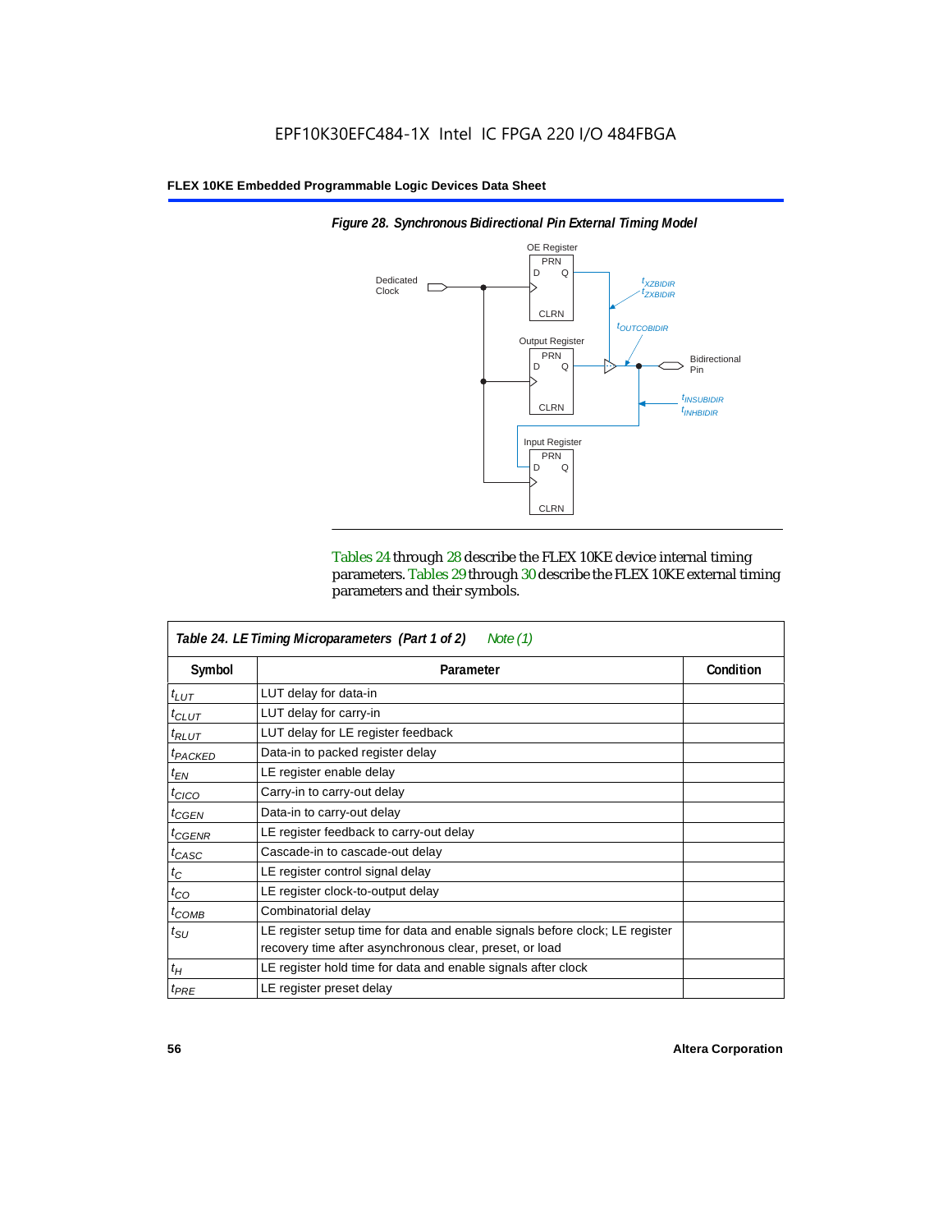*Figure 28. Synchronous Bidirectional Pin External Timing Model*

Tables 24 through 28 describe the FLEX 10KE device internal timing parameters. Tables 29 through 30 describe the FLEX 10KE external timing parameters and their symbols.

**Table 24. LE Timing Microparameters (Part 1 of 2)** *Note (1)*

| Symbol | Parameter | Condition |
|---|---|---|
| $t_{LUT}$ | LUT delay for data-in | |
| $t_{CLUT}$ | LUT delay for carry-in | |
| $t_{RLUT}$ | LUT delay for LE register feedback | |
| $t_{PACKED}$ | Data-in to packed register delay | |
| $t_{EN}$ | LE register enable delay | |
| $t_{CICO}$ | Carry-in to carry-out delay | |
| $t_{CGEN}$ | Data-in to carry-out delay | |
| $t_{CGENR}$ | LE register feedback to carry-out delay | |
| $t_{CASC}$ | Cascade-in to cascade-out delay | |
| $t_C$ | LE register control signal delay | |
| $t_{CO}$ | LE register clock-to-output delay | |
| $t_{COMB}$ | Combinatorial delay | |
| $t_{SU}$ | LE register setup time for data and enable signals before clock; LE register recovery time after asynchronous clear, preset, or load | |
| $t_H$ | LE register hold time for data and enable signals after clock | |
| $t_{PRE}$ | LE register preset delay | |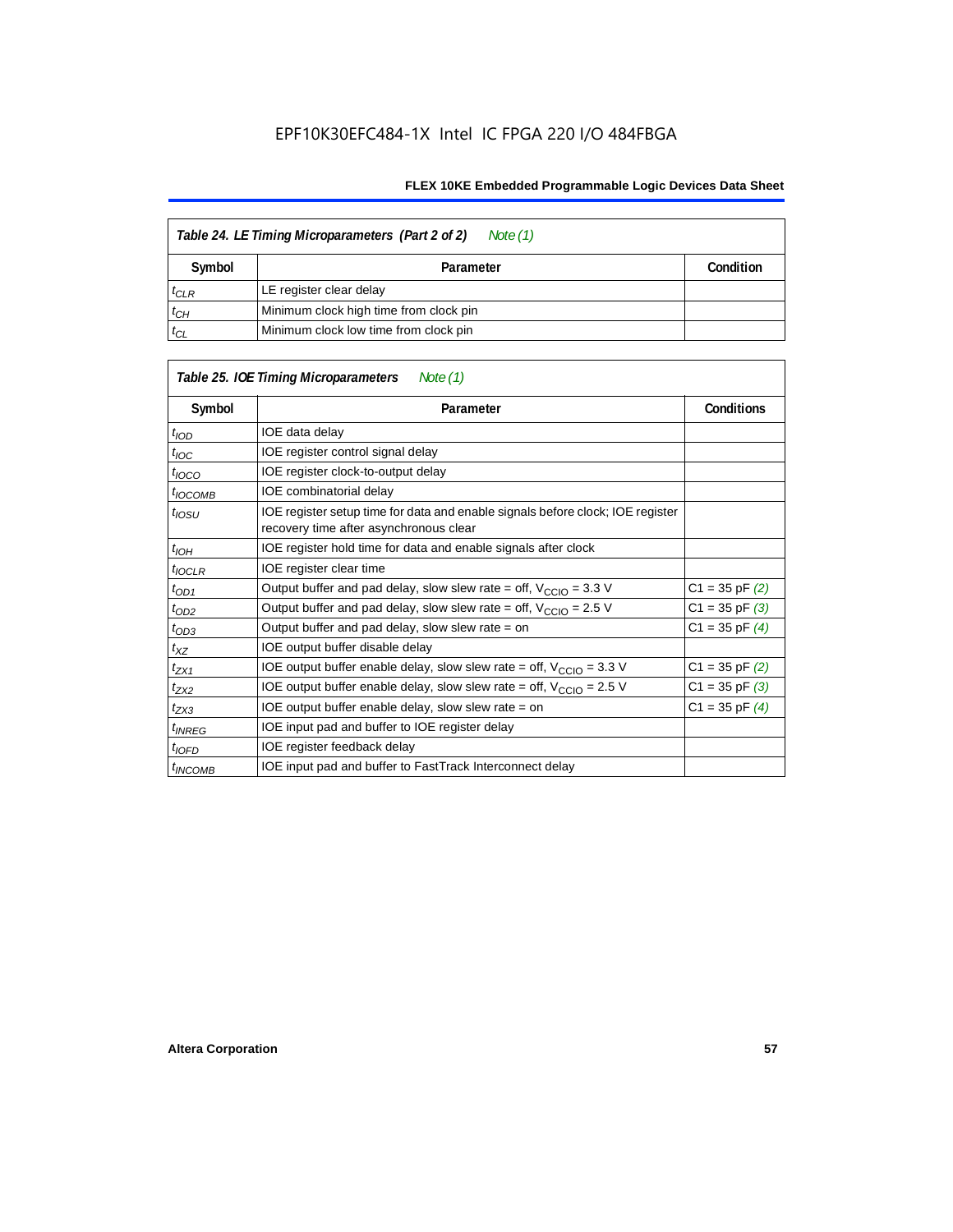EPF10K30EFC484-1X Intel IC FPGA 220 I/O 484FBGA

**Table 24. LE Timing Microparameters (Part 2 of 2)** *Note (1)*

| Symbol | Parameter | Condition |
| --- | --- | --- |
| $t_{CLR}$ | LE register clear delay | |
| $t_{CH}$ | Minimum clock high time from clock pin | |
| $t_{CL}$ | Minimum clock low time from clock pin | |

**Table 25. IOE Timing Microparameters** *Note (1)*

| Symbol | Parameter | Conditions |
| --- | --- | --- |
| $t_{IOD}$ | IOE data delay | |
| $t_{IOC}$ | IOE register control signal delay | |
| $t_{IOCO}$ | IOE register clock-to-output delay | |
| $t_{IOCOMB}$ | IOE combinatorial delay | |
| $t_{IOSU}$ | IOE register setup time for data and enable signals before clock; IOE register recovery time after asynchronous clear | |
| $t_{IOH}$ | IOE register hold time for data and enable signals after clock | |
| $t_{IOCLR}$ | IOE register clear time | |
| $t_{OD1}$ | Output buffer and pad delay, slow slew rate = off, $V_{CCIO}$ = 3.3 V | C1 = 35 pF *(2)* |
| $t_{OD2}$ | Output buffer and pad delay, slow slew rate = off, $V_{CCIO}$ = 2.5 V | C1 = 35 pF *(3)* |
| $t_{OD3}$ | Output buffer and pad delay, slow slew rate = on | C1 = 35 pF *(4)* |
| $t_{XZ}$ | IOE output buffer disable delay | |
| $t_{ZX1}$ | IOE output buffer enable delay, slow slew rate = off, $V_{CCIO}$ = 3.3 V | C1 = 35 pF *(2)* |
| $t_{ZX2}$ | IOE output buffer enable delay, slow slew rate = off, $V_{CCIO}$ = 2.5 V | C1 = 35 pF *(3)* |
| $t_{ZX3}$ | IOE output buffer enable delay, slow slew rate = on | C1 = 35 pF *(4)* |
| $t_{INREG}$ | IOE input pad and buffer to IOE register delay | |
| $t_{IOFD}$ | IOE register feedback delay | |
| $t_{INCOMB}$ | IOE input pad and buffer to FastTrack Interconnect delay | |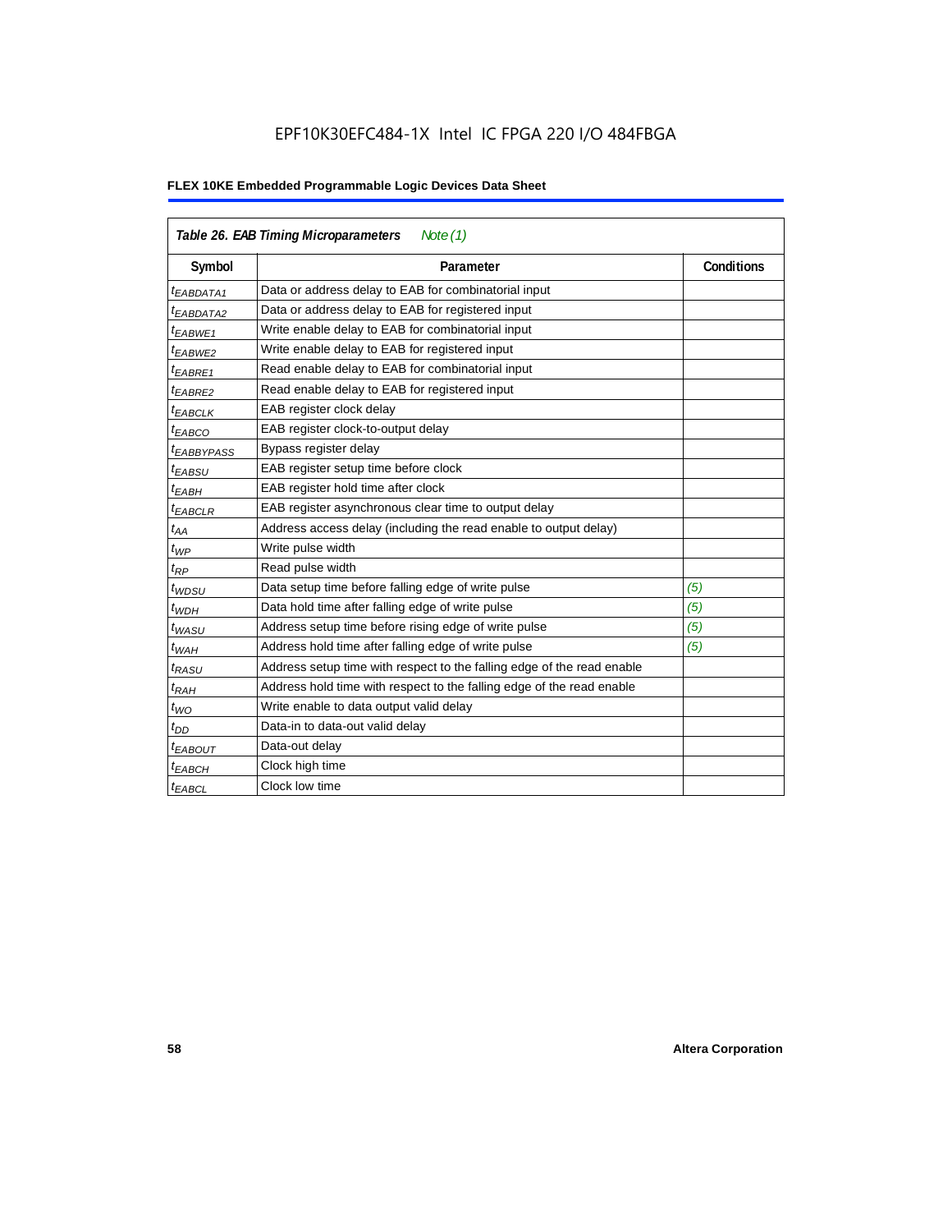EPF10K30EFC484-1X Intel IC FPGA 220 I/O 484FBGA

**FLEX 10KE Embedded Programmable Logic Devices Data Sheet**

| *Table 26. EAB Timing Microparameters* *Note (1)* | | |
|---|---|---|
| **Symbol** | **Parameter** | **Conditions** |
| $t_{EABDATA1}$ | Data or address delay to EAB for combinatorial input | |
| $t_{EABDATA2}$ | Data or address delay to EAB for registered input | |
| $t_{EABWE1}$ | Write enable delay to EAB for combinatorial input | |
| $t_{EABWE2}$ | Write enable delay to EAB for registered input | |
| $t_{EABRE1}$ | Read enable delay to EAB for combinatorial input | |
| $t_{EABRE2}$ | Read enable delay to EAB for registered input | |
| $t_{EABCLK}$ | EAB register clock delay | |
| $t_{EABCO}$ | EAB register clock-to-output delay | |
| $t_{EABBYPASS}$ | Bypass register delay | |
| $t_{EABSU}$ | EAB register setup time before clock | |
| $t_{EABH}$ | EAB register hold time after clock | |
| $t_{EABCLR}$ | EAB register asynchronous clear time to output delay | |
| $t_{AA}$ | Address access delay (including the read enable to output delay) | |
| $t_{WP}$ | Write pulse width | |
| $t_{RP}$ | Read pulse width | |
| $t_{WDSU}$ | Data setup time before falling edge of write pulse | *(5)* |
| $t_{WDH}$ | Data hold time after falling edge of write pulse | *(5)* |
| $t_{WASU}$ | Address setup time before rising edge of write pulse | *(5)* |
| $t_{WAH}$ | Address hold time after falling edge of write pulse | *(5)* |
| $t_{RASU}$ | Address setup time with respect to the falling edge of the read enable | |
| $t_{RAH}$ | Address hold time with respect to the falling edge of the read enable | |
| $t_{WO}$ | Write enable to data output valid delay | |
| $t_{DD}$ | Data-in to data-out valid delay | |
| $t_{EABOUT}$ | Data-out delay | |
| $t_{EABCH}$ | Clock high time | |
| $t_{EABCL}$ | Clock low time | |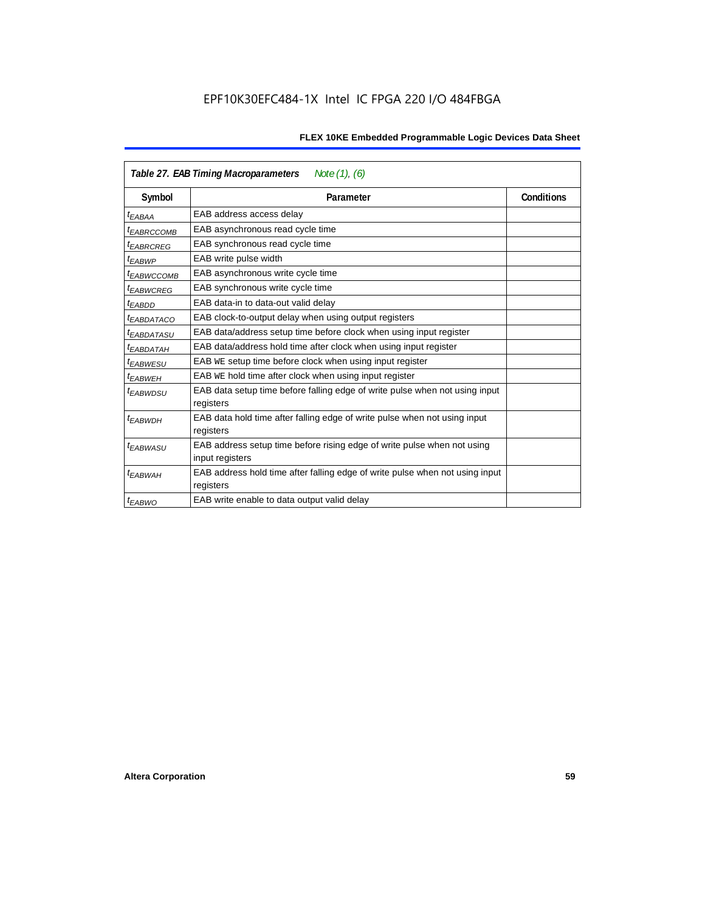EPF10K30EFC484-1X Intel IC FPGA 220 I/O 484FBGA

| *Table 27. EAB Timing Macroparameters* *Note (1), (6)* | | |
|---|---|---|
| **Symbol** | **Parameter** | **Conditions** |
| $t_{EABAA}$ | EAB address access delay | |
| $t_{EABRCCOMB}$ | EAB asynchronous read cycle time | |
| $t_{EABRCREG}$ | EAB synchronous read cycle time | |
| $t_{EABWP}$ | EAB write pulse width | |
| $t_{EABWCCOMB}$ | EAB asynchronous write cycle time | |
| $t_{EABWCREG}$ | EAB synchronous write cycle time | |
| $t_{EABDD}$ | EAB data-in to data-out valid delay | |
| $t_{EABDATACO}$ | EAB clock-to-output delay when using output registers | |
| $t_{EABDATASU}$ | EAB data/address setup time before clock when using input register | |
| $t_{EABDATAH}$ | EAB data/address hold time after clock when using input register | |
| $t_{EABWESU}$ | EAB WE setup time before clock when using input register | |
| $t_{EABWEH}$ | EAB WE hold time after clock when using input register | |
| $t_{EABWDSU}$ | EAB data setup time before falling edge of write pulse when not using input registers | |
| $t_{EABWDH}$ | EAB data hold time after falling edge of write pulse when not using input registers | |
| $t_{EABWASU}$ | EAB address setup time before rising edge of write pulse when not using input registers | |
| $t_{EABWAH}$ | EAB address hold time after falling edge of write pulse when not using input registers | |
| $t_{EABWO}$ | EAB write enable to data output valid delay | |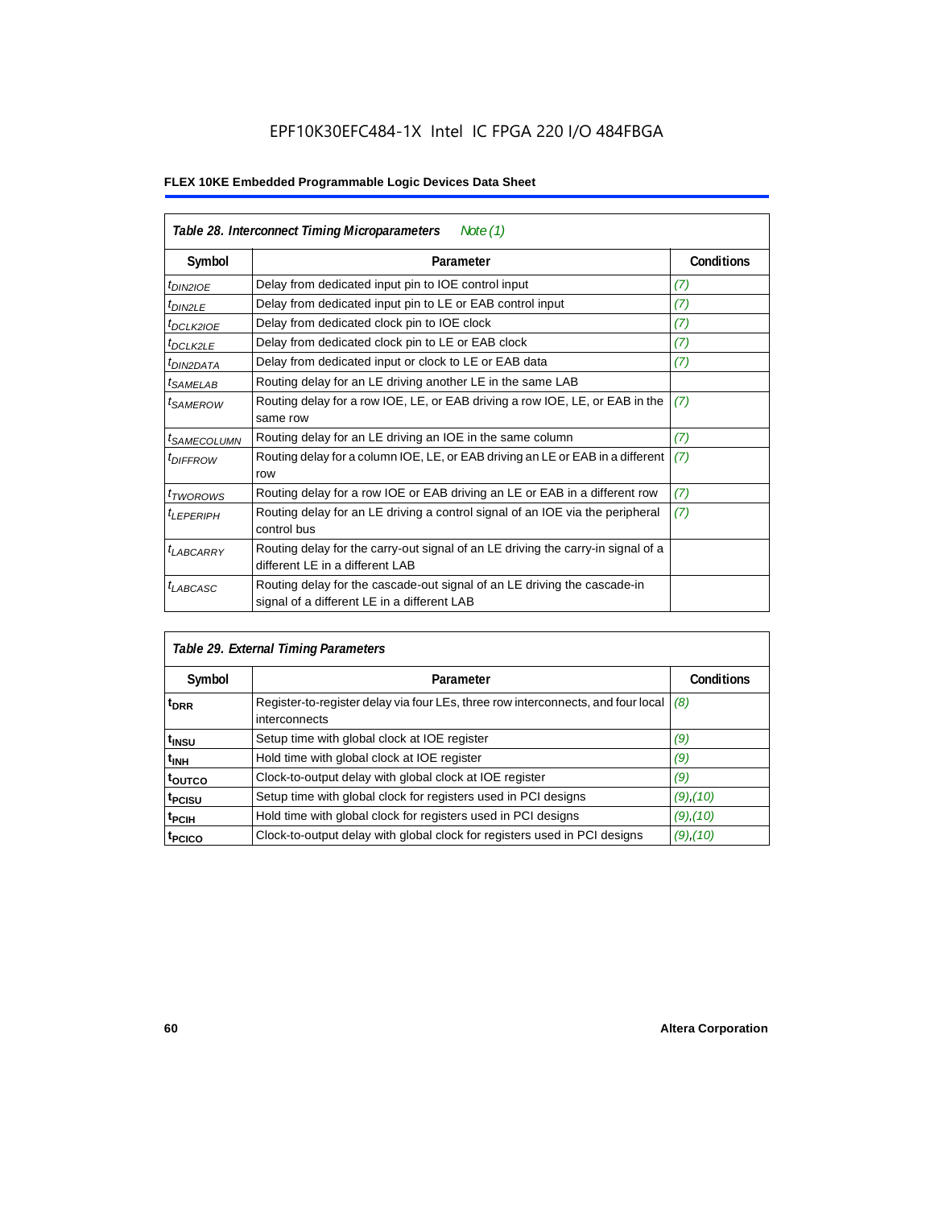EPF10K30EFC484-1X Intel IC FPGA 220 I/O 484FBGA

**FLEX 10KE Embedded Programmable Logic Devices Data Sheet**

**Table 28. Interconnect Timing Microparameters** *Note (1)*

| Symbol | Parameter | Conditions |
|---|---|---|
| $t_{DIN2IOE}$ | Delay from dedicated input pin to IOE control input | *(7)* |
| $t_{DIN2LE}$ | Delay from dedicated input pin to LE or EAB control input | *(7)* |
| $t_{DCLK2IOE}$ | Delay from dedicated clock pin to IOE clock | *(7)* |
| $t_{DCLK2LE}$ | Delay from dedicated clock pin to LE or EAB clock | *(7)* |
| $t_{DIN2DATA}$ | Delay from dedicated input or clock to LE or EAB data | *(7)* |
| $t_{SAMELAB}$ | Routing delay for an LE driving another LE in the same LAB | |
| $t_{SAMEROW}$ | Routing delay for a row IOE, LE, or EAB driving a row IOE, LE, or EAB in the same row | *(7)* |
| $t_{SAMECOLUMN}$ | Routing delay for an LE driving an IOE in the same column | *(7)* |
| $t_{DIFFROW}$ | Routing delay for a column IOE, LE, or EAB driving an LE or EAB in a different row | *(7)* |
| $t_{TWOROWS}$ | Routing delay for a row IOE or EAB driving an LE or EAB in a different row | *(7)* |
| $t_{LEPERIPH}$ | Routing delay for an LE driving a control signal of an IOE via the peripheral control bus | *(7)* |
| $t_{LABCARRY}$ | Routing delay for the carry-out signal of an LE driving the carry-in signal of a different LE in a different LAB | |
| $t_{LABCASC}$ | Routing delay for the cascade-out signal of an LE driving the cascade-in signal of a different LE in a different LAB | |

**Table 29. External Timing Parameters**

| Symbol | Parameter | Conditions |
|---|---|---|
| $t_{DRR}$ | Register-to-register delay via four LEs, three row interconnects, and four local interconnects | *(8)* |
| $t_{INSU}$ | Setup time with global clock at IOE register | *(9)* |
| $t_{INH}$ | Hold time with global clock at IOE register | *(9)* |
| $t_{OUTCO}$ | Clock-to-output delay with global clock at IOE register | *(9)* |
| $t_{PCISU}$ | Setup time with global clock for registers used in PCI designs | *(9)*,*(10)* |
| $t_{PCIH}$ | Hold time with global clock for registers used in PCI designs | *(9)*,*(10)* |
| $t_{PCICO}$ | Clock-to-output delay with global clock for registers used in PCI designs | *(9)*,*(10)* |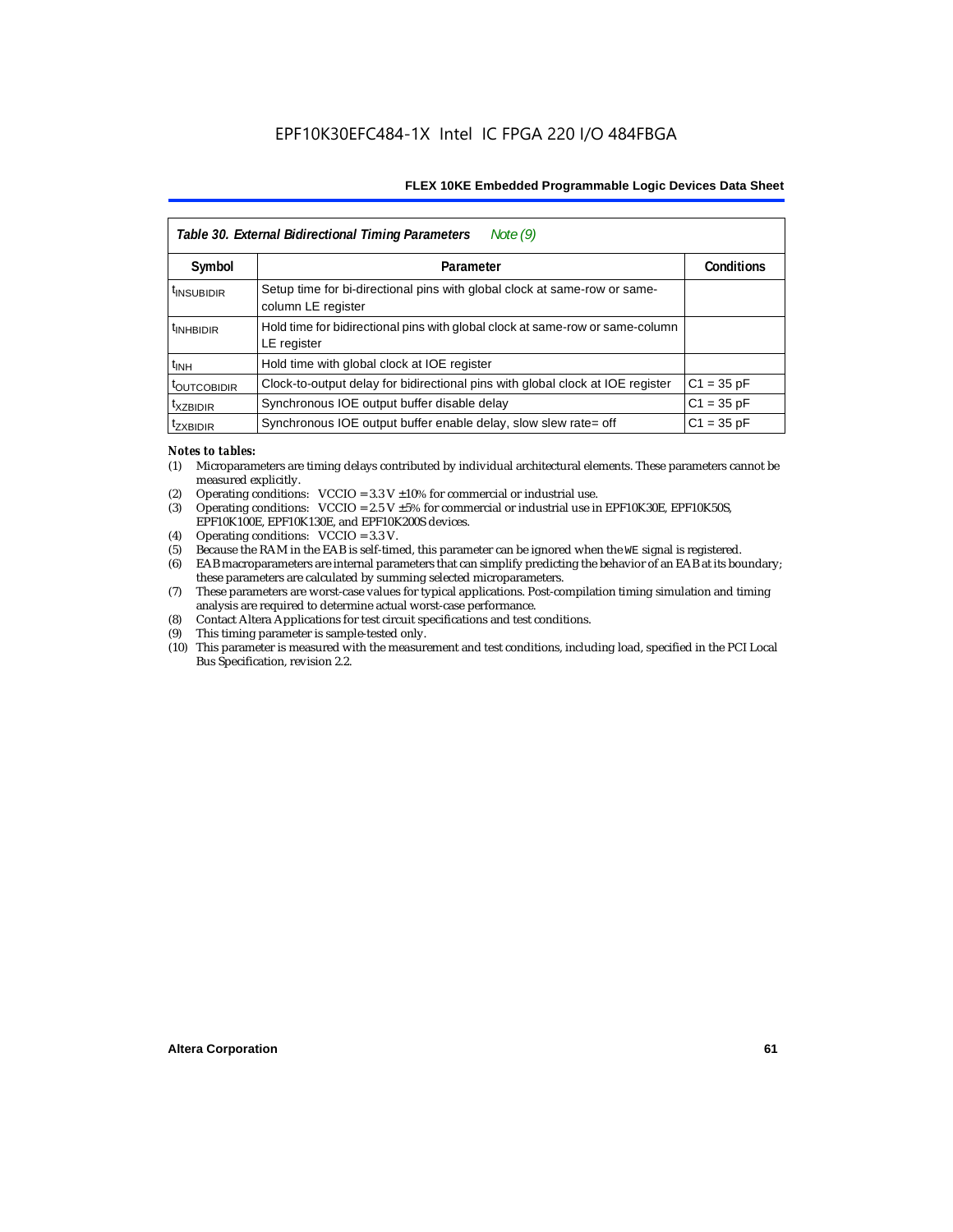*Table 30. External Bidirectional Timing Parameters Note (9)*

| Symbol | Parameter | Conditions |
|---|---|---|
| $t_{INSUBIDIR}$ | Setup time for bi-directional pins with global clock at same-row or same-column LE register | |
| $t_{INHBIDIR}$ | Hold time for bidirectional pins with global clock at same-row or same-column LE register | |
| $t_{INH}$ | Hold time with global clock at IOE register | |
| $t_{OUTCOBIDIR}$ | Clock-to-output delay for bidirectional pins with global clock at IOE register | C1 = 35 pF |
| $t_{XZBIDIR}$ | Synchronous IOE output buffer disable delay | C1 = 35 pF |
| $t_{ZXBIDIR}$ | Synchronous IOE output buffer enable delay, slow slew rate= off | C1 = 35 pF |

*Notes to tables:*

(1) Microparameters are timing delays contributed by individual architectural elements. These parameters cannot be measured explicitly.
(2) Operating conditions: VCCIO = 3.3 V ±10% for commercial or industrial use.
(3) Operating conditions: VCCIO = 2.5 V ±5% for commercial or industrial use in EPF10K30E, EPF10K50S, EPF10K100E, EPF10K130E, and EPF10K200S devices.
(4) Operating conditions: VCCIO = 3.3 V.
(5) Because the RAM in the EAB is self-timed, this parameter can be ignored when the WE signal is registered.
(6) EAB macroparameters are internal parameters that can simplify predicting the behavior of an EAB at its boundary; these parameters are calculated by summing selected microparameters.
(7) These parameters are worst-case values for typical applications. Post-compilation timing simulation and timing analysis are required to determine actual worst-case performance.
(8) Contact Altera Applications for test circuit specifications and test conditions.
(9) This timing parameter is sample-tested only.
(10) This parameter is measured with the measurement and test conditions, including load, specified in the PCI Local Bus Specification, revision 2.2.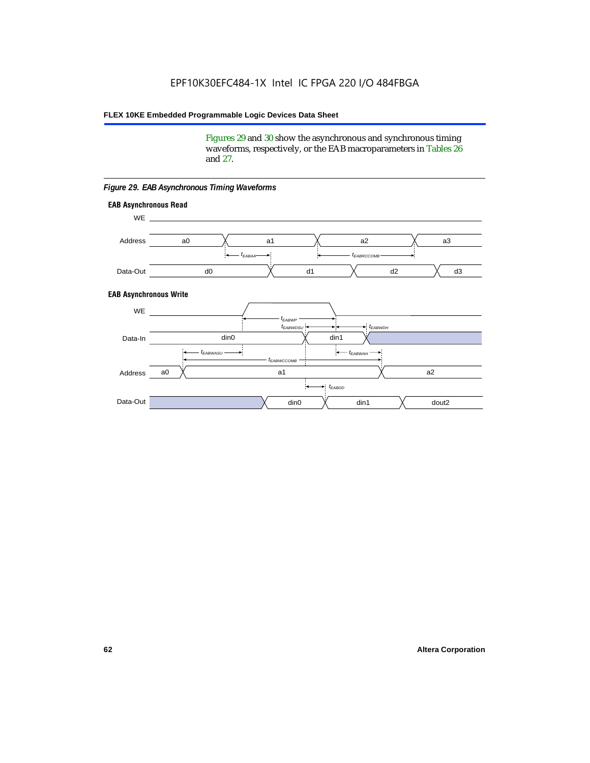Figures 29 and 30 show the asynchronous and synchronous timing waveforms, respectively, or the EAB macroparameters in Tables 26 and 27.

*Figure 29. EAB Asynchronous Timing Waveforms*

**EAB Asynchronous Read**

WE

Address: a0, a1, a2, a3

$t_{EABAA}$ $t_{EABRCCOMB}$

Data-Out: d0, d1, d2, d3

**EAB Asynchronous Write**

WE

$t_{EABWP}$

$t_{EABWDSU}$ $t_{EABWDH}$

Data-In: din0, din1

$t_{EABWASU}$ $t_{EABWAH}$

$t_{EABWCCOMB}$

Address: a0, a1, a2

$t_{EABDD}$

Data-Out: din0, din1, dout2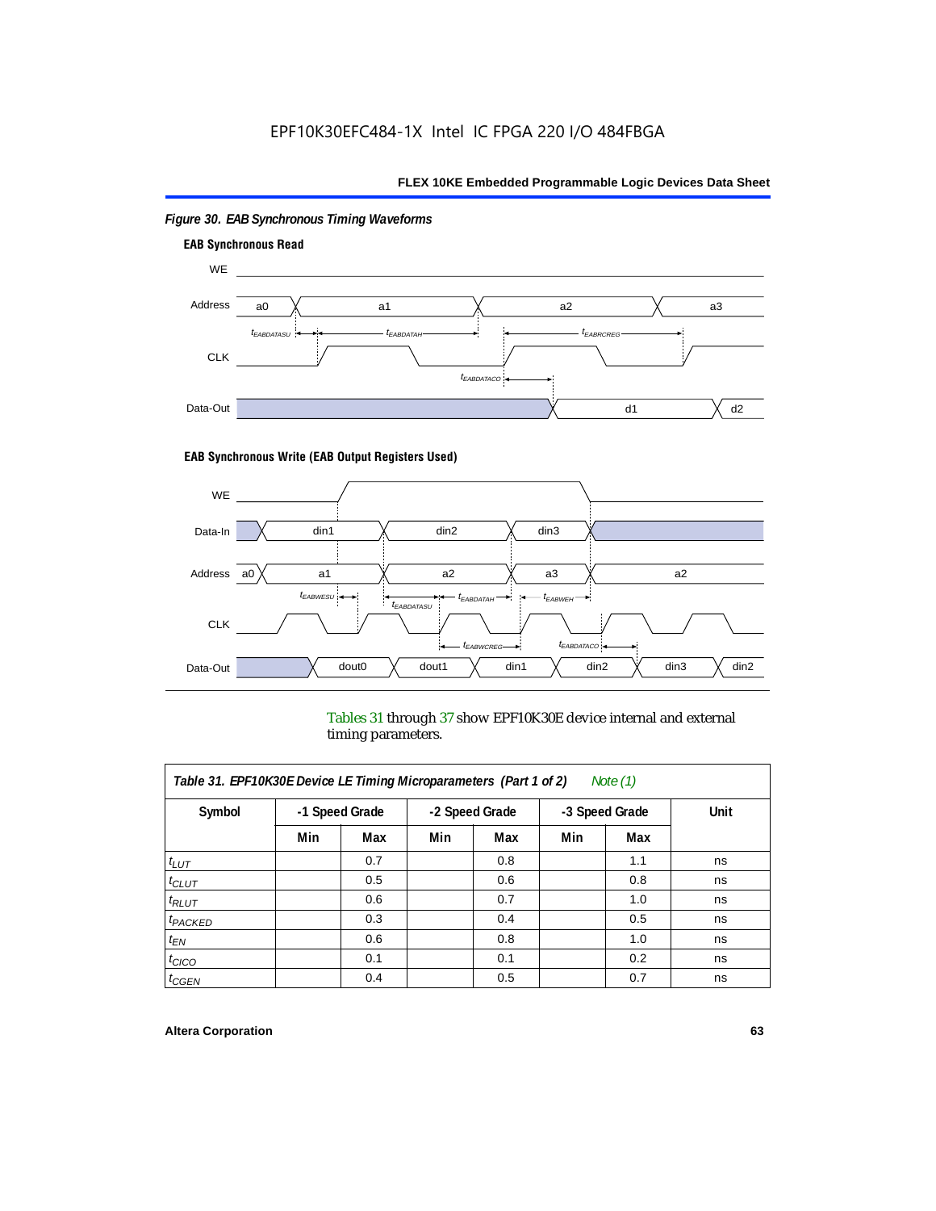*Figure 30. EAB Synchronous Timing Waveforms*

**EAB Synchronous Read**

WE

Address: a0, a1, a2, a3

$t_{EABDATASU}$ $t_{EABDATAH}$ $t_{EABRCREG}$

CLK

$t_{EABDATACO}$

Data-Out: d1, d2

**EAB Synchronous Write (EAB Output Registers Used)**

WE

Data-In: din1, din2, din3

Address: a0, a1, a2, a3, a2

$t_{EABWESU}$ $t_{EABDATASU}$ $t_{EABDATAH}$ $t_{EABWEH}$

CLK

$t_{EABWCREG}$ $t_{EABDATACO}$

Data-Out: dout0, dout1, din1, din2, din3, din2

Tables 31 through 37 show EPF10K30E device internal and external timing parameters.

| *Table 31. EPF10K30E Device LE Timing Microparameters (Part 1 of 2) Note (1)* | | | | | | | |
|---|---|---|---|---|---|---|---|
| **Symbol** | **-1 Speed Grade** | | **-2 Speed Grade** | | **-3 Speed Grade** | | **Unit** |
| | **Min** | **Max** | **Min** | **Max** | **Min** | **Max** | |
| $t_{LUT}$ | | 0.7 | | 0.8 | | 1.1 | ns |
| $t_{CLUT}$ | | 0.5 | | 0.6 | | 0.8 | ns |
| $t_{RLUT}$ | | 0.6 | | 0.7 | | 1.0 | ns |
| $t_{PACKED}$ | | 0.3 | | 0.4 | | 0.5 | ns |
| $t_{EN}$ | | 0.6 | | 0.8 | | 1.0 | ns |
| $t_{CICO}$ | | 0.1 | | 0.1 | | 0.2 | ns |
| $t_{CGEN}$ | | 0.4 | | 0.5 | | 0.7 | ns |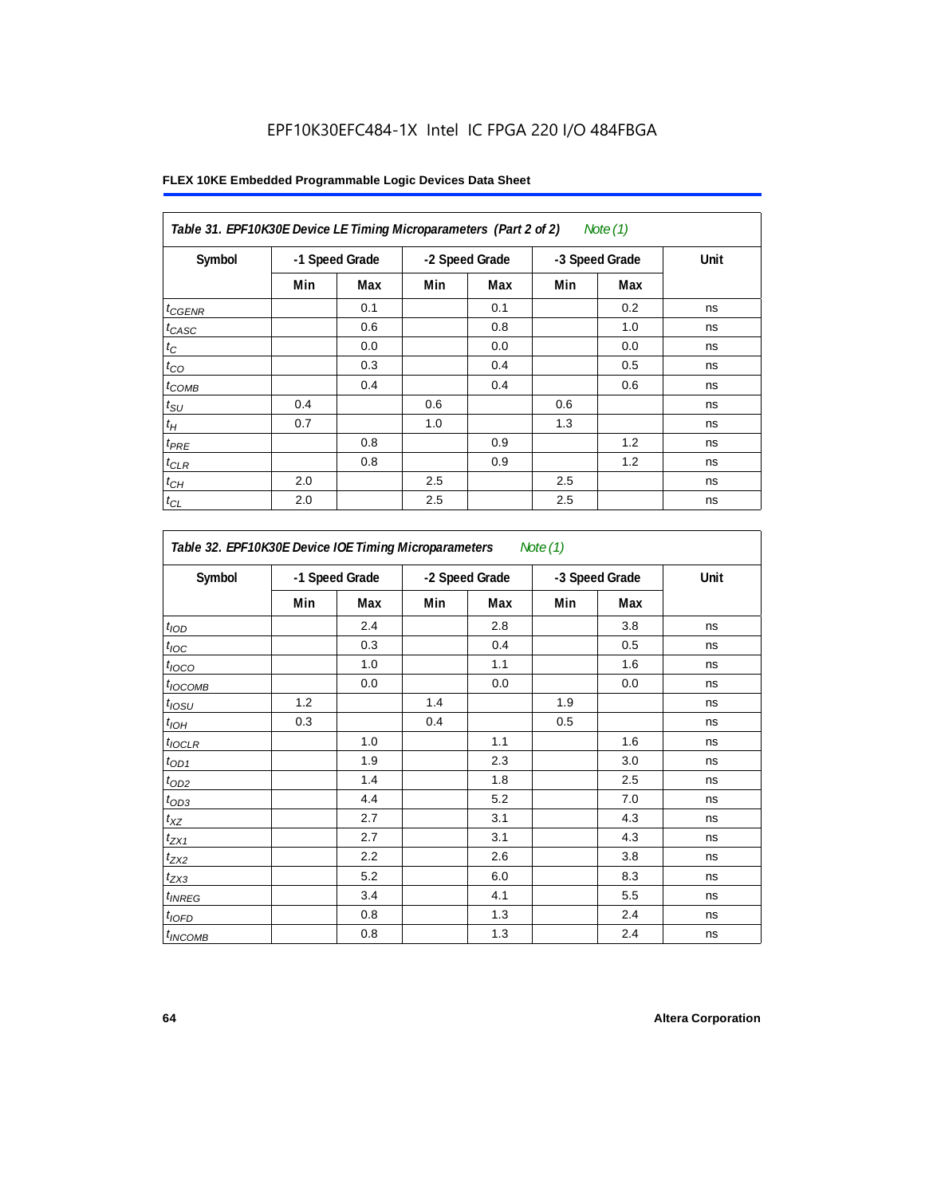EPF10K30EFC484-1X Intel IC FPGA 220 I/O 484FBGA

| Table 31. EPF10K30E Device LE Timing Microparameters (Part 2 of 2) *Note (1)* | | | | | | | |
|---|---|---|---|---|---|---|---|
| Symbol | -1 Speed Grade | | -2 Speed Grade | | -3 Speed Grade | | Unit |
| | Min | Max | Min | Max | Min | Max | |
| $t_{CGENR}$ | | 0.1 | | 0.1 | | 0.2 | ns |
| $t_{CASC}$ | | 0.6 | | 0.8 | | 1.0 | ns |
| $t_{C}$ | | 0.0 | | 0.0 | | 0.0 | ns |
| $t_{CO}$ | | 0.3 | | 0.4 | | 0.5 | ns |
| $t_{COMB}$ | | 0.4 | | 0.4 | | 0.6 | ns |
| $t_{SU}$ | 0.4 | | 0.6 | | 0.6 | | ns |
| $t_{H}$ | 0.7 | | 1.0 | | 1.3 | | ns |
| $t_{PRE}$ | | 0.8 | | 0.9 | | 1.2 | ns |
| $t_{CLR}$ | | 0.8 | | 0.9 | | 1.2 | ns |
| $t_{CH}$ | 2.0 | | 2.5 | | 2.5 | | ns |
| $t_{CL}$ | 2.0 | | 2.5 | | 2.5 | | ns |

| Table 32. EPF10K30E Device IOE Timing Microparameters *Note (1)* | | | | | | | |
|---|---|---|---|---|---|---|---|
| Symbol | -1 Speed Grade | | -2 Speed Grade | | -3 Speed Grade | | Unit |
| | Min | Max | Min | Max | Min | Max | |
| $t_{IOD}$ | | 2.4 | | 2.8 | | 3.8 | ns |
| $t_{IOC}$ | | 0.3 | | 0.4 | | 0.5 | ns |
| $t_{IOCO}$ | | 1.0 | | 1.1 | | 1.6 | ns |
| $t_{IOCOMB}$ | | 0.0 | | 0.0 | | 0.0 | ns |
| $t_{IOSU}$ | 1.2 | | 1.4 | | 1.9 | | ns |
| $t_{IOH}$ | 0.3 | | 0.4 | | 0.5 | | ns |
| $t_{IOCLR}$ | | 1.0 | | 1.1 | | 1.6 | ns |
| $t_{OD1}$ | | 1.9 | | 2.3 | | 3.0 | ns |
| $t_{OD2}$ | | 1.4 | | 1.8 | | 2.5 | ns |
| $t_{OD3}$ | | 4.4 | | 5.2 | | 7.0 | ns |
| $t_{XZ}$ | | 2.7 | | 3.1 | | 4.3 | ns |
| $t_{ZX1}$ | | 2.7 | | 3.1 | | 4.3 | ns |
| $t_{ZX2}$ | | 2.2 | | 2.6 | | 3.8 | ns |
| $t_{ZX3}$ | | 5.2 | | 6.0 | | 8.3 | ns |
| $t_{INREG}$ | | 3.4 | | 4.1 | | 5.5 | ns |
| $t_{IOFD}$ | | 0.8 | | 1.3 | | 2.4 | ns |
| $t_{INCOMB}$ | | 0.8 | | 1.3 | | 2.4 | ns |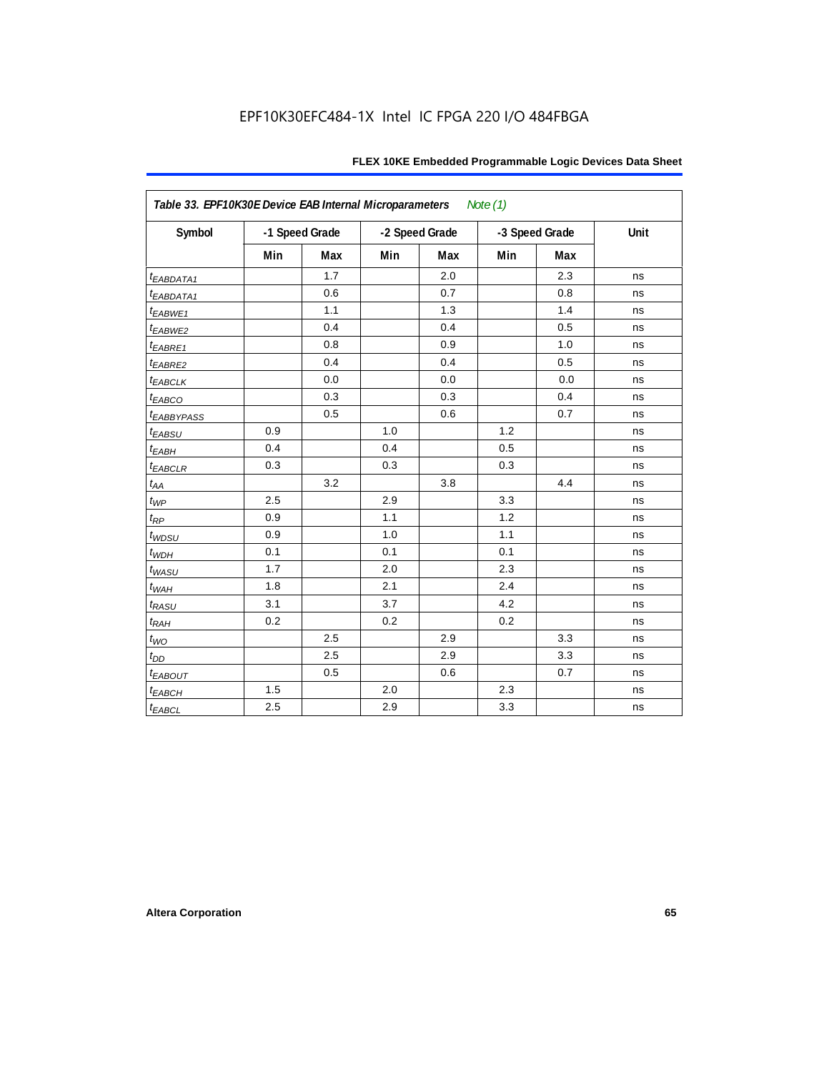Table 33. EPF10K30E Device EAB Internal Microparameters *Note (1)*

| Symbol | -1 Speed Grade | | -2 Speed Grade | | -3 Speed Grade | | Unit |
|---|---|---|---|---|---|---|---|
| | Min | Max | Min | Max | Min | Max | |
| $t_{EABDATA1}$ | | 1.7 | | 2.0 | | 2.3 | ns |
| $t_{EABDATA1}$ | | 0.6 | | 0.7 | | 0.8 | ns |
| $t_{EABWE1}$ | | 1.1 | | 1.3 | | 1.4 | ns |
| $t_{EABWE2}$ | | 0.4 | | 0.4 | | 0.5 | ns |
| $t_{EABRE1}$ | | 0.8 | | 0.9 | | 1.0 | ns |
| $t_{EABRE2}$ | | 0.4 | | 0.4 | | 0.5 | ns |
| $t_{EABCLK}$ | | 0.0 | | 0.0 | | 0.0 | ns |
| $t_{EABCO}$ | | 0.3 | | 0.3 | | 0.4 | ns |
| $t_{EABBYPASS}$ | | 0.5 | | 0.6 | | 0.7 | ns |
| $t_{EABSU}$ | 0.9 | | 1.0 | | 1.2 | | ns |
| $t_{EABH}$ | 0.4 | | 0.4 | | 0.5 | | ns |
| $t_{EABCLR}$ | 0.3 | | 0.3 | | 0.3 | | ns |
| $t_{AA}$ | | 3.2 | | 3.8 | | 4.4 | ns |
| $t_{WP}$ | 2.5 | | 2.9 | | 3.3 | | ns |
| $t_{RP}$ | 0.9 | | 1.1 | | 1.2 | | ns |
| $t_{WDSU}$ | 0.9 | | 1.0 | | 1.1 | | ns |
| $t_{WDH}$ | 0.1 | | 0.1 | | 0.1 | | ns |
| $t_{WASU}$ | 1.7 | | 2.0 | | 2.3 | | ns |
| $t_{WAH}$ | 1.8 | | 2.1 | | 2.4 | | ns |
| $t_{RASU}$ | 3.1 | | 3.7 | | 4.2 | | ns |
| $t_{RAH}$ | 0.2 | | 0.2 | | 0.2 | | ns |
| $t_{WO}$ | | 2.5 | | 2.9 | | 3.3 | ns |
| $t_{DD}$ | | 2.5 | | 2.9 | | 3.3 | ns |
| $t_{EABOUT}$ | | 0.5 | | 0.6 | | 0.7 | ns |
| $t_{EABCH}$ | 1.5 | | 2.0 | | 2.3 | | ns |
| $t_{EABCL}$ | 2.5 | | 2.9 | | 3.3 | | ns |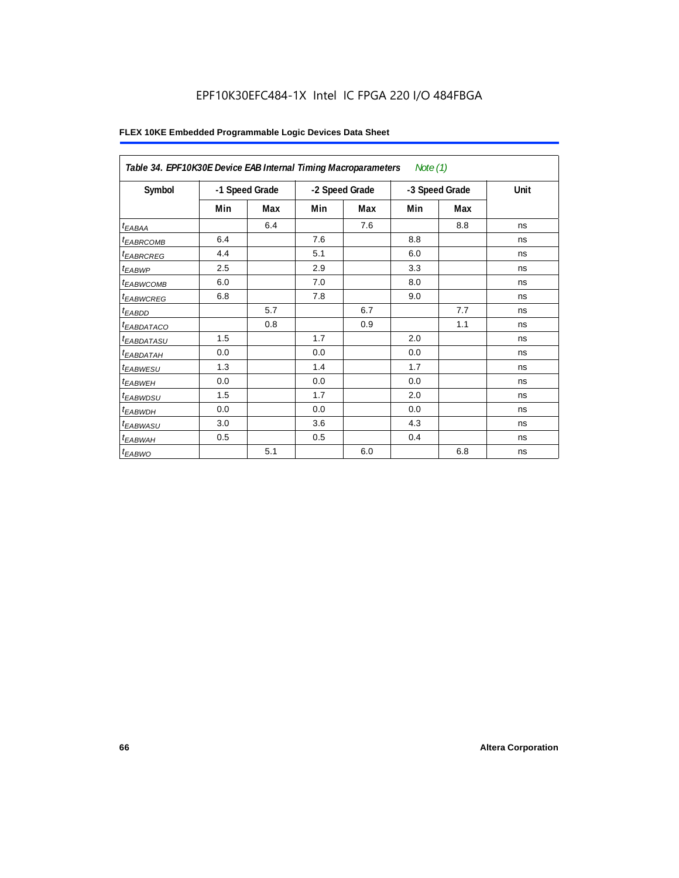EPF10K30EFC484-1X Intel IC FPGA 220 I/O 484FBGA

**FLEX 10KE Embedded Programmable Logic Devices Data Sheet**

| *Table 34. EPF10K30E Device EAB Internal Timing Macroparameters* *Note (1)* | | | | | | | |
|---|---|---|---|---|---|---|---|
| **Symbol** | **-1 Speed Grade** | | **-2 Speed Grade** | | **-3 Speed Grade** | | **Unit** |
| | **Min** | **Max** | **Min** | **Max** | **Min** | **Max** | |
| $t_{EABAA}$ | | 6.4 | | 7.6 | | 8.8 | ns |
| $t_{EABRCOMB}$ | 6.4 | | 7.6 | | 8.8 | | ns |
| $t_{EABRCREG}$ | 4.4 | | 5.1 | | 6.0 | | ns |
| $t_{EABWP}$ | 2.5 | | 2.9 | | 3.3 | | ns |
| $t_{EABWCOMB}$ | 6.0 | | 7.0 | | 8.0 | | ns |
| $t_{EABWCREG}$ | 6.8 | | 7.8 | | 9.0 | | ns |
| $t_{EABDD}$ | | 5.7 | | 6.7 | | 7.7 | ns |
| $t_{EABDATACO}$ | | 0.8 | | 0.9 | | 1.1 | ns |
| $t_{EABDATASU}$ | 1.5 | | 1.7 | | 2.0 | | ns |
| $t_{EABDATAH}$ | 0.0 | | 0.0 | | 0.0 | | ns |
| $t_{EABWESU}$ | 1.3 | | 1.4 | | 1.7 | | ns |
| $t_{EABWEH}$ | 0.0 | | 0.0 | | 0.0 | | ns |
| $t_{EABWDSU}$ | 1.5 | | 1.7 | | 2.0 | | ns |
| $t_{EABWDH}$ | 0.0 | | 0.0 | | 0.0 | | ns |
| $t_{EABWASU}$ | 3.0 | | 3.6 | | 4.3 | | ns |
| $t_{EABWAH}$ | 0.5 | | 0.5 | | 0.4 | | ns |
| $t_{EABWO}$ | | 5.1 | | 6.0 | | 6.8 | ns |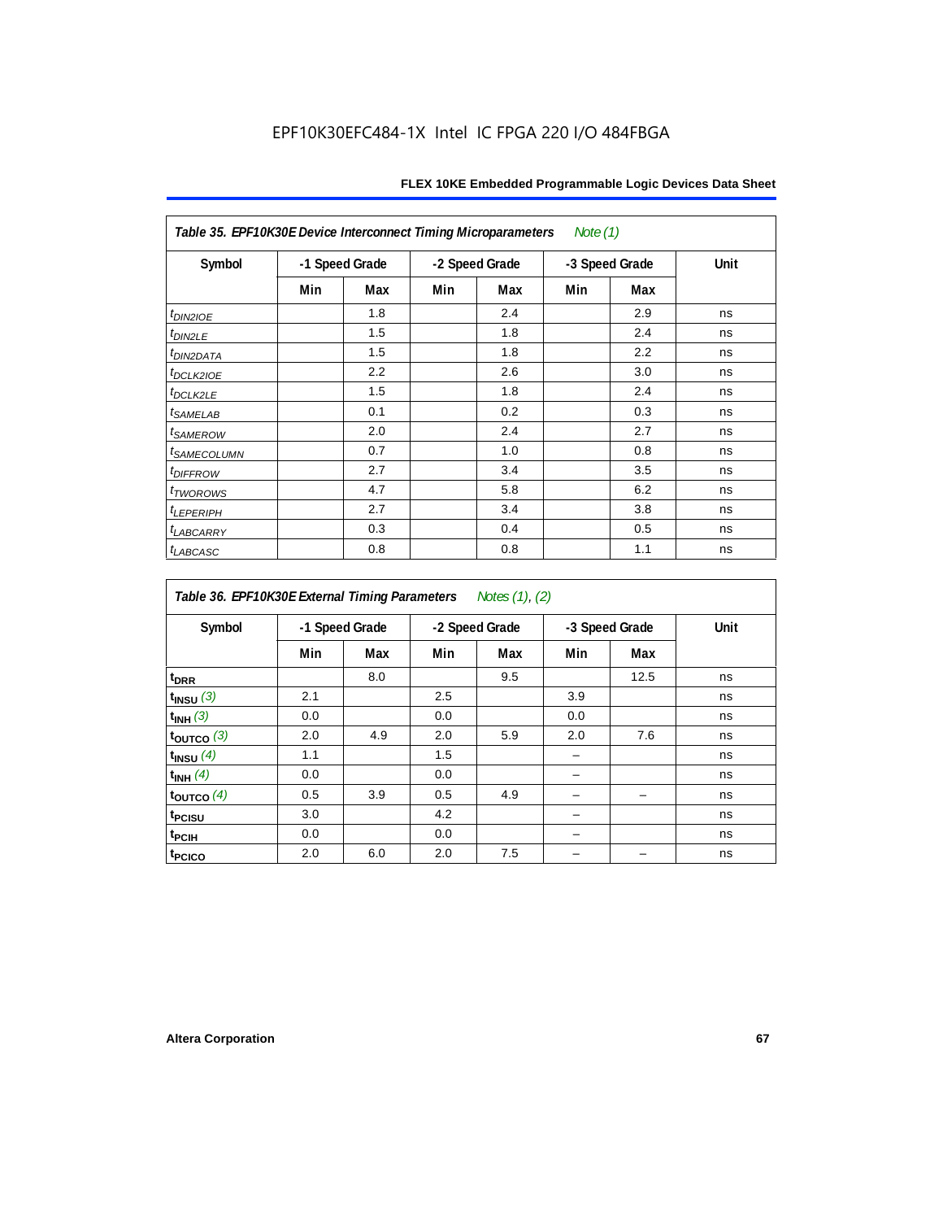EPF10K30EFC484-1X Intel IC FPGA 220 I/O 484FBGA

| *Table 35. EPF10K30E Device Interconnect Timing Microparameters* *Note (1)* | | | | | | | |
|---|---|---|---|---|---|---|---|
| Symbol | -1 Speed Grade | | -2 Speed Grade | | -3 Speed Grade | | Unit |
| | Min | Max | Min | Max | Min | Max | |
| $t_{DIN2IOE}$ | | 1.8 | | 2.4 | | 2.9 | ns |
| $t_{DIN2LE}$ | | 1.5 | | 1.8 | | 2.4 | ns |
| $t_{DIN2DATA}$ | | 1.5 | | 1.8 | | 2.2 | ns |
| $t_{DCLK2IOE}$ | | 2.2 | | 2.6 | | 3.0 | ns |
| $t_{DCLK2LE}$ | | 1.5 | | 1.8 | | 2.4 | ns |
| $t_{SAMELAB}$ | | 0.1 | | 0.2 | | 0.3 | ns |
| $t_{SAMEROW}$ | | 2.0 | | 2.4 | | 2.7 | ns |
| $t_{SAMECOLUMN}$ | | 0.7 | | 1.0 | | 0.8 | ns |
| $t_{DIFFROW}$ | | 2.7 | | 3.4 | | 3.5 | ns |
| $t_{TWOROWS}$ | | 4.7 | | 5.8 | | 6.2 | ns |
| $t_{LEPERIPH}$ | | 2.7 | | 3.4 | | 3.8 | ns |
| $t_{LABCARRY}$ | | 0.3 | | 0.4 | | 0.5 | ns |
| $t_{LABCASC}$ | | 0.8 | | 0.8 | | 1.1 | ns |

| *Table 36. EPF10K30E External Timing Parameters* *Notes (1), (2)* | | | | | | | |
|---|---|---|---|---|---|---|---|
| Symbol | -1 Speed Grade | | -2 Speed Grade | | -3 Speed Grade | | Unit |
| | Min | Max | Min | Max | Min | Max | |
| $t_{DRR}$ | | 8.0 | | 9.5 | | 12.5 | ns |
| $t_{INSU}$ *(3)* | 2.1 | | 2.5 | | 3.9 | | ns |
| $t_{INH}$ *(3)* | 0.0 | | 0.0 | | 0.0 | | ns |
| $t_{OUTCO}$ *(3)* | 2.0 | 4.9 | 2.0 | 5.9 | 2.0 | 7.6 | ns |
| $t_{INSU}$ *(4)* | 1.1 | | 1.5 | | – | | ns |
| $t_{INH}$ *(4)* | 0.0 | | 0.0 | | – | | ns |
| $t_{OUTCO}$ *(4)* | 0.5 | 3.9 | 0.5 | 4.9 | – | – | ns |
| $t_{PCISU}$ | 3.0 | | 4.2 | | – | | ns |
| $t_{PCIH}$ | 0.0 | | 0.0 | | – | | ns |
| $t_{PCICO}$ | 2.0 | 6.0 | 2.0 | 7.5 | – | – | ns |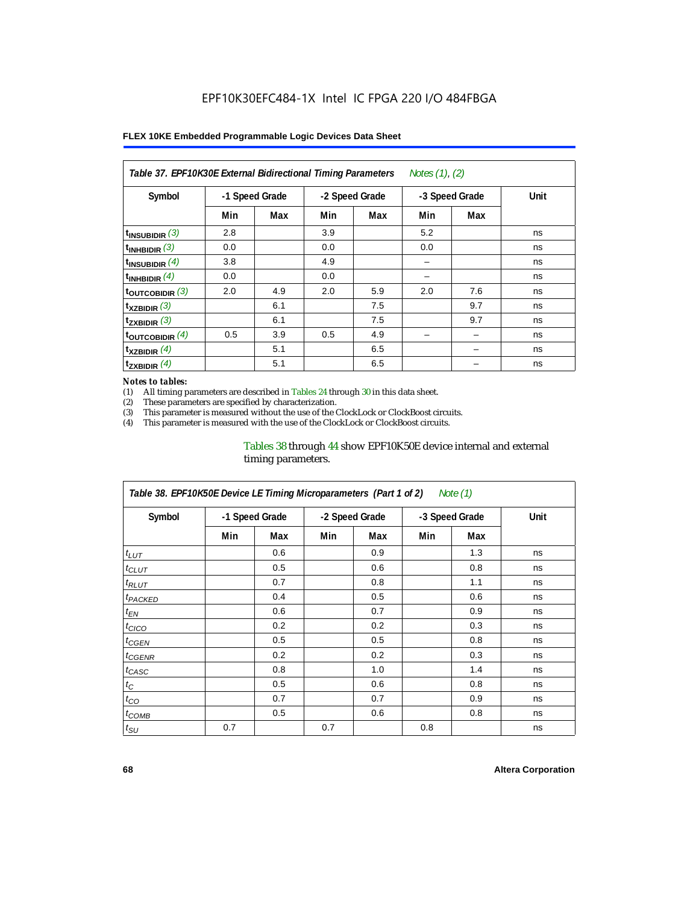**Table 37. EPF10K30E External Bidirectional Timing Parameters** *Notes (1), (2)*

| Symbol | -1 Speed Grade | | -2 Speed Grade | | -3 Speed Grade | | Unit |
|---|---|---|---|---|---|---|---|
| | Min | Max | Min | Max | Min | Max | |
| $t_{INSUBIDIR}$ *(3)* | 2.8 | | 3.9 | | 5.2 | | ns |
| $t_{INHBIDIR}$ *(3)* | 0.0 | | 0.0 | | 0.0 | | ns |
| $t_{INSUBIDIR}$ *(4)* | 3.8 | | 4.9 | | – | | ns |
| $t_{INHBIDIR}$ *(4)* | 0.0 | | 0.0 | | – | | ns |
| $t_{OUTCOBIDIR}$ *(3)* | 2.0 | 4.9 | 2.0 | 5.9 | 2.0 | 7.6 | ns |
| $t_{XZBIDIR}$ *(3)* | | 6.1 | | 7.5 | | 9.7 | ns |
| $t_{ZXBIDIR}$ *(3)* | | 6.1 | | 7.5 | | 9.7 | ns |
| $t_{OUTCOBIDIR}$ *(4)* | 0.5 | 3.9 | 0.5 | 4.9 | – | – | ns |
| $t_{XZBIDIR}$ *(4)* | | 5.1 | | 6.5 | | – | ns |
| $t_{ZXBIDIR}$ *(4)* | | 5.1 | | 6.5 | | – | ns |

*Notes to tables:*

(1) All timing parameters are described in Tables 24 through 30 in this data sheet.
(2) These parameters are specified by characterization.
(3) This parameter is measured without the use of the ClockLock or ClockBoost circuits.
(4) This parameter is measured with the use of the ClockLock or ClockBoost circuits.

Tables 38 through 44 show EPF10K50E device internal and external timing parameters.

**Table 38. EPF10K50E Device LE Timing Microparameters (Part 1 of 2)** *Note (1)*

| Symbol | -1 Speed Grade | | -2 Speed Grade | | -3 Speed Grade | | Unit |
|---|---|---|---|---|---|---|---|
| | Min | Max | Min | Max | Min | Max | |
| $t_{LUT}$ | | 0.6 | | 0.9 | | 1.3 | ns |
| $t_{CLUT}$ | | 0.5 | | 0.6 | | 0.8 | ns |
| $t_{RLUT}$ | | 0.7 | | 0.8 | | 1.1 | ns |
| $t_{PACKED}$ | | 0.4 | | 0.5 | | 0.6 | ns |
| $t_{EN}$ | | 0.6 | | 0.7 | | 0.9 | ns |
| $t_{CICO}$ | | 0.2 | | 0.2 | | 0.3 | ns |
| $t_{CGEN}$ | | 0.5 | | 0.5 | | 0.8 | ns |
| $t_{CGENR}$ | | 0.2 | | 0.2 | | 0.3 | ns |
| $t_{CASC}$ | | 0.8 | | 1.0 | | 1.4 | ns |
| $t_{C}$ | | 0.5 | | 0.6 | | 0.8 | ns |
| $t_{CO}$ | | 0.7 | | 0.7 | | 0.9 | ns |
| $t_{COMB}$ | | 0.5 | | 0.6 | | 0.8 | ns |
| $t_{SU}$ | 0.7 | | 0.7 | | 0.8 | | ns |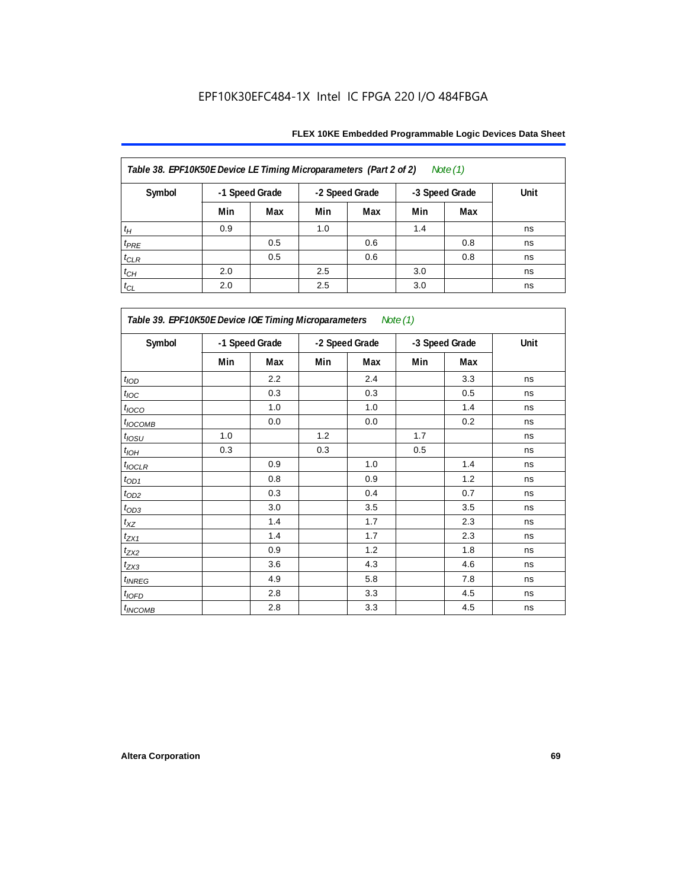**Table 38. EPF10K50E Device LE Timing Microparameters (Part 2 of 2)** *Note (1)*

| Symbol | -1 Speed Grade | | -2 Speed Grade | | -3 Speed Grade | | Unit |
|---|---|---|---|---|---|---|---|
| | Min | Max | Min | Max | Min | Max | |
| $t_H$ | 0.9 | | 1.0 | | 1.4 | | ns |
| $t_{PRE}$ | | 0.5 | | 0.6 | | 0.8 | ns |
| $t_{CLR}$ | | 0.5 | | 0.6 | | 0.8 | ns |
| $t_{CH}$ | 2.0 | | 2.5 | | 3.0 | | ns |
| $t_{CL}$ | 2.0 | | 2.5 | | 3.0 | | ns |

**Table 39. EPF10K50E Device IOE Timing Microparameters** *Note (1)*

| Symbol | -1 Speed Grade | | -2 Speed Grade | | -3 Speed Grade | | Unit |
|---|---|---|---|---|---|---|---|
| | Min | Max | Min | Max | Min | Max | |
| $t_{IOD}$ | | 2.2 | | 2.4 | | 3.3 | ns |
| $t_{IOC}$ | | 0.3 | | 0.3 | | 0.5 | ns |
| $t_{IOCO}$ | | 1.0 | | 1.0 | | 1.4 | ns |
| $t_{IOCOMB}$ | | 0.0 | | 0.0 | | 0.2 | ns |
| $t_{IOSU}$ | 1.0 | | 1.2 | | 1.7 | | ns |
| $t_{IOH}$ | 0.3 | | 0.3 | | 0.5 | | ns |
| $t_{IOCLR}$ | | 0.9 | | 1.0 | | 1.4 | ns |
| $t_{OD1}$ | | 0.8 | | 0.9 | | 1.2 | ns |
| $t_{OD2}$ | | 0.3 | | 0.4 | | 0.7 | ns |
| $t_{OD3}$ | | 3.0 | | 3.5 | | 3.5 | ns |
| $t_{XZ}$ | | 1.4 | | 1.7 | | 2.3 | ns |
| $t_{ZX1}$ | | 1.4 | | 1.7 | | 2.3 | ns |
| $t_{ZX2}$ | | 0.9 | | 1.2 | | 1.8 | ns |
| $t_{ZX3}$ | | 3.6 | | 4.3 | | 4.6 | ns |
| $t_{INREG}$ | | 4.9 | | 5.8 | | 7.8 | ns |
| $t_{IOFD}$ | | 2.8 | | 3.3 | | 4.5 | ns |
| $t_{INCOMB}$ | | 2.8 | | 3.3 | | 4.5 | ns |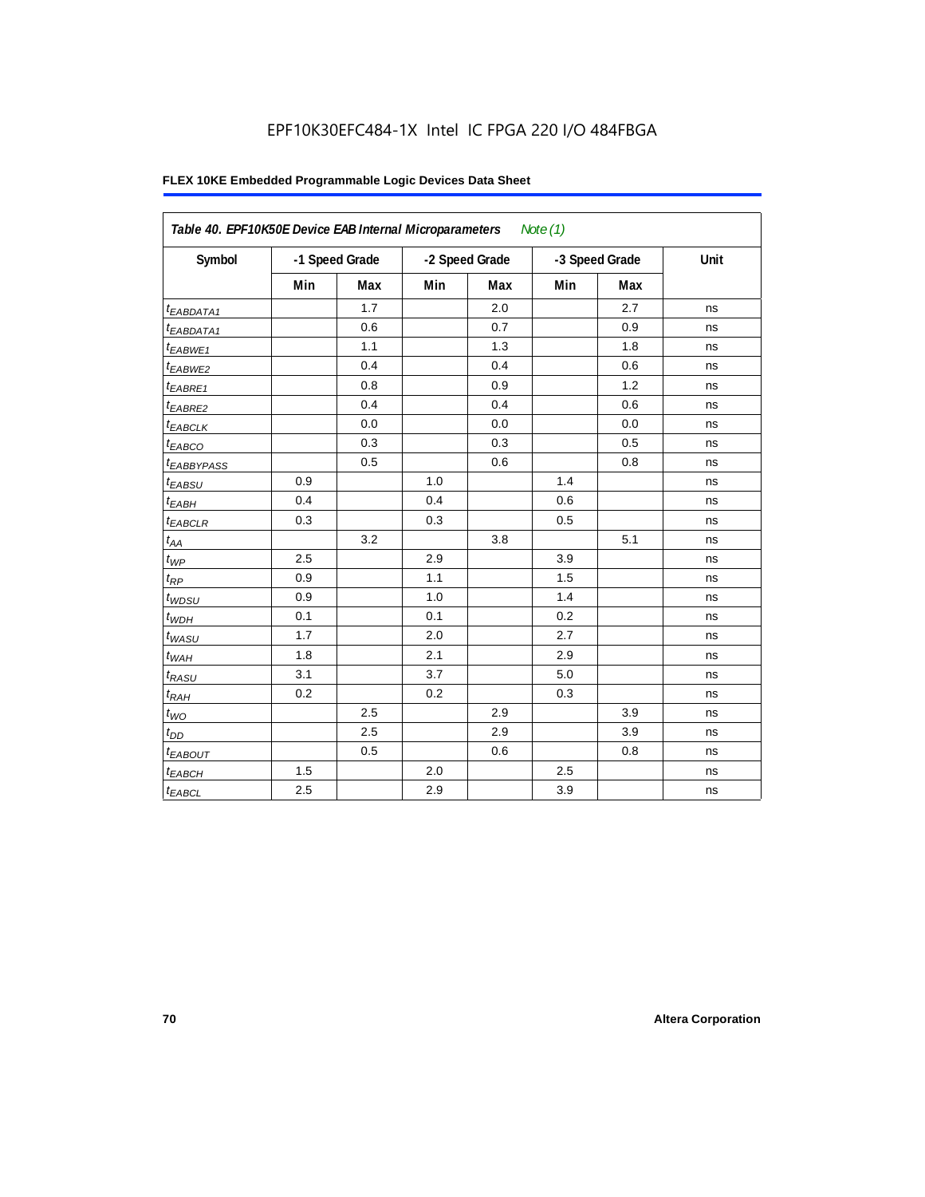EPF10K30EFC484-1X Intel IC FPGA 220 I/O 484FBGA

**FLEX 10KE Embedded Programmable Logic Devices Data Sheet**

| *Table 40. EPF10K50E Device EAB Internal Microparameters* *Note (1)* | | | | | | | |
|---|---|---|---|---|---|---|---|
| Symbol | -1 Speed Grade | | -2 Speed Grade | | -3 Speed Grade | | Unit |
| | Min | Max | Min | Max | Min | Max | |
| $t_{EABDATA1}$ | | 1.7 | | 2.0 | | 2.7 | ns |
| $t_{EABDATA1}$ | | 0.6 | | 0.7 | | 0.9 | ns |
| $t_{EABWE1}$ | | 1.1 | | 1.3 | | 1.8 | ns |
| $t_{EABWE2}$ | | 0.4 | | 0.4 | | 0.6 | ns |
| $t_{EABRE1}$ | | 0.8 | | 0.9 | | 1.2 | ns |
| $t_{EABRE2}$ | | 0.4 | | 0.4 | | 0.6 | ns |
| $t_{EABCLK}$ | | 0.0 | | 0.0 | | 0.0 | ns |
| $t_{EABCO}$ | | 0.3 | | 0.3 | | 0.5 | ns |
| $t_{EABBYPASS}$ | | 0.5 | | 0.6 | | 0.8 | ns |
| $t_{EABSU}$ | 0.9 | | 1.0 | | 1.4 | | ns |
| $t_{EABH}$ | 0.4 | | 0.4 | | 0.6 | | ns |
| $t_{EABCLR}$ | 0.3 | | 0.3 | | 0.5 | | ns |
| $t_{AA}$ | | 3.2 | | 3.8 | | 5.1 | ns |
| $t_{WP}$ | 2.5 | | 2.9 | | 3.9 | | ns |
| $t_{RP}$ | 0.9 | | 1.1 | | 1.5 | | ns |
| $t_{WDSU}$ | 0.9 | | 1.0 | | 1.4 | | ns |
| $t_{WDH}$ | 0.1 | | 0.1 | | 0.2 | | ns |
| $t_{WASU}$ | 1.7 | | 2.0 | | 2.7 | | ns |
| $t_{WAH}$ | 1.8 | | 2.1 | | 2.9 | | ns |
| $t_{RASU}$ | 3.1 | | 3.7 | | 5.0 | | ns |
| $t_{RAH}$ | 0.2 | | 0.2 | | 0.3 | | ns |
| $t_{WO}$ | | 2.5 | | 2.9 | | 3.9 | ns |
| $t_{DD}$ | | 2.5 | | 2.9 | | 3.9 | ns |
| $t_{EABOUT}$ | | 0.5 | | 0.6 | | 0.8 | ns |
| $t_{EABCH}$ | 1.5 | | 2.0 | | 2.5 | | ns |
| $t_{EABCL}$ | 2.5 | | 2.9 | | 3.9 | | ns |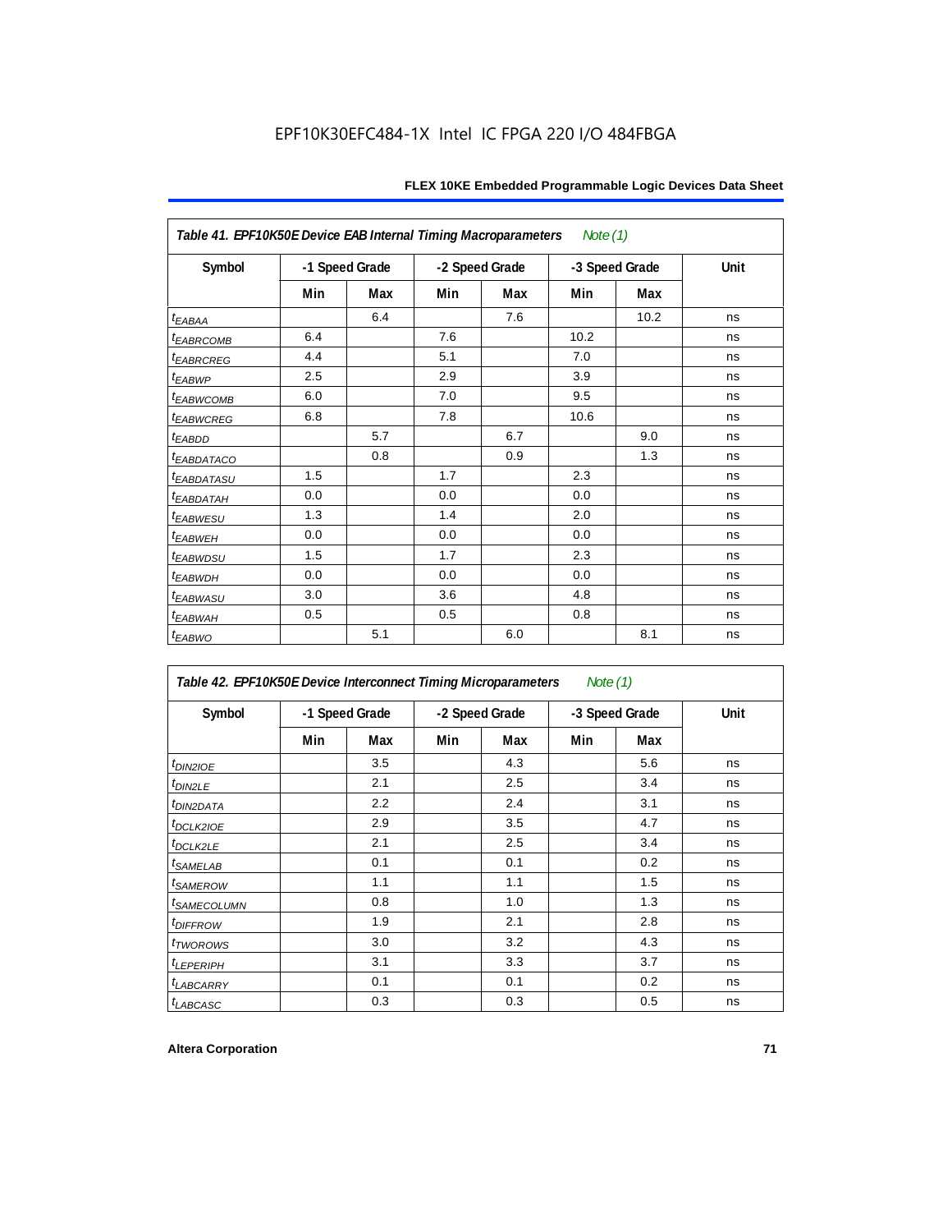| Table 41. EPF10K50E Device EAB Internal Timing Macroparameters *Note (1)* | | | | | | | |
|---|---|---|---|---|---|---|---|
| Symbol | -1 Speed Grade | | -2 Speed Grade | | -3 Speed Grade | | Unit |
| | Min | Max | Min | Max | Min | Max | |
| $t_{EABAA}$ | | 6.4 | | 7.6 | | 10.2 | ns |
| $t_{EABRCOMB}$ | 6.4 | | 7.6 | | 10.2 | | ns |
| $t_{EABRCREG}$ | 4.4 | | 5.1 | | 7.0 | | ns |
| $t_{EABWP}$ | 2.5 | | 2.9 | | 3.9 | | ns |
| $t_{EABWCOMB}$ | 6.0 | | 7.0 | | 9.5 | | ns |
| $t_{EABWCREG}$ | 6.8 | | 7.8 | | 10.6 | | ns |
| $t_{EABDD}$ | | 5.7 | | 6.7 | | 9.0 | ns |
| $t_{EABDATACO}$ | | 0.8 | | 0.9 | | 1.3 | ns |
| $t_{EABDATASU}$ | 1.5 | | 1.7 | | 2.3 | | ns |
| $t_{EABDATAH}$ | 0.0 | | 0.0 | | 0.0 | | ns |
| $t_{EABWESU}$ | 1.3 | | 1.4 | | 2.0 | | ns |
| $t_{EABWEH}$ | 0.0 | | 0.0 | | 0.0 | | ns |
| $t_{EABWDSU}$ | 1.5 | | 1.7 | | 2.3 | | ns |
| $t_{EABWDH}$ | 0.0 | | 0.0 | | 0.0 | | ns |
| $t_{EABWASU}$ | 3.0 | | 3.6 | | 4.8 | | ns |
| $t_{EABWAH}$ | 0.5 | | 0.5 | | 0.8 | | ns |
| $t_{EABWO}$ | | 5.1 | | 6.0 | | 8.1 | ns |

| Table 42. EPF10K50E Device Interconnect Timing Microparameters *Note (1)* | | | | | | | |
|---|---|---|---|---|---|---|---|
| Symbol | -1 Speed Grade | | -2 Speed Grade | | -3 Speed Grade | | Unit |
| | Min | Max | Min | Max | Min | Max | |
| $t_{DIN2IOE}$ | | 3.5 | | 4.3 | | 5.6 | ns |
| $t_{DIN2LE}$ | | 2.1 | | 2.5 | | 3.4 | ns |
| $t_{DIN2DATA}$ | | 2.2 | | 2.4 | | 3.1 | ns |
| $t_{DCLK2IOE}$ | | 2.9 | | 3.5 | | 4.7 | ns |
| $t_{DCLK2LE}$ | | 2.1 | | 2.5 | | 3.4 | ns |
| $t_{SAMELAB}$ | | 0.1 | | 0.1 | | 0.2 | ns |
| $t_{SAMEROW}$ | | 1.1 | | 1.1 | | 1.5 | ns |
| $t_{SAMECOLUMN}$ | | 0.8 | | 1.0 | | 1.3 | ns |
| $t_{DIFFROW}$ | | 1.9 | | 2.1 | | 2.8 | ns |
| $t_{TWOROWS}$ | | 3.0 | | 3.2 | | 4.3 | ns |
| $t_{LEPERIPH}$ | | 3.1 | | 3.3 | | 3.7 | ns |
| $t_{LABCARRY}$ | | 0.1 | | 0.1 | | 0.2 | ns |
| $t_{LABCASC}$ | | 0.3 | | 0.3 | | 0.5 | ns |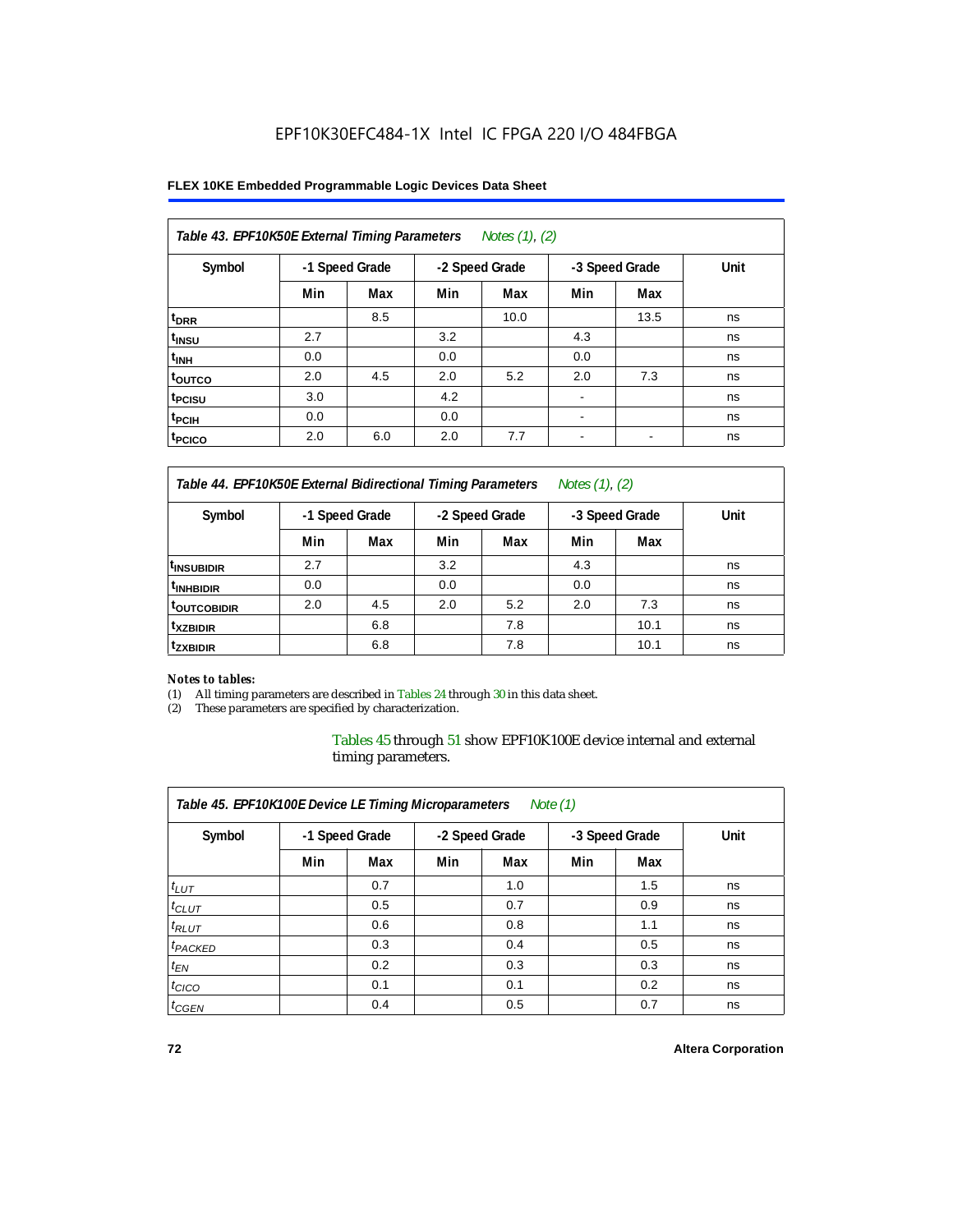EPF10K30EFC484-1X Intel IC FPGA 220 I/O 484FBGA

**FLEX 10KE Embedded Programmable Logic Devices Data Sheet**

| *Table 43. EPF10K50E External Timing Parameters* *Notes (1), (2)* | | | | | | | |
|---|---|---|---|---|---|---|---|
| **Symbol** | **-1 Speed Grade** | | **-2 Speed Grade** | | **-3 Speed Grade** | | **Unit** |
| | **Min** | **Max** | **Min** | **Max** | **Min** | **Max** | |
| $t_{DRR}$ | | 8.5 | | 10.0 | | 13.5 | ns |
| $t_{INSU}$ | 2.7 | | 3.2 | | 4.3 | | ns |
| $t_{INH}$ | 0.0 | | 0.0 | | 0.0 | | ns |
| $t_{OUTCO}$ | 2.0 | 4.5 | 2.0 | 5.2 | 2.0 | 7.3 | ns |
| $t_{PCISU}$ | 3.0 | | 4.2 | | - | | ns |
| $t_{PCIH}$ | 0.0 | | 0.0 | | - | | ns |
| $t_{PCICO}$ | 2.0 | 6.0 | 2.0 | 7.7 | - | - | ns |

| *Table 44. EPF10K50E External Bidirectional Timing Parameters* *Notes (1), (2)* | | | | | | | |
|---|---|---|---|---|---|---|---|
| **Symbol** | **-1 Speed Grade** | | **-2 Speed Grade** | | **-3 Speed Grade** | | **Unit** |
| | **Min** | **Max** | **Min** | **Max** | **Min** | **Max** | |
| $t_{INSUBIDIR}$ | 2.7 | | 3.2 | | 4.3 | | ns |
| $t_{INHBIDIR}$ | 0.0 | | 0.0 | | 0.0 | | ns |
| $t_{OUTCOBIDIR}$ | 2.0 | 4.5 | 2.0 | 5.2 | 2.0 | 7.3 | ns |
| $t_{XZBIDIR}$ | | 6.8 | | 7.8 | | 10.1 | ns |
| $t_{ZXBIDIR}$ | | 6.8 | | 7.8 | | 10.1 | ns |

*Notes to tables:*

(1) All timing parameters are described in Tables 24 through 30 in this data sheet.
(2) These parameters are specified by characterization.

Tables 45 through 51 show EPF10K100E device internal and external timing parameters.

| *Table 45. EPF10K100E Device LE Timing Microparameters* *Note (1)* | | | | | | | |
|---|---|---|---|---|---|---|---|
| **Symbol** | **-1 Speed Grade** | | **-2 Speed Grade** | | **-3 Speed Grade** | | **Unit** |
| | **Min** | **Max** | **Min** | **Max** | **Min** | **Max** | |
| $t_{LUT}$ | | 0.7 | | 1.0 | | 1.5 | ns |
| $t_{CLUT}$ | | 0.5 | | 0.7 | | 0.9 | ns |
| $t_{RLUT}$ | | 0.6 | | 0.8 | | 1.1 | ns |
| $t_{PACKED}$ | | 0.3 | | 0.4 | | 0.5 | ns |
| $t_{EN}$ | | 0.2 | | 0.3 | | 0.3 | ns |
| $t_{CICO}$ | | 0.1 | | 0.1 | | 0.2 | ns |
| $t_{CGEN}$ | | 0.4 | | 0.5 | | 0.7 | ns |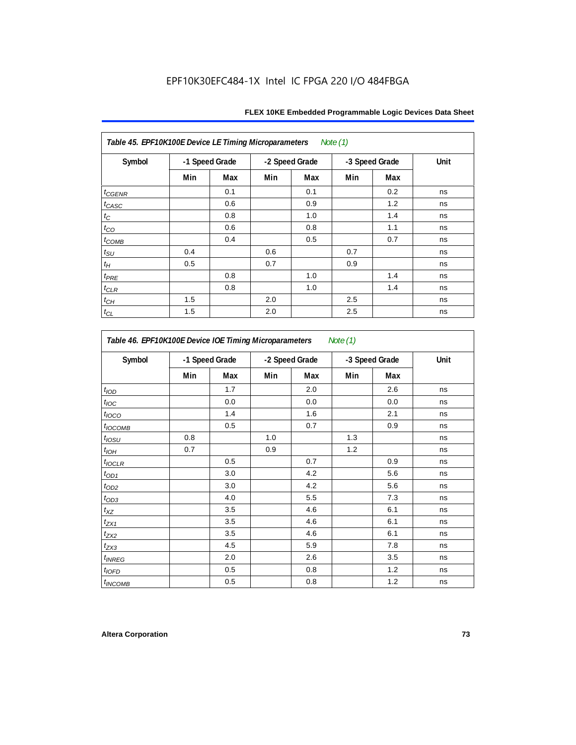**Table 45. EPF10K100E Device LE Timing Microparameters** *Note (1)*

| Symbol | -1 Speed Grade | | -2 Speed Grade | | -3 Speed Grade | | Unit |
|---|---|---|---|---|---|---|---|
| | Min | Max | Min | Max | Min | Max | |
| $t_{CGENR}$ | | 0.1 | | 0.1 | | 0.2 | ns |
| $t_{CASC}$ | | 0.6 | | 0.9 | | 1.2 | ns |
| $t_{C}$ | | 0.8 | | 1.0 | | 1.4 | ns |
| $t_{CO}$ | | 0.6 | | 0.8 | | 1.1 | ns |
| $t_{COMB}$ | | 0.4 | | 0.5 | | 0.7 | ns |
| $t_{SU}$ | 0.4 | | 0.6 | | 0.7 | | ns |
| $t_{H}$ | 0.5 | | 0.7 | | 0.9 | | ns |
| $t_{PRE}$ | | 0.8 | | 1.0 | | 1.4 | ns |
| $t_{CLR}$ | | 0.8 | | 1.0 | | 1.4 | ns |
| $t_{CH}$ | 1.5 | | 2.0 | | 2.5 | | ns |
| $t_{CL}$ | 1.5 | | 2.0 | | 2.5 | | ns |

**Table 46. EPF10K100E Device IOE Timing Microparameters** *Note (1)*

| Symbol | -1 Speed Grade | | -2 Speed Grade | | -3 Speed Grade | | Unit |
|---|---|---|---|---|---|---|---|
| | Min | Max | Min | Max | Min | Max | |
| $t_{IOD}$ | | 1.7 | | 2.0 | | 2.6 | ns |
| $t_{IOC}$ | | 0.0 | | 0.0 | | 0.0 | ns |
| $t_{IOCO}$ | | 1.4 | | 1.6 | | 2.1 | ns |
| $t_{IOCOMB}$ | | 0.5 | | 0.7 | | 0.9 | ns |
| $t_{IOSU}$ | 0.8 | | 1.0 | | 1.3 | | ns |
| $t_{IOH}$ | 0.7 | | 0.9 | | 1.2 | | ns |
| $t_{IOCLR}$ | | 0.5 | | 0.7 | | 0.9 | ns |
| $t_{OD1}$ | | 3.0 | | 4.2 | | 5.6 | ns |
| $t_{OD2}$ | | 3.0 | | 4.2 | | 5.6 | ns |
| $t_{OD3}$ | | 4.0 | | 5.5 | | 7.3 | ns |
| $t_{XZ}$ | | 3.5 | | 4.6 | | 6.1 | ns |
| $t_{ZX1}$ | | 3.5 | | 4.6 | | 6.1 | ns |
| $t_{ZX2}$ | | 3.5 | | 4.6 | | 6.1 | ns |
| $t_{ZX3}$ | | 4.5 | | 5.9 | | 7.8 | ns |
| $t_{INREG}$ | | 2.0 | | 2.6 | | 3.5 | ns |
| $t_{IOFD}$ | | 0.5 | | 0.8 | | 1.2 | ns |
| $t_{INCOMB}$ | | 0.5 | | 0.8 | | 1.2 | ns |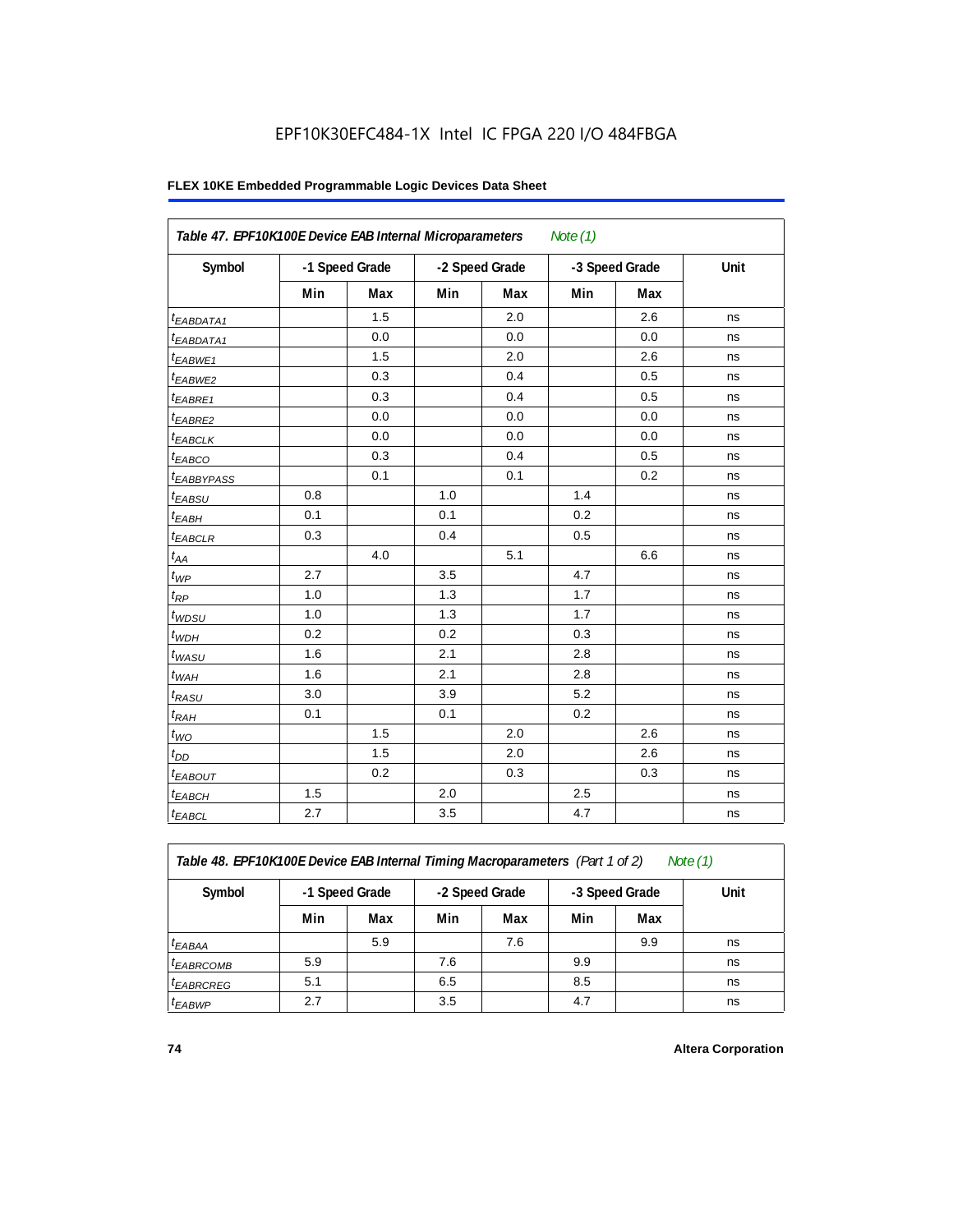EPF10K30EFC484-1X Intel IC FPGA 220 I/O 484FBGA

**FLEX 10KE Embedded Programmable Logic Devices Data Sheet**

| *Table 47. EPF10K100E Device EAB Internal Microparameters* *Note (1)* | | | | | | | |
|---|---|---|---|---|---|---|---|
| Symbol | -1 Speed Grade | | -2 Speed Grade | | -3 Speed Grade | | Unit |
| | Min | Max | Min | Max | Min | Max | |
| $t_{EABDATA1}$ | | 1.5 | | 2.0 | | 2.6 | ns |
| $t_{EABDATA1}$ | | 0.0 | | 0.0 | | 0.0 | ns |
| $t_{EABWE1}$ | | 1.5 | | 2.0 | | 2.6 | ns |
| $t_{EABWE2}$ | | 0.3 | | 0.4 | | 0.5 | ns |
| $t_{EABRE1}$ | | 0.3 | | 0.4 | | 0.5 | ns |
| $t_{EABRE2}$ | | 0.0 | | 0.0 | | 0.0 | ns |
| $t_{EABCLK}$ | | 0.0 | | 0.0 | | 0.0 | ns |
| $t_{EABCO}$ | | 0.3 | | 0.4 | | 0.5 | ns |
| $t_{EABBYPASS}$ | | 0.1 | | 0.1 | | 0.2 | ns |
| $t_{EABSU}$ | 0.8 | | 1.0 | | 1.4 | | ns |
| $t_{EABH}$ | 0.1 | | 0.1 | | 0.2 | | ns |
| $t_{EABCLR}$ | 0.3 | | 0.4 | | 0.5 | | ns |
| $t_{AA}$ | | 4.0 | | 5.1 | | 6.6 | ns |
| $t_{WP}$ | 2.7 | | 3.5 | | 4.7 | | ns |
| $t_{RP}$ | 1.0 | | 1.3 | | 1.7 | | ns |
| $t_{WDSU}$ | 1.0 | | 1.3 | | 1.7 | | ns |
| $t_{WDH}$ | 0.2 | | 0.2 | | 0.3 | | ns |
| $t_{WASU}$ | 1.6 | | 2.1 | | 2.8 | | ns |
| $t_{WAH}$ | 1.6 | | 2.1 | | 2.8 | | ns |
| $t_{RASU}$ | 3.0 | | 3.9 | | 5.2 | | ns |
| $t_{RAH}$ | 0.1 | | 0.1 | | 0.2 | | ns |
| $t_{WO}$ | | 1.5 | | 2.0 | | 2.6 | ns |
| $t_{DD}$ | | 1.5 | | 2.0 | | 2.6 | ns |
| $t_{EABOUT}$ | | 0.2 | | 0.3 | | 0.3 | ns |
| $t_{EABCH}$ | 1.5 | | 2.0 | | 2.5 | | ns |
| $t_{EABCL}$ | 2.7 | | 3.5 | | 4.7 | | ns |

| *Table 48. EPF10K100E Device EAB Internal Timing Macroparameters (Part 1 of 2)* *Note (1)* | | | | | | | |
|---|---|---|---|---|---|---|---|
| Symbol | -1 Speed Grade | | -2 Speed Grade | | -3 Speed Grade | | Unit |
| | Min | Max | Min | Max | Min | Max | |
| $t_{EABAA}$ | | 5.9 | | 7.6 | | 9.9 | ns |
| $t_{EABRCOMB}$ | 5.9 | | 7.6 | | 9.9 | | ns |
| $t_{EABRCREG}$ | 5.1 | | 6.5 | | 8.5 | | ns |
| $t_{EABWP}$ | 2.7 | | 3.5 | | 4.7 | | ns |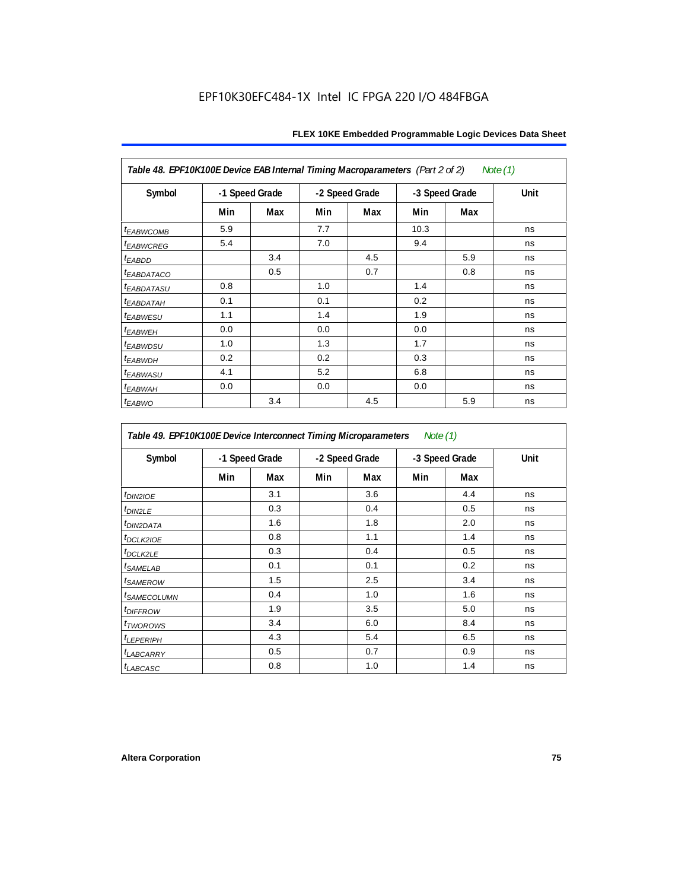| Table 48. EPF10K100E Device EAB Internal Timing Macroparameters (Part 2 of 2) Note (1) | | | | | | | |
|---|---|---|---|---|---|---|---|
| Symbol | -1 Speed Grade | | -2 Speed Grade | | -3 Speed Grade | | Unit |
| | Min | Max | Min | Max | Min | Max | |
| $t_{EABWCOMB}$ | 5.9 | | 7.7 | | 10.3 | | ns |
| $t_{EABWCREG}$ | 5.4 | | 7.0 | | 9.4 | | ns |
| $t_{EABDD}$ | | 3.4 | | 4.5 | | 5.9 | ns |
| $t_{EABDATACO}$ | | 0.5 | | 0.7 | | 0.8 | ns |
| $t_{EABDATASU}$ | 0.8 | | 1.0 | | 1.4 | | ns |
| $t_{EABDATAH}$ | 0.1 | | 0.1 | | 0.2 | | ns |
| $t_{EABWESU}$ | 1.1 | | 1.4 | | 1.9 | | ns |
| $t_{EABWEH}$ | 0.0 | | 0.0 | | 0.0 | | ns |
| $t_{EABWDSU}$ | 1.0 | | 1.3 | | 1.7 | | ns |
| $t_{EABWDH}$ | 0.2 | | 0.2 | | 0.3 | | ns |
| $t_{EABWASU}$ | 4.1 | | 5.2 | | 6.8 | | ns |
| $t_{EABWAH}$ | 0.0 | | 0.0 | | 0.0 | | ns |
| $t_{EABWO}$ | | 3.4 | | 4.5 | | 5.9 | ns |

| Table 49. EPF10K100E Device Interconnect Timing Microparameters Note (1) | | | | | | | |
|---|---|---|---|---|---|---|---|
| Symbol | -1 Speed Grade | | -2 Speed Grade | | -3 Speed Grade | | Unit |
| | Min | Max | Min | Max | Min | Max | |
| $t_{DIN2IOE}$ | | 3.1 | | 3.6 | | 4.4 | ns |
| $t_{DIN2LE}$ | | 0.3 | | 0.4 | | 0.5 | ns |
| $t_{DIN2DATA}$ | | 1.6 | | 1.8 | | 2.0 | ns |
| $t_{DCLK2IOE}$ | | 0.8 | | 1.1 | | 1.4 | ns |
| $t_{DCLK2LE}$ | | 0.3 | | 0.4 | | 0.5 | ns |
| $t_{SAMELAB}$ | | 0.1 | | 0.1 | | 0.2 | ns |
| $t_{SAMEROW}$ | | 1.5 | | 2.5 | | 3.4 | ns |
| $t_{SAMECOLUMN}$ | | 0.4 | | 1.0 | | 1.6 | ns |
| $t_{DIFFROW}$ | | 1.9 | | 3.5 | | 5.0 | ns |
| $t_{TWOROWS}$ | | 3.4 | | 6.0 | | 8.4 | ns |
| $t_{LEPERIPH}$ | | 4.3 | | 5.4 | | 6.5 | ns |
| $t_{LABCARRY}$ | | 0.5 | | 0.7 | | 0.9 | ns |
| $t_{LABCASC}$ | | 0.8 | | 1.0 | | 1.4 | ns |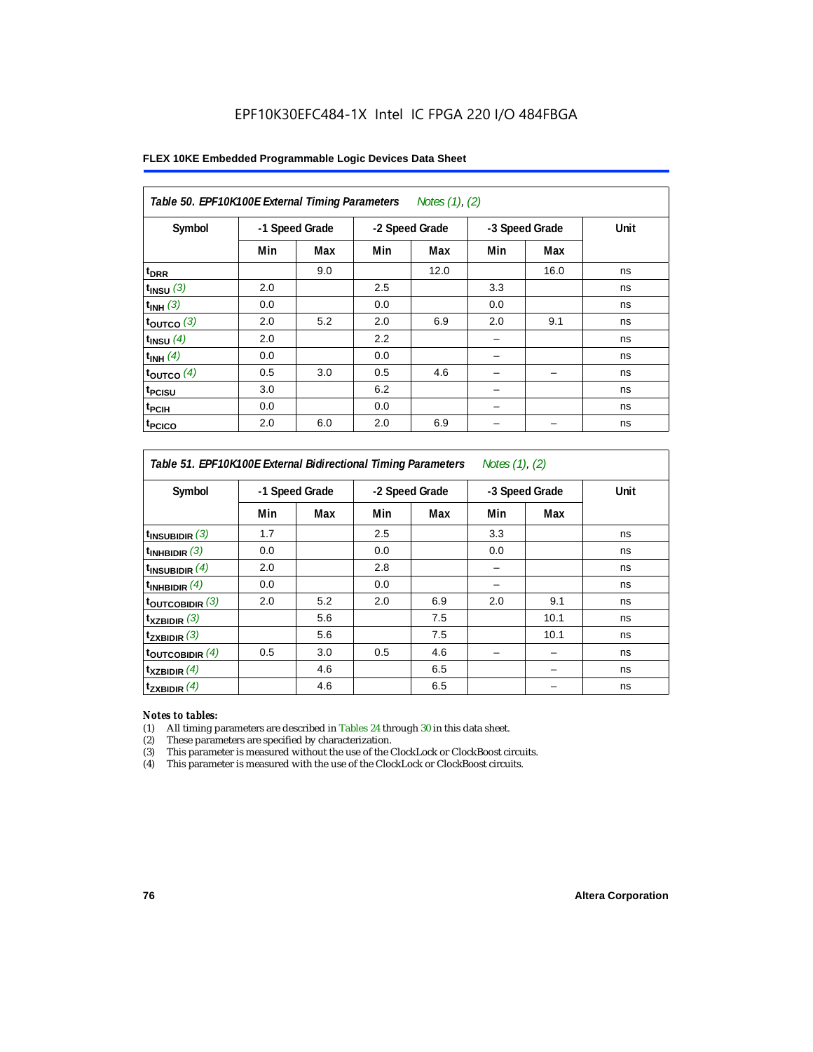EPF10K30EFC484-1X Intel IC FPGA 220 I/O 484FBGA

**FLEX 10KE Embedded Programmable Logic Devices Data Sheet**

*Table 50. EPF10K100E External Timing Parameters* *Notes (1), (2)*

| Symbol | -1 Speed Grade | | -2 Speed Grade | | -3 Speed Grade | | Unit |
|---|---|---|---|---|---|---|---|
| | Min | Max | Min | Max | Min | Max | |
| $t_{DRR}$ | | 9.0 | | 12.0 | | 16.0 | ns |
| $t_{INSU}$ *(3)* | 2.0 | | 2.5 | | 3.3 | | ns |
| $t_{INH}$ *(3)* | 0.0 | | 0.0 | | 0.0 | | ns |
| $t_{OUTCO}$ *(3)* | 2.0 | 5.2 | 2.0 | 6.9 | 2.0 | 9.1 | ns |
| $t_{INSU}$ *(4)* | 2.0 | | 2.2 | | – | | ns |
| $t_{INH}$ *(4)* | 0.0 | | 0.0 | | – | | ns |
| $t_{OUTCO}$ *(4)* | 0.5 | 3.0 | 0.5 | 4.6 | – | – | ns |
| $t_{PCISU}$ | 3.0 | | 6.2 | | – | | ns |
| $t_{PCIH}$ | 0.0 | | 0.0 | | – | | ns |
| $t_{PCICO}$ | 2.0 | 6.0 | 2.0 | 6.9 | – | – | ns |

*Table 51. EPF10K100E External Bidirectional Timing Parameters* *Notes (1), (2)*

| Symbol | -1 Speed Grade | | -2 Speed Grade | | -3 Speed Grade | | Unit |
|---|---|---|---|---|---|---|---|
| | Min | Max | Min | Max | Min | Max | |
| $t_{INSUBIDIR}$ *(3)* | 1.7 | | 2.5 | | 3.3 | | ns |
| $t_{INHBIDIR}$ *(3)* | 0.0 | | 0.0 | | 0.0 | | ns |
| $t_{INSUBIDIR}$ *(4)* | 2.0 | | 2.8 | | – | | ns |
| $t_{INHBIDIR}$ *(4)* | 0.0 | | 0.0 | | – | | ns |
| $t_{OUTCOBIDIR}$ *(3)* | 2.0 | 5.2 | 2.0 | 6.9 | 2.0 | 9.1 | ns |
| $t_{XZBIDIR}$ *(3)* | | 5.6 | | 7.5 | | 10.1 | ns |
| $t_{ZXBIDIR}$ *(3)* | | 5.6 | | 7.5 | | 10.1 | ns |
| $t_{OUTCOBIDIR}$ *(4)* | 0.5 | 3.0 | 0.5 | 4.6 | – | – | ns |
| $t_{XZBIDIR}$ *(4)* | | 4.6 | | 6.5 | | – | ns |
| $t_{ZXBIDIR}$ *(4)* | | 4.6 | | 6.5 | | – | ns |

*Notes to tables:*

(1) All timing parameters are described in Tables 24 through 30 in this data sheet.
(2) These parameters are specified by characterization.
(3) This parameter is measured without the use of the ClockLock or ClockBoost circuits.
(4) This parameter is measured with the use of the ClockLock or ClockBoost circuits.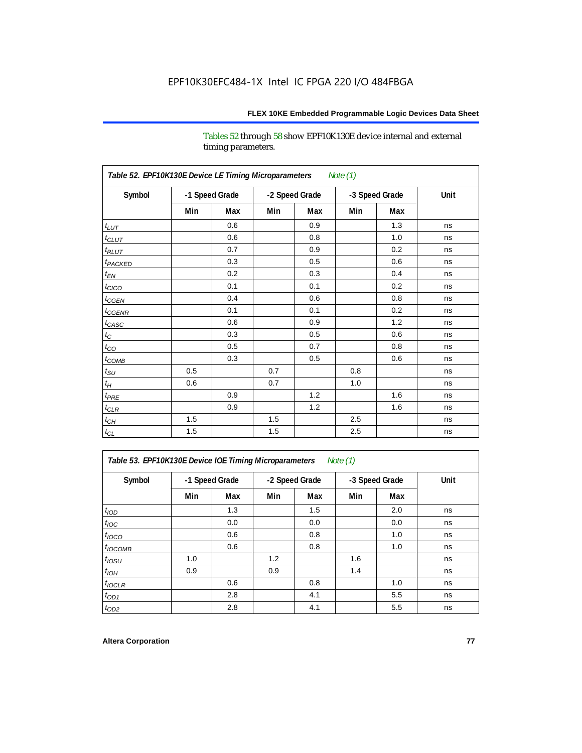Tables 52 through 58 show EPF10K130E device internal and external timing parameters.

| Table 52. EPF10K130E Device LE Timing Microparameters *Note (1)* | | | | | | | |
|---|---|---|---|---|---|---|---|
| Symbol | -1 Speed Grade | | -2 Speed Grade | | -3 Speed Grade | | Unit |
| | Min | Max | Min | Max | Min | Max | |
| $t_{LUT}$ | | 0.6 | | 0.9 | | 1.3 | ns |
| $t_{CLUT}$ | | 0.6 | | 0.8 | | 1.0 | ns |
| $t_{RLUT}$ | | 0.7 | | 0.9 | | 0.2 | ns |
| $t_{PACKED}$ | | 0.3 | | 0.5 | | 0.6 | ns |
| $t_{EN}$ | | 0.2 | | 0.3 | | 0.4 | ns |
| $t_{CICO}$ | | 0.1 | | 0.1 | | 0.2 | ns |
| $t_{CGEN}$ | | 0.4 | | 0.6 | | 0.8 | ns |
| $t_{CGENR}$ | | 0.1 | | 0.1 | | 0.2 | ns |
| $t_{CASC}$ | | 0.6 | | 0.9 | | 1.2 | ns |
| $t_{C}$ | | 0.3 | | 0.5 | | 0.6 | ns |
| $t_{CO}$ | | 0.5 | | 0.7 | | 0.8 | ns |
| $t_{COMB}$ | | 0.3 | | 0.5 | | 0.6 | ns |
| $t_{SU}$ | 0.5 | | 0.7 | | 0.8 | | ns |
| $t_{H}$ | 0.6 | | 0.7 | | 1.0 | | ns |
| $t_{PRE}$ | | 0.9 | | 1.2 | | 1.6 | ns |
| $t_{CLR}$ | | 0.9 | | 1.2 | | 1.6 | ns |
| $t_{CH}$ | 1.5 | | 1.5 | | 2.5 | | ns |
| $t_{CL}$ | 1.5 | | 1.5 | | 2.5 | | ns |

| Table 53. EPF10K130E Device IOE Timing Microparameters *Note (1)* | | | | | | | |
|---|---|---|---|---|---|---|---|
| Symbol | -1 Speed Grade | | -2 Speed Grade | | -3 Speed Grade | | Unit |
| | Min | Max | Min | Max | Min | Max | |
| $t_{IOD}$ | | 1.3 | | 1.5 | | 2.0 | ns |
| $t_{IOC}$ | | 0.0 | | 0.0 | | 0.0 | ns |
| $t_{IOCO}$ | | 0.6 | | 0.8 | | 1.0 | ns |
| $t_{IOCOMB}$ | | 0.6 | | 0.8 | | 1.0 | ns |
| $t_{IOSU}$ | 1.0 | | 1.2 | | 1.6 | | ns |
| $t_{IOH}$ | 0.9 | | 0.9 | | 1.4 | | ns |
| $t_{IOCLR}$ | | 0.6 | | 0.8 | | 1.0 | ns |
| $t_{OD1}$ | | 2.8 | | 4.1 | | 5.5 | ns |
| $t_{OD2}$ | | 2.8 | | 4.1 | | 5.5 | ns |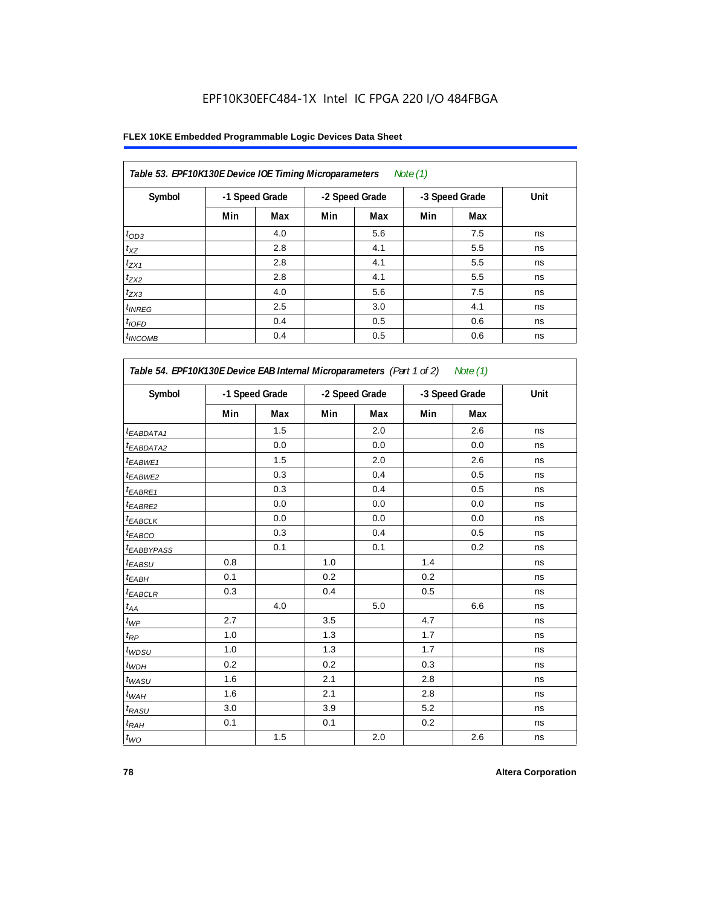EPF10K30EFC484-1X Intel IC FPGA 220 I/O 484FBGA

**FLEX 10KE Embedded Programmable Logic Devices Data Sheet**

| ***Table 53. EPF10K130E Device IOE Timing Microparameters*** *Note (1)* | | | | | | | |
|---|---|---|---|---|---|---|---|
| **Symbol** | **-1 Speed Grade** | | **-2 Speed Grade** | | **-3 Speed Grade** | | **Unit** |
| | **Min** | **Max** | **Min** | **Max** | **Min** | **Max** | |
| $t_{OD3}$ | | 4.0 | | 5.6 | | 7.5 | ns |
| $t_{XZ}$ | | 2.8 | | 4.1 | | 5.5 | ns |
| $t_{ZX1}$ | | 2.8 | | 4.1 | | 5.5 | ns |
| $t_{ZX2}$ | | 2.8 | | 4.1 | | 5.5 | ns |
| $t_{ZX3}$ | | 4.0 | | 5.6 | | 7.5 | ns |
| $t_{INREG}$ | | 2.5 | | 3.0 | | 4.1 | ns |
| $t_{IOFD}$ | | 0.4 | | 0.5 | | 0.6 | ns |
| $t_{INCOMB}$ | | 0.4 | | 0.5 | | 0.6 | ns |

| ***Table 54. EPF10K130E Device EAB Internal Microparameters*** *(Part 1 of 2)* *Note (1)* | | | | | | | |
|---|---|---|---|---|---|---|---|
| **Symbol** | **-1 Speed Grade** | | **-2 Speed Grade** | | **-3 Speed Grade** | | **Unit** |
| | **Min** | **Max** | **Min** | **Max** | **Min** | **Max** | |
| $t_{EABDATA1}$ | | 1.5 | | 2.0 | | 2.6 | ns |
| $t_{EABDATA2}$ | | 0.0 | | 0.0 | | 0.0 | ns |
| $t_{EABWE1}$ | | 1.5 | | 2.0 | | 2.6 | ns |
| $t_{EABWE2}$ | | 0.3 | | 0.4 | | 0.5 | ns |
| $t_{EABRE1}$ | | 0.3 | | 0.4 | | 0.5 | ns |
| $t_{EABRE2}$ | | 0.0 | | 0.0 | | 0.0 | ns |
| $t_{EABCLK}$ | | 0.0 | | 0.0 | | 0.0 | ns |
| $t_{EABCO}$ | | 0.3 | | 0.4 | | 0.5 | ns |
| $t_{EABBYPASS}$ | | 0.1 | | 0.1 | | 0.2 | ns |
| $t_{EABSU}$ | 0.8 | | 1.0 | | 1.4 | | ns |
| $t_{EABH}$ | 0.1 | | 0.2 | | 0.2 | | ns |
| $t_{EABCLR}$ | 0.3 | | 0.4 | | 0.5 | | ns |
| $t_{AA}$ | | 4.0 | | 5.0 | | 6.6 | ns |
| $t_{WP}$ | 2.7 | | 3.5 | | 4.7 | | ns |
| $t_{RP}$ | 1.0 | | 1.3 | | 1.7 | | ns |
| $t_{WDSU}$ | 1.0 | | 1.3 | | 1.7 | | ns |
| $t_{WDH}$ | 0.2 | | 0.2 | | 0.3 | | ns |
| $t_{WASU}$ | 1.6 | | 2.1 | | 2.8 | | ns |
| $t_{WAH}$ | 1.6 | | 2.1 | | 2.8 | | ns |
| $t_{RASU}$ | 3.0 | | 3.9 | | 5.2 | | ns |
| $t_{RAH}$ | 0.1 | | 0.1 | | 0.2 | | ns |
| $t_{WO}$ | | 1.5 | | 2.0 | | 2.6 | ns |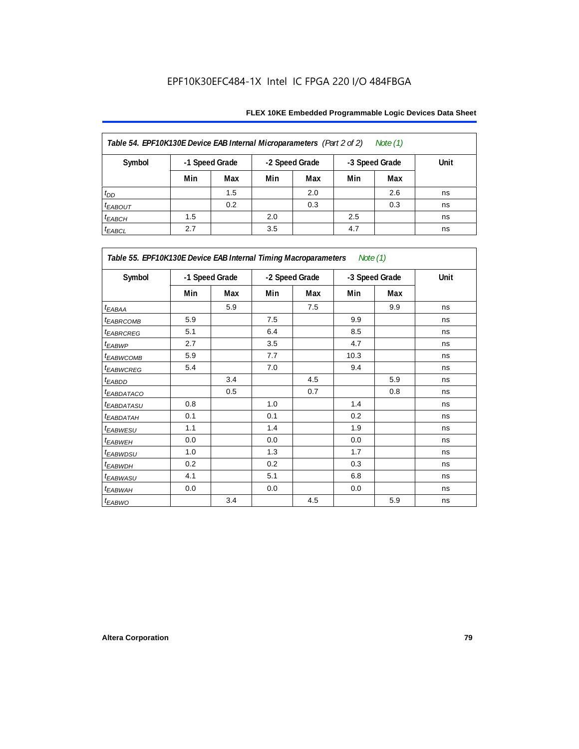EPF10K30EFC484-1X Intel IC FPGA 220 I/O 484FBGA

| *Table 54. EPF10K130E Device EAB Internal Microparameters (Part 2 of 2) Note (1)* | | | | | | | |
|---|---|---|---|---|---|---|---|
| **Symbol** | **-1 Speed Grade** | | **-2 Speed Grade** | | **-3 Speed Grade** | | **Unit** |
| | **Min** | **Max** | **Min** | **Max** | **Min** | **Max** | |
| $t_{DD}$ | | 1.5 | | 2.0 | | 2.6 | ns |
| $t_{EABOUT}$ | | 0.2 | | 0.3 | | 0.3 | ns |
| $t_{EABCH}$ | 1.5 | | 2.0 | | 2.5 | | ns |
| $t_{EABCL}$ | 2.7 | | 3.5 | | 4.7 | | ns |

| *Table 55. EPF10K130E Device EAB Internal Timing Macroparameters Note (1)* | | | | | | | |
|---|---|---|---|---|---|---|---|
| **Symbol** | **-1 Speed Grade** | | **-2 Speed Grade** | | **-3 Speed Grade** | | **Unit** |
| | **Min** | **Max** | **Min** | **Max** | **Min** | **Max** | |
| $t_{EABAA}$ | | 5.9 | | 7.5 | | 9.9 | ns |
| $t_{EABRCOMB}$ | 5.9 | | 7.5 | | 9.9 | | ns |
| $t_{EABRCREG}$ | 5.1 | | 6.4 | | 8.5 | | ns |
| $t_{EABWP}$ | 2.7 | | 3.5 | | 4.7 | | ns |
| $t_{EABWCOMB}$ | 5.9 | | 7.7 | | 10.3 | | ns |
| $t_{EABWCREG}$ | 5.4 | | 7.0 | | 9.4 | | ns |
| $t_{EABDD}$ | | 3.4 | | 4.5 | | 5.9 | ns |
| $t_{EABDATACO}$ | | 0.5 | | 0.7 | | 0.8 | ns |
| $t_{EABDATASU}$ | 0.8 | | 1.0 | | 1.4 | | ns |
| $t_{EABDATAH}$ | 0.1 | | 0.1 | | 0.2 | | ns |
| $t_{EABWESU}$ | 1.1 | | 1.4 | | 1.9 | | ns |
| $t_{EABWEH}$ | 0.0 | | 0.0 | | 0.0 | | ns |
| $t_{EABWDSU}$ | 1.0 | | 1.3 | | 1.7 | | ns |
| $t_{EABWDH}$ | 0.2 | | 0.2 | | 0.3 | | ns |
| $t_{EABWASU}$ | 4.1 | | 5.1 | | 6.8 | | ns |
| $t_{EABWAH}$ | 0.0 | | 0.0 | | 0.0 | | ns |
| $t_{EABWO}$ | | 3.4 | | 4.5 | | 5.9 | ns |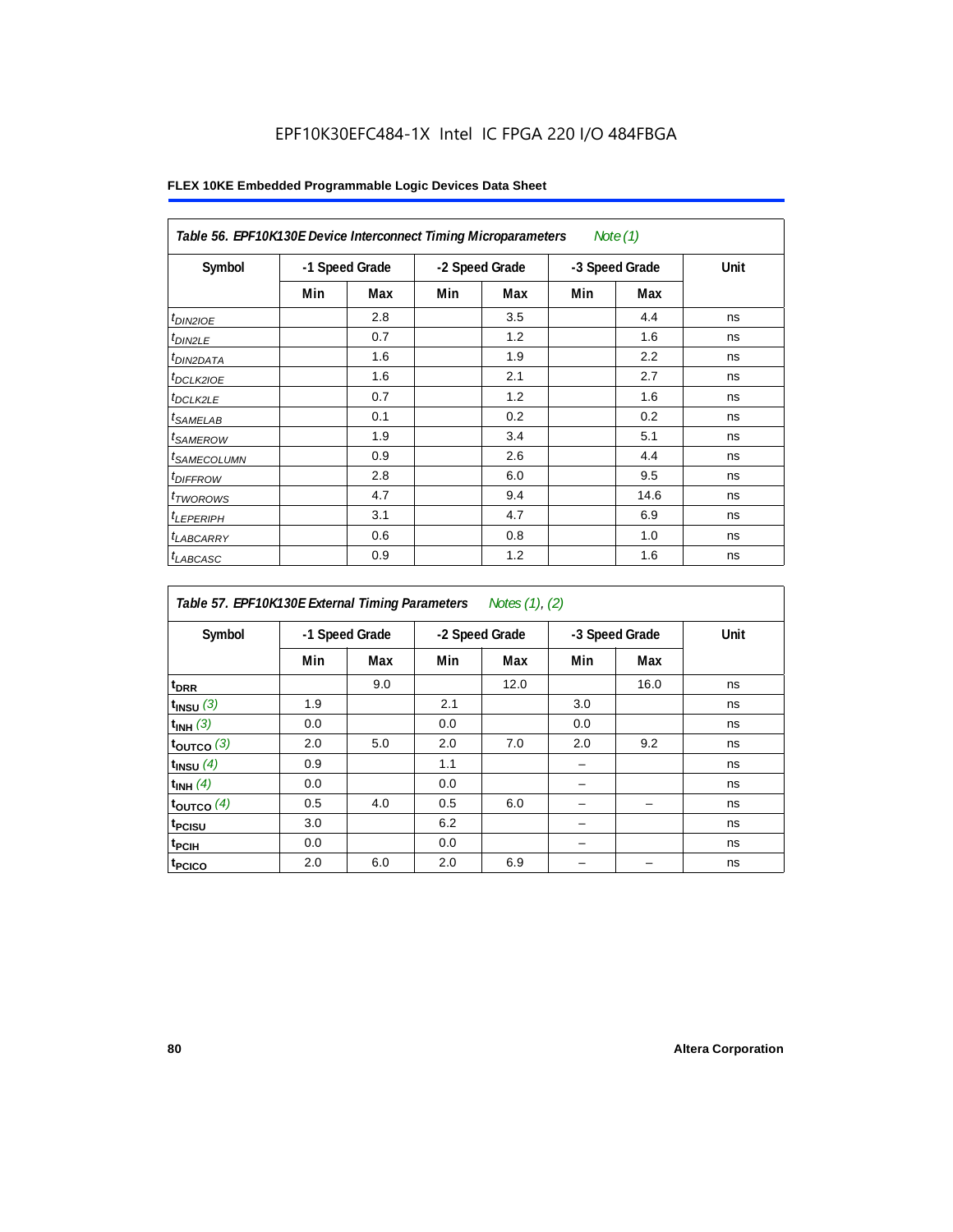EPF10K30EFC484-1X Intel IC FPGA 220 I/O 484FBGA

**FLEX 10KE Embedded Programmable Logic Devices Data Sheet**

| *Table 56. EPF10K130E Device Interconnect Timing Microparameters* *Note (1)* | | | | | | | |
|---|---|---|---|---|---|---|---|
| **Symbol** | **-1 Speed Grade** | | **-2 Speed Grade** | | **-3 Speed Grade** | | **Unit** |
| | **Min** | **Max** | **Min** | **Max** | **Min** | **Max** | |
| $t_{DIN2IOE}$ | | 2.8 | | 3.5 | | 4.4 | ns |
| $t_{DIN2LE}$ | | 0.7 | | 1.2 | | 1.6 | ns |
| $t_{DIN2DATA}$ | | 1.6 | | 1.9 | | 2.2 | ns |
| $t_{DCLK2IOE}$ | | 1.6 | | 2.1 | | 2.7 | ns |
| $t_{DCLK2LE}$ | | 0.7 | | 1.2 | | 1.6 | ns |
| $t_{SAMELAB}$ | | 0.1 | | 0.2 | | 0.2 | ns |
| $t_{SAMEROW}$ | | 1.9 | | 3.4 | | 5.1 | ns |
| $t_{SAMECOLUMN}$ | | 0.9 | | 2.6 | | 4.4 | ns |
| $t_{DIFFROW}$ | | 2.8 | | 6.0 | | 9.5 | ns |
| $t_{TWOROWS}$ | | 4.7 | | 9.4 | | 14.6 | ns |
| $t_{LEPERIPH}$ | | 3.1 | | 4.7 | | 6.9 | ns |
| $t_{LABCARRY}$ | | 0.6 | | 0.8 | | 1.0 | ns |
| $t_{LABCASC}$ | | 0.9 | | 1.2 | | 1.6 | ns |

| *Table 57. EPF10K130E External Timing Parameters* *Notes (1), (2)* | | | | | | | |
|---|---|---|---|---|---|---|---|
| **Symbol** | **-1 Speed Grade** | | **-2 Speed Grade** | | **-3 Speed Grade** | | **Unit** |
| | **Min** | **Max** | **Min** | **Max** | **Min** | **Max** | |
| $t_{DRR}$ | | 9.0 | | 12.0 | | 16.0 | ns |
| $t_{INSU}$ *(3)* | 1.9 | | 2.1 | | 3.0 | | ns |
| $t_{INH}$ *(3)* | 0.0 | | 0.0 | | 0.0 | | ns |
| $t_{OUTCO}$ *(3)* | 2.0 | 5.0 | 2.0 | 7.0 | 2.0 | 9.2 | ns |
| $t_{INSU}$ *(4)* | 0.9 | | 1.1 | | – | | ns |
| $t_{INH}$ *(4)* | 0.0 | | 0.0 | | – | | ns |
| $t_{OUTCO}$ *(4)* | 0.5 | 4.0 | 0.5 | 6.0 | – | – | ns |
| $t_{PCISU}$ | 3.0 | | 6.2 | | – | | ns |
| $t_{PCIH}$ | 0.0 | | 0.0 | | – | | ns |
| $t_{PCICO}$ | 2.0 | 6.0 | 2.0 | 6.9 | – | – | ns |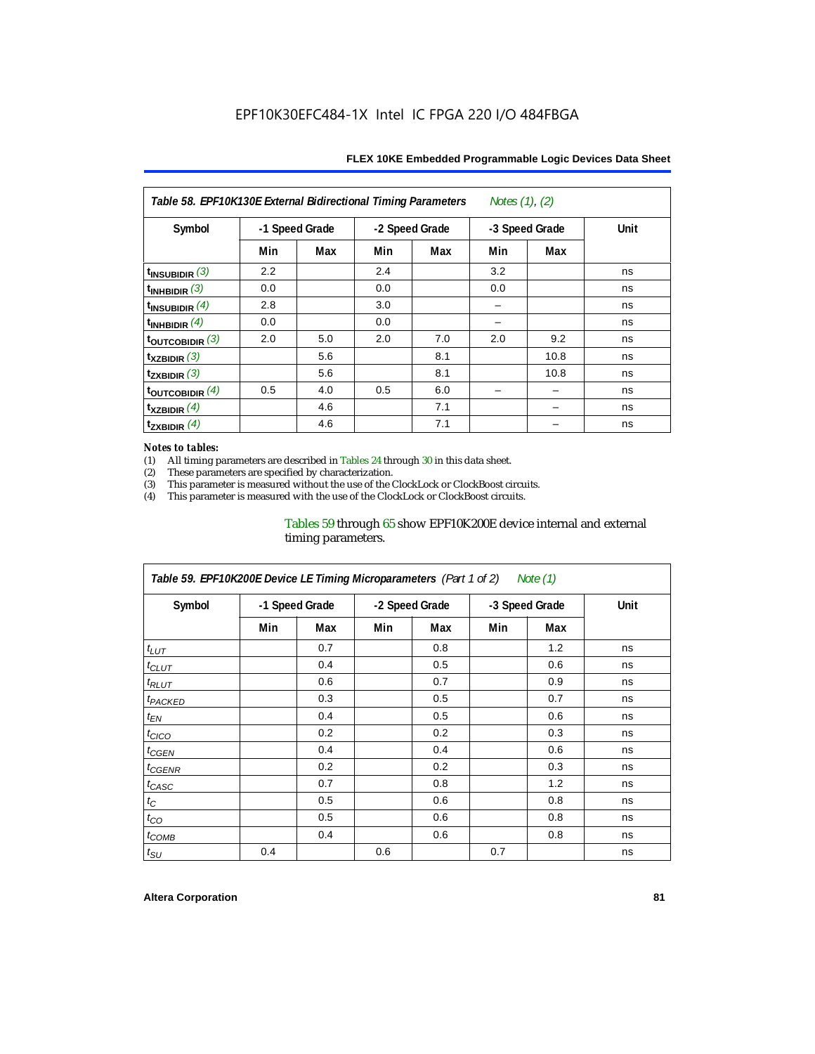**Table 58. EPF10K130E External Bidirectional Timing Parameters** *Notes (1), (2)*

| Symbol | -1 Speed Grade | | -2 Speed Grade | | -3 Speed Grade | | Unit |
|---|---|---|---|---|---|---|---|
| | Min | Max | Min | Max | Min | Max | |
| $t_{INSUBIDIR}$ (3) | 2.2 | | 2.4 | | 3.2 | | ns |
| $t_{INHBIDIR}$ (3) | 0.0 | | 0.0 | | 0.0 | | ns |
| $t_{INSUBIDIR}$ (4) | 2.8 | | 3.0 | | – | | ns |
| $t_{INHBIDIR}$ (4) | 0.0 | | 0.0 | | – | | ns |
| $t_{OUTCOBIDIR}$ (3) | 2.0 | 5.0 | 2.0 | 7.0 | 2.0 | 9.2 | ns |
| $t_{XZBIDIR}$ (3) | | 5.6 | | 8.1 | | 10.8 | ns |
| $t_{ZXBIDIR}$ (3) | | 5.6 | | 8.1 | | 10.8 | ns |
| $t_{OUTCOBIDIR}$ (4) | 0.5 | 4.0 | 0.5 | 6.0 | – | – | ns |
| $t_{XZBIDIR}$ (4) | | 4.6 | | 7.1 | | – | ns |
| $t_{ZXBIDIR}$ (4) | | 4.6 | | 7.1 | | – | ns |

*Notes to tables:*

(1) All timing parameters are described in Tables 24 through 30 in this data sheet.
(2) These parameters are specified by characterization.
(3) This parameter is measured without the use of the ClockLock or ClockBoost circuits.
(4) This parameter is measured with the use of the ClockLock or ClockBoost circuits.

Tables 59 through 65 show EPF10K200E device internal and external timing parameters.

**Table 59. EPF10K200E Device LE Timing Microparameters** *(Part 1 of 2)* *Note (1)*

| Symbol | -1 Speed Grade | | -2 Speed Grade | | -3 Speed Grade | | Unit |
|---|---|---|---|---|---|---|---|
| | Min | Max | Min | Max | Min | Max | |
| $t_{LUT}$ | | 0.7 | | 0.8 | | 1.2 | ns |
| $t_{CLUT}$ | | 0.4 | | 0.5 | | 0.6 | ns |
| $t_{RLUT}$ | | 0.6 | | 0.7 | | 0.9 | ns |
| $t_{PACKED}$ | | 0.3 | | 0.5 | | 0.7 | ns |
| $t_{EN}$ | | 0.4 | | 0.5 | | 0.6 | ns |
| $t_{CICO}$ | | 0.2 | | 0.2 | | 0.3 | ns |
| $t_{CGEN}$ | | 0.4 | | 0.4 | | 0.6 | ns |
| $t_{CGENR}$ | | 0.2 | | 0.2 | | 0.3 | ns |
| $t_{CASC}$ | | 0.7 | | 0.8 | | 1.2 | ns |
| $t_{C}$ | | 0.5 | | 0.6 | | 0.8 | ns |
| $t_{CO}$ | | 0.5 | | 0.6 | | 0.8 | ns |
| $t_{COMB}$ | | 0.4 | | 0.6 | | 0.8 | ns |
| $t_{SU}$ | 0.4 | | 0.6 | | 0.7 | | ns |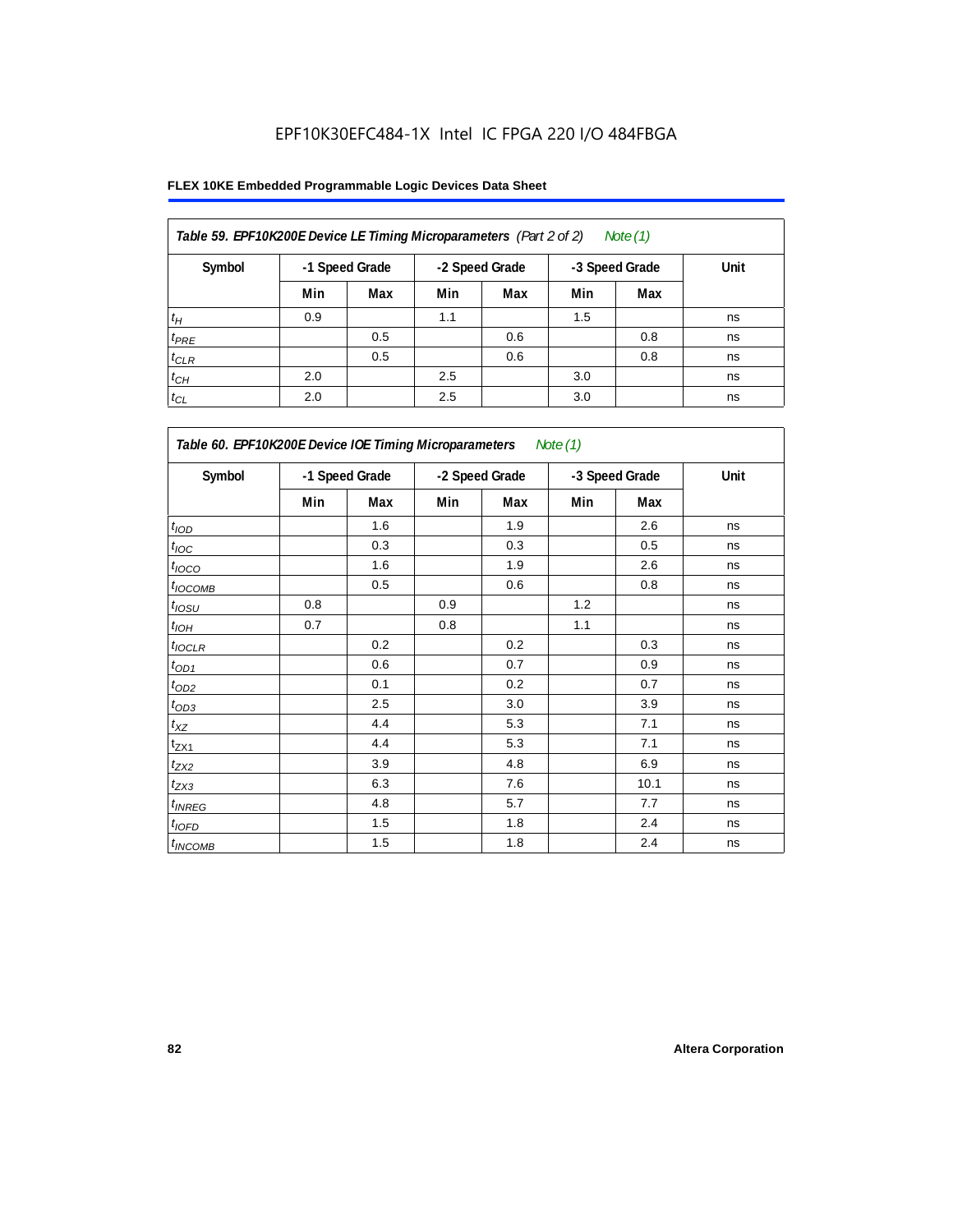**Table 59. EPF10K200E Device LE Timing Microparameters** *(Part 2 of 2)* *Note (1)*

| Symbol | -1 Speed Grade | | -2 Speed Grade | | -3 Speed Grade | | Unit |
|---|---|---|---|---|---|---|---|
| | Min | Max | Min | Max | Min | Max | |
| $t_H$ | 0.9 | | 1.1 | | 1.5 | | ns |
| $t_{PRE}$ | | 0.5 | | 0.6 | | 0.8 | ns |
| $t_{CLR}$ | | 0.5 | | 0.6 | | 0.8 | ns |
| $t_{CH}$ | 2.0 | | 2.5 | | 3.0 | | ns |
| $t_{CL}$ | 2.0 | | 2.5 | | 3.0 | | ns |

**Table 60. EPF10K200E Device IOE Timing Microparameters** *Note (1)*

| Symbol | -1 Speed Grade | | -2 Speed Grade | | -3 Speed Grade | | Unit |
|---|---|---|---|---|---|---|---|
| | Min | Max | Min | Max | Min | Max | |
| $t_{IOD}$ | | 1.6 | | 1.9 | | 2.6 | ns |
| $t_{IOC}$ | | 0.3 | | 0.3 | | 0.5 | ns |
| $t_{IOCO}$ | | 1.6 | | 1.9 | | 2.6 | ns |
| $t_{IOCOMB}$ | | 0.5 | | 0.6 | | 0.8 | ns |
| $t_{IOSU}$ | 0.8 | | 0.9 | | 1.2 | | ns |
| $t_{IOH}$ | 0.7 | | 0.8 | | 1.1 | | ns |
| $t_{IOCLR}$ | | 0.2 | | 0.2 | | 0.3 | ns |
| $t_{OD1}$ | | 0.6 | | 0.7 | | 0.9 | ns |
| $t_{OD2}$ | | 0.1 | | 0.2 | | 0.7 | ns |
| $t_{OD3}$ | | 2.5 | | 3.0 | | 3.9 | ns |
| $t_{XZ}$ | | 4.4 | | 5.3 | | 7.1 | ns |
| $t_{ZX1}$ | | 4.4 | | 5.3 | | 7.1 | ns |
| $t_{ZX2}$ | | 3.9 | | 4.8 | | 6.9 | ns |
| $t_{ZX3}$ | | 6.3 | | 7.6 | | 10.1 | ns |
| $t_{INREG}$ | | 4.8 | | 5.7 | | 7.7 | ns |
| $t_{IOFD}$ | | 1.5 | | 1.8 | | 2.4 | ns |
| $t_{INCOMB}$ | | 1.5 | | 1.8 | | 2.4 | ns |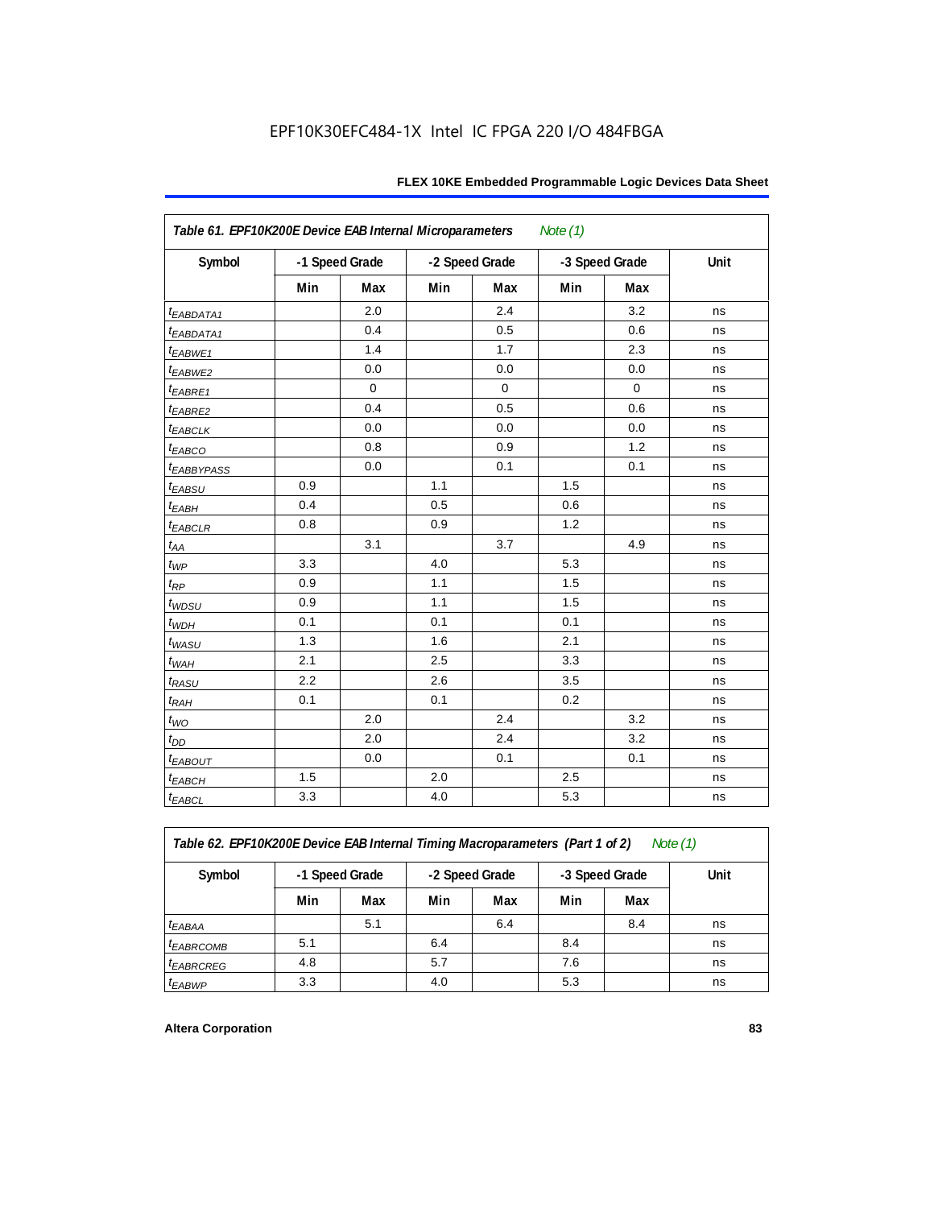EPF10K30EFC484-1X Intel IC FPGA 220 I/O 484FBGA

*Table 61. EPF10K200E Device EAB Internal Microparameters Note (1)*

| Symbol | -1 Speed Grade | | -2 Speed Grade | | -3 Speed Grade | | Unit |
|---|---|---|---|---|---|---|---|
| | Min | Max | Min | Max | Min | Max | |
| $t_{EABDATA1}$ | | 2.0 | | 2.4 | | 3.2 | ns |
| $t_{EABDATA1}$ | | 0.4 | | 0.5 | | 0.6 | ns |
| $t_{EABWE1}$ | | 1.4 | | 1.7 | | 2.3 | ns |
| $t_{EABWE2}$ | | 0.0 | | 0.0 | | 0.0 | ns |
| $t_{EABRE1}$ | | 0 | | 0 | | 0 | ns |
| $t_{EABRE2}$ | | 0.4 | | 0.5 | | 0.6 | ns |
| $t_{EABCLK}$ | | 0.0 | | 0.0 | | 0.0 | ns |
| $t_{EABCO}$ | | 0.8 | | 0.9 | | 1.2 | ns |
| $t_{EABBYPASS}$ | | 0.0 | | 0.1 | | 0.1 | ns |
| $t_{EABSU}$ | 0.9 | | 1.1 | | 1.5 | | ns |
| $t_{EABH}$ | 0.4 | | 0.5 | | 0.6 | | ns |
| $t_{EABCLR}$ | 0.8 | | 0.9 | | 1.2 | | ns |
| $t_{AA}$ | | 3.1 | | 3.7 | | 4.9 | ns |
| $t_{WP}$ | 3.3 | | 4.0 | | 5.3 | | ns |
| $t_{RP}$ | 0.9 | | 1.1 | | 1.5 | | ns |
| $t_{WDSU}$ | 0.9 | | 1.1 | | 1.5 | | ns |
| $t_{WDH}$ | 0.1 | | 0.1 | | 0.1 | | ns |
| $t_{WASU}$ | 1.3 | | 1.6 | | 2.1 | | ns |
| $t_{WAH}$ | 2.1 | | 2.5 | | 3.3 | | ns |
| $t_{RASU}$ | 2.2 | | 2.6 | | 3.5 | | ns |
| $t_{RAH}$ | 0.1 | | 0.1 | | 0.2 | | ns |
| $t_{WO}$ | | 2.0 | | 2.4 | | 3.2 | ns |
| $t_{DD}$ | | 2.0 | | 2.4 | | 3.2 | ns |
| $t_{EABOUT}$ | | 0.0 | | 0.1 | | 0.1 | ns |
| $t_{EABCH}$ | 1.5 | | 2.0 | | 2.5 | | ns |
| $t_{EABCL}$ | 3.3 | | 4.0 | | 5.3 | | ns |

*Table 62. EPF10K200E Device EAB Internal Timing Macroparameters (Part 1 of 2) Note (1)*

| Symbol | -1 Speed Grade | | -2 Speed Grade | | -3 Speed Grade | | Unit |
|---|---|---|---|---|---|---|---|
| | Min | Max | Min | Max | Min | Max | |
| $t_{EABAA}$ | | 5.1 | | 6.4 | | 8.4 | ns |
| $t_{EABRCOMB}$ | 5.1 | | 6.4 | | 8.4 | | ns |
| $t_{EABRCREG}$ | 4.8 | | 5.7 | | 7.6 | | ns |
| $t_{EABWP}$ | 3.3 | | 4.0 | | 5.3 | | ns |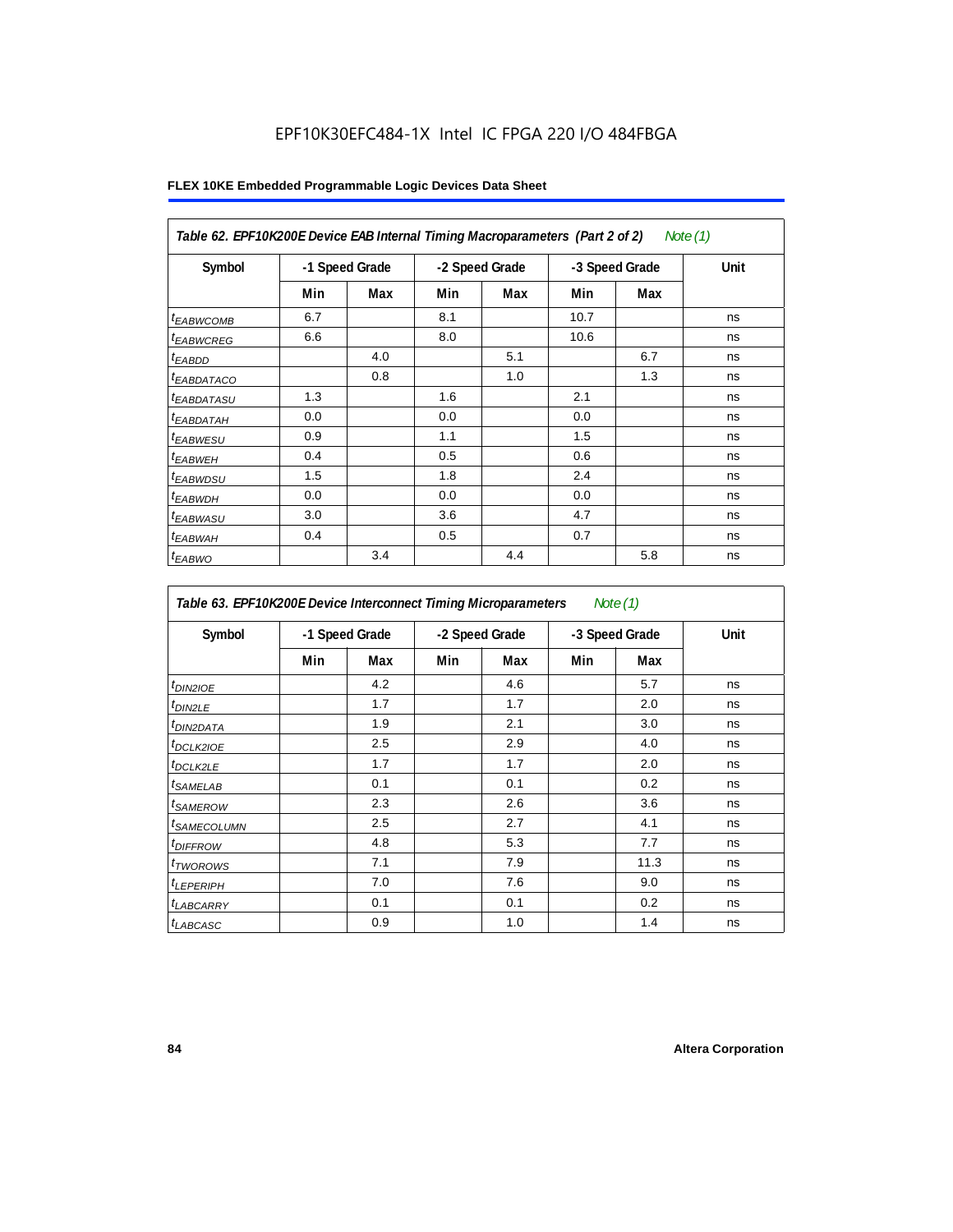EPF10K30EFC484-1X Intel IC FPGA 220 I/O 484FBGA

**FLEX 10KE Embedded Programmable Logic Devices Data Sheet**

| *Table 62. EPF10K200E Device EAB Internal Timing Macroparameters (Part 2 of 2) Note (1)* | | | | | | | |
|---|---|---|---|---|---|---|---|
| **Symbol** | **-1 Speed Grade** | | **-2 Speed Grade** | | **-3 Speed Grade** | | **Unit** |
| | **Min** | **Max** | **Min** | **Max** | **Min** | **Max** | |
| $t_{EABWCOMB}$ | 6.7 | | 8.1 | | 10.7 | | ns |
| $t_{EABWCREG}$ | 6.6 | | 8.0 | | 10.6 | | ns |
| $t_{EABDD}$ | | 4.0 | | 5.1 | | 6.7 | ns |
| $t_{EABDATACO}$ | | 0.8 | | 1.0 | | 1.3 | ns |
| $t_{EABDATASU}$ | 1.3 | | 1.6 | | 2.1 | | ns |
| $t_{EABDATAH}$ | 0.0 | | 0.0 | | 0.0 | | ns |
| $t_{EABWESU}$ | 0.9 | | 1.1 | | 1.5 | | ns |
| $t_{EABWEH}$ | 0.4 | | 0.5 | | 0.6 | | ns |
| $t_{EABWDSU}$ | 1.5 | | 1.8 | | 2.4 | | ns |
| $t_{EABWDH}$ | 0.0 | | 0.0 | | 0.0 | | ns |
| $t_{EABWASU}$ | 3.0 | | 3.6 | | 4.7 | | ns |
| $t_{EABWAH}$ | 0.4 | | 0.5 | | 0.7 | | ns |
| $t_{EABWO}$ | | 3.4 | | 4.4 | | 5.8 | ns |

| *Table 63. EPF10K200E Device Interconnect Timing Microparameters Note (1)* | | | | | | | |
|---|---|---|---|---|---|---|---|
| **Symbol** | **-1 Speed Grade** | | **-2 Speed Grade** | | **-3 Speed Grade** | | **Unit** |
| | **Min** | **Max** | **Min** | **Max** | **Min** | **Max** | |
| $t_{DIN2IOE}$ | | 4.2 | | 4.6 | | 5.7 | ns |
| $t_{DIN2LE}$ | | 1.7 | | 1.7 | | 2.0 | ns |
| $t_{DIN2DATA}$ | | 1.9 | | 2.1 | | 3.0 | ns |
| $t_{DCLK2IOE}$ | | 2.5 | | 2.9 | | 4.0 | ns |
| $t_{DCLK2LE}$ | | 1.7 | | 1.7 | | 2.0 | ns |
| $t_{SAMELAB}$ | | 0.1 | | 0.1 | | 0.2 | ns |
| $t_{SAMEROW}$ | | 2.3 | | 2.6 | | 3.6 | ns |
| $t_{SAMECOLUMN}$ | | 2.5 | | 2.7 | | 4.1 | ns |
| $t_{DIFFROW}$ | | 4.8 | | 5.3 | | 7.7 | ns |
| $t_{TWOROWS}$ | | 7.1 | | 7.9 | | 11.3 | ns |
| $t_{LEPERIPH}$ | | 7.0 | | 7.6 | | 9.0 | ns |
| $t_{LABCARRY}$ | | 0.1 | | 0.1 | | 0.2 | ns |
| $t_{LABCASC}$ | | 0.9 | | 1.0 | | 1.4 | ns |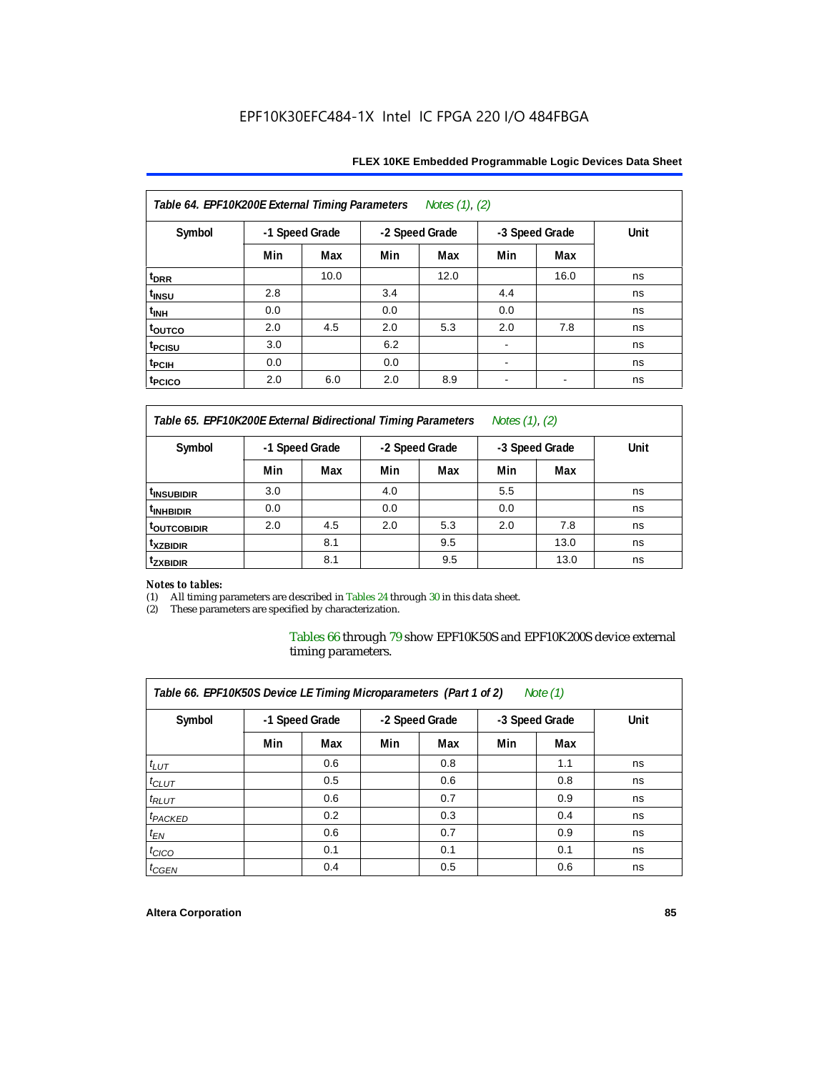**Table 64. EPF10K200E External Timing Parameters** *Notes (1), (2)*

| Symbol | -1 Speed Grade | | -2 Speed Grade | | -3 Speed Grade | | Unit |
|---|---|---|---|---|---|---|---|
| | Min | Max | Min | Max | Min | Max | |
| $t_{DRR}$ | | 10.0 | | 12.0 | | 16.0 | ns |
| $t_{INSU}$ | 2.8 | | 3.4 | | 4.4 | | ns |
| $t_{INH}$ | 0.0 | | 0.0 | | 0.0 | | ns |
| $t_{OUTCO}$ | 2.0 | 4.5 | 2.0 | 5.3 | 2.0 | 7.8 | ns |
| $t_{PCISU}$ | 3.0 | | 6.2 | | - | | ns |
| $t_{PCIH}$ | 0.0 | | 0.0 | | - | | ns |
| $t_{PCICO}$ | 2.0 | 6.0 | 2.0 | 8.9 | - | - | ns |

**Table 65. EPF10K200E External Bidirectional Timing Parameters** *Notes (1), (2)*

| Symbol | -1 Speed Grade | | -2 Speed Grade | | -3 Speed Grade | | Unit |
|---|---|---|---|---|---|---|---|
| | Min | Max | Min | Max | Min | Max | |
| $t_{INSUBIDIR}$ | 3.0 | | 4.0 | | 5.5 | | ns |
| $t_{INHBIDIR}$ | 0.0 | | 0.0 | | 0.0 | | ns |
| $t_{OUTCOBIDIR}$ | 2.0 | 4.5 | 2.0 | 5.3 | 2.0 | 7.8 | ns |
| $t_{XZBIDIR}$ | | 8.1 | | 9.5 | | 13.0 | ns |
| $t_{ZXBIDIR}$ | | 8.1 | | 9.5 | | 13.0 | ns |

*Notes to tables:*

(1) All timing parameters are described in Tables 24 through 30 in this data sheet.

(2) These parameters are specified by characterization.

Tables 66 through 79 show EPF10K50S and EPF10K200S device external timing parameters.

**Table 66. EPF10K50S Device LE Timing Microparameters (Part 1 of 2)** *Note (1)*

| Symbol | -1 Speed Grade | | -2 Speed Grade | | -3 Speed Grade | | Unit |
|---|---|---|---|---|---|---|---|
| | Min | Max | Min | Max | Min | Max | |
| $t_{LUT}$ | | 0.6 | | 0.8 | | 1.1 | ns |
| $t_{CLUT}$ | | 0.5 | | 0.6 | | 0.8 | ns |
| $t_{RLUT}$ | | 0.6 | | 0.7 | | 0.9 | ns |
| $t_{PACKED}$ | | 0.2 | | 0.3 | | 0.4 | ns |
| $t_{EN}$ | | 0.6 | | 0.7 | | 0.9 | ns |
| $t_{CICO}$ | | 0.1 | | 0.1 | | 0.1 | ns |
| $t_{CGEN}$ | | 0.4 | | 0.5 | | 0.6 | ns |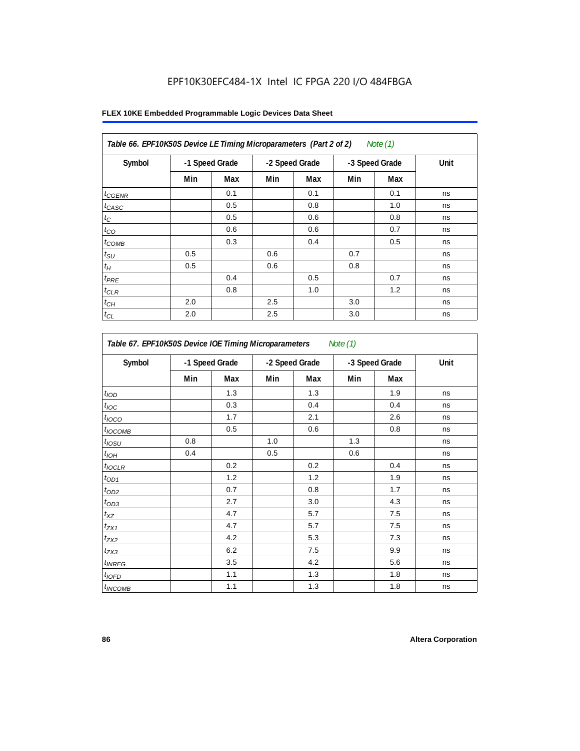EPF10K30EFC484-1X Intel IC FPGA 220 I/O 484FBGA

| Table 66. EPF10K50S Device LE Timing Microparameters (Part 2 of 2) *Note (1)* | | | | | | | |
|---|---|---|---|---|---|---|---|
| Symbol | -1 Speed Grade | | -2 Speed Grade | | -3 Speed Grade | | Unit |
| | Min | Max | Min | Max | Min | Max | |
| $t_{CGENR}$ | | 0.1 | | 0.1 | | 0.1 | ns |
| $t_{CASC}$ | | 0.5 | | 0.8 | | 1.0 | ns |
| $t_C$ | | 0.5 | | 0.6 | | 0.8 | ns |
| $t_{CO}$ | | 0.6 | | 0.6 | | 0.7 | ns |
| $t_{COMB}$ | | 0.3 | | 0.4 | | 0.5 | ns |
| $t_{SU}$ | 0.5 | | 0.6 | | 0.7 | | ns |
| $t_H$ | 0.5 | | 0.6 | | 0.8 | | ns |
| $t_{PRE}$ | | 0.4 | | 0.5 | | 0.7 | ns |
| $t_{CLR}$ | | 0.8 | | 1.0 | | 1.2 | ns |
| $t_{CH}$ | 2.0 | | 2.5 | | 3.0 | | ns |
| $t_{CL}$ | 2.0 | | 2.5 | | 3.0 | | ns |

| Table 67. EPF10K50S Device IOE Timing Microparameters *Note (1)* | | | | | | | |
|---|---|---|---|---|---|---|---|
| Symbol | -1 Speed Grade | | -2 Speed Grade | | -3 Speed Grade | | Unit |
| | Min | Max | Min | Max | Min | Max | |
| $t_{IOD}$ | | 1.3 | | 1.3 | | 1.9 | ns |
| $t_{IOC}$ | | 0.3 | | 0.4 | | 0.4 | ns |
| $t_{IOCO}$ | | 1.7 | | 2.1 | | 2.6 | ns |
| $t_{IOCOMB}$ | | 0.5 | | 0.6 | | 0.8 | ns |
| $t_{IOSU}$ | 0.8 | | 1.0 | | 1.3 | | ns |
| $t_{IOH}$ | 0.4 | | 0.5 | | 0.6 | | ns |
| $t_{IOCLR}$ | | 0.2 | | 0.2 | | 0.4 | ns |
| $t_{OD1}$ | | 1.2 | | 1.2 | | 1.9 | ns |
| $t_{OD2}$ | | 0.7 | | 0.8 | | 1.7 | ns |
| $t_{OD3}$ | | 2.7 | | 3.0 | | 4.3 | ns |
| $t_{XZ}$ | | 4.7 | | 5.7 | | 7.5 | ns |
| $t_{ZX1}$ | | 4.7 | | 5.7 | | 7.5 | ns |
| $t_{ZX2}$ | | 4.2 | | 5.3 | | 7.3 | ns |
| $t_{ZX3}$ | | 6.2 | | 7.5 | | 9.9 | ns |
| $t_{INREG}$ | | 3.5 | | 4.2 | | 5.6 | ns |
| $t_{IOFD}$ | | 1.1 | | 1.3 | | 1.8 | ns |
| $t_{INCOMB}$ | | 1.1 | | 1.3 | | 1.8 | ns |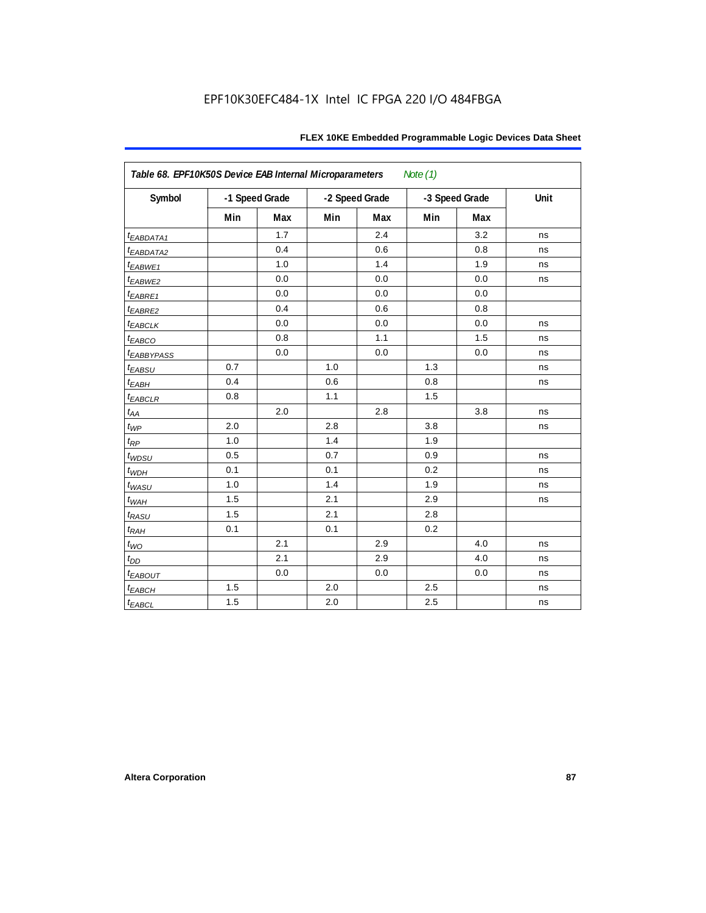**Table 68. EPF10K50S Device EAB Internal Microparameters** *Note (1)*

| Symbol | -1 Speed Grade | | -2 Speed Grade | | -3 Speed Grade | | Unit |
|---|---|---|---|---|---|---|---|
| | Min | Max | Min | Max | Min | Max | |
| $t_{EABDATA1}$ | | 1.7 | | 2.4 | | 3.2 | ns |
| $t_{EABDATA2}$ | | 0.4 | | 0.6 | | 0.8 | ns |
| $t_{EABWE1}$ | | 1.0 | | 1.4 | | 1.9 | ns |
| $t_{EABWE2}$ | | 0.0 | | 0.0 | | 0.0 | ns |
| $t_{EABRE1}$ | | 0.0 | | 0.0 | | 0.0 | |
| $t_{EABRE2}$ | | 0.4 | | 0.6 | | 0.8 | |
| $t_{EABCLK}$ | | 0.0 | | 0.0 | | 0.0 | ns |
| $t_{EABCO}$ | | 0.8 | | 1.1 | | 1.5 | ns |
| $t_{EABBYPASS}$ | | 0.0 | | 0.0 | | 0.0 | ns |
| $t_{EABSU}$ | 0.7 | | 1.0 | | 1.3 | | ns |
| $t_{EABH}$ | 0.4 | | 0.6 | | 0.8 | | ns |
| $t_{EABCLR}$ | 0.8 | | 1.1 | | 1.5 | | |
| $t_{AA}$ | | 2.0 | | 2.8 | | 3.8 | ns |
| $t_{WP}$ | 2.0 | | 2.8 | | 3.8 | | ns |
| $t_{RP}$ | 1.0 | | 1.4 | | 1.9 | | |
| $t_{WDSU}$ | 0.5 | | 0.7 | | 0.9 | | ns |
| $t_{WDH}$ | 0.1 | | 0.1 | | 0.2 | | ns |
| $t_{WASU}$ | 1.0 | | 1.4 | | 1.9 | | ns |
| $t_{WAH}$ | 1.5 | | 2.1 | | 2.9 | | ns |
| $t_{RASU}$ | 1.5 | | 2.1 | | 2.8 | | |
| $t_{RAH}$ | 0.1 | | 0.1 | | 0.2 | | |
| $t_{WO}$ | | 2.1 | | 2.9 | | 4.0 | ns |
| $t_{DD}$ | | 2.1 | | 2.9 | | 4.0 | ns |
| $t_{EABOUT}$ | | 0.0 | | 0.0 | | 0.0 | ns |
| $t_{EABCH}$ | 1.5 | | 2.0 | | 2.5 | | ns |
| $t_{EABCL}$ | 1.5 | | 2.0 | | 2.5 | | ns |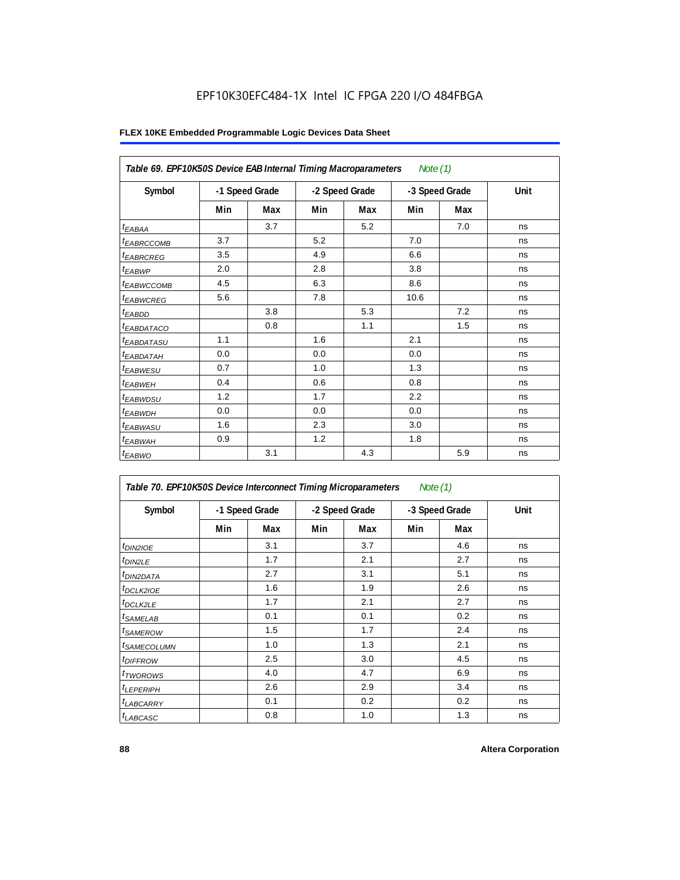EPF10K30EFC484-1X Intel IC FPGA 220 I/O 484FBGA

**FLEX 10KE Embedded Programmable Logic Devices Data Sheet**

| *Table 69. EPF10K50S Device EAB Internal Timing Macroparameters* *Note (1)* | | | | | | | |
|---|---|---|---|---|---|---|---|
| **Symbol** | **-1 Speed Grade** | | **-2 Speed Grade** | | **-3 Speed Grade** | | **Unit** |
| | **Min** | **Max** | **Min** | **Max** | **Min** | **Max** | |
| $t_{EABAA}$ | | 3.7 | | 5.2 | | 7.0 | ns |
| $t_{EABRCCOMB}$ | 3.7 | | 5.2 | | 7.0 | | ns |
| $t_{EABRCREG}$ | 3.5 | | 4.9 | | 6.6 | | ns |
| $t_{EABWP}$ | 2.0 | | 2.8 | | 3.8 | | ns |
| $t_{EABWCCOMB}$ | 4.5 | | 6.3 | | 8.6 | | ns |
| $t_{EABWCREG}$ | 5.6 | | 7.8 | | 10.6 | | ns |
| $t_{EABDD}$ | | 3.8 | | 5.3 | | 7.2 | ns |
| $t_{EABDATACO}$ | | 0.8 | | 1.1 | | 1.5 | ns |
| $t_{EABDATASU}$ | 1.1 | | 1.6 | | 2.1 | | ns |
| $t_{EABDATAH}$ | 0.0 | | 0.0 | | 0.0 | | ns |
| $t_{EABWESU}$ | 0.7 | | 1.0 | | 1.3 | | ns |
| $t_{EABWEH}$ | 0.4 | | 0.6 | | 0.8 | | ns |
| $t_{EABWDSU}$ | 1.2 | | 1.7 | | 2.2 | | ns |
| $t_{EABWDH}$ | 0.0 | | 0.0 | | 0.0 | | ns |
| $t_{EABWASU}$ | 1.6 | | 2.3 | | 3.0 | | ns |
| $t_{EABWAH}$ | 0.9 | | 1.2 | | 1.8 | | ns |
| $t_{EABWO}$ | | 3.1 | | 4.3 | | 5.9 | ns |

| *Table 70. EPF10K50S Device Interconnect Timing Microparameters* *Note (1)* | | | | | | | |
|---|---|---|---|---|---|---|---|
| **Symbol** | **-1 Speed Grade** | | **-2 Speed Grade** | | **-3 Speed Grade** | | **Unit** |
| | **Min** | **Max** | **Min** | **Max** | **Min** | **Max** | |
| $t_{DIN2IOE}$ | | 3.1 | | 3.7 | | 4.6 | ns |
| $t_{DIN2LE}$ | | 1.7 | | 2.1 | | 2.7 | ns |
| $t_{DIN2DATA}$ | | 2.7 | | 3.1 | | 5.1 | ns |
| $t_{DCLK2IOE}$ | | 1.6 | | 1.9 | | 2.6 | ns |
| $t_{DCLK2LE}$ | | 1.7 | | 2.1 | | 2.7 | ns |
| $t_{SAMELAB}$ | | 0.1 | | 0.1 | | 0.2 | ns |
| $t_{SAMEROW}$ | | 1.5 | | 1.7 | | 2.4 | ns |
| $t_{SAMECOLUMN}$ | | 1.0 | | 1.3 | | 2.1 | ns |
| $t_{DIFFROW}$ | | 2.5 | | 3.0 | | 4.5 | ns |
| $t_{TWOROWS}$ | | 4.0 | | 4.7 | | 6.9 | ns |
| $t_{LEPERIPH}$ | | 2.6 | | 2.9 | | 3.4 | ns |
| $t_{LABCARRY}$ | | 0.1 | | 0.2 | | 0.2 | ns |
| $t_{LABCASC}$ | | 0.8 | | 1.0 | | 1.3 | ns |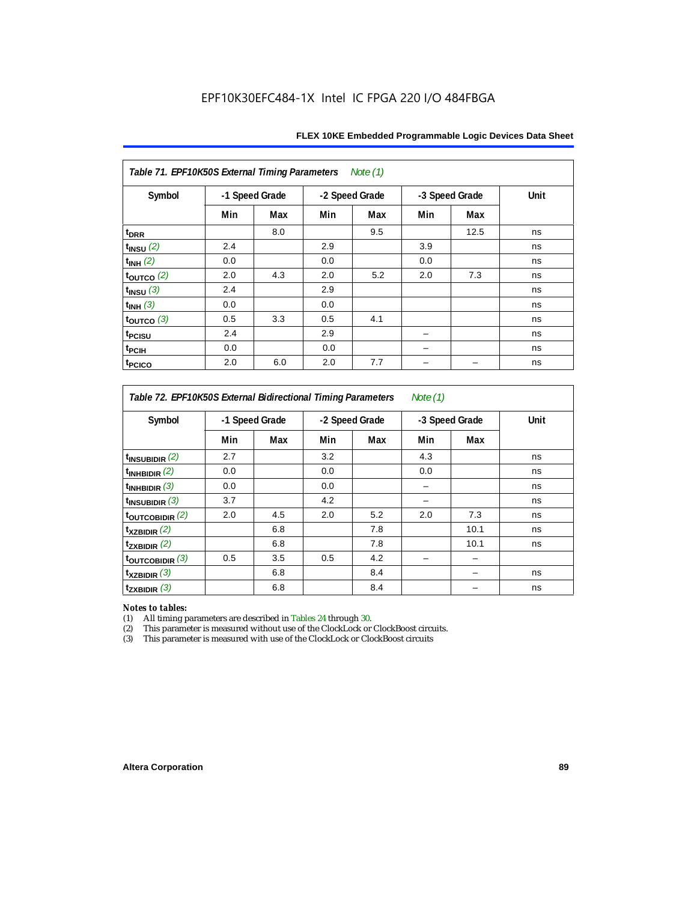EPF10K30EFC484-1X Intel IC FPGA 220 I/O 484FBGA

**Table 71. EPF10K50S External Timing Parameters** *Note (1)*

| Symbol | -1 Speed Grade | | -2 Speed Grade | | -3 Speed Grade | | Unit |
|---|---|---|---|---|---|---|---|
| | Min | Max | Min | Max | Min | Max | |
| $t_{DRR}$ | | 8.0 | | 9.5 | | 12.5 | ns |
| $t_{INSU}$ *(2)* | 2.4 | | 2.9 | | 3.9 | | ns |
| $t_{INH}$ *(2)* | 0.0 | | 0.0 | | 0.0 | | ns |
| $t_{OUTCO}$ *(2)* | 2.0 | 4.3 | 2.0 | 5.2 | 2.0 | 7.3 | ns |
| $t_{INSU}$ *(3)* | 2.4 | | 2.9 | | | | ns |
| $t_{INH}$ *(3)* | 0.0 | | 0.0 | | | | ns |
| $t_{OUTCO}$ *(3)* | 0.5 | 3.3 | 0.5 | 4.1 | | | ns |
| $t_{PCISU}$ | 2.4 | | 2.9 | | – | | ns |
| $t_{PCIH}$ | 0.0 | | 0.0 | | – | | ns |
| $t_{PCICO}$ | 2.0 | 6.0 | 2.0 | 7.7 | – | – | ns |

**Table 72. EPF10K50S External Bidirectional Timing Parameters** *Note (1)*

| Symbol | -1 Speed Grade | | -2 Speed Grade | | -3 Speed Grade | | Unit |
|---|---|---|---|---|---|---|---|
| | Min | Max | Min | Max | Min | Max | |
| $t_{INSUBIDIR}$ *(2)* | 2.7 | | 3.2 | | 4.3 | | ns |
| $t_{INHBIDIR}$ *(2)* | 0.0 | | 0.0 | | 0.0 | | ns |
| $t_{INHBIDIR}$ *(3)* | 0.0 | | 0.0 | | – | | ns |
| $t_{INSUBIDIR}$ *(3)* | 3.7 | | 4.2 | | – | | ns |
| $t_{OUTCOBIDIR}$ *(2)* | 2.0 | 4.5 | 2.0 | 5.2 | 2.0 | 7.3 | ns |
| $t_{XZBIDIR}$ *(2)* | | 6.8 | | 7.8 | | 10.1 | ns |
| $t_{ZXBIDIR}$ *(2)* | | 6.8 | | 7.8 | | 10.1 | ns |
| $t_{OUTCOBIDIR}$ *(3)* | 0.5 | 3.5 | 0.5 | 4.2 | – | – | |
| $t_{XZBIDIR}$ *(3)* | | 6.8 | | 8.4 | | – | ns |
| $t_{ZXBIDIR}$ *(3)* | | 6.8 | | 8.4 | | – | ns |

*Notes to tables:*

(1) All timing parameters are described in Tables 24 through 30.
(2) This parameter is measured without use of the ClockLock or ClockBoost circuits.
(3) This parameter is measured with use of the ClockLock or ClockBoost circuits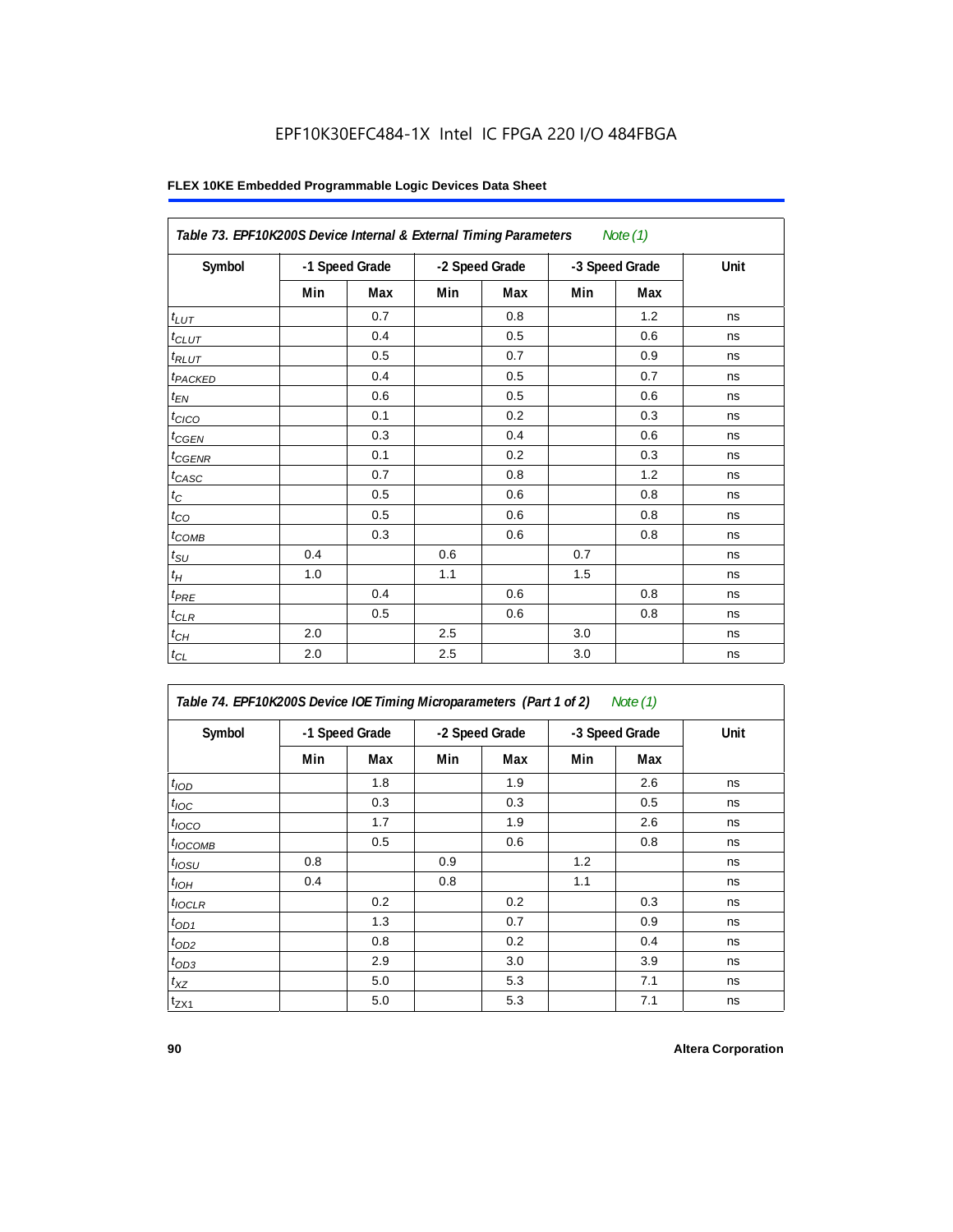EPF10K30EFC484-1X Intel IC FPGA 220 I/O 484FBGA

**FLEX 10KE Embedded Programmable Logic Devices Data Sheet**

| *Table 73. EPF10K200S Device Internal & External Timing Parameters* *Note (1)* | | | | | | | |
|---|---|---|---|---|---|---|---|
| **Symbol** | **-1 Speed Grade** | | **-2 Speed Grade** | | **-3 Speed Grade** | | **Unit** |
| | **Min** | **Max** | **Min** | **Max** | **Min** | **Max** | |
| $t_{LUT}$ | | 0.7 | | 0.8 | | 1.2 | ns |
| $t_{CLUT}$ | | 0.4 | | 0.5 | | 0.6 | ns |
| $t_{RLUT}$ | | 0.5 | | 0.7 | | 0.9 | ns |
| $t_{PACKED}$ | | 0.4 | | 0.5 | | 0.7 | ns |
| $t_{EN}$ | | 0.6 | | 0.5 | | 0.6 | ns |
| $t_{CICO}$ | | 0.1 | | 0.2 | | 0.3 | ns |
| $t_{CGEN}$ | | 0.3 | | 0.4 | | 0.6 | ns |
| $t_{CGENR}$ | | 0.1 | | 0.2 | | 0.3 | ns |
| $t_{CASC}$ | | 0.7 | | 0.8 | | 1.2 | ns |
| $t_C$ | | 0.5 | | 0.6 | | 0.8 | ns |
| $t_{CO}$ | | 0.5 | | 0.6 | | 0.8 | ns |
| $t_{COMB}$ | | 0.3 | | 0.6 | | 0.8 | ns |
| $t_{SU}$ | 0.4 | | 0.6 | | 0.7 | | ns |
| $t_H$ | 1.0 | | 1.1 | | 1.5 | | ns |
| $t_{PRE}$ | | 0.4 | | 0.6 | | 0.8 | ns |
| $t_{CLR}$ | | 0.5 | | 0.6 | | 0.8 | ns |
| $t_{CH}$ | 2.0 | | 2.5 | | 3.0 | | ns |
| $t_{CL}$ | 2.0 | | 2.5 | | 3.0 | | ns |

| *Table 74. EPF10K200S Device IOE Timing Microparameters (Part 1 of 2)* *Note (1)* | | | | | | | |
|---|---|---|---|---|---|---|---|
| **Symbol** | **-1 Speed Grade** | | **-2 Speed Grade** | | **-3 Speed Grade** | | **Unit** |
| | **Min** | **Max** | **Min** | **Max** | **Min** | **Max** | |
| $t_{IOD}$ | | 1.8 | | 1.9 | | 2.6 | ns |
| $t_{IOC}$ | | 0.3 | | 0.3 | | 0.5 | ns |
| $t_{IOCO}$ | | 1.7 | | 1.9 | | 2.6 | ns |
| $t_{IOCOMB}$ | | 0.5 | | 0.6 | | 0.8 | ns |
| $t_{IOSU}$ | 0.8 | | 0.9 | | 1.2 | | ns |
| $t_{IOH}$ | 0.4 | | 0.8 | | 1.1 | | ns |
| $t_{IOCLR}$ | | 0.2 | | 0.2 | | 0.3 | ns |
| $t_{OD1}$ | | 1.3 | | 0.7 | | 0.9 | ns |
| $t_{OD2}$ | | 0.8 | | 0.2 | | 0.4 | ns |
| $t_{OD3}$ | | 2.9 | | 3.0 | | 3.9 | ns |
| $t_{XZ}$ | | 5.0 | | 5.3 | | 7.1 | ns |
| $t_{ZX1}$ | | 5.0 | | 5.3 | | 7.1 | ns |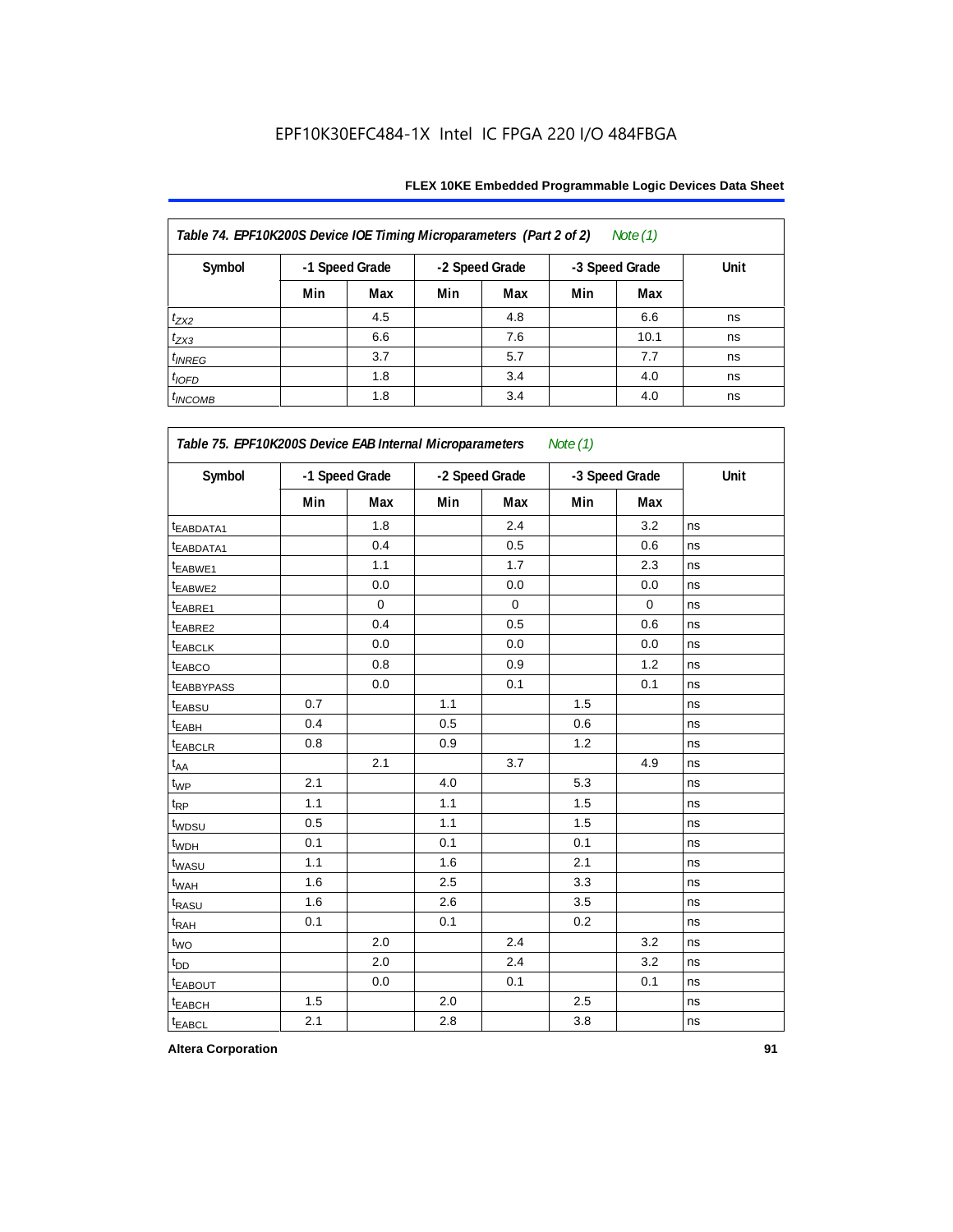| Table 74. EPF10K200S Device IOE Timing Microparameters (Part 2 of 2) *Note (1)* | | | | | | | |
|---|---|---|---|---|---|---|---|
| Symbol | -1 Speed Grade | | -2 Speed Grade | | -3 Speed Grade | | Unit |
| | Min | Max | Min | Max | Min | Max | |
| $t_{ZX2}$ | | 4.5 | | 4.8 | | 6.6 | ns |
| $t_{ZX3}$ | | 6.6 | | 7.6 | | 10.1 | ns |
| $t_{INREG}$ | | 3.7 | | 5.7 | | 7.7 | ns |
| $t_{IOFD}$ | | 1.8 | | 3.4 | | 4.0 | ns |
| $t_{INCOMB}$ | | 1.8 | | 3.4 | | 4.0 | ns |

| Table 75. EPF10K200S Device EAB Internal Microparameters *Note (1)* | | | | | | | |
|---|---|---|---|---|---|---|---|
| Symbol | -1 Speed Grade | | -2 Speed Grade | | -3 Speed Grade | | Unit |
| | Min | Max | Min | Max | Min | Max | |
| $t_{EABDATA1}$ | | 1.8 | | 2.4 | | 3.2 | ns |
| $t_{EABDATA1}$ | | 0.4 | | 0.5 | | 0.6 | ns |
| $t_{EABWE1}$ | | 1.1 | | 1.7 | | 2.3 | ns |
| $t_{EABWE2}$ | | 0.0 | | 0.0 | | 0.0 | ns |
| $t_{EABRE1}$ | | 0 | | 0 | | 0 | ns |
| $t_{EABRE2}$ | | 0.4 | | 0.5 | | 0.6 | ns |
| $t_{EABCLK}$ | | 0.0 | | 0.0 | | 0.0 | ns |
| $t_{EABCO}$ | | 0.8 | | 0.9 | | 1.2 | ns |
| $t_{EABBYPASS}$ | | 0.0 | | 0.1 | | 0.1 | ns |
| $t_{EABSU}$ | 0.7 | | 1.1 | | 1.5 | | ns |
| $t_{EABH}$ | 0.4 | | 0.5 | | 0.6 | | ns |
| $t_{EABCLR}$ | 0.8 | | 0.9 | | 1.2 | | ns |
| $t_{AA}$ | | 2.1 | | 3.7 | | 4.9 | ns |
| $t_{WP}$ | 2.1 | | 4.0 | | 5.3 | | ns |
| $t_{RP}$ | 1.1 | | 1.1 | | 1.5 | | ns |
| $t_{WDSU}$ | 0.5 | | 1.1 | | 1.5 | | ns |
| $t_{WDH}$ | 0.1 | | 0.1 | | 0.1 | | ns |
| $t_{WASU}$ | 1.1 | | 1.6 | | 2.1 | | ns |
| $t_{WAH}$ | 1.6 | | 2.5 | | 3.3 | | ns |
| $t_{RASU}$ | 1.6 | | 2.6 | | 3.5 | | ns |
| $t_{RAH}$ | 0.1 | | 0.1 | | 0.2 | | ns |
| $t_{WO}$ | | 2.0 | | 2.4 | | 3.2 | ns |
| $t_{DD}$ | | 2.0 | | 2.4 | | 3.2 | ns |
| $t_{EABOUT}$ | | 0.0 | | 0.1 | | 0.1 | ns |
| $t_{EABCH}$ | 1.5 | | 2.0 | | 2.5 | | ns |
| $t_{EABCL}$ | 2.1 | | 2.8 | | 3.8 | | ns |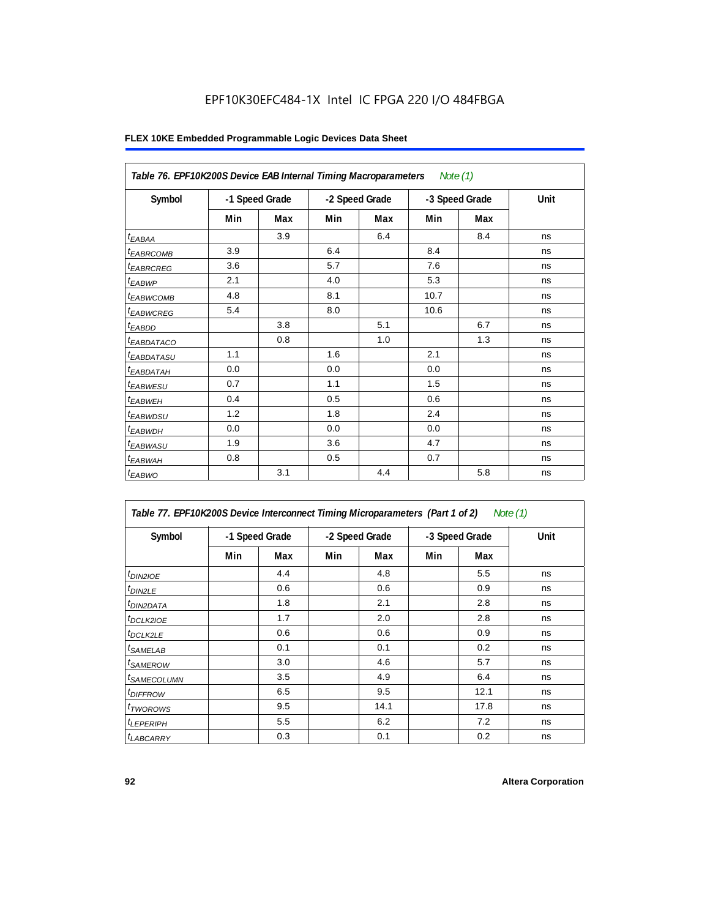EPF10K30EFC484-1X Intel IC FPGA 220 I/O 484FBGA

**FLEX 10KE Embedded Programmable Logic Devices Data Sheet**

| *Table 76. EPF10K200S Device EAB Internal Timing Macroparameters* *Note (1)* | | | | | | | |
|---|---|---|---|---|---|---|---|
| **Symbol** | **-1 Speed Grade** | | **-2 Speed Grade** | | **-3 Speed Grade** | | **Unit** |
| | **Min** | **Max** | **Min** | **Max** | **Min** | **Max** | |
| $t_{EABAA}$ | | 3.9 | | 6.4 | | 8.4 | ns |
| $t_{EABRCOMB}$ | 3.9 | | 6.4 | | 8.4 | | ns |
| $t_{EABRCREG}$ | 3.6 | | 5.7 | | 7.6 | | ns |
| $t_{EABWP}$ | 2.1 | | 4.0 | | 5.3 | | ns |
| $t_{EABWCOMB}$ | 4.8 | | 8.1 | | 10.7 | | ns |
| $t_{EABWCREG}$ | 5.4 | | 8.0 | | 10.6 | | ns |
| $t_{EABDD}$ | | 3.8 | | 5.1 | | 6.7 | ns |
| $t_{EABDATACO}$ | | 0.8 | | 1.0 | | 1.3 | ns |
| $t_{EABDATASU}$ | 1.1 | | 1.6 | | 2.1 | | ns |
| $t_{EABDATAH}$ | 0.0 | | 0.0 | | 0.0 | | ns |
| $t_{EABWESU}$ | 0.7 | | 1.1 | | 1.5 | | ns |
| $t_{EABWEH}$ | 0.4 | | 0.5 | | 0.6 | | ns |
| $t_{EABWDSU}$ | 1.2 | | 1.8 | | 2.4 | | ns |
| $t_{EABWDH}$ | 0.0 | | 0.0 | | 0.0 | | ns |
| $t_{EABWASU}$ | 1.9 | | 3.6 | | 4.7 | | ns |
| $t_{EABWAH}$ | 0.8 | | 0.5 | | 0.7 | | ns |
| $t_{EABWO}$ | | 3.1 | | 4.4 | | 5.8 | ns |

| *Table 77. EPF10K200S Device Interconnect Timing Microparameters (Part 1 of 2)* *Note (1)* | | | | | | | |
|---|---|---|---|---|---|---|---|
| **Symbol** | **-1 Speed Grade** | | **-2 Speed Grade** | | **-3 Speed Grade** | | **Unit** |
| | **Min** | **Max** | **Min** | **Max** | **Min** | **Max** | |
| $t_{DIN2IOE}$ | | 4.4 | | 4.8 | | 5.5 | ns |
| $t_{DIN2LE}$ | | 0.6 | | 0.6 | | 0.9 | ns |
| $t_{DIN2DATA}$ | | 1.8 | | 2.1 | | 2.8 | ns |
| $t_{DCLK2IOE}$ | | 1.7 | | 2.0 | | 2.8 | ns |
| $t_{DCLK2LE}$ | | 0.6 | | 0.6 | | 0.9 | ns |
| $t_{SAMELAB}$ | | 0.1 | | 0.1 | | 0.2 | ns |
| $t_{SAMEROW}$ | | 3.0 | | 4.6 | | 5.7 | ns |
| $t_{SAMECOLUMN}$ | | 3.5 | | 4.9 | | 6.4 | ns |
| $t_{DIFFROW}$ | | 6.5 | | 9.5 | | 12.1 | ns |
| $t_{TWOROWS}$ | | 9.5 | | 14.1 | | 17.8 | ns |
| $t_{LEPERIPH}$ | | 5.5 | | 6.2 | | 7.2 | ns |
| $t_{LABCARRY}$ | | 0.3 | | 0.1 | | 0.2 | ns |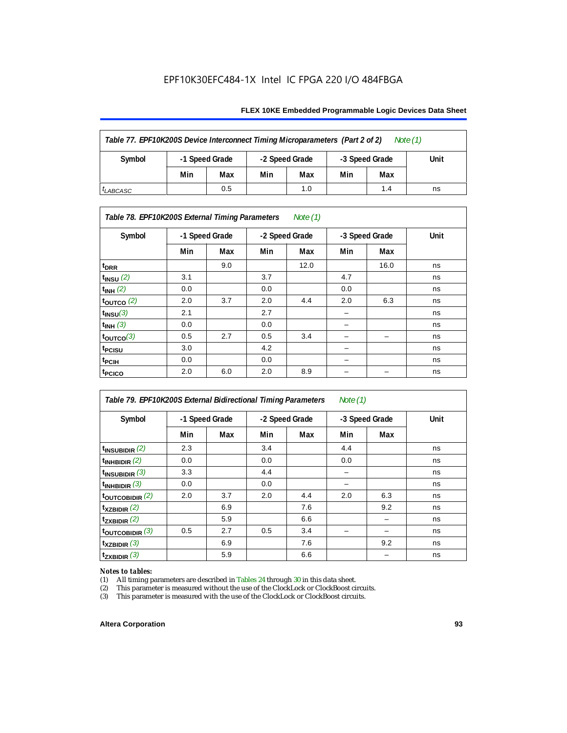| Table 77. EPF10K200S Device Interconnect Timing Microparameters (Part 2 of 2) Note (1) | | | | | | | |
|---|---|---|---|---|---|---|---|
| Symbol | -1 Speed Grade | | -2 Speed Grade | | -3 Speed Grade | | Unit |
| | Min | Max | Min | Max | Min | Max | |
| $t_{LABCASC}$ | | 0.5 | | 1.0 | | 1.4 | ns |

| Table 78. EPF10K200S External Timing Parameters Note (1) | | | | | | | |
|---|---|---|---|---|---|---|---|
| Symbol | -1 Speed Grade | | -2 Speed Grade | | -3 Speed Grade | | Unit |
| | Min | Max | Min | Max | Min | Max | |
| $t_{DRR}$ | | 9.0 | | 12.0 | | 16.0 | ns |
| $t_{INSU}$ (2) | 3.1 | | 3.7 | | 4.7 | | ns |
| $t_{INH}$ (2) | 0.0 | | 0.0 | | 0.0 | | ns |
| $t_{OUTCO}$ (2) | 2.0 | 3.7 | 2.0 | 4.4 | 2.0 | 6.3 | ns |
| $t_{INSU}$ (3) | 2.1 | | 2.7 | | – | | ns |
| $t_{INH}$ (3) | 0.0 | | 0.0 | | – | | ns |
| $t_{OUTCO}$ (3) | 0.5 | 2.7 | 0.5 | 3.4 | – | – | ns |
| $t_{PCISU}$ | 3.0 | | 4.2 | | – | | ns |
| $t_{PCIH}$ | 0.0 | | 0.0 | | – | | ns |
| $t_{PCICO}$ | 2.0 | 6.0 | 2.0 | 8.9 | – | – | ns |

| Table 79. EPF10K200S External Bidirectional Timing Parameters Note (1) | | | | | | | |
|---|---|---|---|---|---|---|---|
| Symbol | -1 Speed Grade | | -2 Speed Grade | | -3 Speed Grade | | Unit |
| | Min | Max | Min | Max | Min | Max | |
| $t_{INSUBIDIR}$ (2) | 2.3 | | 3.4 | | 4.4 | | ns |
| $t_{INHBIDIR}$ (2) | 0.0 | | 0.0 | | 0.0 | | ns |
| $t_{INSUBIDIR}$ (3) | 3.3 | | 4.4 | | – | | ns |
| $t_{INHBIDIR}$ (3) | 0.0 | | 0.0 | | – | | ns |
| $t_{OUTCOBIDIR}$ (2) | 2.0 | 3.7 | 2.0 | 4.4 | 2.0 | 6.3 | ns |
| $t_{XZBIDIR}$ (2) | | 6.9 | | 7.6 | | 9.2 | ns |
| $t_{ZXBIDIR}$ (2) | | 5.9 | | 6.6 | | – | ns |
| $t_{OUTCOBIDIR}$ (3) | 0.5 | 2.7 | 0.5 | 3.4 | – | – | ns |
| $t_{XZBIDIR}$ (3) | | 6.9 | | 7.6 | | 9.2 | ns |
| $t_{ZXBIDIR}$ (3) | | 5.9 | | 6.6 | | – | ns |

*Notes to tables:*

(1) All timing parameters are described in Tables 24 through 30 in this data sheet.
(2) This parameter is measured without the use of the ClockLock or ClockBoost circuits.
(3) This parameter is measured with the use of the ClockLock or ClockBoost circuits.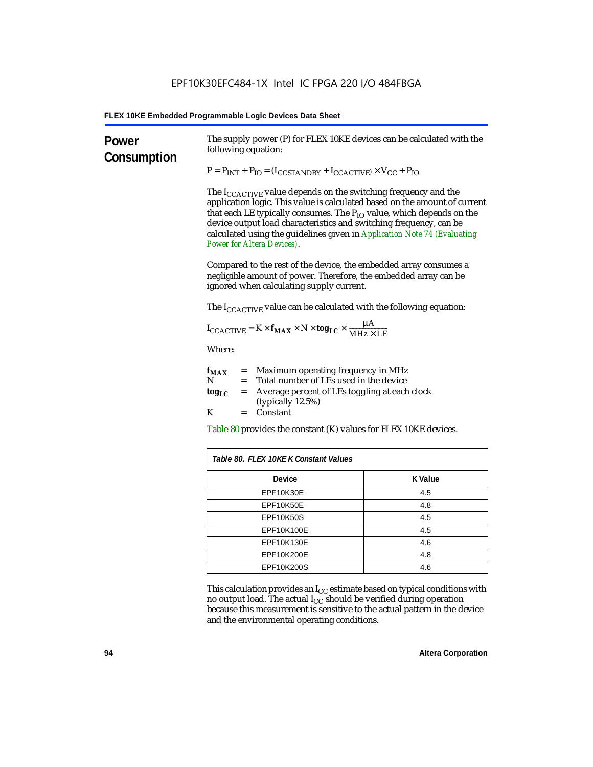## Power Consumption

The supply power (P) for FLEX 10KE devices can be calculated with the following equation:

$$P = P_{INT} + P_{IO} = (I_{CCSTANDBY} + I_{CCACTIVE}) \times V_{CC} + P_{IO}$$

The $I_{CCACTIVE}$ value depends on the switching frequency and the application logic. This value is calculated based on the amount of current that each LE typically consumes. The $P_{IO}$ value, which depends on the device output load characteristics and switching frequency, can be calculated using the guidelines given in *Application Note 74 (Evaluating Power for Altera Devices)*.

Compared to the rest of the device, the embedded array consumes a negligible amount of power. Therefore, the embedded array can be ignored when calculating supply current.

The $I_{CCACTIVE}$ value can be calculated with the following equation:

$$I_{CCACTIVE} = K \times \mathbf{f_{MAX}} \times N \times \mathbf{tog_{LC}} \times \frac{\mu A}{MHz \times LE}$$

Where:

- $\mathbf{f_{MAX}}$ = Maximum operating frequency in MHz
- $N$ = Total number of LEs used in the device
- $\mathbf{tog_{LC}}$ = Average percent of LEs toggling at each clock (typically 12.5%)
- $K$ = Constant

Table 80 provides the constant (K) values for FLEX 10KE devices.

*Table 80. FLEX 10KE K Constant Values*

| Device | K Value |
|---|---|
| EPF10K30E | 4.5 |
| EPF10K50E | 4.8 |
| EPF10K50S | 4.5 |
| EPF10K100E | 4.5 |
| EPF10K130E | 4.6 |
| EPF10K200E | 4.8 |
| EPF10K200S | 4.6 |

This calculation provides an $I_{CC}$ estimate based on typical conditions with no output load. The actual $I_{CC}$ should be verified during operation because this measurement is sensitive to the actual pattern in the device and the environmental operating conditions.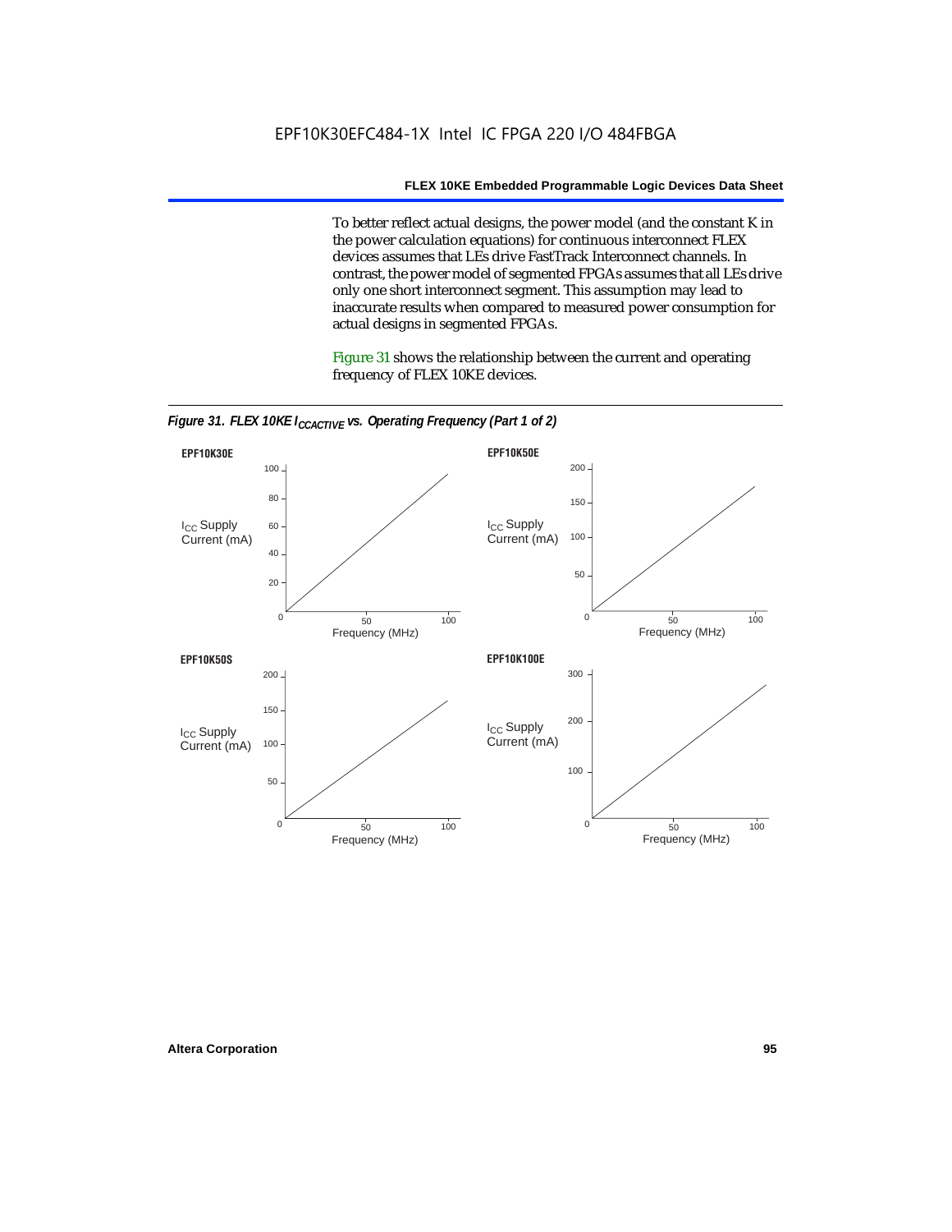To better reflect actual designs, the power model (and the constant K in the power calculation equations) for continuous interconnect FLEX devices assumes that LEs drive FastTrack Interconnect channels. In contrast, the power model of segmented FPGAs assumes that all LEs drive only one short interconnect segment. This assumption may lead to inaccurate results when compared to measured power consumption for actual designs in segmented FPGAs.

Figure 31 shows the relationship between the current and operating frequency of FLEX 10KE devices.

*Figure 31. FLEX 10KE $I_{CCACTIVE}$ vs. Operating Frequency (Part 1 of 2)*

**EPF10K30E**

$I_{CC}$ Supply Current (mA) (0–100) vs. Frequency (MHz) (0–100)

**EPF10K50E**

$I_{CC}$ Supply Current (mA) (0–200) vs. Frequency (MHz) (0–100)

**EPF10K50S**

$I_{CC}$ Supply Current (mA) (0–200) vs. Frequency (MHz) (0–100)

**EPF10K100E**

$I_{CC}$ Supply Current (mA) (0–300) vs. Frequency (MHz) (0–100)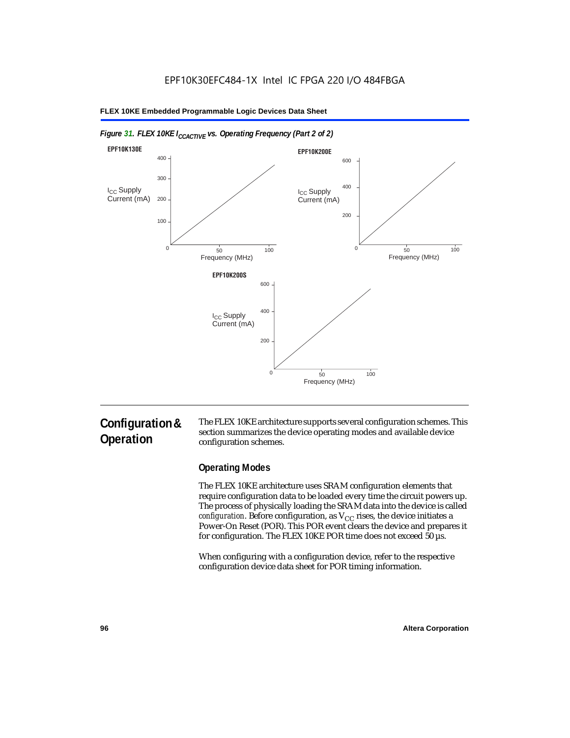EPF10K30EFC484-1X Intel IC FPGA 220 I/O 484FBGA

*Figure 31. FLEX 10KE $I_{CCACTIVE}$ vs. Operating Frequency (Part 2 of 2)*

EPF10K130E

EPF10K200E

EPF10K200S

## Configuration & Operation

The FLEX 10KE architecture supports several configuration schemes. This section summarizes the device operating modes and available device configuration schemes.

### Operating Modes

The FLEX 10KE architecture uses SRAM configuration elements that require configuration data to be loaded every time the circuit powers up. The process of physically loading the SRAM data into the device is called *configuration*. Before configuration, as $V_{CC}$ rises, the device initiates a Power-On Reset (POR). This POR event clears the device and prepares it for configuration. The FLEX 10KE POR time does not exceed 50 µs.

When configuring with a configuration device, refer to the respective configuration device data sheet for POR timing information.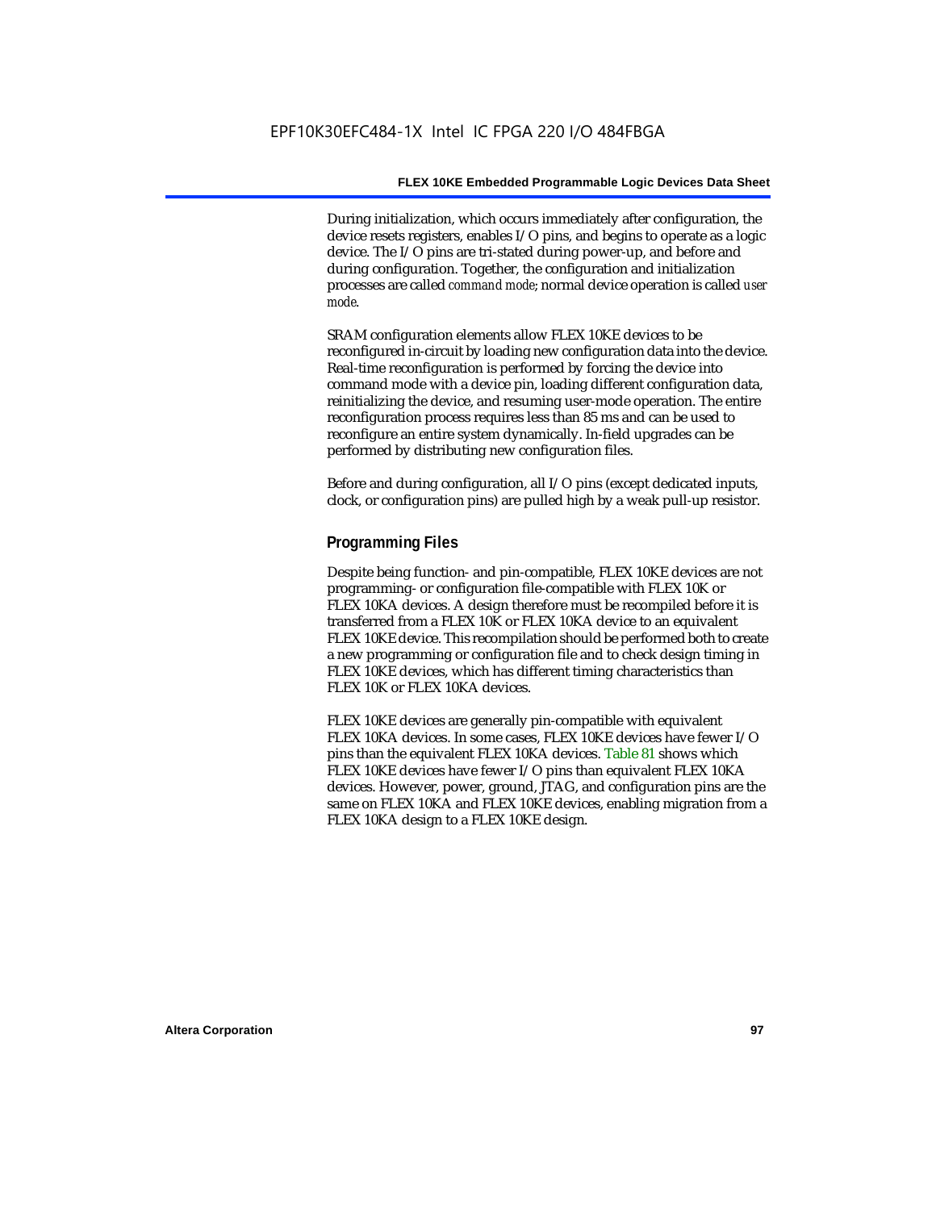During initialization, which occurs immediately after configuration, the device resets registers, enables I/O pins, and begins to operate as a logic device. The I/O pins are tri-stated during power-up, and before and during configuration. Together, the configuration and initialization processes are called *command mode*; normal device operation is called *user mode*.

SRAM configuration elements allow FLEX 10KE devices to be reconfigured in-circuit by loading new configuration data into the device. Real-time reconfiguration is performed by forcing the device into command mode with a device pin, loading different configuration data, reinitializing the device, and resuming user-mode operation. The entire reconfiguration process requires less than 85 ms and can be used to reconfigure an entire system dynamically. In-field upgrades can be performed by distributing new configuration files.

Before and during configuration, all I/O pins (except dedicated inputs, clock, or configuration pins) are pulled high by a weak pull-up resistor.

## Programming Files

Despite being function- and pin-compatible, FLEX 10KE devices are not programming- or configuration file-compatible with FLEX 10K or FLEX 10KA devices. A design therefore must be recompiled before it is transferred from a FLEX 10K or FLEX 10KA device to an equivalent FLEX 10KE device. This recompilation should be performed both to create a new programming or configuration file and to check design timing in FLEX 10KE devices, which has different timing characteristics than FLEX 10K or FLEX 10KA devices.

FLEX 10KE devices are generally pin-compatible with equivalent FLEX 10KA devices. In some cases, FLEX 10KE devices have fewer I/O pins than the equivalent FLEX 10KA devices. Table 81 shows which FLEX 10KE devices have fewer I/O pins than equivalent FLEX 10KA devices. However, power, ground, JTAG, and configuration pins are the same on FLEX 10KA and FLEX 10KE devices, enabling migration from a FLEX 10KA design to a FLEX 10KE design.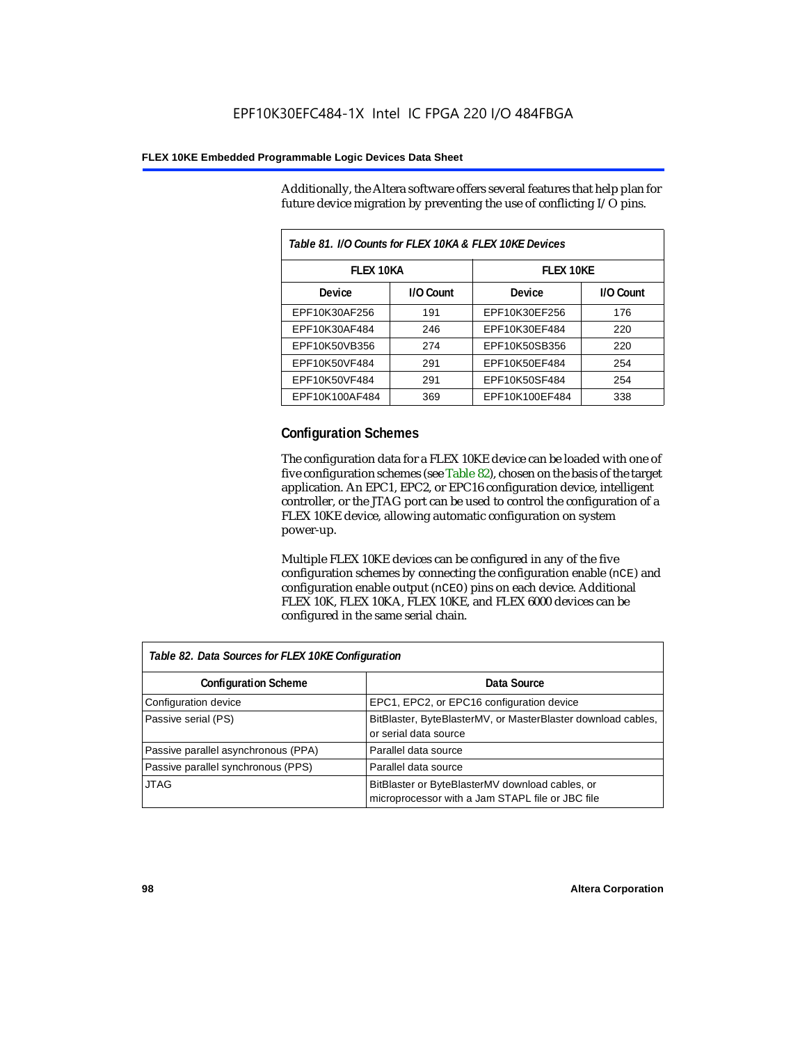Additionally, the Altera software offers several features that help plan for future device migration by preventing the use of conflicting I/O pins.

*Table 81. I/O Counts for FLEX 10KA & FLEX 10KE Devices*

| FLEX 10KA | | FLEX 10KE | |
|---|---|---|---|
| **Device** | **I/O Count** | **Device** | **I/O Count** |
| EPF10K30AF256 | 191 | EPF10K30EF256 | 176 |
| EPF10K30AF484 | 246 | EPF10K30EF484 | 220 |
| EPF10K50VB356 | 274 | EPF10K50SB356 | 220 |
| EPF10K50VF484 | 291 | EPF10K50EF484 | 254 |
| EPF10K50VF484 | 291 | EPF10K50SF484 | 254 |
| EPF10K100AF484 | 369 | EPF10K100EF484 | 338 |

## Configuration Schemes

The configuration data for a FLEX 10KE device can be loaded with one of five configuration schemes (see Table 82), chosen on the basis of the target application. An EPC1, EPC2, or EPC16 configuration device, intelligent controller, or the JTAG port can be used to control the configuration of a FLEX 10KE device, allowing automatic configuration on system power-up.

Multiple FLEX 10KE devices can be configured in any of the five configuration schemes by connecting the configuration enable (`nCE`) and configuration enable output (`nCEO`) pins on each device. Additional FLEX 10K, FLEX 10KA, FLEX 10KE, and FLEX 6000 devices can be configured in the same serial chain.

*Table 82. Data Sources for FLEX 10KE Configuration*

| Configuration Scheme | Data Source |
|---|---|
| Configuration device | EPC1, EPC2, or EPC16 configuration device |
| Passive serial (PS) | BitBlaster, ByteBlasterMV, or MasterBlaster download cables, or serial data source |
| Passive parallel asynchronous (PPA) | Parallel data source |
| Passive parallel synchronous (PPS) | Parallel data source |
| JTAG | BitBlaster or ByteBlasterMV download cables, or microprocessor with a Jam STAPL file or JBC file |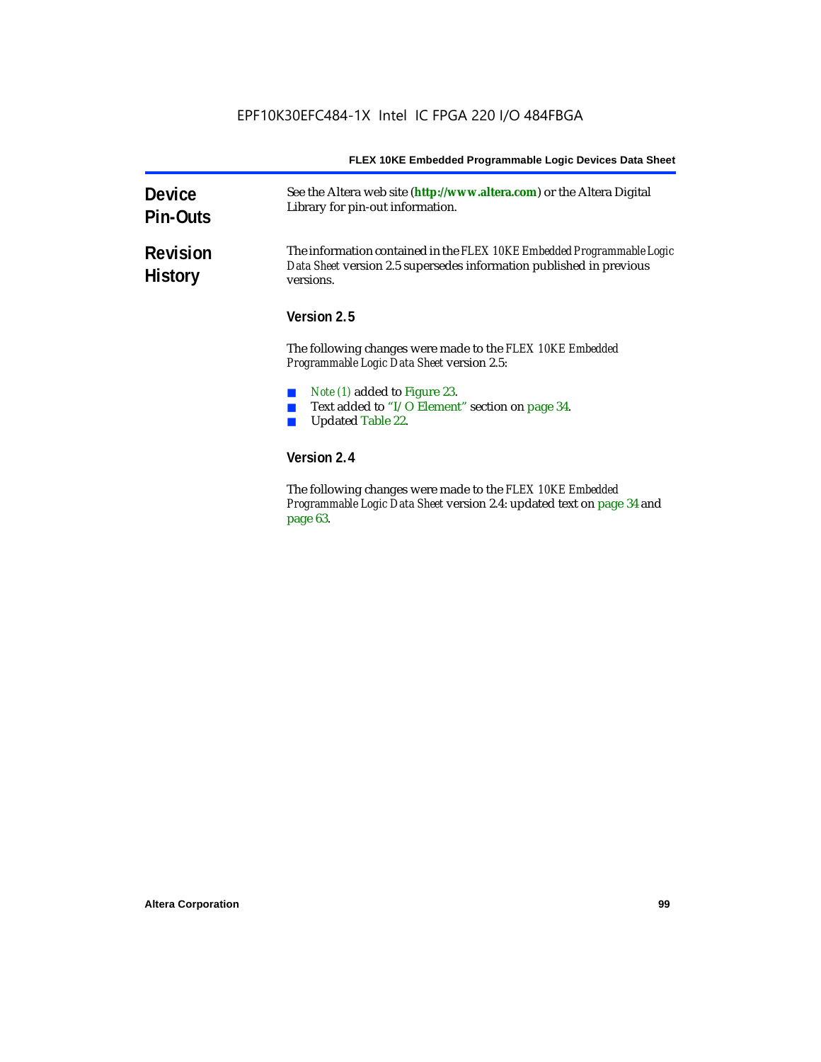## Device Pin-Outs

See the Altera web site (**http://www.altera.com**) or the Altera Digital Library for pin-out information.

## Revision History

The information contained in the *FLEX 10KE Embedded Programmable Logic Data Sheet* version 2.5 supersedes information published in previous versions.

### Version 2.5

The following changes were made to the *FLEX 10KE Embedded Programmable Logic Data Sheet* version 2.5:

- *Note (1)* added to Figure 23.
- Text added to "I/O Element" section on page 34.
- Updated Table 22.

### Version 2.4

The following changes were made to the *FLEX 10KE Embedded Programmable Logic Data Sheet* version 2.4: updated text on page 34 and page 63.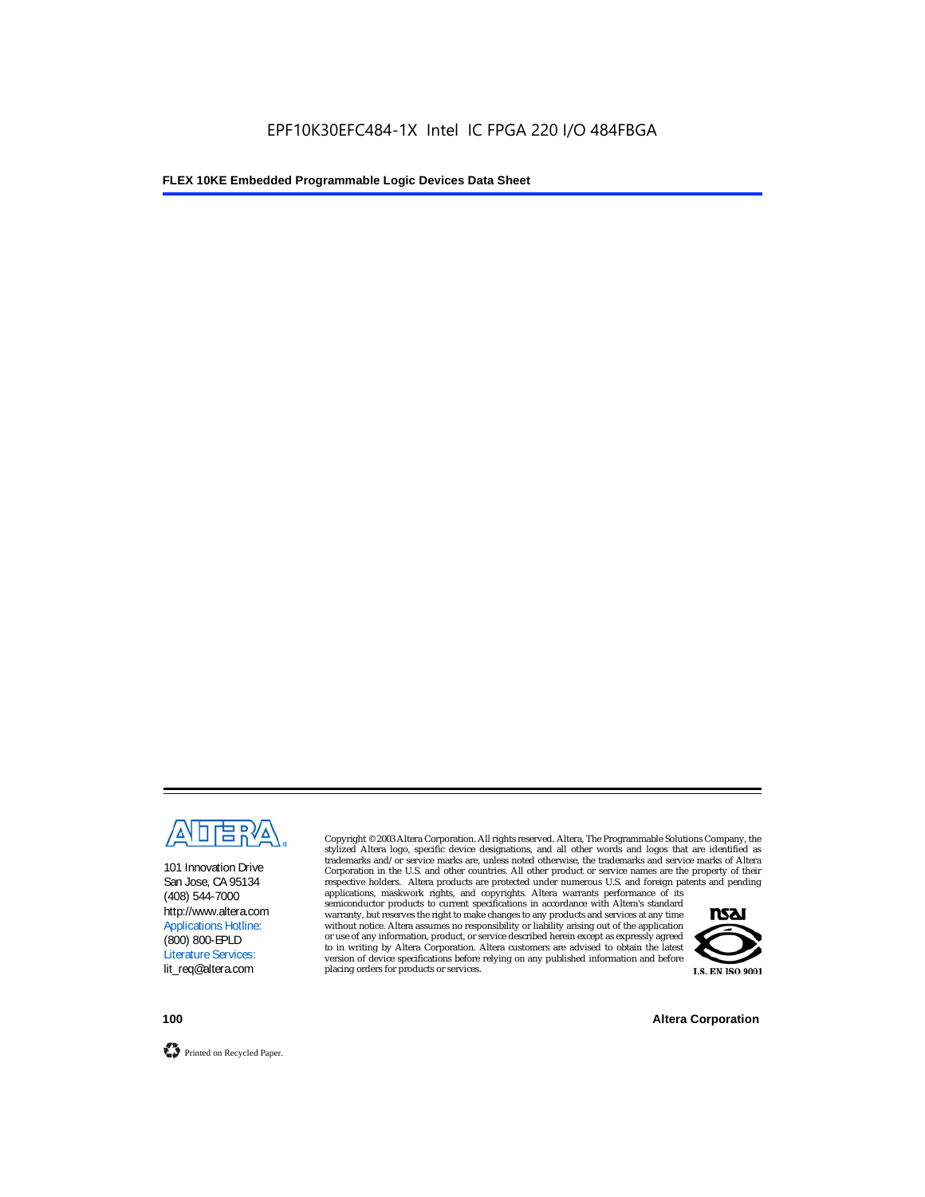101 Innovation Drive
San Jose, CA 95134
(408) 544-7000
http://www.altera.com
Applications Hotline:
(800) 800-EPLD
Literature Services:
lit_req@altera.com

Copyright © 2003 Altera Corporation. All rights reserved. Altera, The Programmable Solutions Company, the stylized Altera logo, specific device designations, and all other words and logos that are identified as trademarks and/or service marks are, unless noted otherwise, the trademarks and service marks of Altera Corporation in the U.S. and other countries. All other product or service names are the property of their respective holders. Altera products are protected under numerous U.S. and foreign patents and pending applications, maskwork rights, and copyrights. Altera warrants performance of its semiconductor products to current specifications in accordance with Altera's standard warranty, but reserves the right to make changes to any products and services at any time without notice. Altera assumes no responsibility or liability arising out of the application or use of any information, product, or service described herein except as expressly agreed to in writing by Altera Corporation. Altera customers are advised to obtain the latest version of device specifications before relying on any published information and before placing orders for products or services.

I.S. EN ISO 9001

Printed on Recycled Paper.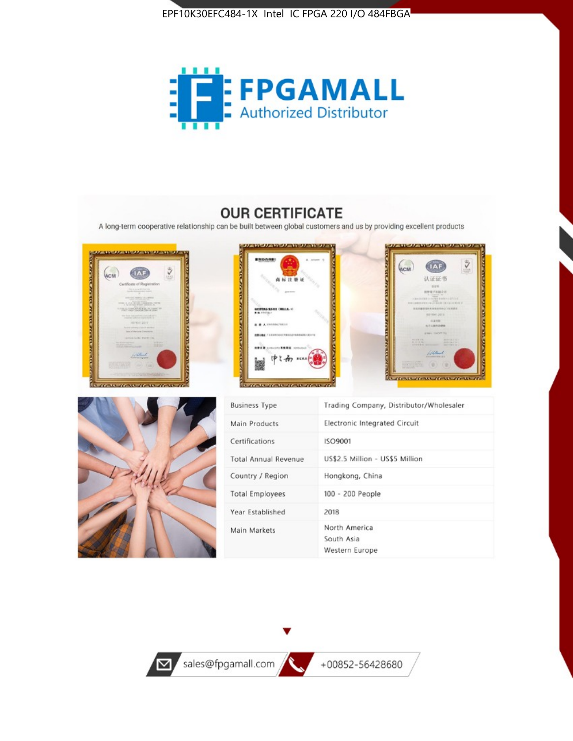FPGAMALL

Authorized Distributor

# OUR CERTIFICATE

A long-term cooperative relationship can be built between global customers and us by providing excellent products

| | |
|---|---|
| Business Type | Trading Company, Distributor/Wholesaler |
| Main Products | Electronic Integrated Circuit |
| Certifications | ISO9001 |
| Total Annual Revenue | US$2.5 Million - US$5 Million |
| Country / Region | Hongkong, China |
| Total Employees | 100 - 200 People |
| Year Established | 2018 |
| Main Markets | North America<br>South Asia<br>Western Europe |

sales@fpgamall.com

+00852-56428680